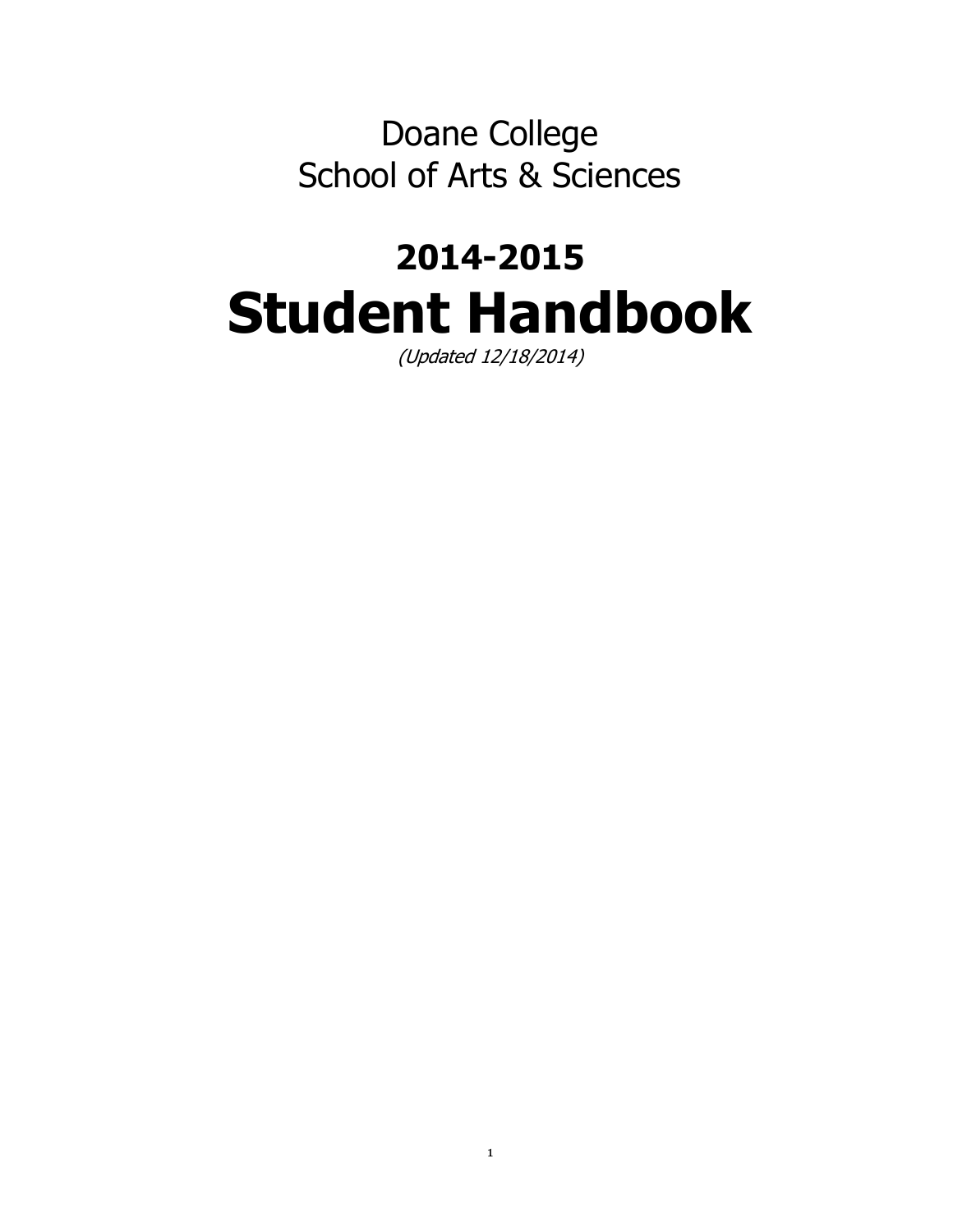Doane College

School of Arts & Sciences

## 2014-2015

# Student Handbook

*(Updated 12/18/2014)*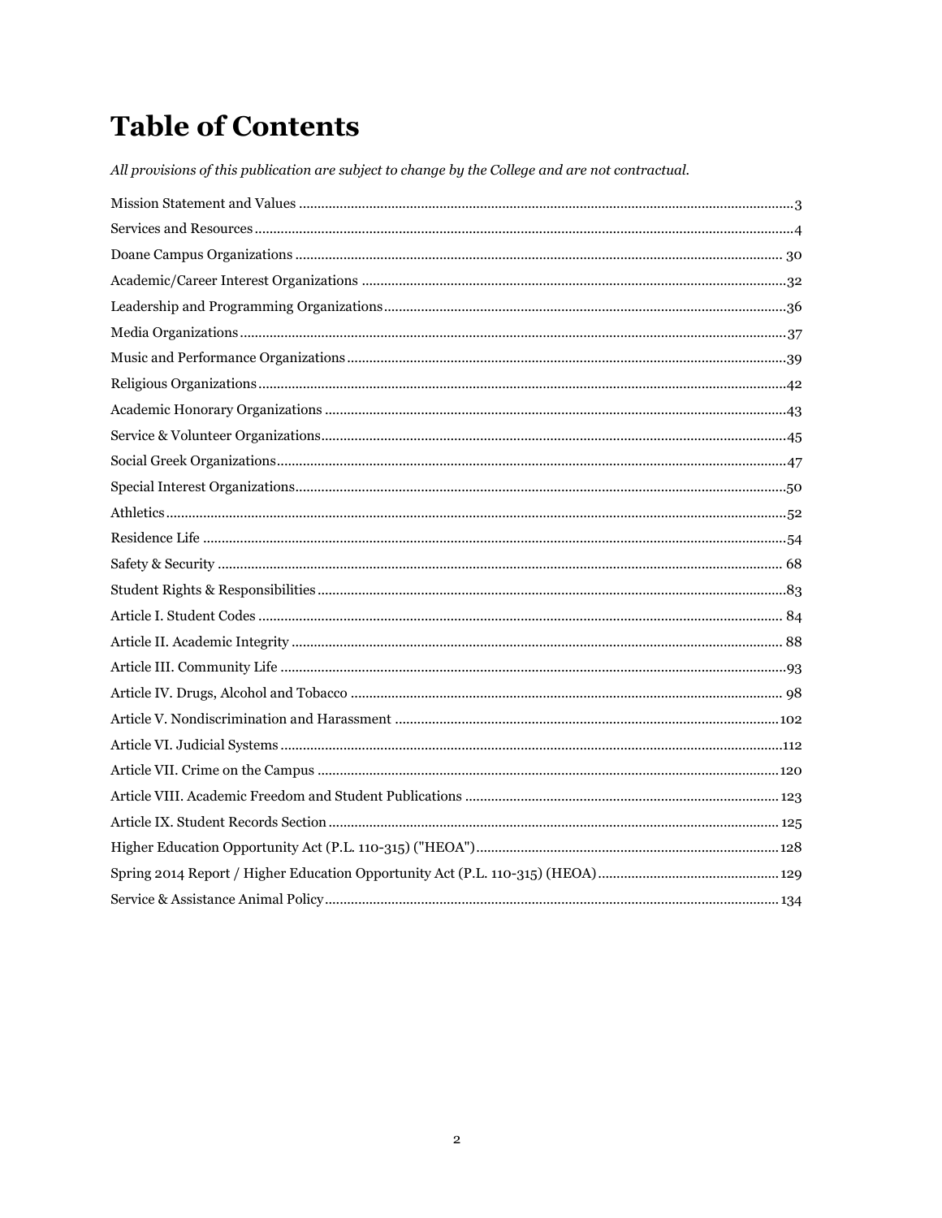# Table of Contents

*All provisions of this publication are subject to change by the College and are not contractual.*

Mission Statement and Values .......... 3
Services and Resources .......... 4
Doane Campus Organizations .......... 30
Academic/Career Interest Organizations .......... 32
Leadership and Programming Organizations .......... 36
Media Organizations .......... 37
Music and Performance Organizations .......... 39
Religious Organizations .......... 42
Academic Honorary Organizations .......... 43
Service & Volunteer Organizations .......... 45
Social Greek Organizations .......... 47
Special Interest Organizations .......... 50
Athletics .......... 52
Residence Life .......... 54
Safety & Security .......... 68
Student Rights & Responsibilities .......... 83
Article I. Student Codes .......... 84
Article II. Academic Integrity .......... 88
Article III. Community Life .......... 93
Article IV. Drugs, Alcohol and Tobacco .......... 98
Article V. Nondiscrimination and Harassment .......... 102
Article VI. Judicial Systems .......... 112
Article VII. Crime on the Campus .......... 120
Article VIII. Academic Freedom and Student Publications .......... 123
Article IX. Student Records Section .......... 125
Higher Education Opportunity Act (P.L. 110-315) ("HEOA") .......... 128
Spring 2014 Report / Higher Education Opportunity Act (P.L. 110-315) (HEOA) .......... 129
Service & Assistance Animal Policy .......... 134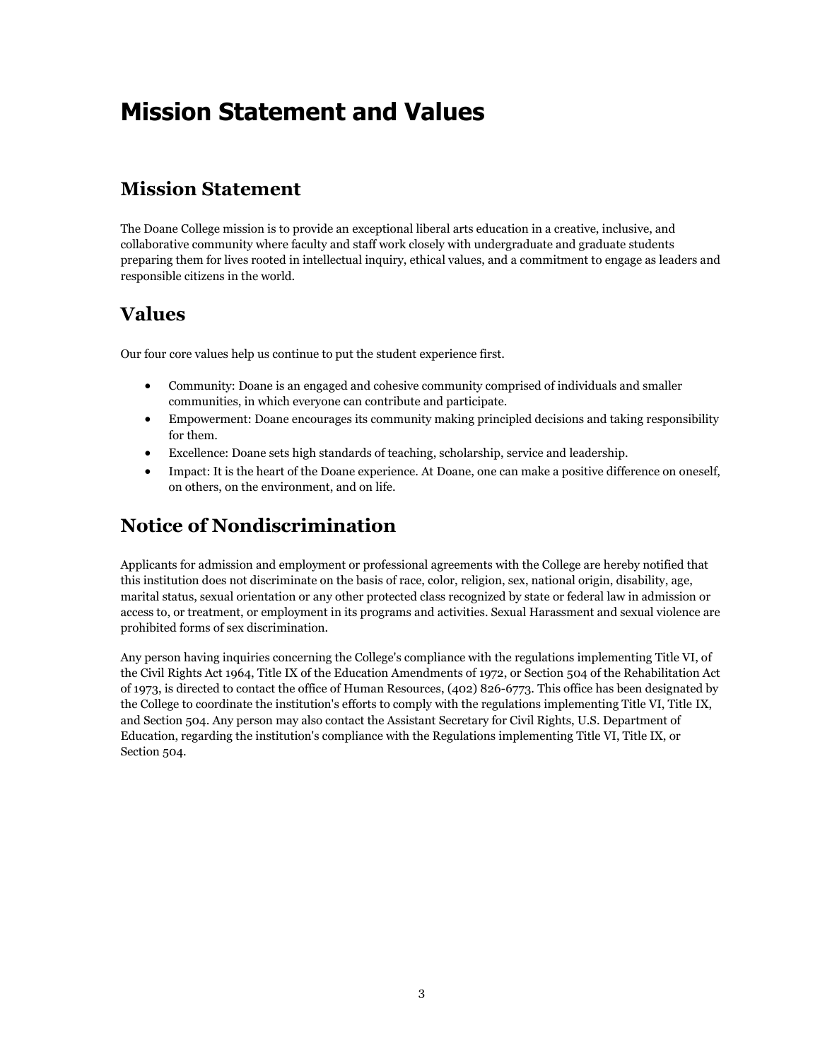# Mission Statement and Values

## Mission Statement

The Doane College mission is to provide an exceptional liberal arts education in a creative, inclusive, and collaborative community where faculty and staff work closely with undergraduate and graduate students preparing them for lives rooted in intellectual inquiry, ethical values, and a commitment to engage as leaders and responsible citizens in the world.

## Values

Our four core values help us continue to put the student experience first.

- Community: Doane is an engaged and cohesive community comprised of individuals and smaller communities, in which everyone can contribute and participate.
- Empowerment: Doane encourages its community making principled decisions and taking responsibility for them.
- Excellence: Doane sets high standards of teaching, scholarship, service and leadership.
- Impact: It is the heart of the Doane experience. At Doane, one can make a positive difference on oneself, on others, on the environment, and on life.

## Notice of Nondiscrimination

Applicants for admission and employment or professional agreements with the College are hereby notified that this institution does not discriminate on the basis of race, color, religion, sex, national origin, disability, age, marital status, sexual orientation or any other protected class recognized by state or federal law in admission or access to, or treatment, or employment in its programs and activities. Sexual Harassment and sexual violence are prohibited forms of sex discrimination.

Any person having inquiries concerning the College's compliance with the regulations implementing Title VI, of the Civil Rights Act 1964, Title IX of the Education Amendments of 1972, or Section 504 of the Rehabilitation Act of 1973, is directed to contact the office of Human Resources, (402) 826-6773. This office has been designated by the College to coordinate the institution's efforts to comply with the regulations implementing Title VI, Title IX, and Section 504. Any person may also contact the Assistant Secretary for Civil Rights, U.S. Department of Education, regarding the institution's compliance with the Regulations implementing Title VI, Title IX, or Section 504.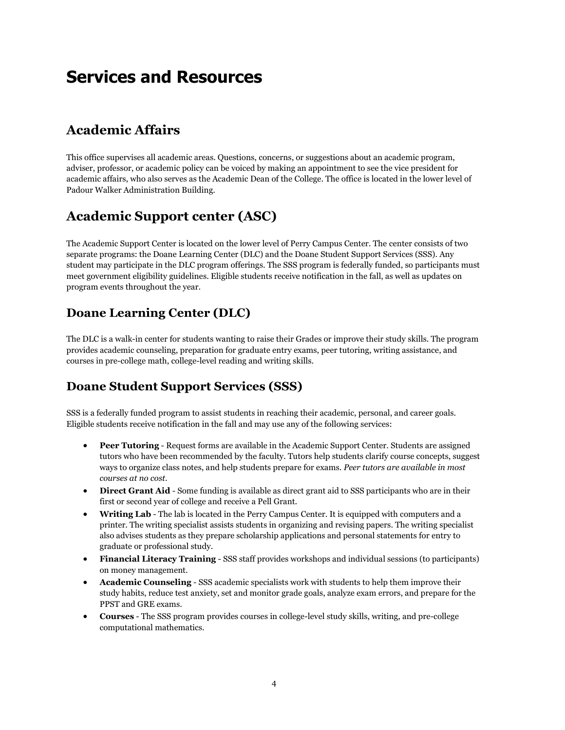# Services and Resources

## Academic Affairs

This office supervises all academic areas. Questions, concerns, or suggestions about an academic program, adviser, professor, or academic policy can be voiced by making an appointment to see the vice president for academic affairs, who also serves as the Academic Dean of the College. The office is located in the lower level of Padour Walker Administration Building.

## Academic Support center (ASC)

The Academic Support Center is located on the lower level of Perry Campus Center. The center consists of two separate programs: the Doane Learning Center (DLC) and the Doane Student Support Services (SSS). Any student may participate in the DLC program offerings. The SSS program is federally funded, so participants must meet government eligibility guidelines. Eligible students receive notification in the fall, as well as updates on program events throughout the year.

## Doane Learning Center (DLC)

The DLC is a walk-in center for students wanting to raise their Grades or improve their study skills. The program provides academic counseling, preparation for graduate entry exams, peer tutoring, writing assistance, and courses in pre-college math, college-level reading and writing skills.

## Doane Student Support Services (SSS)

SSS is a federally funded program to assist students in reaching their academic, personal, and career goals. Eligible students receive notification in the fall and may use any of the following services:

- **Peer Tutoring** - Request forms are available in the Academic Support Center. Students are assigned tutors who have been recommended by the faculty. Tutors help students clarify course concepts, suggest ways to organize class notes, and help students prepare for exams. *Peer tutors are available in most courses at no cost.*
- **Direct Grant Aid** - Some funding is available as direct grant aid to SSS participants who are in their first or second year of college and receive a Pell Grant.
- **Writing Lab** - The lab is located in the Perry Campus Center. It is equipped with computers and a printer. The writing specialist assists students in organizing and revising papers. The writing specialist also advises students as they prepare scholarship applications and personal statements for entry to graduate or professional study.
- **Financial Literacy Training** - SSS staff provides workshops and individual sessions (to participants) on money management.
- **Academic Counseling** - SSS academic specialists work with students to help them improve their study habits, reduce test anxiety, set and monitor grade goals, analyze exam errors, and prepare for the PPST and GRE exams.
- **Courses** - The SSS program provides courses in college-level study skills, writing, and pre-college computational mathematics.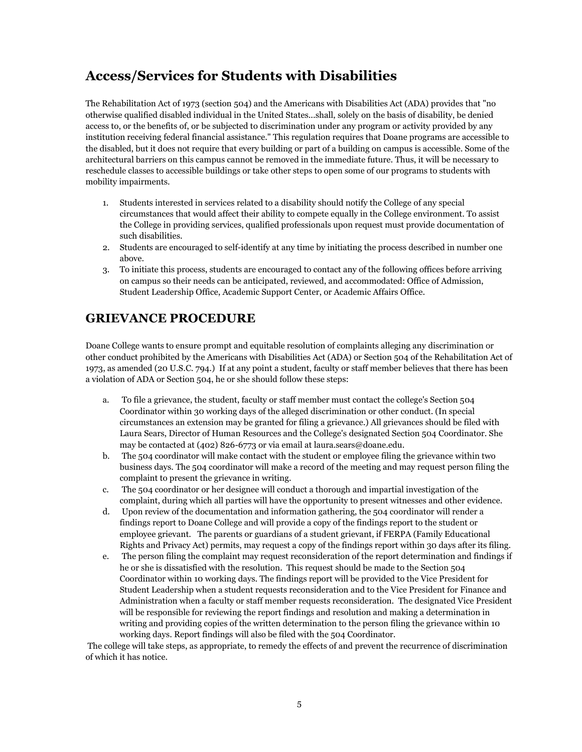## Access/Services for Students with Disabilities

The Rehabilitation Act of 1973 (section 504) and the Americans with Disabilities Act (ADA) provides that "no otherwise qualified disabled individual in the United States...shall, solely on the basis of disability, be denied access to, or the benefits of, or be subjected to discrimination under any program or activity provided by any institution receiving federal financial assistance." This regulation requires that Doane programs are accessible to the disabled, but it does not require that every building or part of a building on campus is accessible. Some of the architectural barriers on this campus cannot be removed in the immediate future. Thus, it will be necessary to reschedule classes to accessible buildings or take other steps to open some of our programs to students with mobility impairments.

1. Students interested in services related to a disability should notify the College of any special circumstances that would affect their ability to compete equally in the College environment. To assist the College in providing services, qualified professionals upon request must provide documentation of such disabilities.
2. Students are encouraged to self-identify at any time by initiating the process described in number one above.
3. To initiate this process, students are encouraged to contact any of the following offices before arriving on campus so their needs can be anticipated, reviewed, and accommodated: Office of Admission, Student Leadership Office, Academic Support Center, or Academic Affairs Office.

## GRIEVANCE PROCEDURE

Doane College wants to ensure prompt and equitable resolution of complaints alleging any discrimination or other conduct prohibited by the Americans with Disabilities Act (ADA) or Section 504 of the Rehabilitation Act of 1973, as amended (20 U.S.C. 794.) If at any point a student, faculty or staff member believes that there has been a violation of ADA or Section 504, he or she should follow these steps:

a. To file a grievance, the student, faculty or staff member must contact the college's Section 504 Coordinator within 30 working days of the alleged discrimination or other conduct. (In special circumstances an extension may be granted for filing a grievance.) All grievances should be filed with Laura Sears, Director of Human Resources and the College's designated Section 504 Coordinator. She may be contacted at (402) 826-6773 or via email at laura.sears@doane.edu.
b. The 504 coordinator will make contact with the student or employee filing the grievance within two business days. The 504 coordinator will make a record of the meeting and may request person filing the complaint to present the grievance in writing.
c. The 504 coordinator or her designee will conduct a thorough and impartial investigation of the complaint, during which all parties will have the opportunity to present witnesses and other evidence.
d. Upon review of the documentation and information gathering, the 504 coordinator will render a findings report to Doane College and will provide a copy of the findings report to the student or employee grievant. The parents or guardians of a student grievant, if FERPA (Family Educational Rights and Privacy Act) permits, may request a copy of the findings report within 30 days after its filing.
e. The person filing the complaint may request reconsideration of the report determination and findings if he or she is dissatisfied with the resolution. This request should be made to the Section 504 Coordinator within 10 working days. The findings report will be provided to the Vice President for Student Leadership when a student requests reconsideration and to the Vice President for Finance and Administration when a faculty or staff member requests reconsideration. The designated Vice President will be responsible for reviewing the report findings and resolution and making a determination in writing and providing copies of the written determination to the person filing the grievance within 10 working days. Report findings will also be filed with the 504 Coordinator.

The college will take steps, as appropriate, to remedy the effects of and prevent the recurrence of discrimination of which it has notice.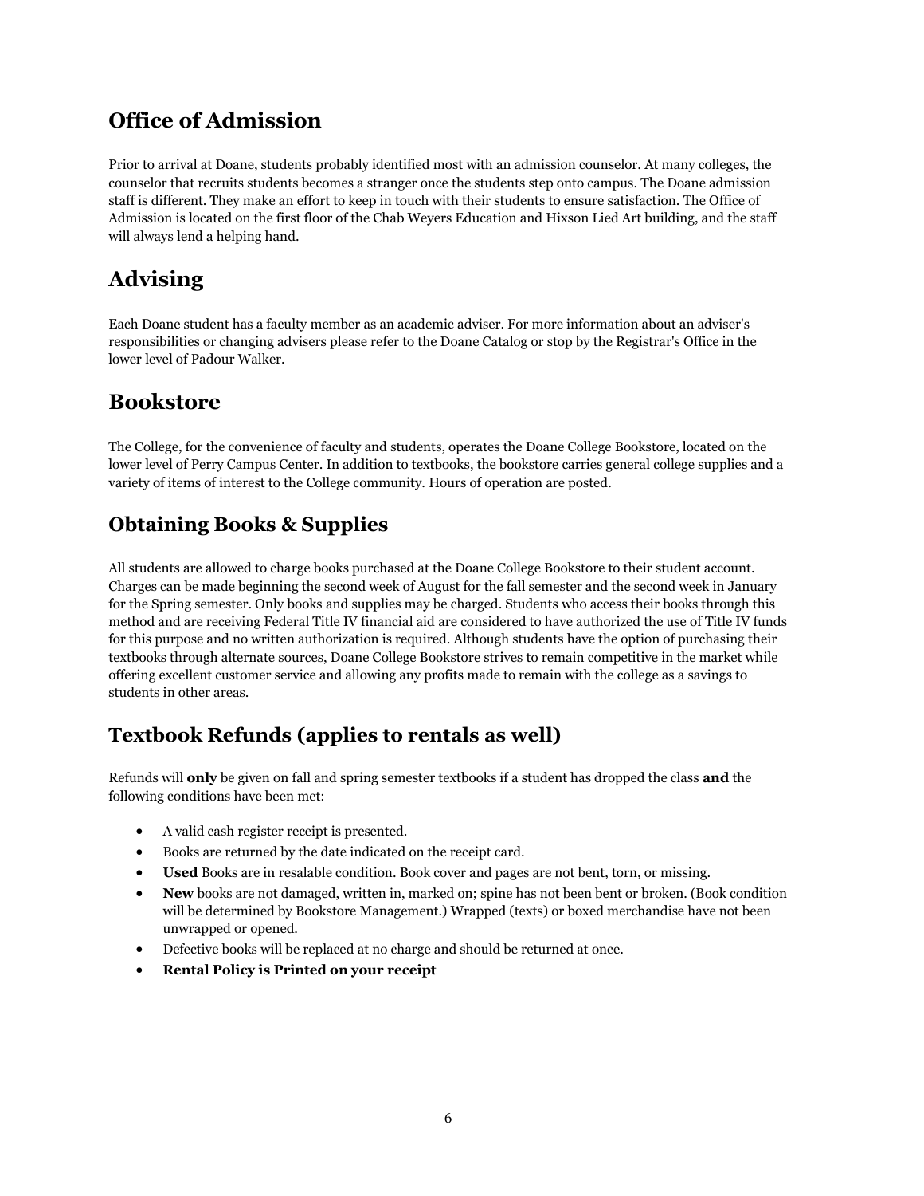## Office of Admission

Prior to arrival at Doane, students probably identified most with an admission counselor. At many colleges, the counselor that recruits students becomes a stranger once the students step onto campus. The Doane admission staff is different. They make an effort to keep in touch with their students to ensure satisfaction. The Office of Admission is located on the first floor of the Chab Weyers Education and Hixson Lied Art building, and the staff will always lend a helping hand.

## Advising

Each Doane student has a faculty member as an academic adviser. For more information about an adviser's responsibilities or changing advisers please refer to the Doane Catalog or stop by the Registrar's Office in the lower level of Padour Walker.

## Bookstore

The College, for the convenience of faculty and students, operates the Doane College Bookstore, located on the lower level of Perry Campus Center. In addition to textbooks, the bookstore carries general college supplies and a variety of items of interest to the College community. Hours of operation are posted.

### Obtaining Books & Supplies

All students are allowed to charge books purchased at the Doane College Bookstore to their student account. Charges can be made beginning the second week of August for the fall semester and the second week in January for the Spring semester. Only books and supplies may be charged. Students who access their books through this method and are receiving Federal Title IV financial aid are considered to have authorized the use of Title IV funds for this purpose and no written authorization is required. Although students have the option of purchasing their textbooks through alternate sources, Doane College Bookstore strives to remain competitive in the market while offering excellent customer service and allowing any profits made to remain with the college as a savings to students in other areas.

### Textbook Refunds (applies to rentals as well)

Refunds will **only** be given on fall and spring semester textbooks if a student has dropped the class **and** the following conditions have been met:

- A valid cash register receipt is presented.
- Books are returned by the date indicated on the receipt card.
- **Used** Books are in resalable condition. Book cover and pages are not bent, torn, or missing.
- **New** books are not damaged, written in, marked on; spine has not been bent or broken. (Book condition will be determined by Bookstore Management.) Wrapped (texts) or boxed merchandise have not been unwrapped or opened.
- Defective books will be replaced at no charge and should be returned at once.
- **Rental Policy is Printed on your receipt**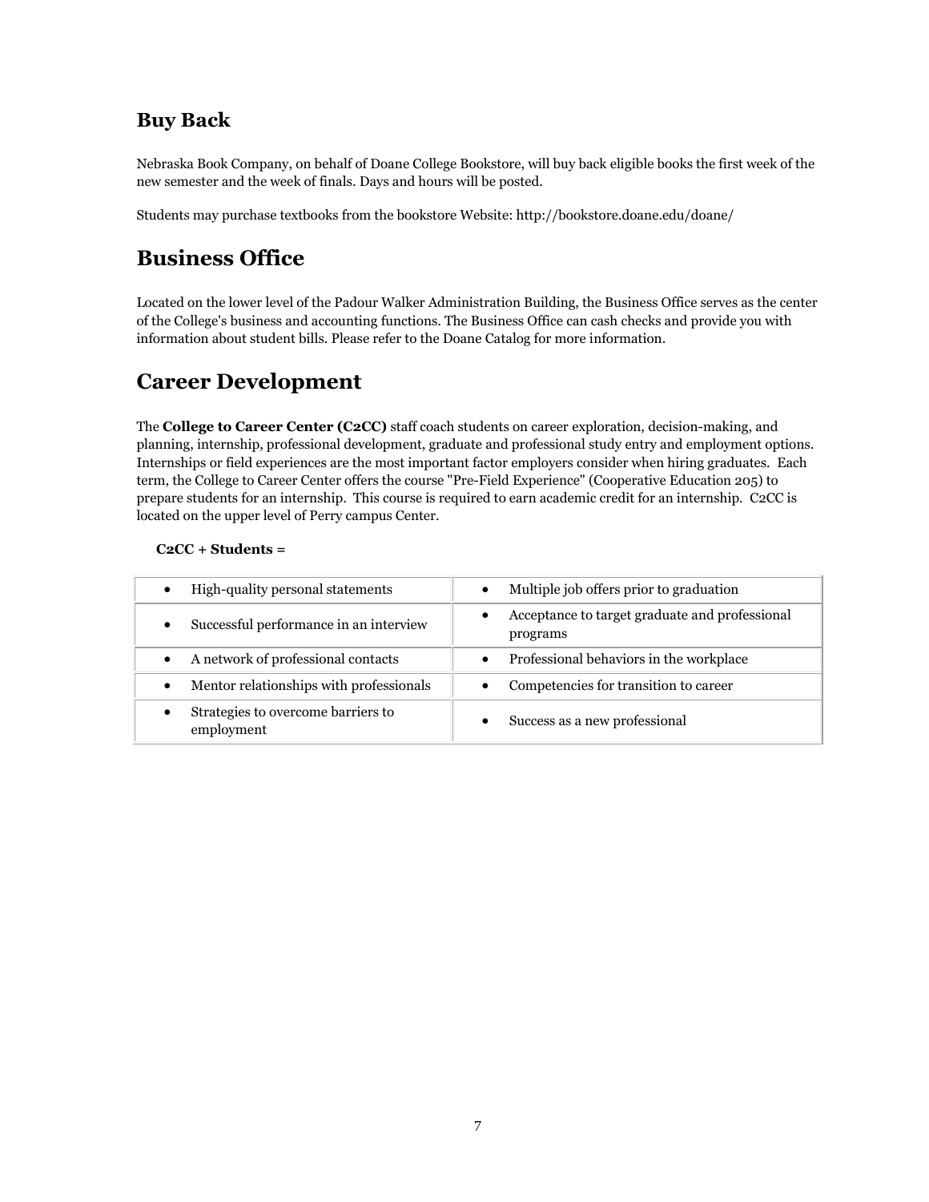## Buy Back

Nebraska Book Company, on behalf of Doane College Bookstore, will buy back eligible books the first week of the new semester and the week of finals. Days and hours will be posted.

Students may purchase textbooks from the bookstore Website: http://bookstore.doane.edu/doane/

# Business Office

Located on the lower level of the Padour Walker Administration Building, the Business Office serves as the center of the College's business and accounting functions. The Business Office can cash checks and provide you with information about student bills. Please refer to the Doane Catalog for more information.

# Career Development

The **College to Career Center (C2CC)** staff coach students on career exploration, decision-making, and planning, internship, professional development, graduate and professional study entry and employment options. Internships or field experiences are the most important factor employers consider when hiring graduates. Each term, the College to Career Center offers the course "Pre-Field Experience" (Cooperative Education 205) to prepare students for an internship. This course is required to earn academic credit for an internship. C2CC is located on the upper level of Perry campus Center.

**C2CC + Students =**

| | |
|---|---|
| • High-quality personal statements | • Multiple job offers prior to graduation |
| • Successful performance in an interview | • Acceptance to target graduate and professional programs |
| • A network of professional contacts | • Professional behaviors in the workplace |
| • Mentor relationships with professionals | • Competencies for transition to career |
| • Strategies to overcome barriers to employment | • Success as a new professional |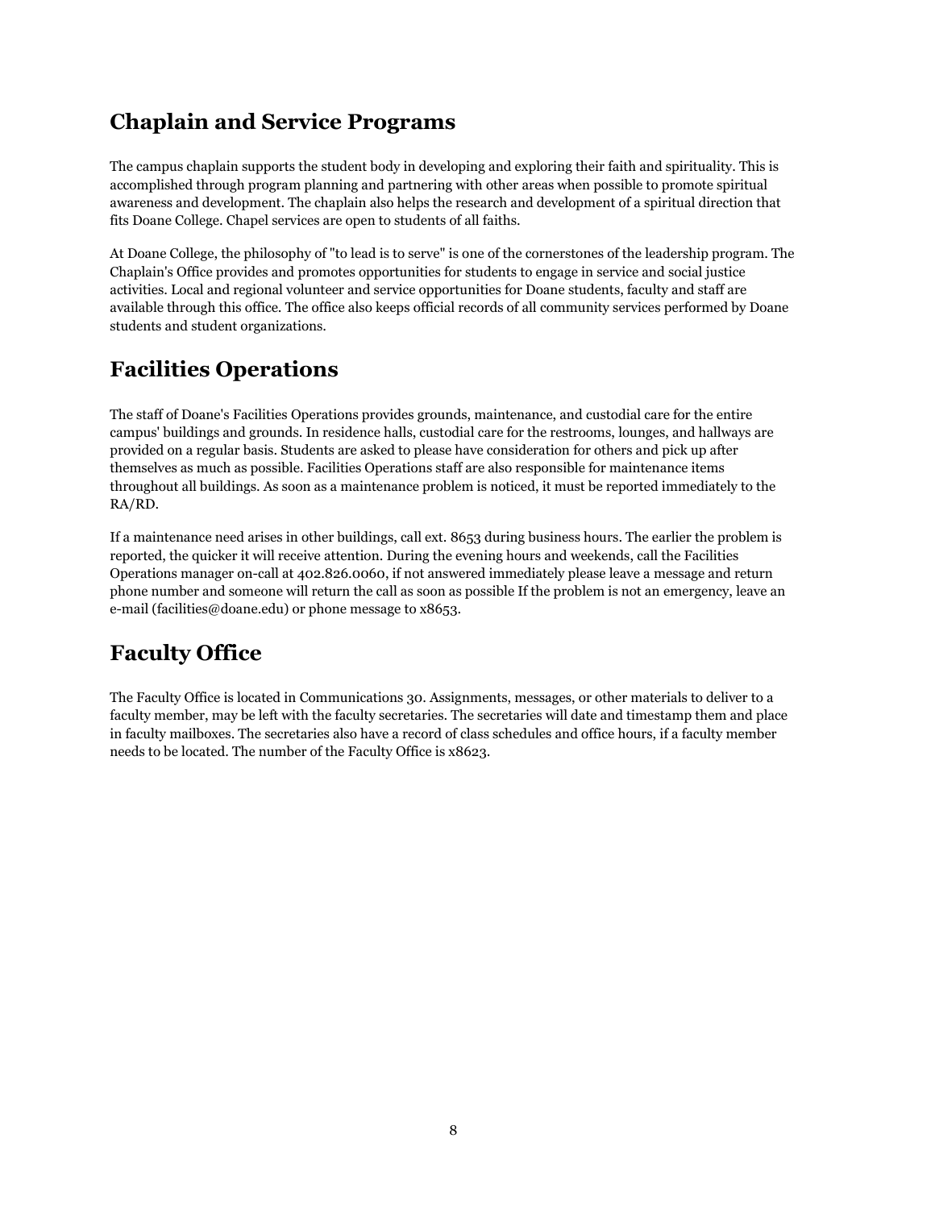## Chaplain and Service Programs

The campus chaplain supports the student body in developing and exploring their faith and spirituality. This is accomplished through program planning and partnering with other areas when possible to promote spiritual awareness and development. The chaplain also helps the research and development of a spiritual direction that fits Doane College. Chapel services are open to students of all faiths.

At Doane College, the philosophy of "to lead is to serve" is one of the cornerstones of the leadership program. The Chaplain's Office provides and promotes opportunities for students to engage in service and social justice activities. Local and regional volunteer and service opportunities for Doane students, faculty and staff are available through this office. The office also keeps official records of all community services performed by Doane students and student organizations.

## Facilities Operations

The staff of Doane's Facilities Operations provides grounds, maintenance, and custodial care for the entire campus' buildings and grounds. In residence halls, custodial care for the restrooms, lounges, and hallways are provided on a regular basis. Students are asked to please have consideration for others and pick up after themselves as much as possible. Facilities Operations staff are also responsible for maintenance items throughout all buildings. As soon as a maintenance problem is noticed, it must be reported immediately to the RA/RD.

If a maintenance need arises in other buildings, call ext. 8653 during business hours. The earlier the problem is reported, the quicker it will receive attention. During the evening hours and weekends, call the Facilities Operations manager on-call at 402.826.0060, if not answered immediately please leave a message and return phone number and someone will return the call as soon as possible If the problem is not an emergency, leave an e-mail (facilities@doane.edu) or phone message to x8653.

## Faculty Office

The Faculty Office is located in Communications 30. Assignments, messages, or other materials to deliver to a faculty member, may be left with the faculty secretaries. The secretaries will date and timestamp them and place in faculty mailboxes. The secretaries also have a record of class schedules and office hours, if a faculty member needs to be located. The number of the Faculty Office is x8623.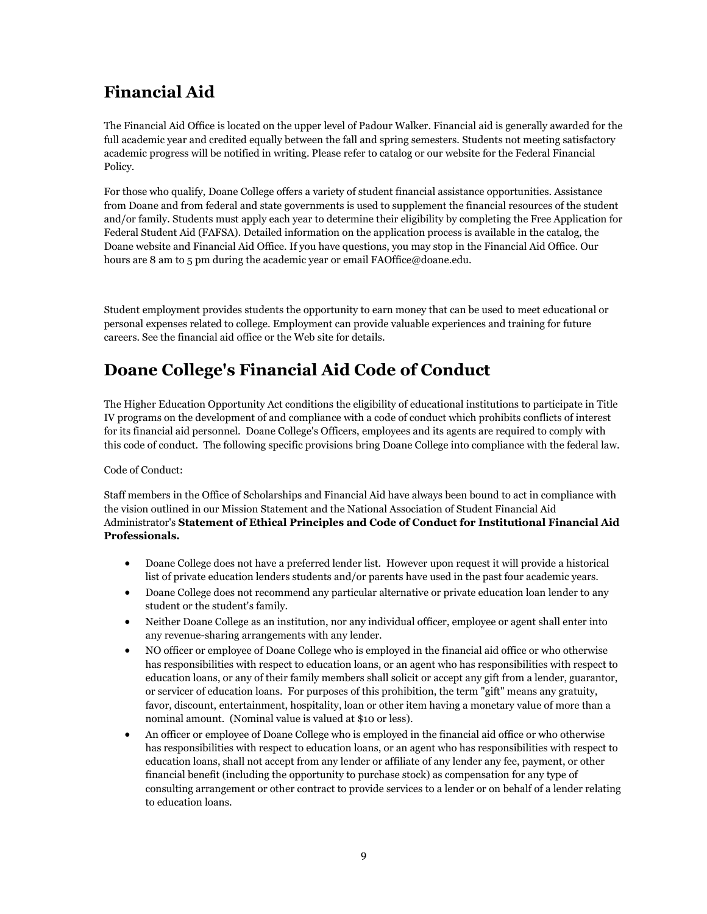## Financial Aid

The Financial Aid Office is located on the upper level of Padour Walker. Financial aid is generally awarded for the full academic year and credited equally between the fall and spring semesters. Students not meeting satisfactory academic progress will be notified in writing. Please refer to catalog or our website for the Federal Financial Policy.

For those who qualify, Doane College offers a variety of student financial assistance opportunities. Assistance from Doane and from federal and state governments is used to supplement the financial resources of the student and/or family. Students must apply each year to determine their eligibility by completing the Free Application for Federal Student Aid (FAFSA). Detailed information on the application process is available in the catalog, the Doane website and Financial Aid Office. If you have questions, you may stop in the Financial Aid Office. Our hours are 8 am to 5 pm during the academic year or email FAOffice@doane.edu.

Student employment provides students the opportunity to earn money that can be used to meet educational or personal expenses related to college. Employment can provide valuable experiences and training for future careers. See the financial aid office or the Web site for details.

## Doane College's Financial Aid Code of Conduct

The Higher Education Opportunity Act conditions the eligibility of educational institutions to participate in Title IV programs on the development of and compliance with a code of conduct which prohibits conflicts of interest for its financial aid personnel. Doane College's Officers, employees and its agents are required to comply with this code of conduct. The following specific provisions bring Doane College into compliance with the federal law.

Code of Conduct:

Staff members in the Office of Scholarships and Financial Aid have always been bound to act in compliance with the vision outlined in our Mission Statement and the National Association of Student Financial Aid Administrator's **Statement of Ethical Principles and Code of Conduct for Institutional Financial Aid Professionals.**

- Doane College does not have a preferred lender list. However upon request it will provide a historical list of private education lenders students and/or parents have used in the past four academic years.
- Doane College does not recommend any particular alternative or private education loan lender to any student or the student's family.
- Neither Doane College as an institution, nor any individual officer, employee or agent shall enter into any revenue-sharing arrangements with any lender.
- NO officer or employee of Doane College who is employed in the financial aid office or who otherwise has responsibilities with respect to education loans, or an agent who has responsibilities with respect to education loans, or any of their family members shall solicit or accept any gift from a lender, guarantor, or servicer of education loans. For purposes of this prohibition, the term "gift" means any gratuity, favor, discount, entertainment, hospitality, loan or other item having a monetary value of more than a nominal amount. (Nominal value is valued at $10 or less).
- An officer or employee of Doane College who is employed in the financial aid office or who otherwise has responsibilities with respect to education loans, or an agent who has responsibilities with respect to education loans, shall not accept from any lender or affiliate of any lender any fee, payment, or other financial benefit (including the opportunity to purchase stock) as compensation for any type of consulting arrangement or other contract to provide services to a lender or on behalf of a lender relating to education loans.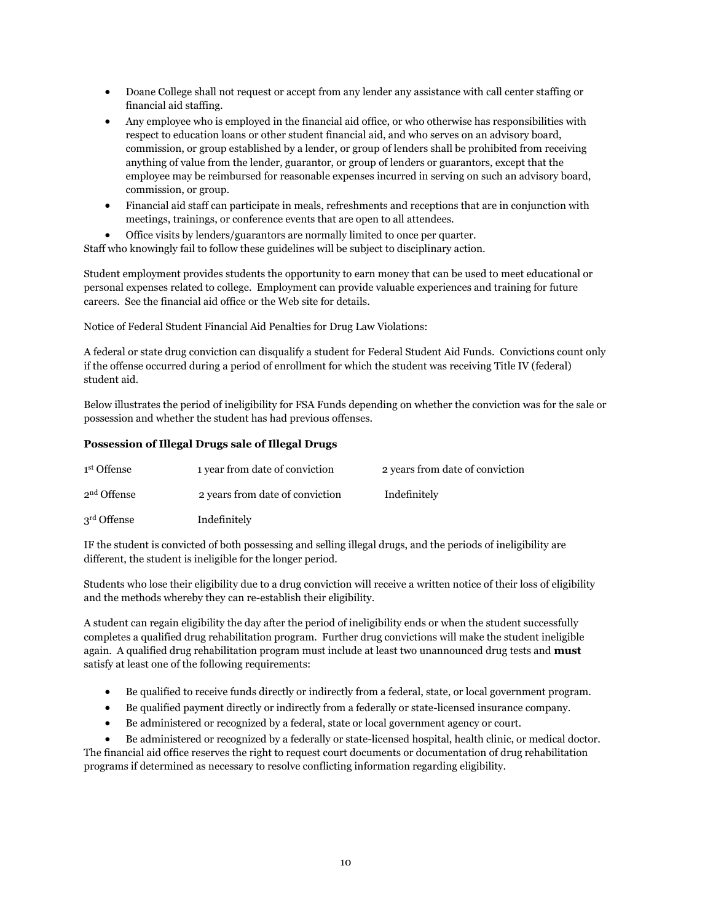- Doane College shall not request or accept from any lender any assistance with call center staffing or financial aid staffing.
- Any employee who is employed in the financial aid office, or who otherwise has responsibilities with respect to education loans or other student financial aid, and who serves on an advisory board, commission, or group established by a lender, or group of lenders shall be prohibited from receiving anything of value from the lender, guarantor, or group of lenders or guarantors, except that the employee may be reimbursed for reasonable expenses incurred in serving on such an advisory board, commission, or group.
- Financial aid staff can participate in meals, refreshments and receptions that are in conjunction with meetings, trainings, or conference events that are open to all attendees.
- Office visits by lenders/guarantors are normally limited to once per quarter.

Staff who knowingly fail to follow these guidelines will be subject to disciplinary action.

Student employment provides students the opportunity to earn money that can be used to meet educational or personal expenses related to college. Employment can provide valuable experiences and training for future careers. See the financial aid office or the Web site for details.

Notice of Federal Student Financial Aid Penalties for Drug Law Violations:

A federal or state drug conviction can disqualify a student for Federal Student Aid Funds. Convictions count only if the offense occurred during a period of enrollment for which the student was receiving Title IV (federal) student aid.

Below illustrates the period of ineligibility for FSA Funds depending on whether the conviction was for the sale or possession and whether the student has had previous offenses.

| | **Possession of Illegal Drugs** | **sale of Illegal Drugs** |
|---|---|---|
| 1st Offense | 1 year from date of conviction | 2 years from date of conviction |
| 2nd Offense | 2 years from date of conviction | Indefinitely |
| 3rd Offense | Indefinitely | |

IF the student is convicted of both possessing and selling illegal drugs, and the periods of ineligibility are different, the student is ineligible for the longer period.

Students who lose their eligibility due to a drug conviction will receive a written notice of their loss of eligibility and the methods whereby they can re-establish their eligibility.

A student can regain eligibility the day after the period of ineligibility ends or when the student successfully completes a qualified drug rehabilitation program. Further drug convictions will make the student ineligible again. A qualified drug rehabilitation program must include at least two unannounced drug tests and **must** satisfy at least one of the following requirements:

- Be qualified to receive funds directly or indirectly from a federal, state, or local government program.
- Be qualified payment directly or indirectly from a federally or state-licensed insurance company.
- Be administered or recognized by a federal, state or local government agency or court.
- Be administered or recognized by a federally or state-licensed hospital, health clinic, or medical doctor.

The financial aid office reserves the right to request court documents or documentation of drug rehabilitation programs if determined as necessary to resolve conflicting information regarding eligibility.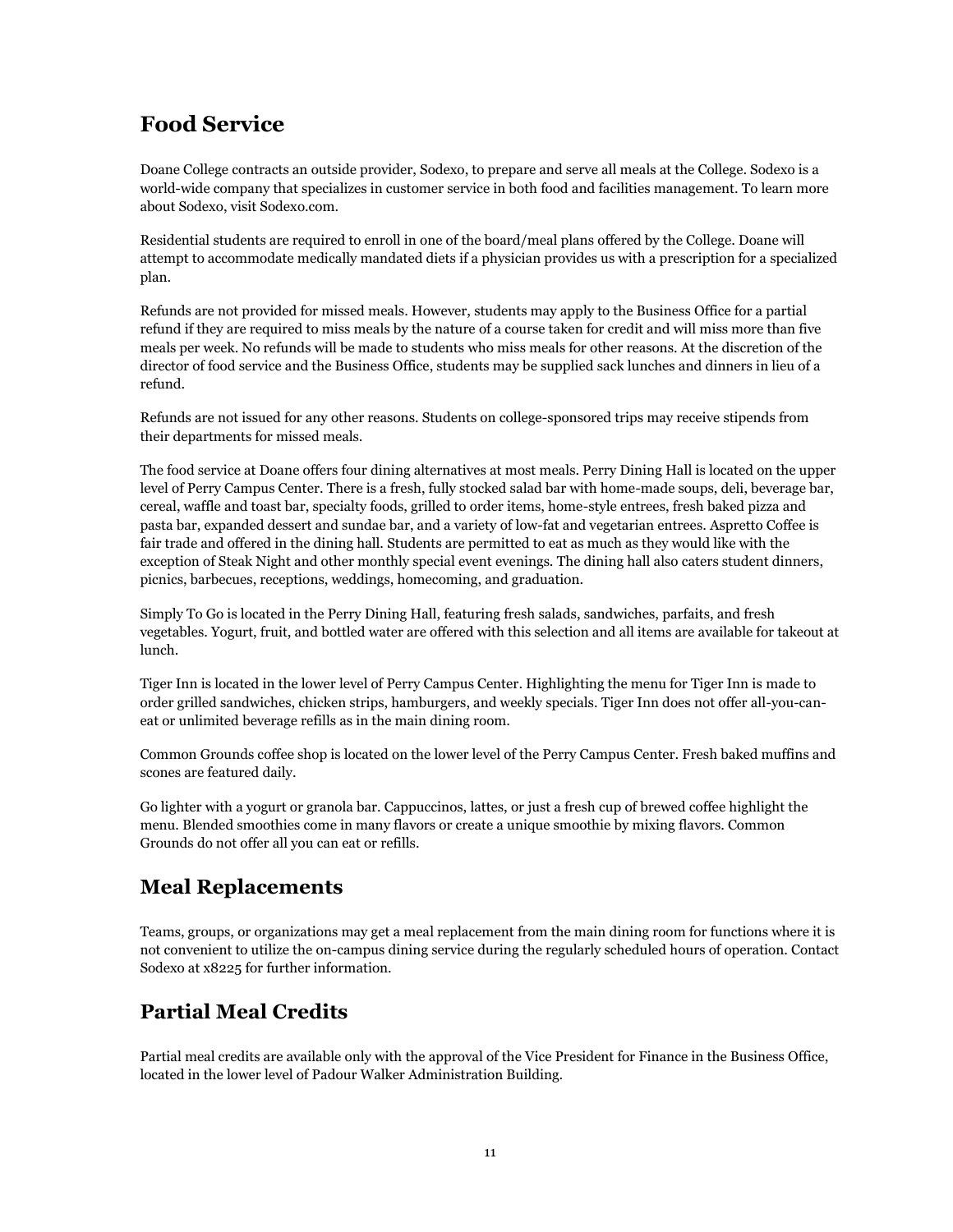## Food Service

Doane College contracts an outside provider, Sodexo, to prepare and serve all meals at the College. Sodexo is a world-wide company that specializes in customer service in both food and facilities management. To learn more about Sodexo, visit Sodexo.com.

Residential students are required to enroll in one of the board/meal plans offered by the College. Doane will attempt to accommodate medically mandated diets if a physician provides us with a prescription for a specialized plan.

Refunds are not provided for missed meals. However, students may apply to the Business Office for a partial refund if they are required to miss meals by the nature of a course taken for credit and will miss more than five meals per week. No refunds will be made to students who miss meals for other reasons. At the discretion of the director of food service and the Business Office, students may be supplied sack lunches and dinners in lieu of a refund.

Refunds are not issued for any other reasons. Students on college-sponsored trips may receive stipends from their departments for missed meals.

The food service at Doane offers four dining alternatives at most meals. Perry Dining Hall is located on the upper level of Perry Campus Center. There is a fresh, fully stocked salad bar with home-made soups, deli, beverage bar, cereal, waffle and toast bar, specialty foods, grilled to order items, home-style entrees, fresh baked pizza and pasta bar, expanded dessert and sundae bar, and a variety of low-fat and vegetarian entrees. Aspretto Coffee is fair trade and offered in the dining hall. Students are permitted to eat as much as they would like with the exception of Steak Night and other monthly special event evenings. The dining hall also caters student dinners, picnics, barbecues, receptions, weddings, homecoming, and graduation.

Simply To Go is located in the Perry Dining Hall, featuring fresh salads, sandwiches, parfaits, and fresh vegetables. Yogurt, fruit, and bottled water are offered with this selection and all items are available for takeout at lunch.

Tiger Inn is located in the lower level of Perry Campus Center. Highlighting the menu for Tiger Inn is made to order grilled sandwiches, chicken strips, hamburgers, and weekly specials. Tiger Inn does not offer all-you-can-eat or unlimited beverage refills as in the main dining room.

Common Grounds coffee shop is located on the lower level of the Perry Campus Center. Fresh baked muffins and scones are featured daily.

Go lighter with a yogurt or granola bar. Cappuccinos, lattes, or just a fresh cup of brewed coffee highlight the menu. Blended smoothies come in many flavors or create a unique smoothie by mixing flavors. Common Grounds do not offer all you can eat or refills.

## Meal Replacements

Teams, groups, or organizations may get a meal replacement from the main dining room for functions where it is not convenient to utilize the on-campus dining service during the regularly scheduled hours of operation. Contact Sodexo at x8225 for further information.

## Partial Meal Credits

Partial meal credits are available only with the approval of the Vice President for Finance in the Business Office, located in the lower level of Padour Walker Administration Building.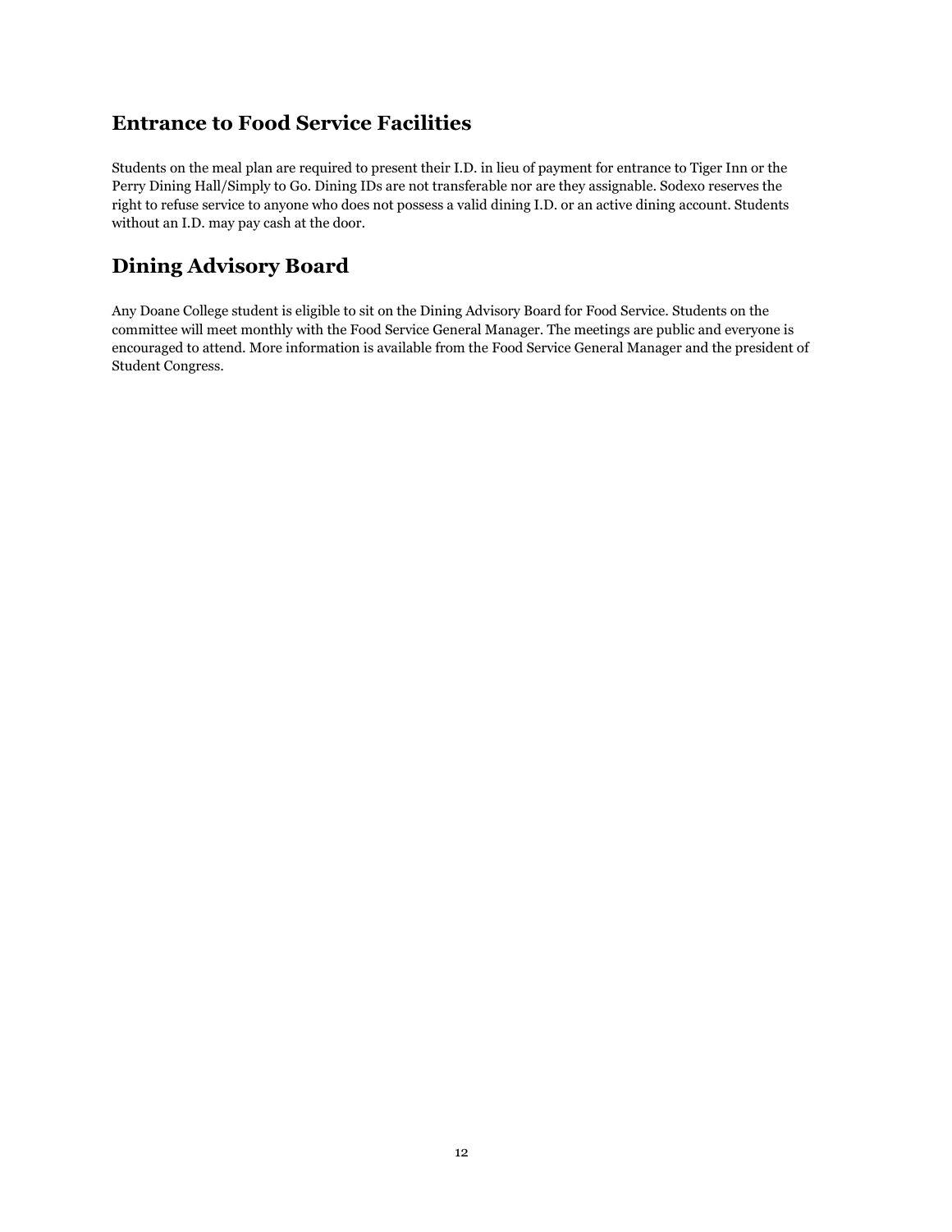## Entrance to Food Service Facilities

Students on the meal plan are required to present their I.D. in lieu of payment for entrance to Tiger Inn or the Perry Dining Hall/Simply to Go. Dining IDs are not transferable nor are they assignable. Sodexo reserves the right to refuse service to anyone who does not possess a valid dining I.D. or an active dining account. Students without an I.D. may pay cash at the door.

## Dining Advisory Board

Any Doane College student is eligible to sit on the Dining Advisory Board for Food Service. Students on the committee will meet monthly with the Food Service General Manager. The meetings are public and everyone is encouraged to attend. More information is available from the Food Service General Manager and the president of Student Congress.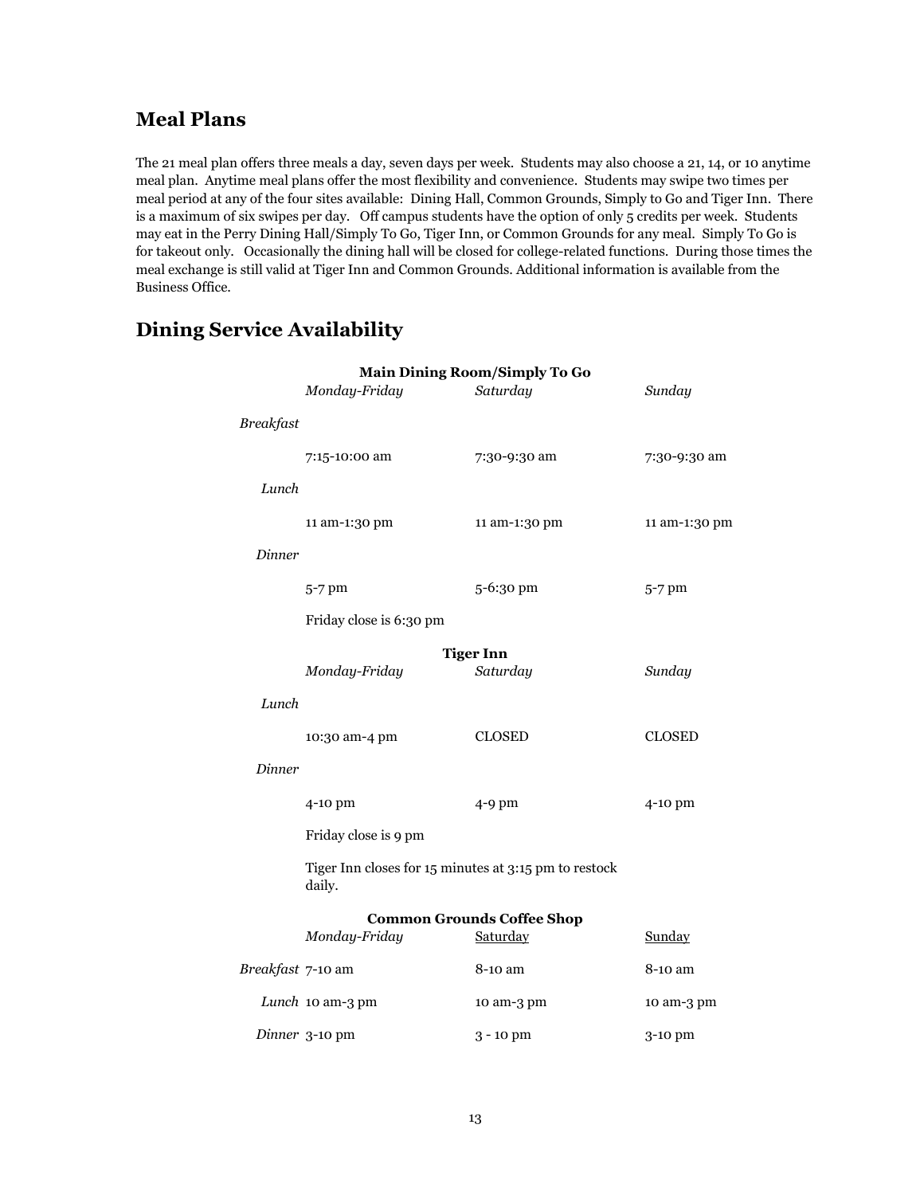## Meal Plans

The 21 meal plan offers three meals a day, seven days per week. Students may also choose a 21, 14, or 10 anytime meal plan. Anytime meal plans offer the most flexibility and convenience. Students may swipe two times per meal period at any of the four sites available: Dining Hall, Common Grounds, Simply to Go and Tiger Inn. There is a maximum of six swipes per day. Off campus students have the option of only 5 credits per week. Students may eat in the Perry Dining Hall/Simply To Go, Tiger Inn, or Common Grounds for any meal. Simply To Go is for takeout only. Occasionally the dining hall will be closed for college-related functions. During those times the meal exchange is still valid at Tiger Inn and Common Grounds. Additional information is available from the Business Office.

## Dining Service Availability

**Main Dining Room/Simply To Go**

| | *Monday-Friday* | *Saturday* | *Sunday* |
|---|---|---|---|
| *Breakfast* | 7:15-10:00 am | 7:30-9:30 am | 7:30-9:30 am |
| *Lunch* | 11 am-1:30 pm | 11 am-1:30 pm | 11 am-1:30 pm |
| *Dinner* | 5-7 pm | 5-6:30 pm | 5-7 pm |

Friday close is 6:30 pm

**Tiger Inn**

| | *Monday-Friday* | *Saturday* | *Sunday* |
|---|---|---|---|
| *Lunch* | 10:30 am-4 pm | CLOSED | CLOSED |
| *Dinner* | 4-10 pm | 4-9 pm | 4-10 pm |

Friday close is 9 pm

Tiger Inn closes for 15 minutes at 3:15 pm to restock daily.

**Common Grounds Coffee Shop**

| | *Monday-Friday* | Saturday | Sunday |
|---|---|---|---|
| *Breakfast* | 7-10 am | 8-10 am | 8-10 am |
| *Lunch* | 10 am-3 pm | 10 am-3 pm | 10 am-3 pm |
| *Dinner* | 3-10 pm | 3 - 10 pm | 3-10 pm |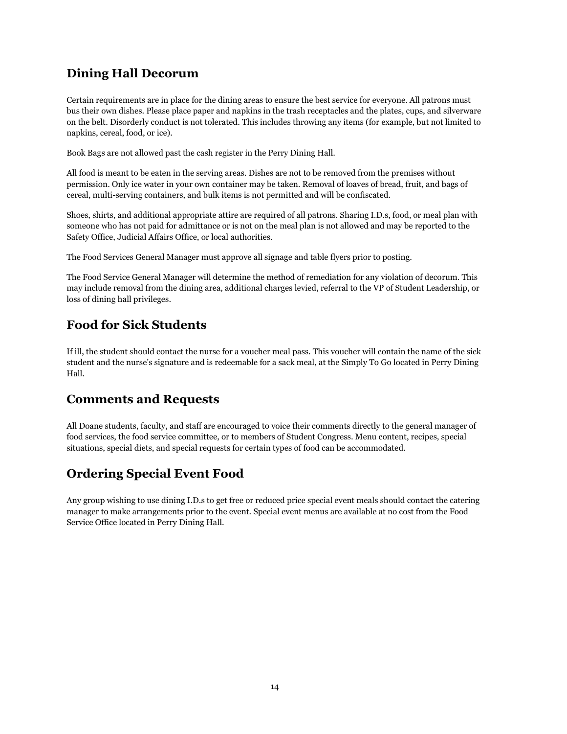## Dining Hall Decorum

Certain requirements are in place for the dining areas to ensure the best service for everyone. All patrons must bus their own dishes. Please place paper and napkins in the trash receptacles and the plates, cups, and silverware on the belt. Disorderly conduct is not tolerated. This includes throwing any items (for example, but not limited to napkins, cereal, food, or ice).

Book Bags are not allowed past the cash register in the Perry Dining Hall.

All food is meant to be eaten in the serving areas. Dishes are not to be removed from the premises without permission. Only ice water in your own container may be taken. Removal of loaves of bread, fruit, and bags of cereal, multi-serving containers, and bulk items is not permitted and will be confiscated.

Shoes, shirts, and additional appropriate attire are required of all patrons. Sharing I.D.s, food, or meal plan with someone who has not paid for admittance or is not on the meal plan is not allowed and may be reported to the Safety Office, Judicial Affairs Office, or local authorities.

The Food Services General Manager must approve all signage and table flyers prior to posting.

The Food Service General Manager will determine the method of remediation for any violation of decorum. This may include removal from the dining area, additional charges levied, referral to the VP of Student Leadership, or loss of dining hall privileges.

## Food for Sick Students

If ill, the student should contact the nurse for a voucher meal pass. This voucher will contain the name of the sick student and the nurse's signature and is redeemable for a sack meal, at the Simply To Go located in Perry Dining Hall.

## Comments and Requests

All Doane students, faculty, and staff are encouraged to voice their comments directly to the general manager of food services, the food service committee, or to members of Student Congress. Menu content, recipes, special situations, special diets, and special requests for certain types of food can be accommodated.

## Ordering Special Event Food

Any group wishing to use dining I.D.s to get free or reduced price special event meals should contact the catering manager to make arrangements prior to the event. Special event menus are available at no cost from the Food Service Office located in Perry Dining Hall.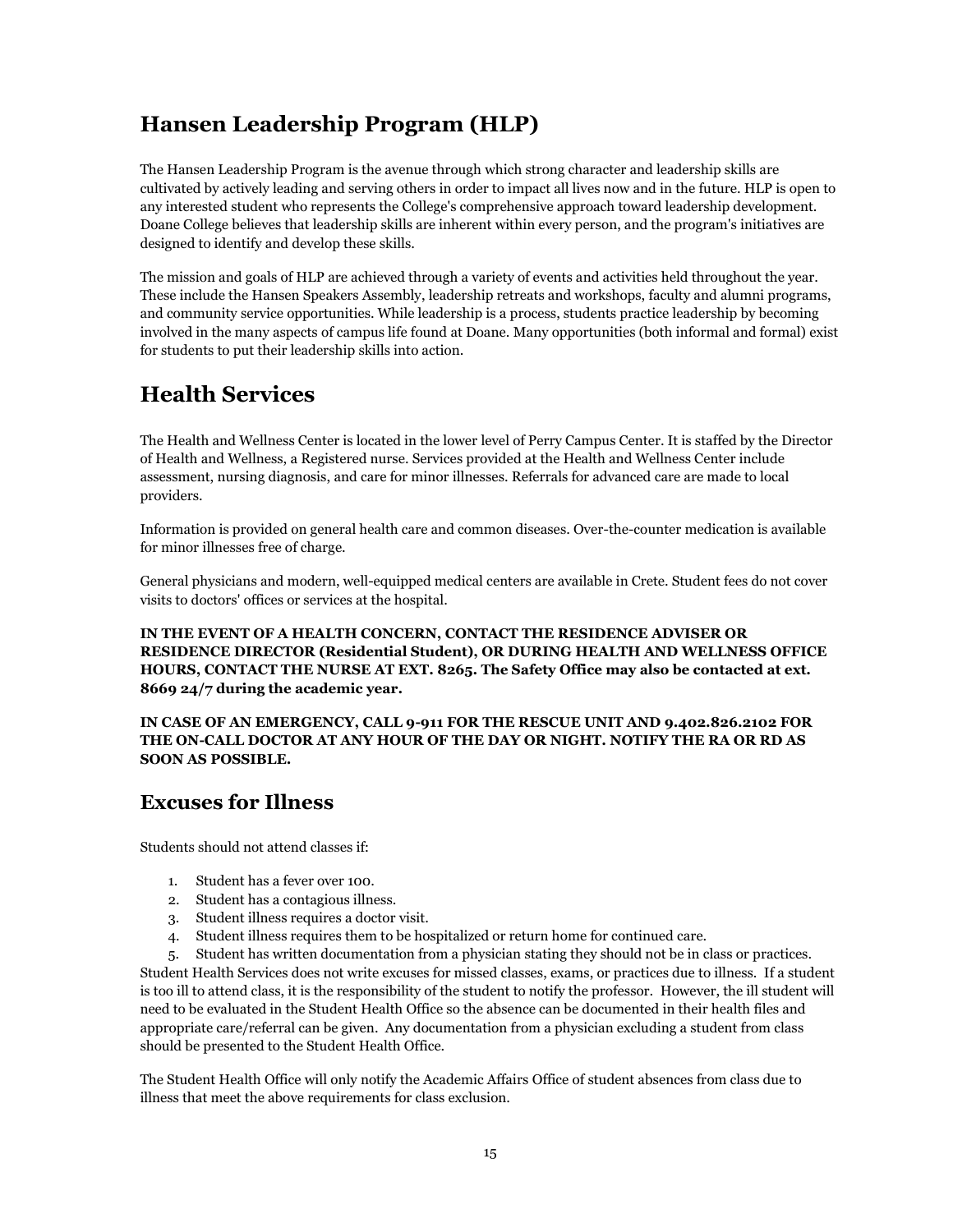# Hansen Leadership Program (HLP)

The Hansen Leadership Program is the avenue through which strong character and leadership skills are cultivated by actively leading and serving others in order to impact all lives now and in the future. HLP is open to any interested student who represents the College's comprehensive approach toward leadership development. Doane College believes that leadership skills are inherent within every person, and the program's initiatives are designed to identify and develop these skills.

The mission and goals of HLP are achieved through a variety of events and activities held throughout the year. These include the Hansen Speakers Assembly, leadership retreats and workshops, faculty and alumni programs, and community service opportunities. While leadership is a process, students practice leadership by becoming involved in the many aspects of campus life found at Doane. Many opportunities (both informal and formal) exist for students to put their leadership skills into action.

# Health Services

The Health and Wellness Center is located in the lower level of Perry Campus Center. It is staffed by the Director of Health and Wellness, a Registered nurse. Services provided at the Health and Wellness Center include assessment, nursing diagnosis, and care for minor illnesses. Referrals for advanced care are made to local providers.

Information is provided on general health care and common diseases. Over-the-counter medication is available for minor illnesses free of charge.

General physicians and modern, well-equipped medical centers are available in Crete. Student fees do not cover visits to doctors' offices or services at the hospital.

**IN THE EVENT OF A HEALTH CONCERN, CONTACT THE RESIDENCE ADVISER OR RESIDENCE DIRECTOR (Residential Student), OR DURING HEALTH AND WELLNESS OFFICE HOURS, CONTACT THE NURSE AT EXT. 8265. The Safety Office may also be contacted at ext. 8669 24/7 during the academic year.**

**IN CASE OF AN EMERGENCY, CALL 9-911 FOR THE RESCUE UNIT AND 9.402.826.2102 FOR THE ON-CALL DOCTOR AT ANY HOUR OF THE DAY OR NIGHT. NOTIFY THE RA OR RD AS SOON AS POSSIBLE.**

## Excuses for Illness

Students should not attend classes if:

1. Student has a fever over 100.
2. Student has a contagious illness.
3. Student illness requires a doctor visit.
4. Student illness requires them to be hospitalized or return home for continued care.
5. Student has written documentation from a physician stating they should not be in class or practices.

Student Health Services does not write excuses for missed classes, exams, or practices due to illness. If a student is too ill to attend class, it is the responsibility of the student to notify the professor. However, the ill student will need to be evaluated in the Student Health Office so the absence can be documented in their health files and appropriate care/referral can be given. Any documentation from a physician excluding a student from class should be presented to the Student Health Office.

The Student Health Office will only notify the Academic Affairs Office of student absences from class due to illness that meet the above requirements for class exclusion.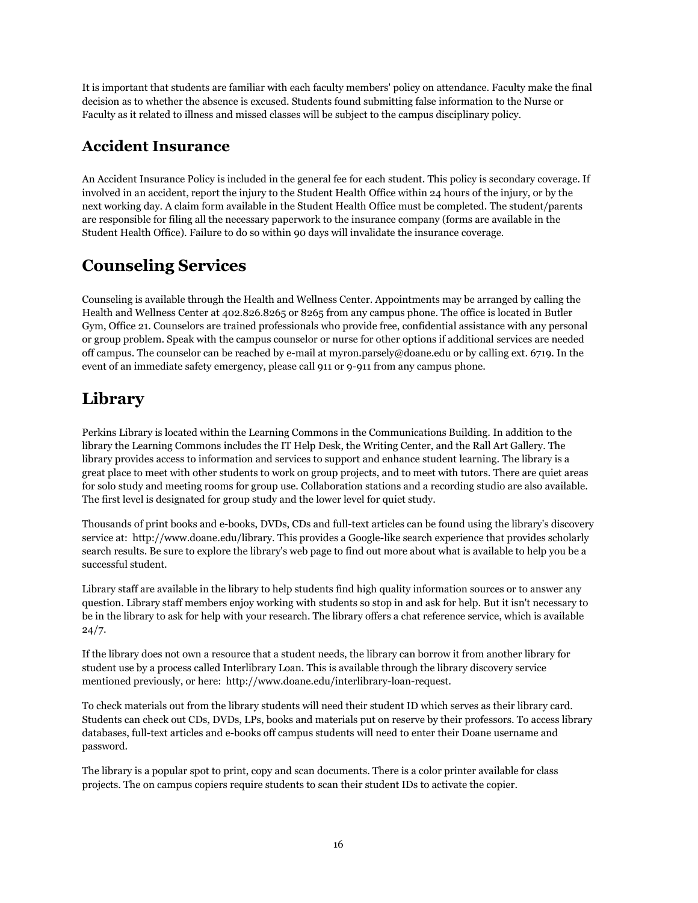It is important that students are familiar with each faculty members' policy on attendance. Faculty make the final decision as to whether the absence is excused. Students found submitting false information to the Nurse or Faculty as it related to illness and missed classes will be subject to the campus disciplinary policy.

### Accident Insurance

An Accident Insurance Policy is included in the general fee for each student. This policy is secondary coverage. If involved in an accident, report the injury to the Student Health Office within 24 hours of the injury, or by the next working day. A claim form available in the Student Health Office must be completed. The student/parents are responsible for filing all the necessary paperwork to the insurance company (forms are available in the Student Health Office). Failure to do so within 90 days will invalidate the insurance coverage.

## Counseling Services

Counseling is available through the Health and Wellness Center. Appointments may be arranged by calling the Health and Wellness Center at 402.826.8265 or 8265 from any campus phone. The office is located in Butler Gym, Office 21. Counselors are trained professionals who provide free, confidential assistance with any personal or group problem. Speak with the campus counselor or nurse for other options if additional services are needed off campus. The counselor can be reached by e-mail at myron.parsely@doane.edu or by calling ext. 6719. In the event of an immediate safety emergency, please call 911 or 9-911 from any campus phone.

## Library

Perkins Library is located within the Learning Commons in the Communications Building. In addition to the library the Learning Commons includes the IT Help Desk, the Writing Center, and the Rall Art Gallery. The library provides access to information and services to support and enhance student learning. The library is a great place to meet with other students to work on group projects, and to meet with tutors. There are quiet areas for solo study and meeting rooms for group use. Collaboration stations and a recording studio are also available. The first level is designated for group study and the lower level for quiet study.

Thousands of print books and e-books, DVDs, CDs and full-text articles can be found using the library's discovery service at: http://www.doane.edu/library. This provides a Google-like search experience that provides scholarly search results. Be sure to explore the library's web page to find out more about what is available to help you be a successful student.

Library staff are available in the library to help students find high quality information sources or to answer any question. Library staff members enjoy working with students so stop in and ask for help. But it isn't necessary to be in the library to ask for help with your research. The library offers a chat reference service, which is available 24/7.

If the library does not own a resource that a student needs, the library can borrow it from another library for student use by a process called Interlibrary Loan. This is available through the library discovery service mentioned previously, or here: http://www.doane.edu/interlibrary-loan-request.

To check materials out from the library students will need their student ID which serves as their library card. Students can check out CDs, DVDs, LPs, books and materials put on reserve by their professors. To access library databases, full-text articles and e-books off campus students will need to enter their Doane username and password.

The library is a popular spot to print, copy and scan documents. There is a color printer available for class projects. The on campus copiers require students to scan their student IDs to activate the copier.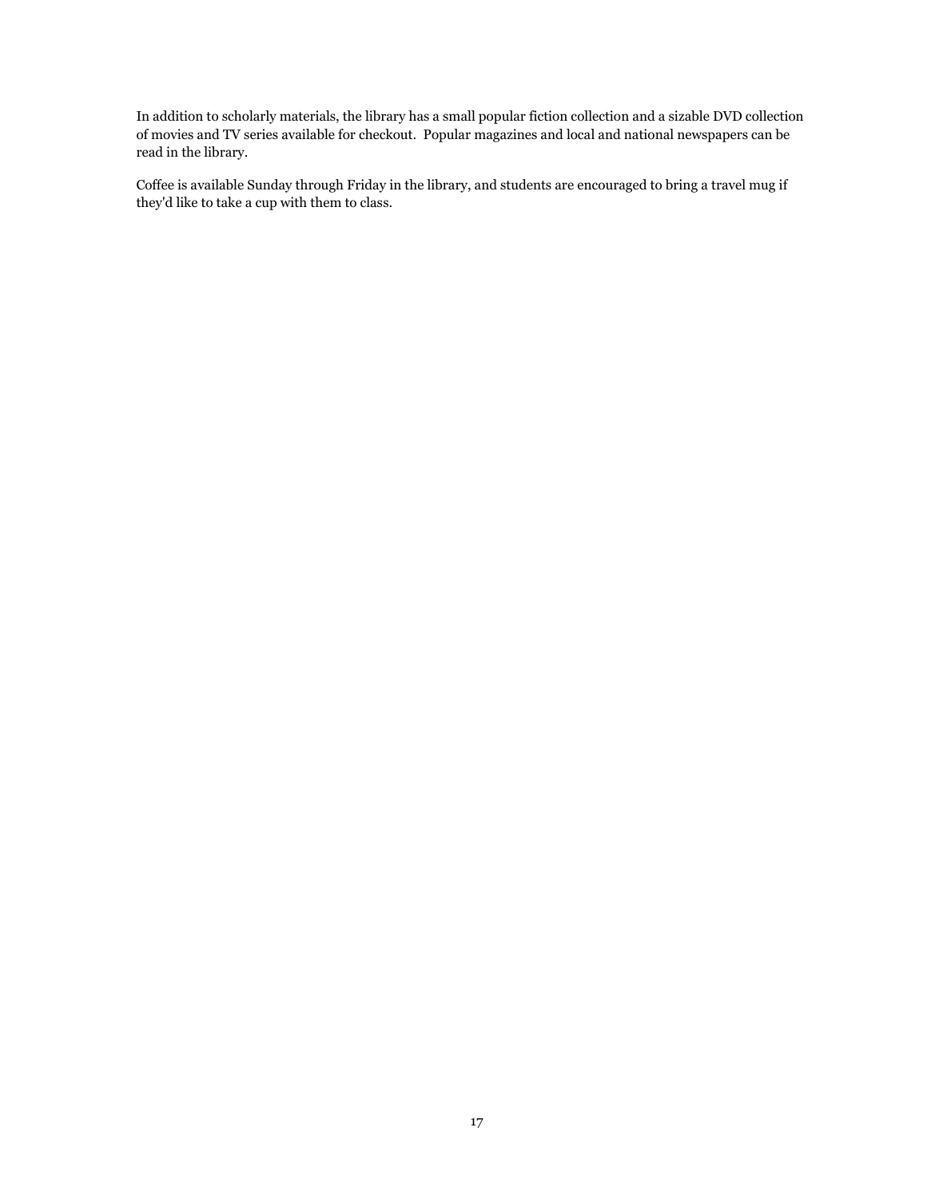In addition to scholarly materials, the library has a small popular fiction collection and a sizable DVD collection of movies and TV series available for checkout. Popular magazines and local and national newspapers can be read in the library.

Coffee is available Sunday through Friday in the library, and students are encouraged to bring a travel mug if they'd like to take a cup with them to class.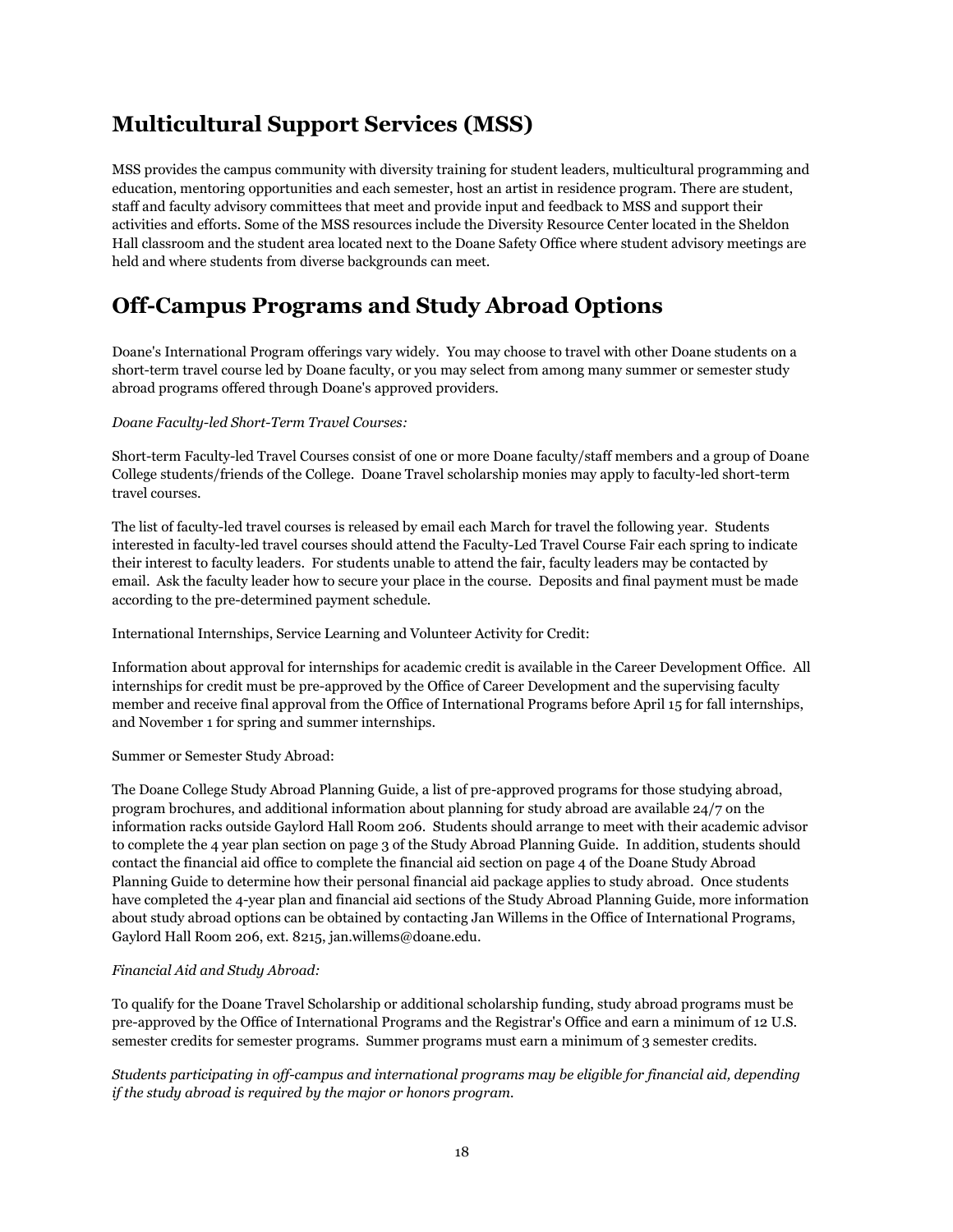## Multicultural Support Services (MSS)

MSS provides the campus community with diversity training for student leaders, multicultural programming and education, mentoring opportunities and each semester, host an artist in residence program. There are student, staff and faculty advisory committees that meet and provide input and feedback to MSS and support their activities and efforts. Some of the MSS resources include the Diversity Resource Center located in the Sheldon Hall classroom and the student area located next to the Doane Safety Office where student advisory meetings are held and where students from diverse backgrounds can meet.

## Off-Campus Programs and Study Abroad Options

Doane's International Program offerings vary widely. You may choose to travel with other Doane students on a short-term travel course led by Doane faculty, or you may select from among many summer or semester study abroad programs offered through Doane's approved providers.

*Doane Faculty-led Short-Term Travel Courses:*

Short-term Faculty-led Travel Courses consist of one or more Doane faculty/staff members and a group of Doane College students/friends of the College. Doane Travel scholarship monies may apply to faculty-led short-term travel courses.

The list of faculty-led travel courses is released by email each March for travel the following year. Students interested in faculty-led travel courses should attend the Faculty-Led Travel Course Fair each spring to indicate their interest to faculty leaders. For students unable to attend the fair, faculty leaders may be contacted by email. Ask the faculty leader how to secure your place in the course. Deposits and final payment must be made according to the pre-determined payment schedule.

International Internships, Service Learning and Volunteer Activity for Credit:

Information about approval for internships for academic credit is available in the Career Development Office. All internships for credit must be pre-approved by the Office of Career Development and the supervising faculty member and receive final approval from the Office of International Programs before April 15 for fall internships, and November 1 for spring and summer internships.

Summer or Semester Study Abroad:

The Doane College Study Abroad Planning Guide, a list of pre-approved programs for those studying abroad, program brochures, and additional information about planning for study abroad are available 24/7 on the information racks outside Gaylord Hall Room 206. Students should arrange to meet with their academic advisor to complete the 4 year plan section on page 3 of the Study Abroad Planning Guide. In addition, students should contact the financial aid office to complete the financial aid section on page 4 of the Doane Study Abroad Planning Guide to determine how their personal financial aid package applies to study abroad. Once students have completed the 4-year plan and financial aid sections of the Study Abroad Planning Guide, more information about study abroad options can be obtained by contacting Jan Willems in the Office of International Programs, Gaylord Hall Room 206, ext. 8215, jan.willems@doane.edu.

*Financial Aid and Study Abroad:*

To qualify for the Doane Travel Scholarship or additional scholarship funding, study abroad programs must be pre-approved by the Office of International Programs and the Registrar's Office and earn a minimum of 12 U.S. semester credits for semester programs. Summer programs must earn a minimum of 3 semester credits.

*Students participating in off-campus and international programs may be eligible for financial aid, depending if the study abroad is required by the major or honors program.*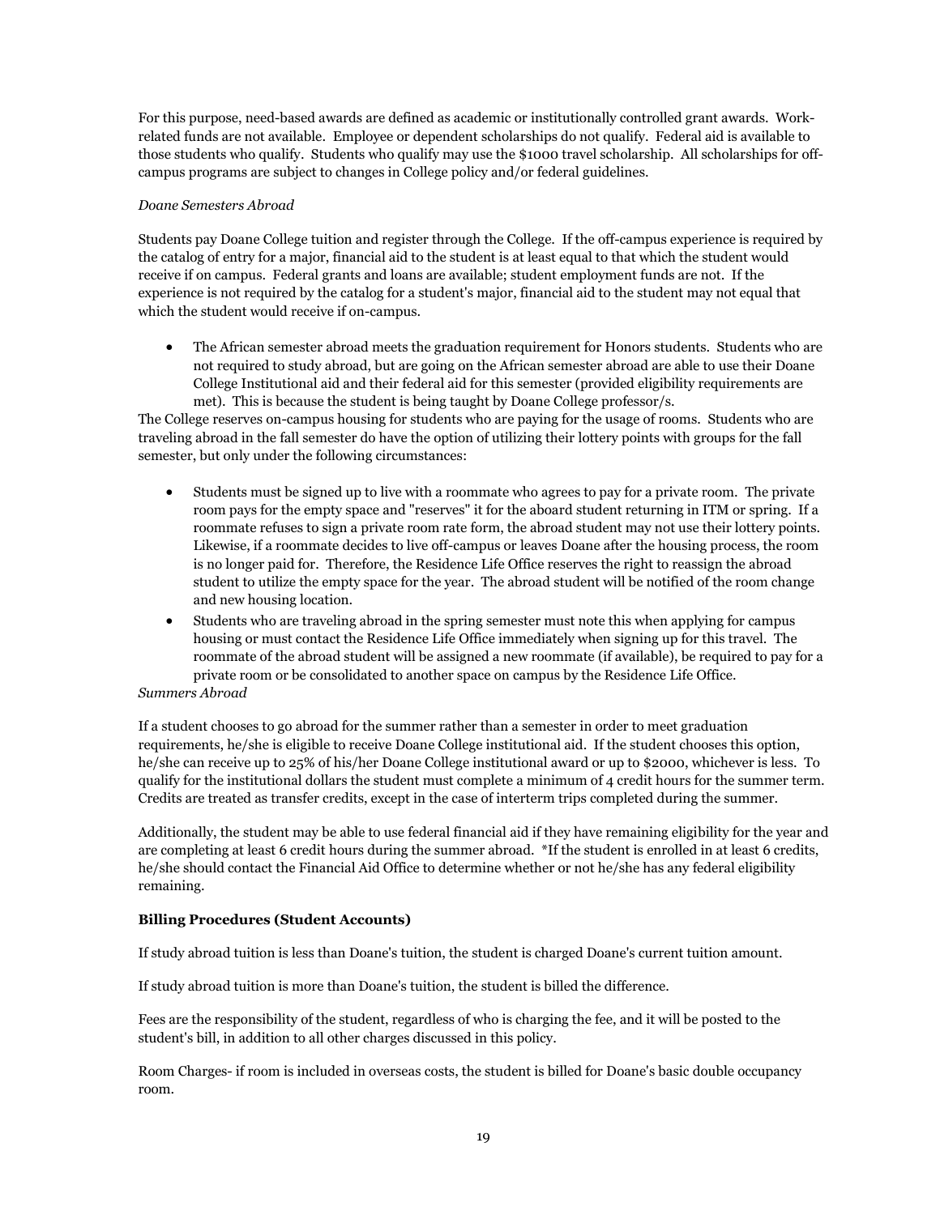For this purpose, need-based awards are defined as academic or institutionally controlled grant awards. Work-related funds are not available. Employee or dependent scholarships do not qualify. Federal aid is available to those students who qualify. Students who qualify may use the $1000 travel scholarship. All scholarships for off-campus programs are subject to changes in College policy and/or federal guidelines.

*Doane Semesters Abroad*

Students pay Doane College tuition and register through the College. If the off-campus experience is required by the catalog of entry for a major, financial aid to the student is at least equal to that which the student would receive if on campus. Federal grants and loans are available; student employment funds are not. If the experience is not required by the catalog for a student's major, financial aid to the student may not equal that which the student would receive if on-campus.

- The African semester abroad meets the graduation requirement for Honors students. Students who are not required to study abroad, but are going on the African semester abroad are able to use their Doane College Institutional aid and their federal aid for this semester (provided eligibility requirements are met). This is because the student is being taught by Doane College professor/s.

The College reserves on-campus housing for students who are paying for the usage of rooms. Students who are traveling abroad in the fall semester do have the option of utilizing their lottery points with groups for the fall semester, but only under the following circumstances:

- Students must be signed up to live with a roommate who agrees to pay for a private room. The private room pays for the empty space and "reserves" it for the aboard student returning in ITM or spring. If a roommate refuses to sign a private room rate form, the abroad student may not use their lottery points. Likewise, if a roommate decides to live off-campus or leaves Doane after the housing process, the room is no longer paid for. Therefore, the Residence Life Office reserves the right to reassign the abroad student to utilize the empty space for the year. The abroad student will be notified of the room change and new housing location.
- Students who are traveling abroad in the spring semester must note this when applying for campus housing or must contact the Residence Life Office immediately when signing up for this travel. The roommate of the abroad student will be assigned a new roommate (if available), be required to pay for a private room or be consolidated to another space on campus by the Residence Life Office.

*Summers Abroad*

If a student chooses to go abroad for the summer rather than a semester in order to meet graduation requirements, he/she is eligible to receive Doane College institutional aid. If the student chooses this option, he/she can receive up to 25% of his/her Doane College institutional award or up to $2000, whichever is less. To qualify for the institutional dollars the student must complete a minimum of 4 credit hours for the summer term. Credits are treated as transfer credits, except in the case of interterm trips completed during the summer.

Additionally, the student may be able to use federal financial aid if they have remaining eligibility for the year and are completing at least 6 credit hours during the summer abroad. *If the student is enrolled in at least 6 credits, he/she should contact the Financial Aid Office to determine whether or not he/she has any federal eligibility remaining.

**Billing Procedures (Student Accounts)**

If study abroad tuition is less than Doane's tuition, the student is charged Doane's current tuition amount.

If study abroad tuition is more than Doane's tuition, the student is billed the difference.

Fees are the responsibility of the student, regardless of who is charging the fee, and it will be posted to the student's bill, in addition to all other charges discussed in this policy.

Room Charges- if room is included in overseas costs, the student is billed for Doane's basic double occupancy room.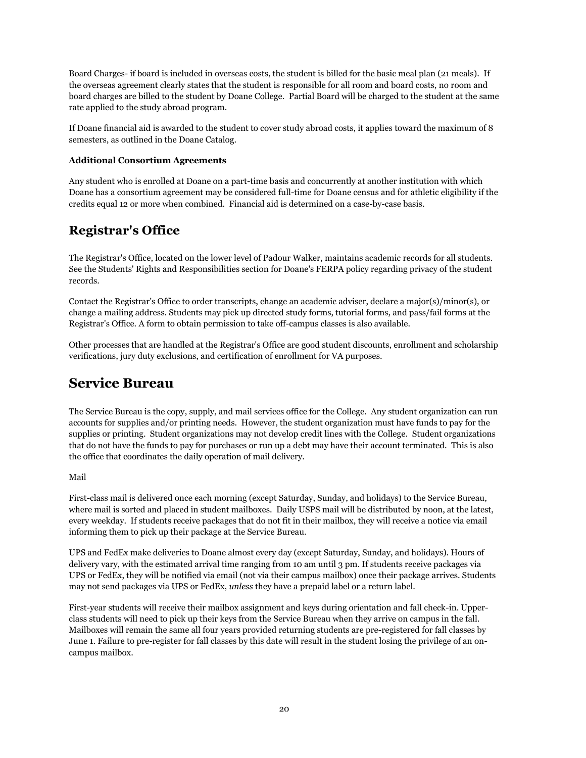Board Charges- if board is included in overseas costs, the student is billed for the basic meal plan (21 meals). If the overseas agreement clearly states that the student is responsible for all room and board costs, no room and board charges are billed to the student by Doane College. Partial Board will be charged to the student at the same rate applied to the study abroad program.

If Doane financial aid is awarded to the student to cover study abroad costs, it applies toward the maximum of 8 semesters, as outlined in the Doane Catalog.

**Additional Consortium Agreements**

Any student who is enrolled at Doane on a part-time basis and concurrently at another institution with which Doane has a consortium agreement may be considered full-time for Doane census and for athletic eligibility if the credits equal 12 or more when combined. Financial aid is determined on a case-by-case basis.

## Registrar's Office

The Registrar's Office, located on the lower level of Padour Walker, maintains academic records for all students. See the Students' Rights and Responsibilities section for Doane's FERPA policy regarding privacy of the student records.

Contact the Registrar's Office to order transcripts, change an academic adviser, declare a major(s)/minor(s), or change a mailing address. Students may pick up directed study forms, tutorial forms, and pass/fail forms at the Registrar's Office. A form to obtain permission to take off-campus classes is also available.

Other processes that are handled at the Registrar's Office are good student discounts, enrollment and scholarship verifications, jury duty exclusions, and certification of enrollment for VA purposes.

## Service Bureau

The Service Bureau is the copy, supply, and mail services office for the College. Any student organization can run accounts for supplies and/or printing needs. However, the student organization must have funds to pay for the supplies or printing. Student organizations may not develop credit lines with the College. Student organizations that do not have the funds to pay for purchases or run up a debt may have their account terminated. This is also the office that coordinates the daily operation of mail delivery.

Mail

First-class mail is delivered once each morning (except Saturday, Sunday, and holidays) to the Service Bureau, where mail is sorted and placed in student mailboxes. Daily USPS mail will be distributed by noon, at the latest, every weekday. If students receive packages that do not fit in their mailbox, they will receive a notice via email informing them to pick up their package at the Service Bureau.

UPS and FedEx make deliveries to Doane almost every day (except Saturday, Sunday, and holidays). Hours of delivery vary, with the estimated arrival time ranging from 10 am until 3 pm. If students receive packages via UPS or FedEx, they will be notified via email (not via their campus mailbox) once their package arrives. Students may not send packages via UPS or FedEx, *unless* they have a prepaid label or a return label.

First-year students will receive their mailbox assignment and keys during orientation and fall check-in. Upper-class students will need to pick up their keys from the Service Bureau when they arrive on campus in the fall. Mailboxes will remain the same all four years provided returning students are pre-registered for fall classes by June 1. Failure to pre-register for fall classes by this date will result in the student losing the privilege of an on-campus mailbox.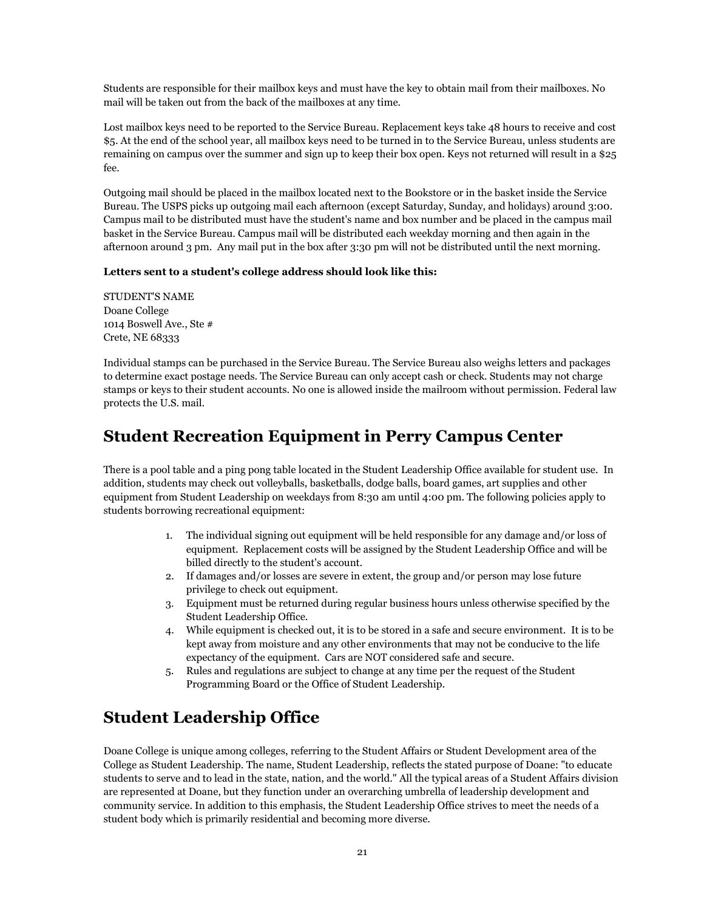Students are responsible for their mailbox keys and must have the key to obtain mail from their mailboxes. No mail will be taken out from the back of the mailboxes at any time.

Lost mailbox keys need to be reported to the Service Bureau. Replacement keys take 48 hours to receive and cost $5. At the end of the school year, all mailbox keys need to be turned in to the Service Bureau, unless students are remaining on campus over the summer and sign up to keep their box open. Keys not returned will result in a $25 fee.

Outgoing mail should be placed in the mailbox located next to the Bookstore or in the basket inside the Service Bureau. The USPS picks up outgoing mail each afternoon (except Saturday, Sunday, and holidays) around 3:00. Campus mail to be distributed must have the student's name and box number and be placed in the campus mail basket in the Service Bureau. Campus mail will be distributed each weekday morning and then again in the afternoon around 3 pm. Any mail put in the box after 3:30 pm will not be distributed until the next morning.

**Letters sent to a student's college address should look like this:**

STUDENT'S NAME
Doane College
1014 Boswell Ave., Ste #
Crete, NE 68333

Individual stamps can be purchased in the Service Bureau. The Service Bureau also weighs letters and packages to determine exact postage needs. The Service Bureau can only accept cash or check. Students may not charge stamps or keys to their student accounts. No one is allowed inside the mailroom without permission. Federal law protects the U.S. mail.

## Student Recreation Equipment in Perry Campus Center

There is a pool table and a ping pong table located in the Student Leadership Office available for student use. In addition, students may check out volleyballs, basketballs, dodge balls, board games, art supplies and other equipment from Student Leadership on weekdays from 8:30 am until 4:00 pm. The following policies apply to students borrowing recreational equipment:

1. The individual signing out equipment will be held responsible for any damage and/or loss of equipment. Replacement costs will be assigned by the Student Leadership Office and will be billed directly to the student's account.
2. If damages and/or losses are severe in extent, the group and/or person may lose future privilege to check out equipment.
3. Equipment must be returned during regular business hours unless otherwise specified by the Student Leadership Office.
4. While equipment is checked out, it is to be stored in a safe and secure environment. It is to be kept away from moisture and any other environments that may not be conducive to the life expectancy of the equipment. Cars are NOT considered safe and secure.
5. Rules and regulations are subject to change at any time per the request of the Student Programming Board or the Office of Student Leadership.

## Student Leadership Office

Doane College is unique among colleges, referring to the Student Affairs or Student Development area of the College as Student Leadership. The name, Student Leadership, reflects the stated purpose of Doane: "to educate students to serve and to lead in the state, nation, and the world." All the typical areas of a Student Affairs division are represented at Doane, but they function under an overarching umbrella of leadership development and community service. In addition to this emphasis, the Student Leadership Office strives to meet the needs of a student body which is primarily residential and becoming more diverse.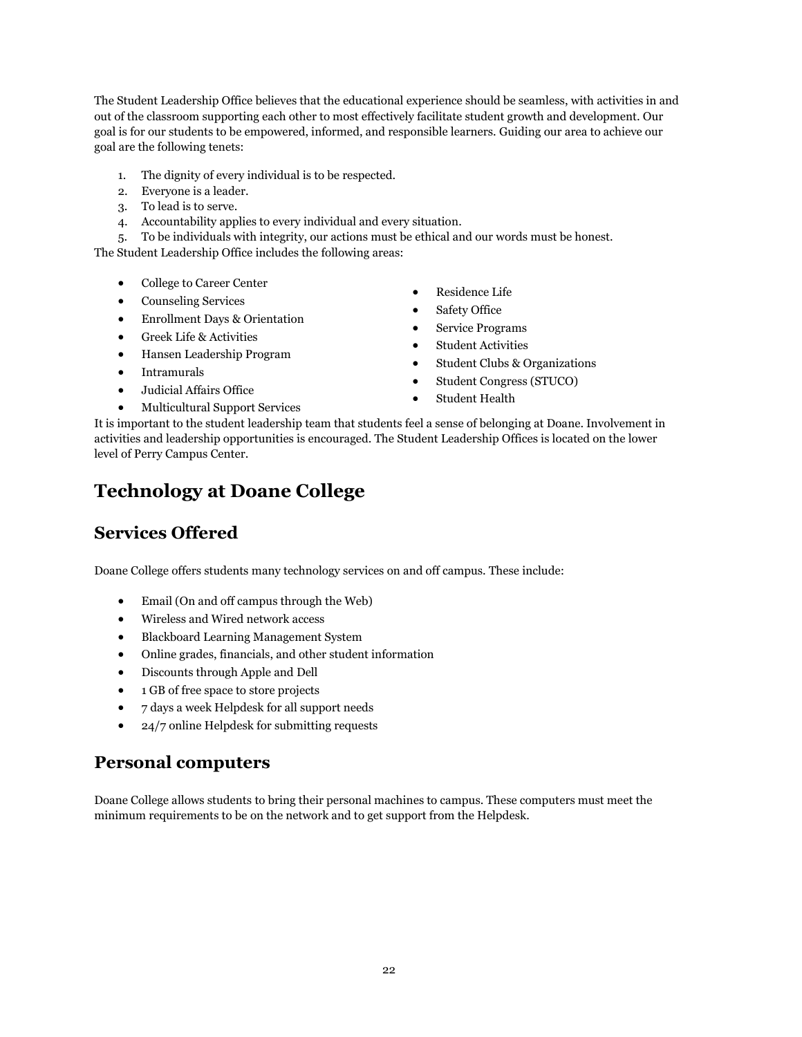The Student Leadership Office believes that the educational experience should be seamless, with activities in and out of the classroom supporting each other to most effectively facilitate student growth and development. Our goal is for our students to be empowered, informed, and responsible learners. Guiding our area to achieve our goal are the following tenets:

1. The dignity of every individual is to be respected.
2. Everyone is a leader.
3. To lead is to serve.
4. Accountability applies to every individual and every situation.
5. To be individuals with integrity, our actions must be ethical and our words must be honest.

The Student Leadership Office includes the following areas:

- College to Career Center
- Counseling Services
- Enrollment Days & Orientation
- Greek Life & Activities
- Hansen Leadership Program
- Intramurals
- Judicial Affairs Office
- Multicultural Support Services
- Residence Life
- Safety Office
- Service Programs
- Student Activities
- Student Clubs & Organizations
- Student Congress (STUCO)
- Student Health

It is important to the student leadership team that students feel a sense of belonging at Doane. Involvement in activities and leadership opportunities is encouraged. The Student Leadership Offices is located on the lower level of Perry Campus Center.

# Technology at Doane College

## Services Offered

Doane College offers students many technology services on and off campus. These include:

- Email (On and off campus through the Web)
- Wireless and Wired network access
- Blackboard Learning Management System
- Online grades, financials, and other student information
- Discounts through Apple and Dell
- 1 GB of free space to store projects
- 7 days a week Helpdesk for all support needs
- 24/7 online Helpdesk for submitting requests

## Personal computers

Doane College allows students to bring their personal machines to campus. These computers must meet the minimum requirements to be on the network and to get support from the Helpdesk.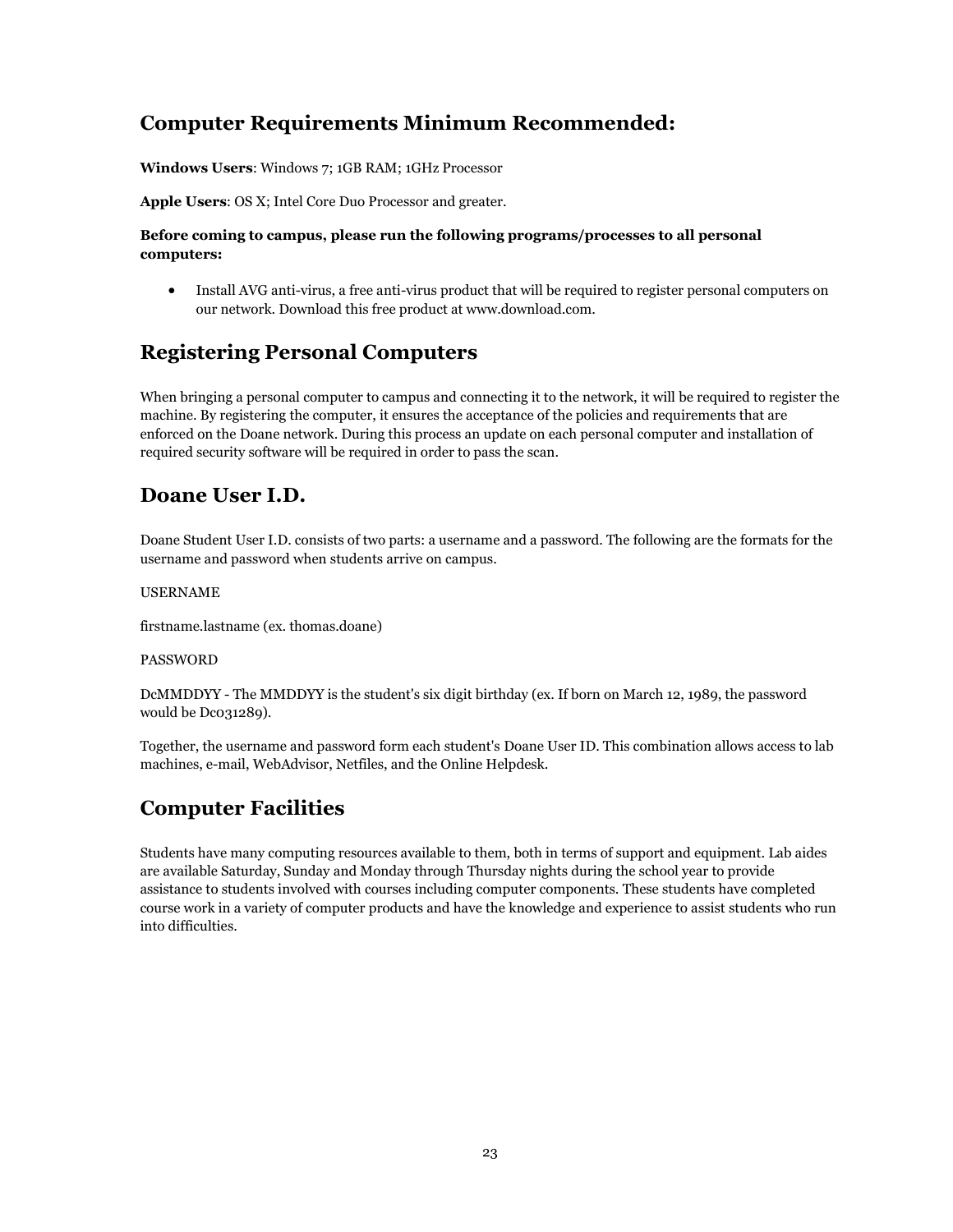## Computer Requirements Minimum Recommended:

**Windows Users**: Windows 7; 1GB RAM; 1GHz Processor

**Apple Users**: OS X; Intel Core Duo Processor and greater.

**Before coming to campus, please run the following programs/processes to all personal computers:**

- Install AVG anti-virus, a free anti-virus product that will be required to register personal computers on our network. Download this free product at www.download.com.

## Registering Personal Computers

When bringing a personal computer to campus and connecting it to the network, it will be required to register the machine. By registering the computer, it ensures the acceptance of the policies and requirements that are enforced on the Doane network. During this process an update on each personal computer and installation of required security software will be required in order to pass the scan.

## Doane User I.D.

Doane Student User I.D. consists of two parts: a username and a password. The following are the formats for the username and password when students arrive on campus.

USERNAME

firstname.lastname (ex. thomas.doane)

PASSWORD

DcMMDDYY - The MMDDYY is the student's six digit birthday (ex. If born on March 12, 1989, the password would be Dc031289).

Together, the username and password form each student's Doane User ID. This combination allows access to lab machines, e-mail, WebAdvisor, Netfiles, and the Online Helpdesk.

## Computer Facilities

Students have many computing resources available to them, both in terms of support and equipment. Lab aides are available Saturday, Sunday and Monday through Thursday nights during the school year to provide assistance to students involved with courses including computer components. These students have completed course work in a variety of computer products and have the knowledge and experience to assist students who run into difficulties.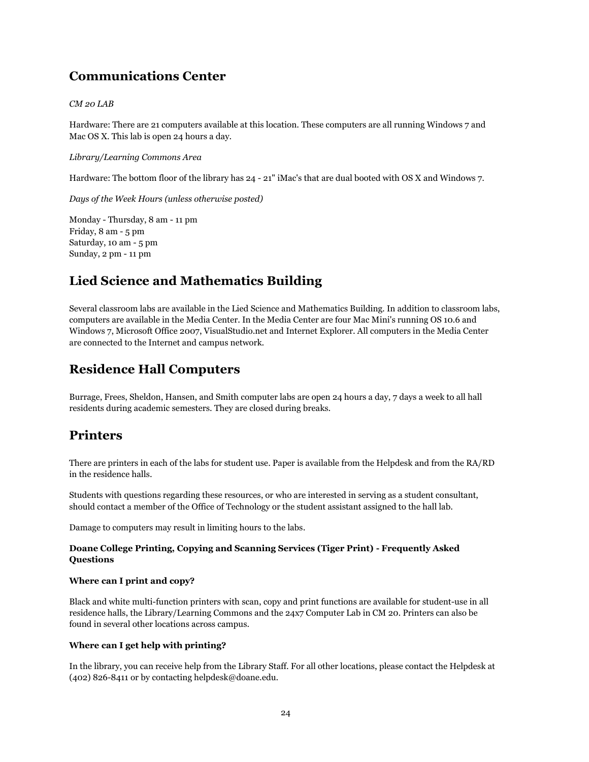## Communications Center

*CM 20 LAB*

Hardware: There are 21 computers available at this location. These computers are all running Windows 7 and Mac OS X. This lab is open 24 hours a day.

*Library/Learning Commons Area*

Hardware: The bottom floor of the library has 24 - 21" iMac's that are dual booted with OS X and Windows 7.

*Days of the Week Hours (unless otherwise posted)*

Monday - Thursday, 8 am - 11 pm  
Friday, 8 am - 5 pm  
Saturday, 10 am - 5 pm  
Sunday, 2 pm - 11 pm

## Lied Science and Mathematics Building

Several classroom labs are available in the Lied Science and Mathematics Building. In addition to classroom labs, computers are available in the Media Center. In the Media Center are four Mac Mini's running OS 10.6 and Windows 7, Microsoft Office 2007, VisualStudio.net and Internet Explorer. All computers in the Media Center are connected to the Internet and campus network.

## Residence Hall Computers

Burrage, Frees, Sheldon, Hansen, and Smith computer labs are open 24 hours a day, 7 days a week to all hall residents during academic semesters. They are closed during breaks.

## Printers

There are printers in each of the labs for student use. Paper is available from the Helpdesk and from the RA/RD in the residence halls.

Students with questions regarding these resources, or who are interested in serving as a student consultant, should contact a member of the Office of Technology or the student assistant assigned to the hall lab.

Damage to computers may result in limiting hours to the labs.

**Doane College Printing, Copying and Scanning Services (Tiger Print) - Frequently Asked Questions**

**Where can I print and copy?**

Black and white multi-function printers with scan, copy and print functions are available for student-use in all residence halls, the Library/Learning Commons and the 24x7 Computer Lab in CM 20. Printers can also be found in several other locations across campus.

**Where can I get help with printing?**

In the library, you can receive help from the Library Staff. For all other locations, please contact the Helpdesk at (402) 826-8411 or by contacting helpdesk@doane.edu.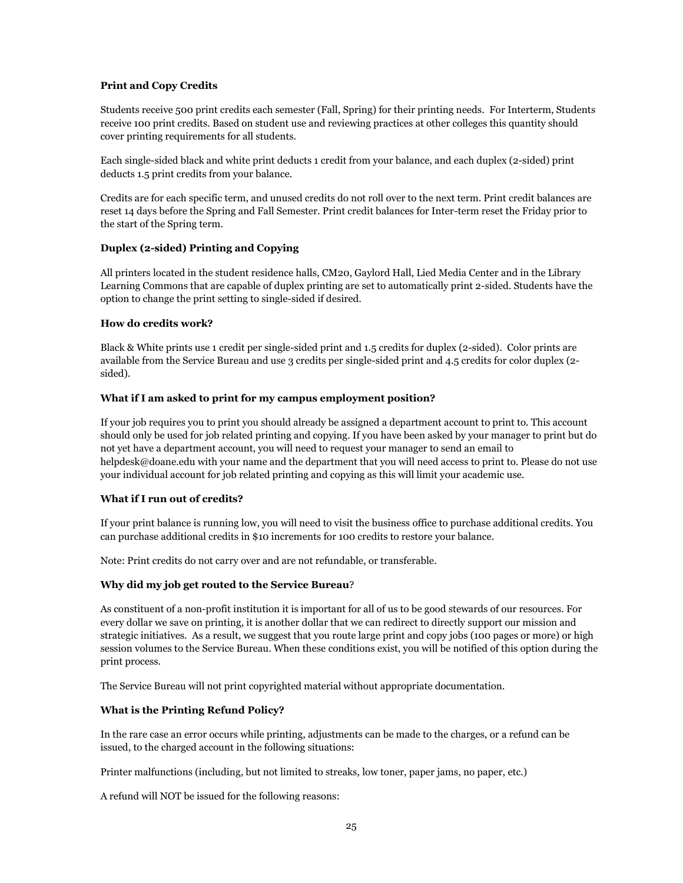**Print and Copy Credits**

Students receive 500 print credits each semester (Fall, Spring) for their printing needs. For Interterm, Students receive 100 print credits. Based on student use and reviewing practices at other colleges this quantity should cover printing requirements for all students.

Each single-sided black and white print deducts 1 credit from your balance, and each duplex (2-sided) print deducts 1.5 print credits from your balance.

Credits are for each specific term, and unused credits do not roll over to the next term. Print credit balances are reset 14 days before the Spring and Fall Semester. Print credit balances for Inter-term reset the Friday prior to the start of the Spring term.

**Duplex (2-sided) Printing and Copying**

All printers located in the student residence halls, CM20, Gaylord Hall, Lied Media Center and in the Library Learning Commons that are capable of duplex printing are set to automatically print 2-sided. Students have the option to change the print setting to single-sided if desired.

**How do credits work?**

Black & White prints use 1 credit per single-sided print and 1.5 credits for duplex (2-sided). Color prints are available from the Service Bureau and use 3 credits per single-sided print and 4.5 credits for color duplex (2-sided).

**What if I am asked to print for my campus employment position?**

If your job requires you to print you should already be assigned a department account to print to. This account should only be used for job related printing and copying. If you have been asked by your manager to print but do not yet have a department account, you will need to request your manager to send an email to helpdesk@doane.edu with your name and the department that you will need access to print to. Please do not use your individual account for job related printing and copying as this will limit your academic use.

**What if I run out of credits?**

If your print balance is running low, you will need to visit the business office to purchase additional credits. You can purchase additional credits in $10 increments for 100 credits to restore your balance.

Note: Print credits do not carry over and are not refundable, or transferable.

**Why did my job get routed to the Service Bureau?**

As constituent of a non-profit institution it is important for all of us to be good stewards of our resources. For every dollar we save on printing, it is another dollar that we can redirect to directly support our mission and strategic initiatives. As a result, we suggest that you route large print and copy jobs (100 pages or more) or high session volumes to the Service Bureau. When these conditions exist, you will be notified of this option during the print process.

The Service Bureau will not print copyrighted material without appropriate documentation.

**What is the Printing Refund Policy?**

In the rare case an error occurs while printing, adjustments can be made to the charges, or a refund can be issued, to the charged account in the following situations:

Printer malfunctions (including, but not limited to streaks, low toner, paper jams, no paper, etc.)

A refund will NOT be issued for the following reasons: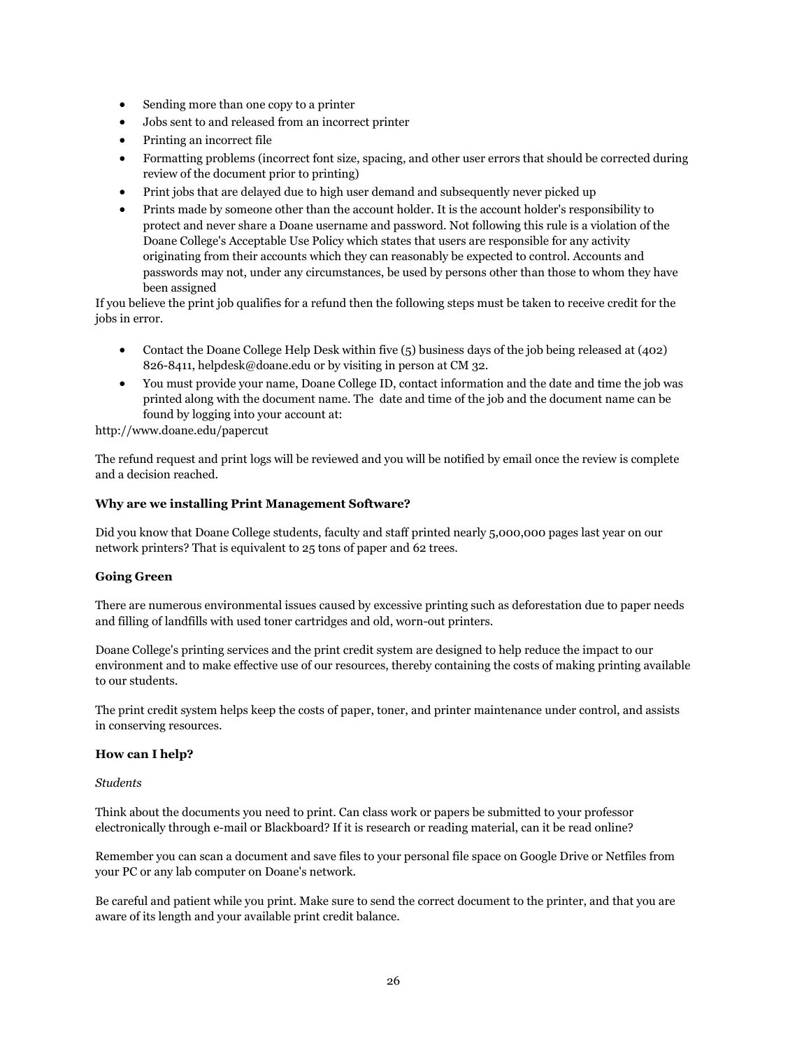- Sending more than one copy to a printer
- Jobs sent to and released from an incorrect printer
- Printing an incorrect file
- Formatting problems (incorrect font size, spacing, and other user errors that should be corrected during review of the document prior to printing)
- Print jobs that are delayed due to high user demand and subsequently never picked up
- Prints made by someone other than the account holder. It is the account holder's responsibility to protect and never share a Doane username and password. Not following this rule is a violation of the Doane College's Acceptable Use Policy which states that users are responsible for any activity originating from their accounts which they can reasonably be expected to control. Accounts and passwords may not, under any circumstances, be used by persons other than those to whom they have been assigned

If you believe the print job qualifies for a refund then the following steps must be taken to receive credit for the jobs in error.

- Contact the Doane College Help Desk within five (5) business days of the job being released at (402) 826-8411, helpdesk@doane.edu or by visiting in person at CM 32.
- You must provide your name, Doane College ID, contact information and the date and time the job was printed along with the document name. The date and time of the job and the document name can be found by logging into your account at:

http://www.doane.edu/papercut

The refund request and print logs will be reviewed and you will be notified by email once the review is complete and a decision reached.

**Why are we installing Print Management Software?**

Did you know that Doane College students, faculty and staff printed nearly 5,000,000 pages last year on our network printers? That is equivalent to 25 tons of paper and 62 trees.

**Going Green**

There are numerous environmental issues caused by excessive printing such as deforestation due to paper needs and filling of landfills with used toner cartridges and old, worn-out printers.

Doane College's printing services and the print credit system are designed to help reduce the impact to our environment and to make effective use of our resources, thereby containing the costs of making printing available to our students.

The print credit system helps keep the costs of paper, toner, and printer maintenance under control, and assists in conserving resources.

**How can I help?**

*Students*

Think about the documents you need to print. Can class work or papers be submitted to your professor electronically through e-mail or Blackboard? If it is research or reading material, can it be read online?

Remember you can scan a document and save files to your personal file space on Google Drive or Netfiles from your PC or any lab computer on Doane's network.

Be careful and patient while you print. Make sure to send the correct document to the printer, and that you are aware of its length and your available print credit balance.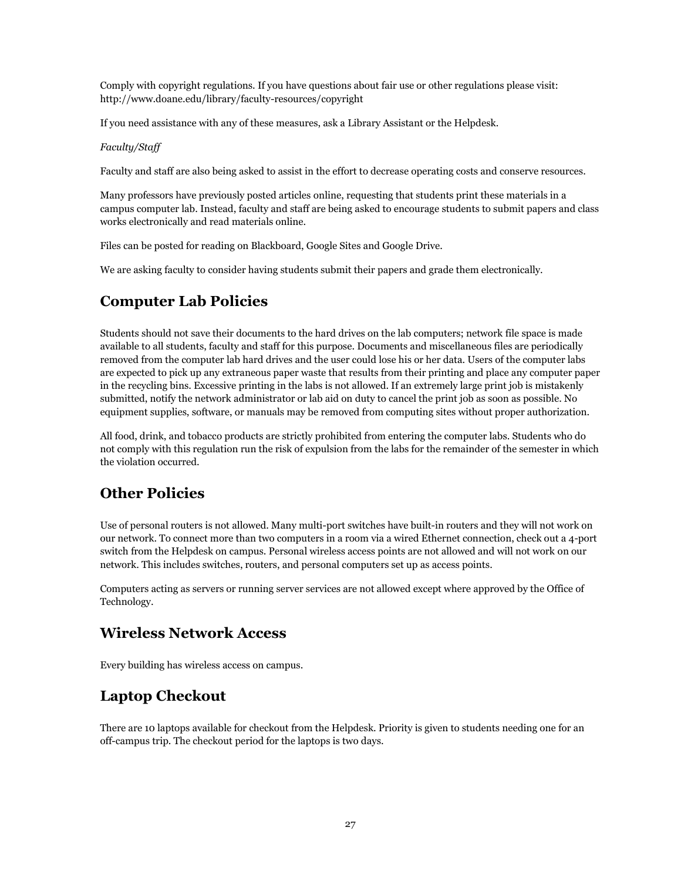Comply with copyright regulations. If you have questions about fair use or other regulations please visit: http://www.doane.edu/library/faculty-resources/copyright

If you need assistance with any of these measures, ask a Library Assistant or the Helpdesk.

*Faculty/Staff*

Faculty and staff are also being asked to assist in the effort to decrease operating costs and conserve resources.

Many professors have previously posted articles online, requesting that students print these materials in a campus computer lab. Instead, faculty and staff are being asked to encourage students to submit papers and class works electronically and read materials online.

Files can be posted for reading on Blackboard, Google Sites and Google Drive.

We are asking faculty to consider having students submit their papers and grade them electronically.

## Computer Lab Policies

Students should not save their documents to the hard drives on the lab computers; network file space is made available to all students, faculty and staff for this purpose. Documents and miscellaneous files are periodically removed from the computer lab hard drives and the user could lose his or her data. Users of the computer labs are expected to pick up any extraneous paper waste that results from their printing and place any computer paper in the recycling bins. Excessive printing in the labs is not allowed. If an extremely large print job is mistakenly submitted, notify the network administrator or lab aid on duty to cancel the print job as soon as possible. No equipment supplies, software, or manuals may be removed from computing sites without proper authorization.

All food, drink, and tobacco products are strictly prohibited from entering the computer labs. Students who do not comply with this regulation run the risk of expulsion from the labs for the remainder of the semester in which the violation occurred.

## Other Policies

Use of personal routers is not allowed. Many multi-port switches have built-in routers and they will not work on our network. To connect more than two computers in a room via a wired Ethernet connection, check out a 4-port switch from the Helpdesk on campus. Personal wireless access points are not allowed and will not work on our network. This includes switches, routers, and personal computers set up as access points.

Computers acting as servers or running server services are not allowed except where approved by the Office of Technology.

## Wireless Network Access

Every building has wireless access on campus.

## Laptop Checkout

There are 10 laptops available for checkout from the Helpdesk. Priority is given to students needing one for an off-campus trip. The checkout period for the laptops is two days.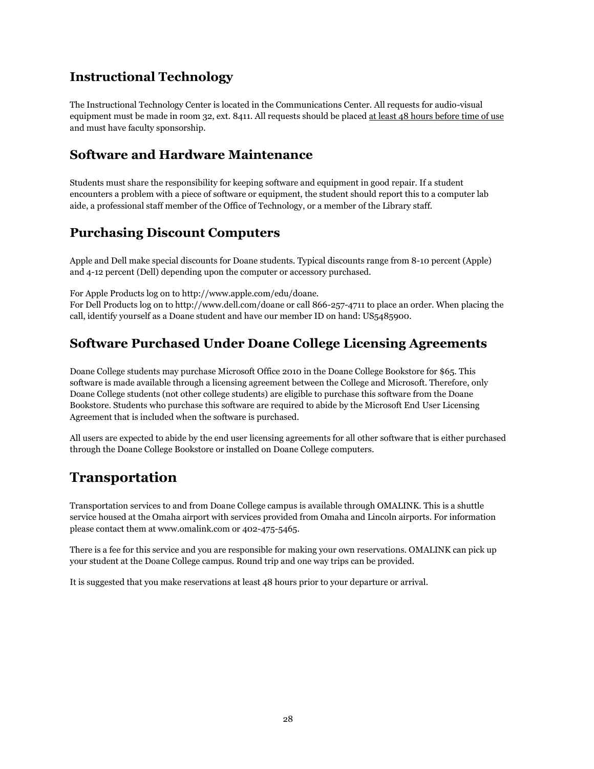## Instructional Technology

The Instructional Technology Center is located in the Communications Center. All requests for audio-visual equipment must be made in room 32, ext. 8411. All requests should be placed <u>at least 48 hours before time of use</u> and must have faculty sponsorship.

## Software and Hardware Maintenance

Students must share the responsibility for keeping software and equipment in good repair. If a student encounters a problem with a piece of software or equipment, the student should report this to a computer lab aide, a professional staff member of the Office of Technology, or a member of the Library staff.

## Purchasing Discount Computers

Apple and Dell make special discounts for Doane students. Typical discounts range from 8-10 percent (Apple) and 4-12 percent (Dell) depending upon the computer or accessory purchased.

For Apple Products log on to http://www.apple.com/edu/doane.
For Dell Products log on to http://www.dell.com/doane or call 866-257-4711 to place an order. When placing the call, identify yourself as a Doane student and have our member ID on hand: US5485900.

## Software Purchased Under Doane College Licensing Agreements

Doane College students may purchase Microsoft Office 2010 in the Doane College Bookstore for $65. This software is made available through a licensing agreement between the College and Microsoft. Therefore, only Doane College students (not other college students) are eligible to purchase this software from the Doane Bookstore. Students who purchase this software are required to abide by the Microsoft End User Licensing Agreement that is included when the software is purchased.

All users are expected to abide by the end user licensing agreements for all other software that is either purchased through the Doane College Bookstore or installed on Doane College computers.

# Transportation

Transportation services to and from Doane College campus is available through OMALINK. This is a shuttle service housed at the Omaha airport with services provided from Omaha and Lincoln airports. For information please contact them at www.omalink.com or 402-475-5465.

There is a fee for this service and you are responsible for making your own reservations. OMALINK can pick up your student at the Doane College campus. Round trip and one way trips can be provided.

It is suggested that you make reservations at least 48 hours prior to your departure or arrival.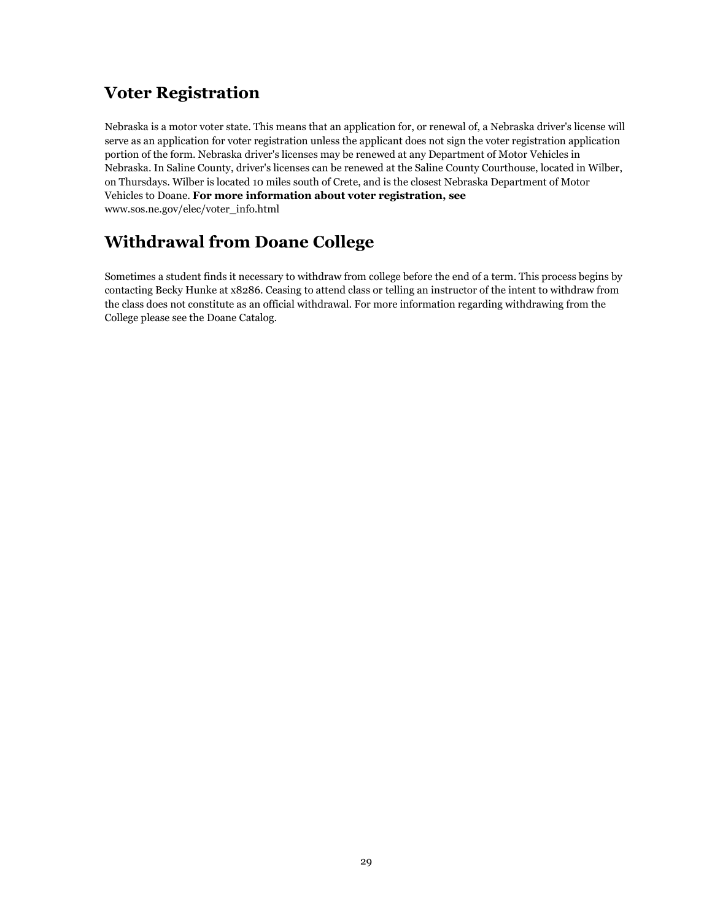## Voter Registration

Nebraska is a motor voter state. This means that an application for, or renewal of, a Nebraska driver's license will serve as an application for voter registration unless the applicant does not sign the voter registration application portion of the form. Nebraska driver's licenses may be renewed at any Department of Motor Vehicles in Nebraska. In Saline County, driver's licenses can be renewed at the Saline County Courthouse, located in Wilber, on Thursdays. Wilber is located 10 miles south of Crete, and is the closest Nebraska Department of Motor Vehicles to Doane. **For more information about voter registration, see** www.sos.ne.gov/elec/voter_info.html

## Withdrawal from Doane College

Sometimes a student finds it necessary to withdraw from college before the end of a term. This process begins by contacting Becky Hunke at x8286. Ceasing to attend class or telling an instructor of the intent to withdraw from the class does not constitute as an official withdrawal. For more information regarding withdrawing from the College please see the Doane Catalog.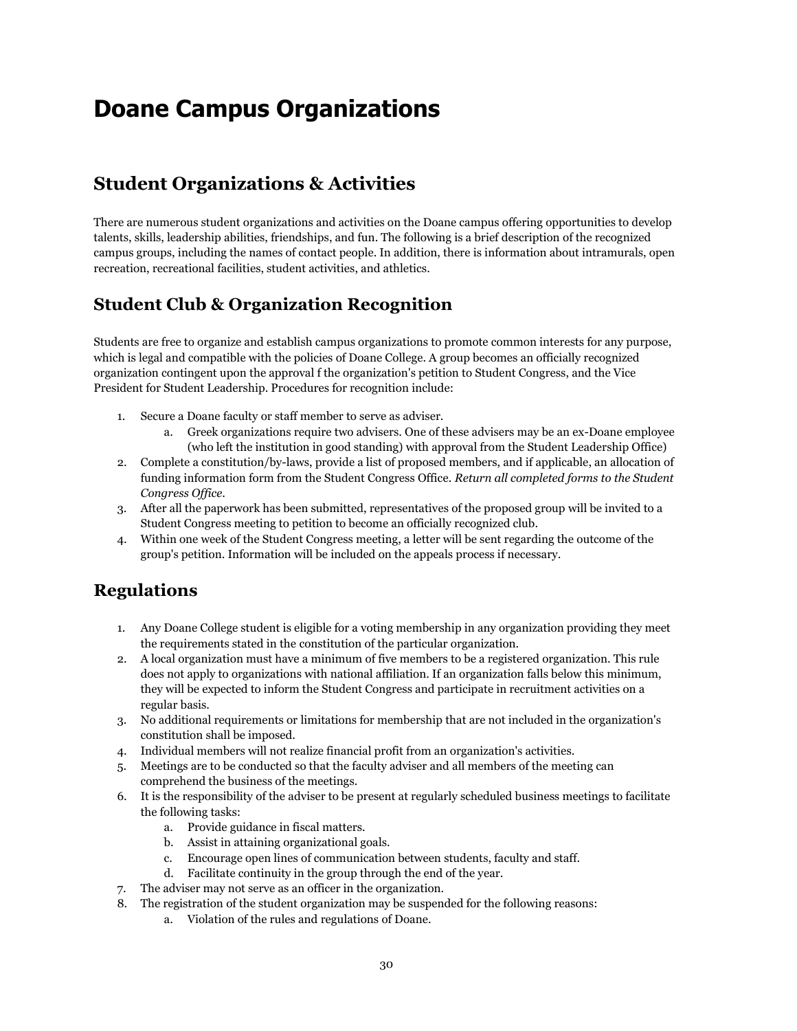# Doane Campus Organizations

## Student Organizations & Activities

There are numerous student organizations and activities on the Doane campus offering opportunities to develop talents, skills, leadership abilities, friendships, and fun. The following is a brief description of the recognized campus groups, including the names of contact people. In addition, there is information about intramurals, open recreation, recreational facilities, student activities, and athletics.

## Student Club & Organization Recognition

Students are free to organize and establish campus organizations to promote common interests for any purpose, which is legal and compatible with the policies of Doane College. A group becomes an officially recognized organization contingent upon the approval f the organization's petition to Student Congress, and the Vice President for Student Leadership. Procedures for recognition include:

1. Secure a Doane faculty or staff member to serve as adviser.
    a. Greek organizations require two advisers. One of these advisers may be an ex-Doane employee (who left the institution in good standing) with approval from the Student Leadership Office)
2. Complete a constitution/by-laws, provide a list of proposed members, and if applicable, an allocation of funding information form from the Student Congress Office. *Return all completed forms to the Student Congress Office.*
3. After all the paperwork has been submitted, representatives of the proposed group will be invited to a Student Congress meeting to petition to become an officially recognized club.
4. Within one week of the Student Congress meeting, a letter will be sent regarding the outcome of the group's petition. Information will be included on the appeals process if necessary.

## Regulations

1. Any Doane College student is eligible for a voting membership in any organization providing they meet the requirements stated in the constitution of the particular organization.
2. A local organization must have a minimum of five members to be a registered organization. This rule does not apply to organizations with national affiliation. If an organization falls below this minimum, they will be expected to inform the Student Congress and participate in recruitment activities on a regular basis.
3. No additional requirements or limitations for membership that are not included in the organization's constitution shall be imposed.
4. Individual members will not realize financial profit from an organization's activities.
5. Meetings are to be conducted so that the faculty adviser and all members of the meeting can comprehend the business of the meetings.
6. It is the responsibility of the adviser to be present at regularly scheduled business meetings to facilitate the following tasks:
    a. Provide guidance in fiscal matters.
    b. Assist in attaining organizational goals.
    c. Encourage open lines of communication between students, faculty and staff.
    d. Facilitate continuity in the group through the end of the year.
7. The adviser may not serve as an officer in the organization.
8. The registration of the student organization may be suspended for the following reasons:
    a. Violation of the rules and regulations of Doane.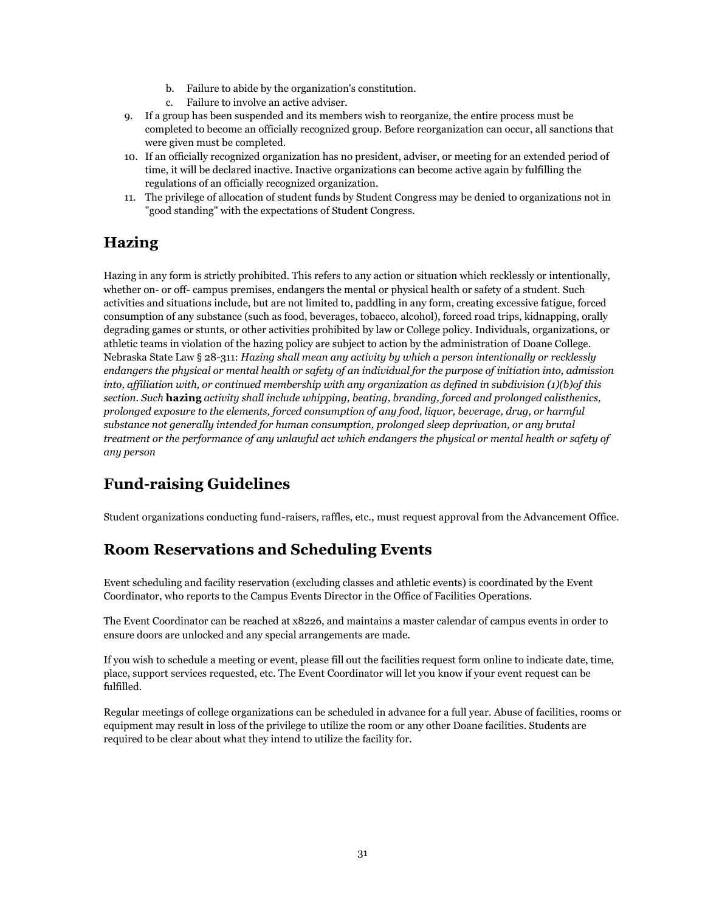b. Failure to abide by the organization's constitution.
   c. Failure to involve an active adviser.
9. If a group has been suspended and its members wish to reorganize, the entire process must be completed to become an officially recognized group. Before reorganization can occur, all sanctions that were given must be completed.
10. If an officially recognized organization has no president, adviser, or meeting for an extended period of time, it will be declared inactive. Inactive organizations can become active again by fulfilling the regulations of an officially recognized organization.
11. The privilege of allocation of student funds by Student Congress may be denied to organizations not in "good standing" with the expectations of Student Congress.

## Hazing

Hazing in any form is strictly prohibited. This refers to any action or situation which recklessly or intentionally, whether on- or off- campus premises, endangers the mental or physical health or safety of a student. Such activities and situations include, but are not limited to, paddling in any form, creating excessive fatigue, forced consumption of any substance (such as food, beverages, tobacco, alcohol), forced road trips, kidnapping, orally degrading games or stunts, or other activities prohibited by law or College policy. Individuals, organizations, or athletic teams in violation of the hazing policy are subject to action by the administration of Doane College. Nebraska State Law § 28-311: *Hazing shall mean any activity by which a person intentionally or recklessly endangers the physical or mental health or safety of an individual for the purpose of initiation into, admission into, affiliation with, or continued membership with any organization as defined in subdivision (1)(b)of this section. Such* **hazing** *activity shall include whipping, beating, branding, forced and prolonged calisthenics, prolonged exposure to the elements, forced consumption of any food, liquor, beverage, drug, or harmful substance not generally intended for human consumption, prolonged sleep deprivation, or any brutal treatment or the performance of any unlawful act which endangers the physical or mental health or safety of any person*

## Fund-raising Guidelines

Student organizations conducting fund-raisers, raffles, etc., must request approval from the Advancement Office.

## Room Reservations and Scheduling Events

Event scheduling and facility reservation (excluding classes and athletic events) is coordinated by the Event Coordinator, who reports to the Campus Events Director in the Office of Facilities Operations.

The Event Coordinator can be reached at x8226, and maintains a master calendar of campus events in order to ensure doors are unlocked and any special arrangements are made.

If you wish to schedule a meeting or event, please fill out the facilities request form online to indicate date, time, place, support services requested, etc. The Event Coordinator will let you know if your event request can be fulfilled.

Regular meetings of college organizations can be scheduled in advance for a full year. Abuse of facilities, rooms or equipment may result in loss of the privilege to utilize the room or any other Doane facilities. Students are required to be clear about what they intend to utilize the facility for.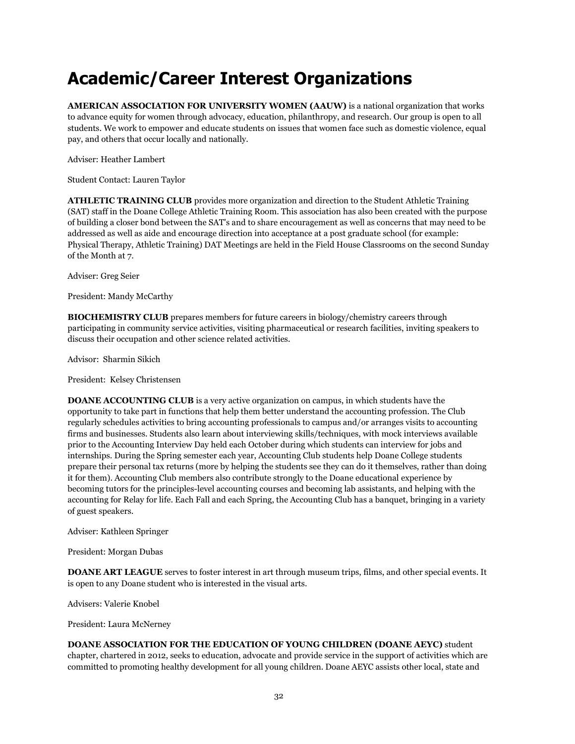# Academic/Career Interest Organizations

**AMERICAN ASSOCIATION FOR UNIVERSITY WOMEN (AAUW)** is a national organization that works to advance equity for women through advocacy, education, philanthropy, and research. Our group is open to all students. We work to empower and educate students on issues that women face such as domestic violence, equal pay, and others that occur locally and nationally.

Adviser: Heather Lambert

Student Contact: Lauren Taylor

**ATHLETIC TRAINING CLUB** provides more organization and direction to the Student Athletic Training (SAT) staff in the Doane College Athletic Training Room. This association has also been created with the purpose of building a closer bond between the SAT's and to share encouragement as well as concerns that may need to be addressed as well as aide and encourage direction into acceptance at a post graduate school (for example: Physical Therapy, Athletic Training) DAT Meetings are held in the Field House Classrooms on the second Sunday of the Month at 7.

Adviser: Greg Seier

President: Mandy McCarthy

**BIOCHEMISTRY CLUB** prepares members for future careers in biology/chemistry careers through participating in community service activities, visiting pharmaceutical or research facilities, inviting speakers to discuss their occupation and other science related activities.

Advisor: Sharmin Sikich

President: Kelsey Christensen

**DOANE ACCOUNTING CLUB** is a very active organization on campus, in which students have the opportunity to take part in functions that help them better understand the accounting profession. The Club regularly schedules activities to bring accounting professionals to campus and/or arranges visits to accounting firms and businesses. Students also learn about interviewing skills/techniques, with mock interviews available prior to the Accounting Interview Day held each October during which students can interview for jobs and internships. During the Spring semester each year, Accounting Club students help Doane College students prepare their personal tax returns (more by helping the students see they can do it themselves, rather than doing it for them). Accounting Club members also contribute strongly to the Doane educational experience by becoming tutors for the principles-level accounting courses and becoming lab assistants, and helping with the accounting for Relay for life. Each Fall and each Spring, the Accounting Club has a banquet, bringing in a variety of guest speakers.

Adviser: Kathleen Springer

President: Morgan Dubas

**DOANE ART LEAGUE** serves to foster interest in art through museum trips, films, and other special events. It is open to any Doane student who is interested in the visual arts.

Advisers: Valerie Knobel

President: Laura McNerney

**DOANE ASSOCIATION FOR THE EDUCATION OF YOUNG CHILDREN (DOANE AEYC)** student chapter, chartered in 2012, seeks to education, advocate and provide service in the support of activities which are committed to promoting healthy development for all young children. Doane AEYC assists other local, state and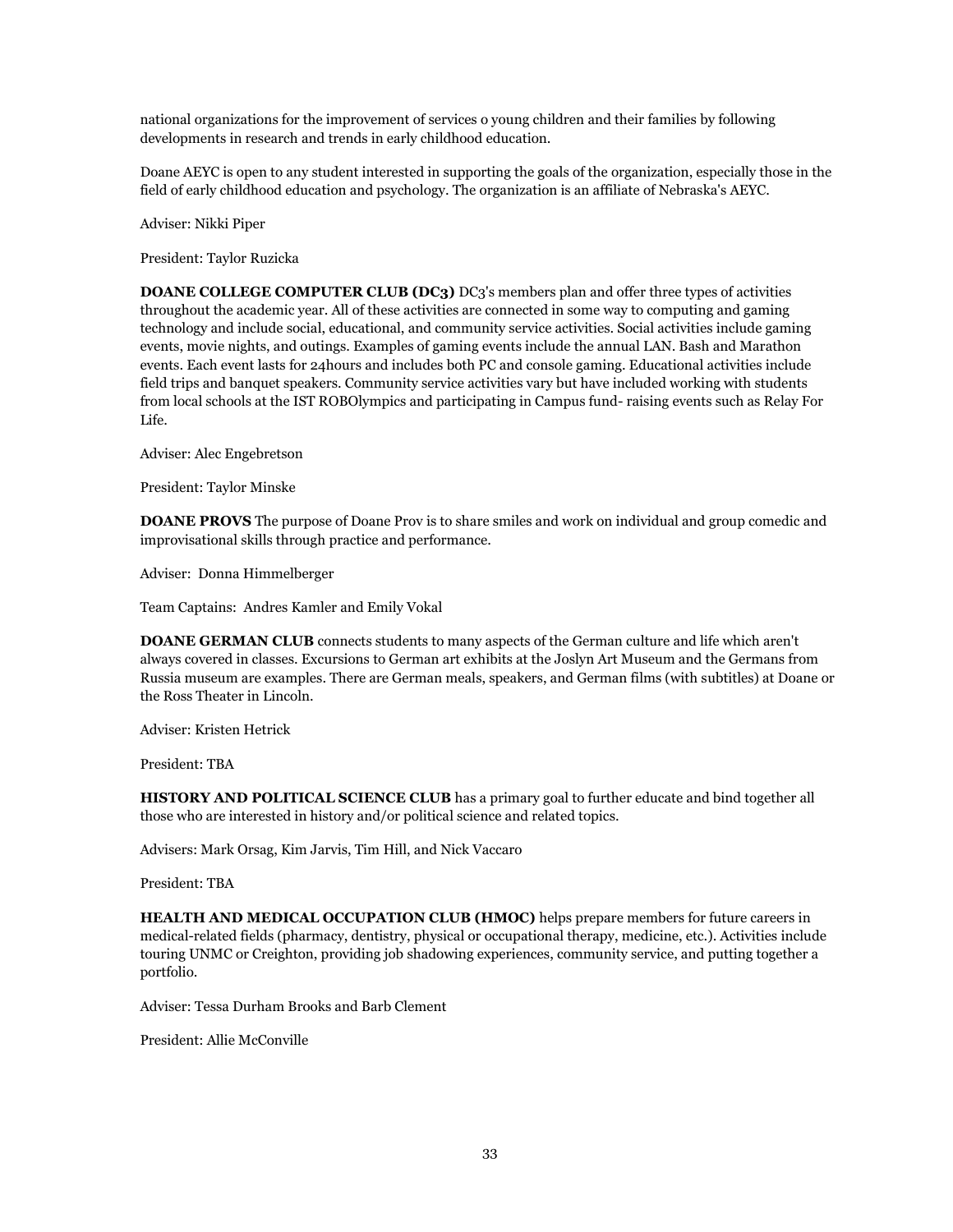national organizations for the improvement of services o young children and their families by following developments in research and trends in early childhood education.

Doane AEYC is open to any student interested in supporting the goals of the organization, especially those in the field of early childhood education and psychology. The organization is an affiliate of Nebraska's AEYC.

Adviser: Nikki Piper

President: Taylor Ruzicka

**DOANE COLLEGE COMPUTER CLUB (DC3)** DC3's members plan and offer three types of activities throughout the academic year. All of these activities are connected in some way to computing and gaming technology and include social, educational, and community service activities. Social activities include gaming events, movie nights, and outings. Examples of gaming events include the annual LAN. Bash and Marathon events. Each event lasts for 24hours and includes both PC and console gaming. Educational activities include field trips and banquet speakers. Community service activities vary but have included working with students from local schools at the IST ROBOlympics and participating in Campus fund- raising events such as Relay For Life.

Adviser: Alec Engebretson

President: Taylor Minske

**DOANE PROVS** The purpose of Doane Prov is to share smiles and work on individual and group comedic and improvisational skills through practice and performance.

Adviser: Donna Himmelberger

Team Captains: Andres Kamler and Emily Vokal

**DOANE GERMAN CLUB** connects students to many aspects of the German culture and life which aren't always covered in classes. Excursions to German art exhibits at the Joslyn Art Museum and the Germans from Russia museum are examples. There are German meals, speakers, and German films (with subtitles) at Doane or the Ross Theater in Lincoln.

Adviser: Kristen Hetrick

President: TBA

**HISTORY AND POLITICAL SCIENCE CLUB** has a primary goal to further educate and bind together all those who are interested in history and/or political science and related topics.

Advisers: Mark Orsag, Kim Jarvis, Tim Hill, and Nick Vaccaro

President: TBA

**HEALTH AND MEDICAL OCCUPATION CLUB (HMOC)** helps prepare members for future careers in medical-related fields (pharmacy, dentistry, physical or occupational therapy, medicine, etc.). Activities include touring UNMC or Creighton, providing job shadowing experiences, community service, and putting together a portfolio.

Adviser: Tessa Durham Brooks and Barb Clement

President: Allie McConville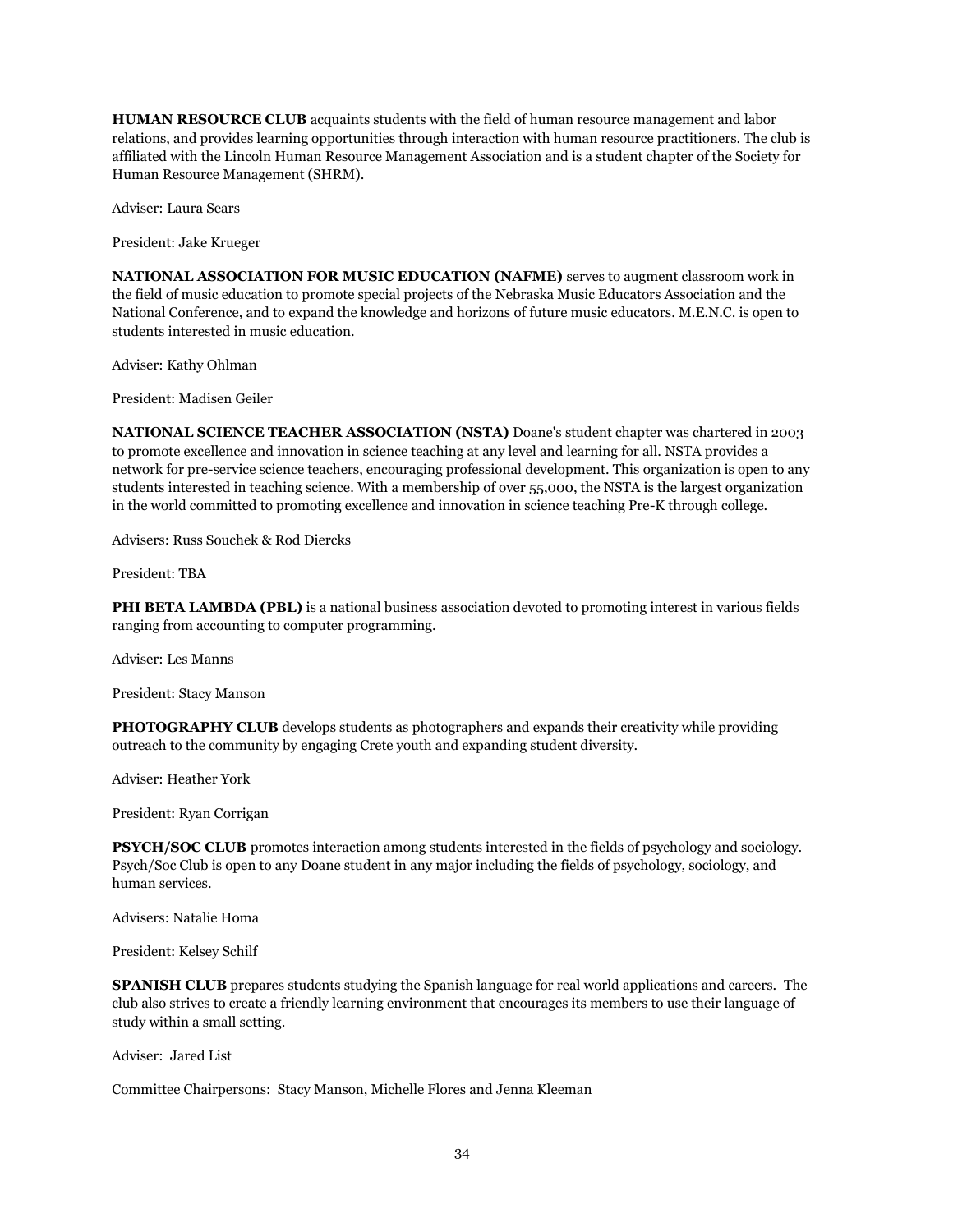**HUMAN RESOURCE CLUB** acquaints students with the field of human resource management and labor relations, and provides learning opportunities through interaction with human resource practitioners. The club is affiliated with the Lincoln Human Resource Management Association and is a student chapter of the Society for Human Resource Management (SHRM).

Adviser: Laura Sears

President: Jake Krueger

**NATIONAL ASSOCIATION FOR MUSIC EDUCATION (NAFME)** serves to augment classroom work in the field of music education to promote special projects of the Nebraska Music Educators Association and the National Conference, and to expand the knowledge and horizons of future music educators. M.E.N.C. is open to students interested in music education.

Adviser: Kathy Ohlman

President: Madisen Geiler

**NATIONAL SCIENCE TEACHER ASSOCIATION (NSTA)** Doane's student chapter was chartered in 2003 to promote excellence and innovation in science teaching at any level and learning for all. NSTA provides a network for pre-service science teachers, encouraging professional development. This organization is open to any students interested in teaching science. With a membership of over 55,000, the NSTA is the largest organization in the world committed to promoting excellence and innovation in science teaching Pre-K through college.

Advisers: Russ Souchek & Rod Diercks

President: TBA

**PHI BETA LAMBDA (PBL)** is a national business association devoted to promoting interest in various fields ranging from accounting to computer programming.

Adviser: Les Manns

President: Stacy Manson

**PHOTOGRAPHY CLUB** develops students as photographers and expands their creativity while providing outreach to the community by engaging Crete youth and expanding student diversity.

Adviser: Heather York

President: Ryan Corrigan

**PSYCH/SOC CLUB** promotes interaction among students interested in the fields of psychology and sociology. Psych/Soc Club is open to any Doane student in any major including the fields of psychology, sociology, and human services.

Advisers: Natalie Homa

President: Kelsey Schilf

**SPANISH CLUB** prepares students studying the Spanish language for real world applications and careers. The club also strives to create a friendly learning environment that encourages its members to use their language of study within a small setting.

Adviser: Jared List

Committee Chairpersons: Stacy Manson, Michelle Flores and Jenna Kleeman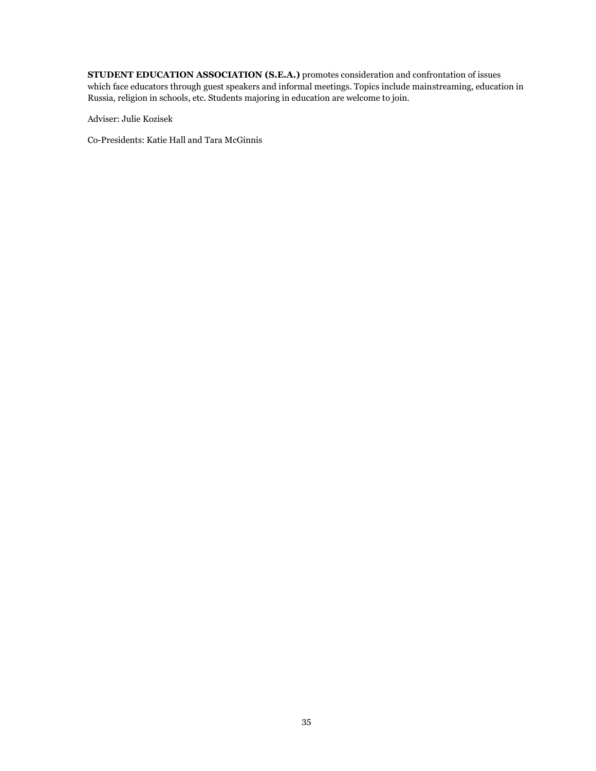**STUDENT EDUCATION ASSOCIATION (S.E.A.)** promotes consideration and confrontation of issues which face educators through guest speakers and informal meetings. Topics include mainstreaming, education in Russia, religion in schools, etc. Students majoring in education are welcome to join.

Adviser: Julie Kozisek

Co-Presidents: Katie Hall and Tara McGinnis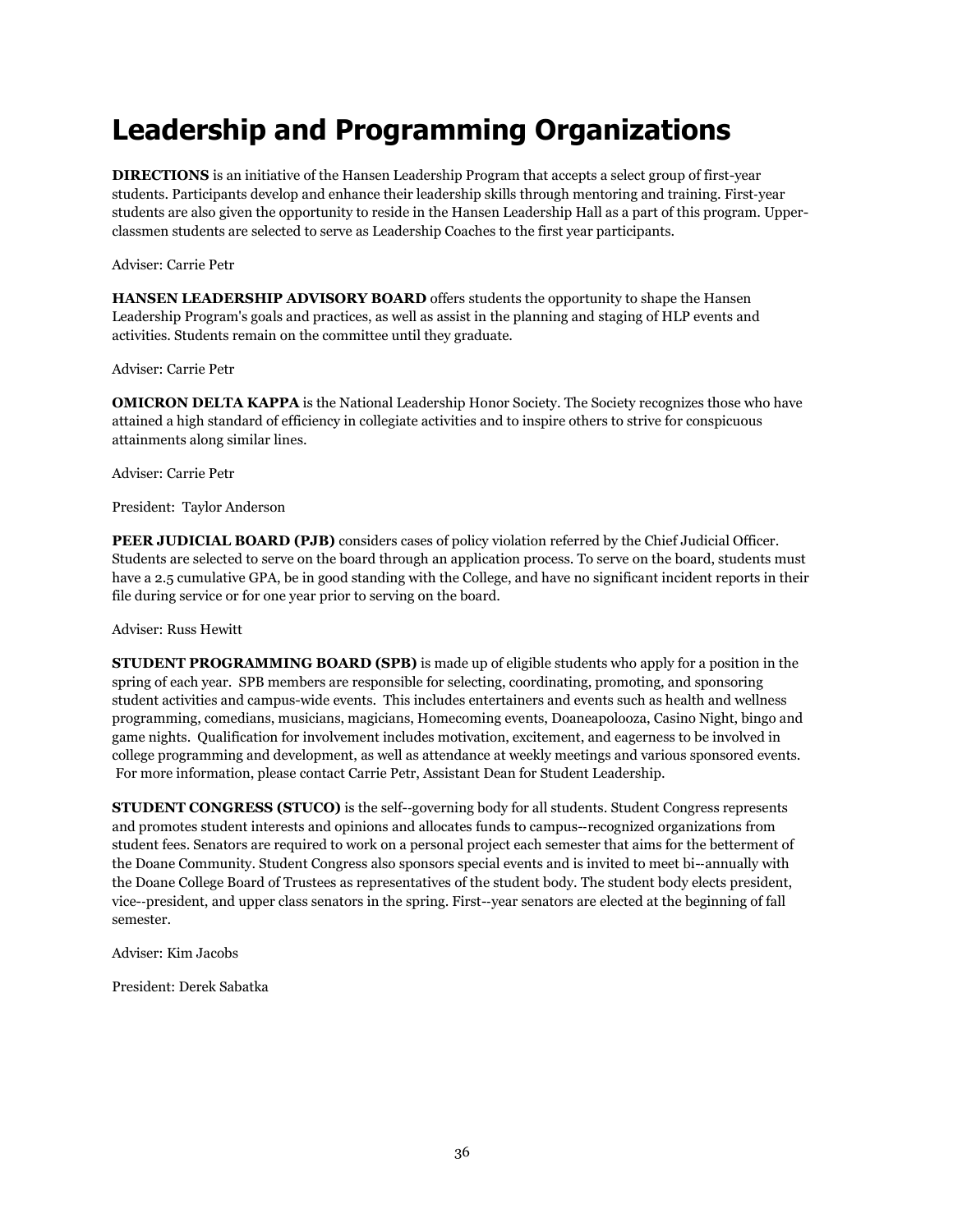# Leadership and Programming Organizations

**DIRECTIONS** is an initiative of the Hansen Leadership Program that accepts a select group of first-year students. Participants develop and enhance their leadership skills through mentoring and training. First-year students are also given the opportunity to reside in the Hansen Leadership Hall as a part of this program. Upper-classmen students are selected to serve as Leadership Coaches to the first year participants.

Adviser: Carrie Petr

**HANSEN LEADERSHIP ADVISORY BOARD** offers students the opportunity to shape the Hansen Leadership Program's goals and practices, as well as assist in the planning and staging of HLP events and activities. Students remain on the committee until they graduate.

Adviser: Carrie Petr

**OMICRON DELTA KAPPA** is the National Leadership Honor Society. The Society recognizes those who have attained a high standard of efficiency in collegiate activities and to inspire others to strive for conspicuous attainments along similar lines.

Adviser: Carrie Petr

President: Taylor Anderson

**PEER JUDICIAL BOARD (PJB)** considers cases of policy violation referred by the Chief Judicial Officer. Students are selected to serve on the board through an application process. To serve on the board, students must have a 2.5 cumulative GPA, be in good standing with the College, and have no significant incident reports in their file during service or for one year prior to serving on the board.

Adviser: Russ Hewitt

**STUDENT PROGRAMMING BOARD (SPB)** is made up of eligible students who apply for a position in the spring of each year. SPB members are responsible for selecting, coordinating, promoting, and sponsoring student activities and campus-wide events. This includes entertainers and events such as health and wellness programming, comedians, musicians, magicians, Homecoming events, Doaneapolooza, Casino Night, bingo and game nights. Qualification for involvement includes motivation, excitement, and eagerness to be involved in college programming and development, as well as attendance at weekly meetings and various sponsored events. For more information, please contact Carrie Petr, Assistant Dean for Student Leadership.

**STUDENT CONGRESS (STUCO)** is the self--governing body for all students. Student Congress represents and promotes student interests and opinions and allocates funds to campus--recognized organizations from student fees. Senators are required to work on a personal project each semester that aims for the betterment of the Doane Community. Student Congress also sponsors special events and is invited to meet bi--annually with the Doane College Board of Trustees as representatives of the student body. The student body elects president, vice--president, and upper class senators in the spring. First--year senators are elected at the beginning of fall semester.

Adviser: Kim Jacobs

President: Derek Sabatka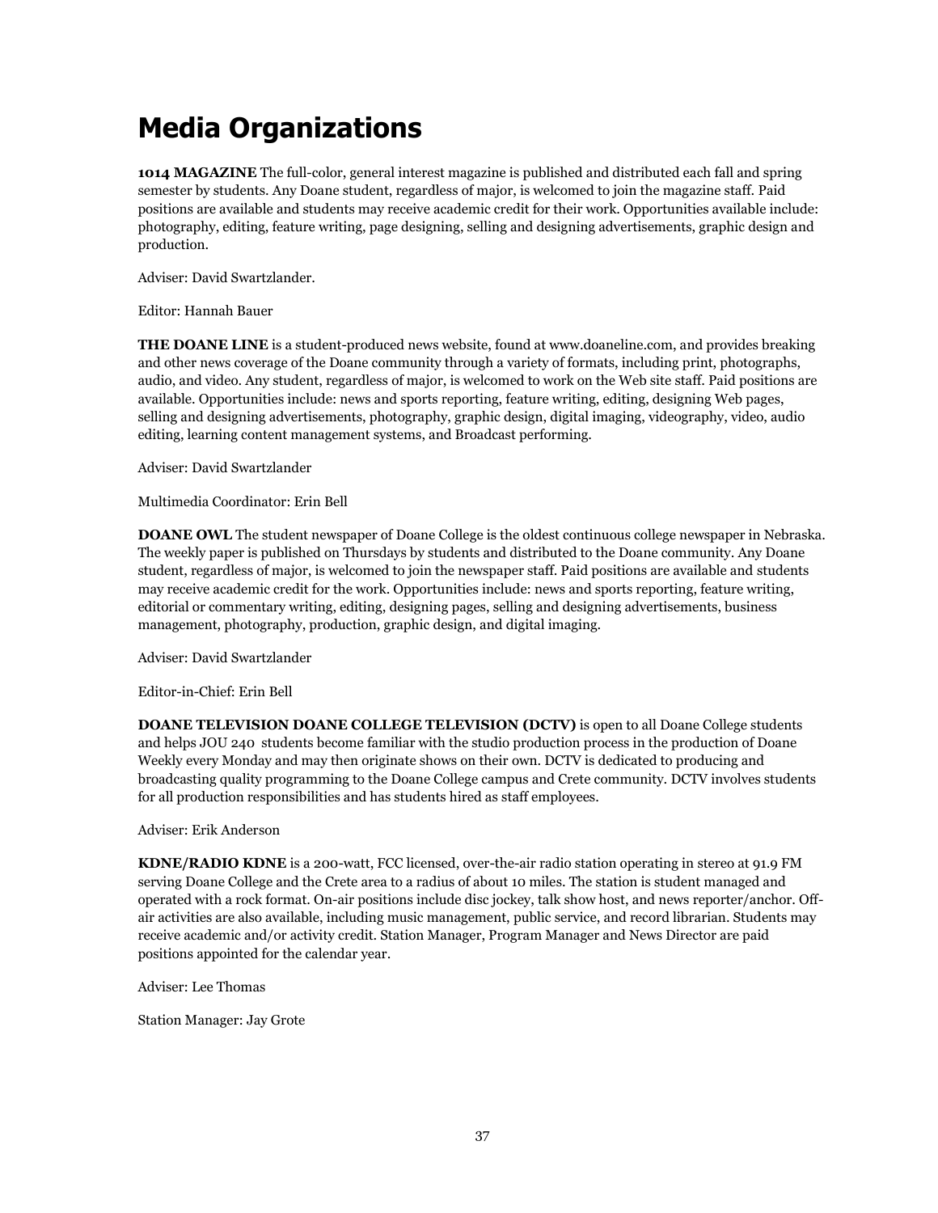# Media Organizations

**1014 MAGAZINE** The full-color, general interest magazine is published and distributed each fall and spring semester by students. Any Doane student, regardless of major, is welcomed to join the magazine staff. Paid positions are available and students may receive academic credit for their work. Opportunities available include: photography, editing, feature writing, page designing, selling and designing advertisements, graphic design and production.

Adviser: David Swartzlander.

Editor: Hannah Bauer

**THE DOANE LINE** is a student-produced news website, found at www.doaneline.com, and provides breaking and other news coverage of the Doane community through a variety of formats, including print, photographs, audio, and video. Any student, regardless of major, is welcomed to work on the Web site staff. Paid positions are available. Opportunities include: news and sports reporting, feature writing, editing, designing Web pages, selling and designing advertisements, photography, graphic design, digital imaging, videography, video, audio editing, learning content management systems, and Broadcast performing.

Adviser: David Swartzlander

Multimedia Coordinator: Erin Bell

**DOANE OWL** The student newspaper of Doane College is the oldest continuous college newspaper in Nebraska. The weekly paper is published on Thursdays by students and distributed to the Doane community. Any Doane student, regardless of major, is welcomed to join the newspaper staff. Paid positions are available and students may receive academic credit for the work. Opportunities include: news and sports reporting, feature writing, editorial or commentary writing, editing, designing pages, selling and designing advertisements, business management, photography, production, graphic design, and digital imaging.

Adviser: David Swartzlander

Editor-in-Chief: Erin Bell

**DOANE TELEVISION DOANE COLLEGE TELEVISION (DCTV)** is open to all Doane College students and helps JOU 240 students become familiar with the studio production process in the production of Doane Weekly every Monday and may then originate shows on their own. DCTV is dedicated to producing and broadcasting quality programming to the Doane College campus and Crete community. DCTV involves students for all production responsibilities and has students hired as staff employees.

Adviser: Erik Anderson

**KDNE/RADIO KDNE** is a 200-watt, FCC licensed, over-the-air radio station operating in stereo at 91.9 FM serving Doane College and the Crete area to a radius of about 10 miles. The station is student managed and operated with a rock format. On-air positions include disc jockey, talk show host, and news reporter/anchor. Off-air activities are also available, including music management, public service, and record librarian. Students may receive academic and/or activity credit. Station Manager, Program Manager and News Director are paid positions appointed for the calendar year.

Adviser: Lee Thomas

Station Manager: Jay Grote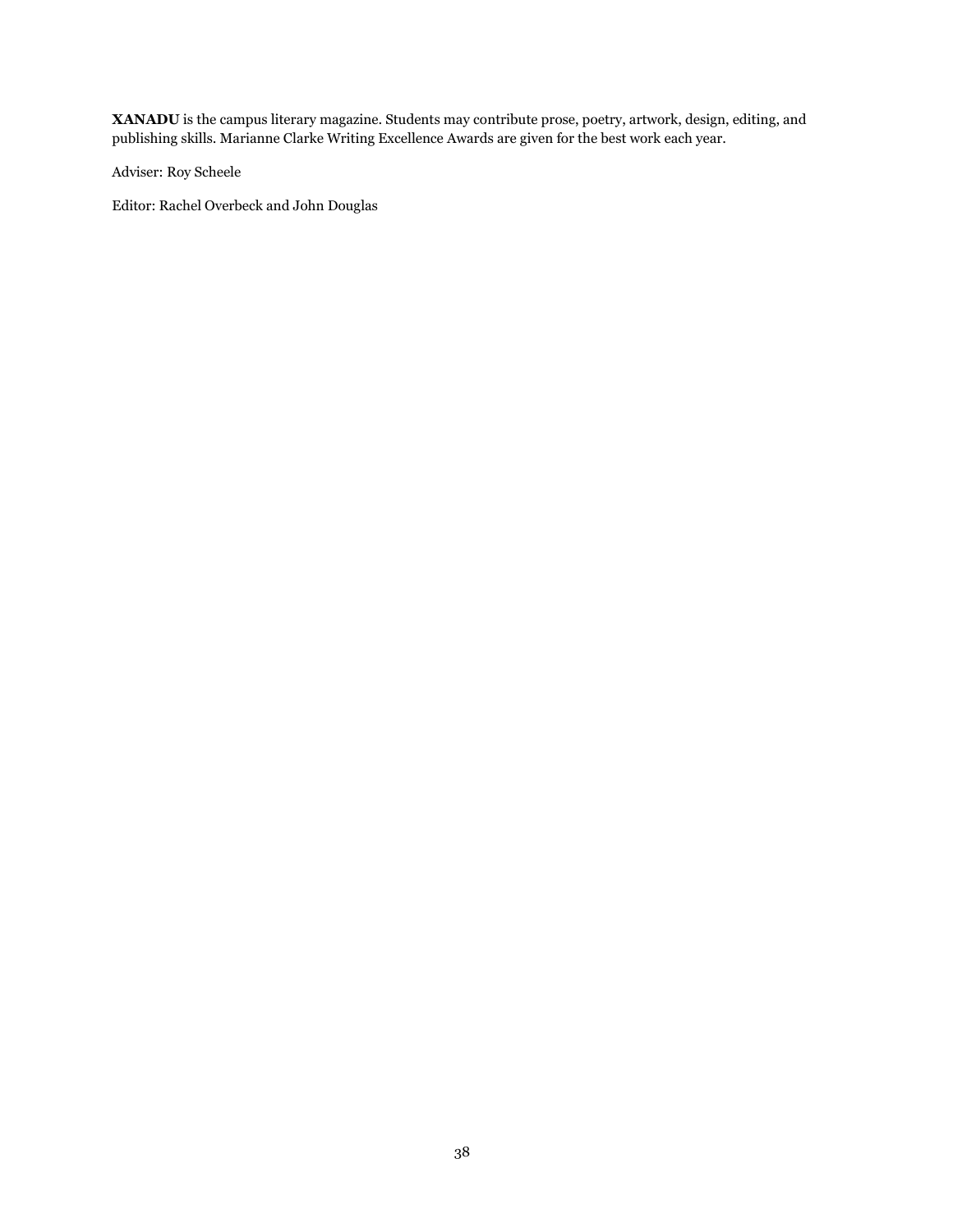**XANADU** is the campus literary magazine. Students may contribute prose, poetry, artwork, design, editing, and publishing skills. Marianne Clarke Writing Excellence Awards are given for the best work each year.

Adviser: Roy Scheele

Editor: Rachel Overbeck and John Douglas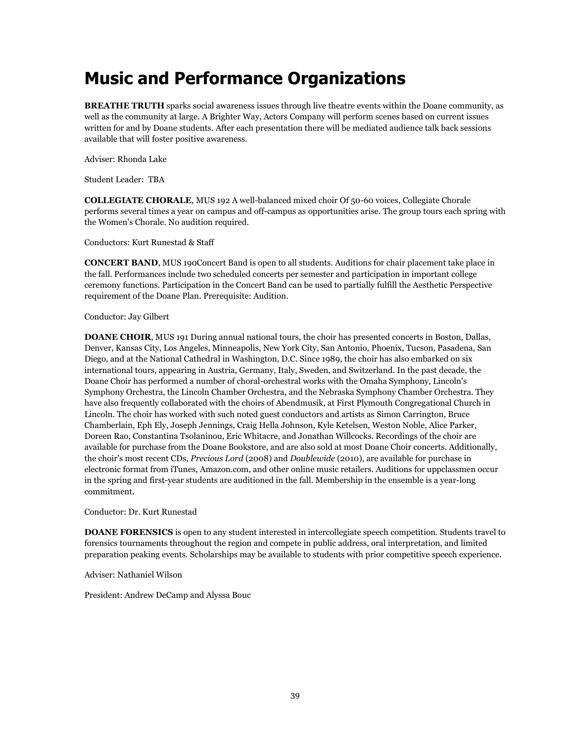# Music and Performance Organizations

**BREATHE TRUTH** sparks social awareness issues through live theatre events within the Doane community, as well as the community at large. A Brighter Way, Actors Company will perform scenes based on current issues written for and by Doane students. After each presentation there will be mediated audience talk back sessions available that will foster positive awareness.

Adviser: Rhonda Lake

Student Leader: TBA

**COLLEGIATE CHORALE**, MUS 192 A well-balanced mixed choir Of 50-60 voices, Collegiate Chorale performs several times a year on campus and off-campus as opportunities arise. The group tours each spring with the Women's Chorale. No audition required.

Conductors: Kurt Runestad & Staff

**CONCERT BAND**, MUS 190Concert Band is open to all students. Auditions for chair placement take place in the fall. Performances include two scheduled concerts per semester and participation in important college ceremony functions. Participation in the Concert Band can be used to partially fulfill the Aesthetic Perspective requirement of the Doane Plan. Prerequisite: Audition.

Conductor: Jay Gilbert

**DOANE CHOIR**, MUS 191 During annual national tours, the choir has presented concerts in Boston, Dallas, Denver, Kansas City, Los Angeles, Minneapolis, New York City, San Antonio, Phoenix, Tucson, Pasadena, San Diego, and at the National Cathedral in Washington, D.C. Since 1989, the choir has also embarked on six international tours, appearing in Austria, Germany, Italy, Sweden, and Switzerland. In the past decade, the Doane Choir has performed a number of choral-orchestral works with the Omaha Symphony, Lincoln's Symphony Orchestra, the Lincoln Chamber Orchestra, and the Nebraska Symphony Chamber Orchestra. They have also frequently collaborated with the choirs of Abendmusik, at First Plymouth Congregational Church in Lincoln. The choir has worked with such noted guest conductors and artists as Simon Carrington, Bruce Chamberlain, Eph Ely, Joseph Jennings, Craig Hella Johnson, Kyle Ketelsen, Weston Noble, Alice Parker, Doreen Rao, Constantina Tsolaninou, Eric Whitacre, and Jonathan Willcocks. Recordings of the choir are available for purchase from the Doane Bookstore, and are also sold at most Doane Choir concerts. Additionally, the choir's most recent CDs, *Precious Lord* (2008) and *Doublewide* (2010), are available for purchase in electronic format from iTunes, Amazon.com, and other online music retailers. Auditions for uppclassmen occur in the spring and first-year students are auditioned in the fall. Membership in the ensemble is a year-long commitment.

Conductor: Dr. Kurt Runestad

**DOANE FORENSICS** is open to any student interested in intercollegiate speech competition. Students travel to forensics tournaments throughout the region and compete in public address, oral interpretation, and limited preparation peaking events. Scholarships may be available to students with prior competitive speech experience.

Adviser: Nathaniel Wilson

President: Andrew DeCamp and Alyssa Bouc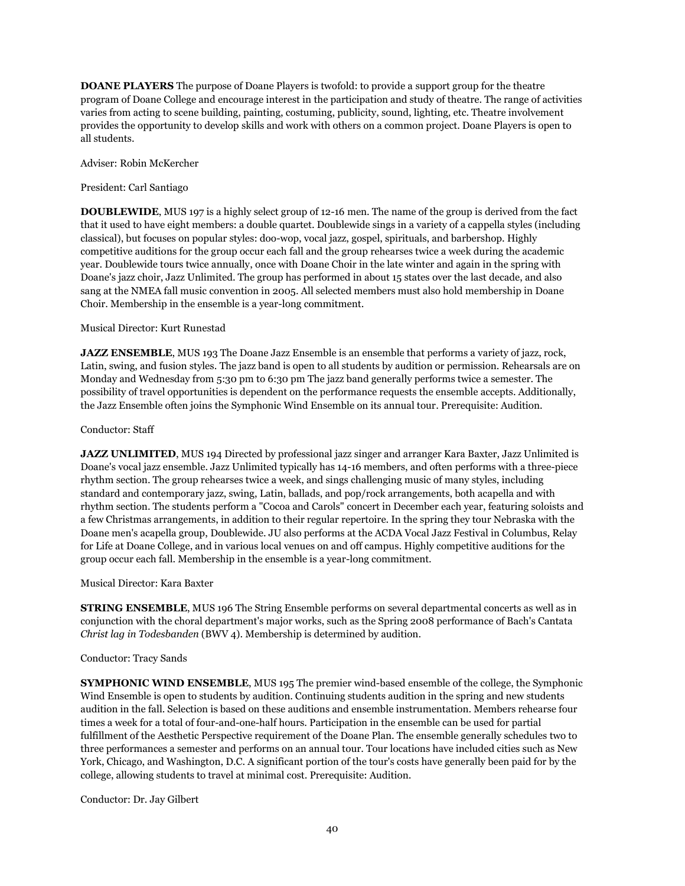**DOANE PLAYERS** The purpose of Doane Players is twofold: to provide a support group for the theatre program of Doane College and encourage interest in the participation and study of theatre. The range of activities varies from acting to scene building, painting, costuming, publicity, sound, lighting, etc. Theatre involvement provides the opportunity to develop skills and work with others on a common project. Doane Players is open to all students.

Adviser: Robin McKercher

President: Carl Santiago

**DOUBLEWIDE**, MUS 197 is a highly select group of 12-16 men. The name of the group is derived from the fact that it used to have eight members: a double quartet. Doublewide sings in a variety of a cappella styles (including classical), but focuses on popular styles: doo-wop, vocal jazz, gospel, spirituals, and barbershop. Highly competitive auditions for the group occur each fall and the group rehearses twice a week during the academic year. Doublewide tours twice annually, once with Doane Choir in the late winter and again in the spring with Doane's jazz choir, Jazz Unlimited. The group has performed in about 15 states over the last decade, and also sang at the NMEA fall music convention in 2005. All selected members must also hold membership in Doane Choir. Membership in the ensemble is a year-long commitment.

Musical Director: Kurt Runestad

**JAZZ ENSEMBLE**, MUS 193 The Doane Jazz Ensemble is an ensemble that performs a variety of jazz, rock, Latin, swing, and fusion styles. The jazz band is open to all students by audition or permission. Rehearsals are on Monday and Wednesday from 5:30 pm to 6:30 pm The jazz band generally performs twice a semester. The possibility of travel opportunities is dependent on the performance requests the ensemble accepts. Additionally, the Jazz Ensemble often joins the Symphonic Wind Ensemble on its annual tour. Prerequisite: Audition.

Conductor: Staff

**JAZZ UNLIMITED**, MUS 194 Directed by professional jazz singer and arranger Kara Baxter, Jazz Unlimited is Doane's vocal jazz ensemble. Jazz Unlimited typically has 14-16 members, and often performs with a three-piece rhythm section. The group rehearses twice a week, and sings challenging music of many styles, including standard and contemporary jazz, swing, Latin, ballads, and pop/rock arrangements, both acapella and with rhythm section. The students perform a "Cocoa and Carols" concert in December each year, featuring soloists and a few Christmas arrangements, in addition to their regular repertoire. In the spring they tour Nebraska with the Doane men's acapella group, Doublewide. JU also performs at the ACDA Vocal Jazz Festival in Columbus, Relay for Life at Doane College, and in various local venues on and off campus. Highly competitive auditions for the group occur each fall. Membership in the ensemble is a year-long commitment.

Musical Director: Kara Baxter

**STRING ENSEMBLE**, MUS 196 The String Ensemble performs on several departmental concerts as well as in conjunction with the choral department's major works, such as the Spring 2008 performance of Bach's Cantata *Christ lag in Todesbanden* (BWV 4). Membership is determined by audition.

Conductor: Tracy Sands

**SYMPHONIC WIND ENSEMBLE**, MUS 195 The premier wind-based ensemble of the college, the Symphonic Wind Ensemble is open to students by audition. Continuing students audition in the spring and new students audition in the fall. Selection is based on these auditions and ensemble instrumentation. Members rehearse four times a week for a total of four-and-one-half hours. Participation in the ensemble can be used for partial fulfillment of the Aesthetic Perspective requirement of the Doane Plan. The ensemble generally schedules two to three performances a semester and performs on an annual tour. Tour locations have included cities such as New York, Chicago, and Washington, D.C. A significant portion of the tour's costs have generally been paid for by the college, allowing students to travel at minimal cost. Prerequisite: Audition.

Conductor: Dr. Jay Gilbert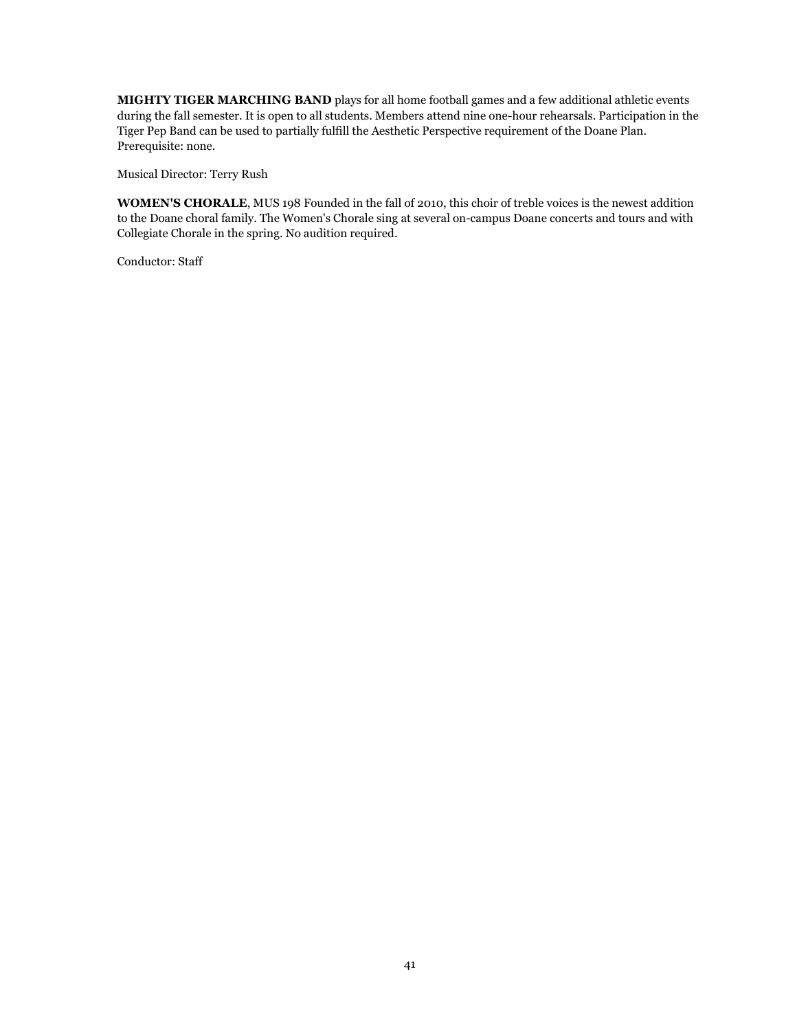**MIGHTY TIGER MARCHING BAND** plays for all home football games and a few additional athletic events during the fall semester. It is open to all students. Members attend nine one-hour rehearsals. Participation in the Tiger Pep Band can be used to partially fulfill the Aesthetic Perspective requirement of the Doane Plan. Prerequisite: none.

Musical Director: Terry Rush

**WOMEN'S CHORALE**, MUS 198 Founded in the fall of 2010, this choir of treble voices is the newest addition to the Doane choral family. The Women's Chorale sing at several on-campus Doane concerts and tours and with Collegiate Chorale in the spring. No audition required.

Conductor: Staff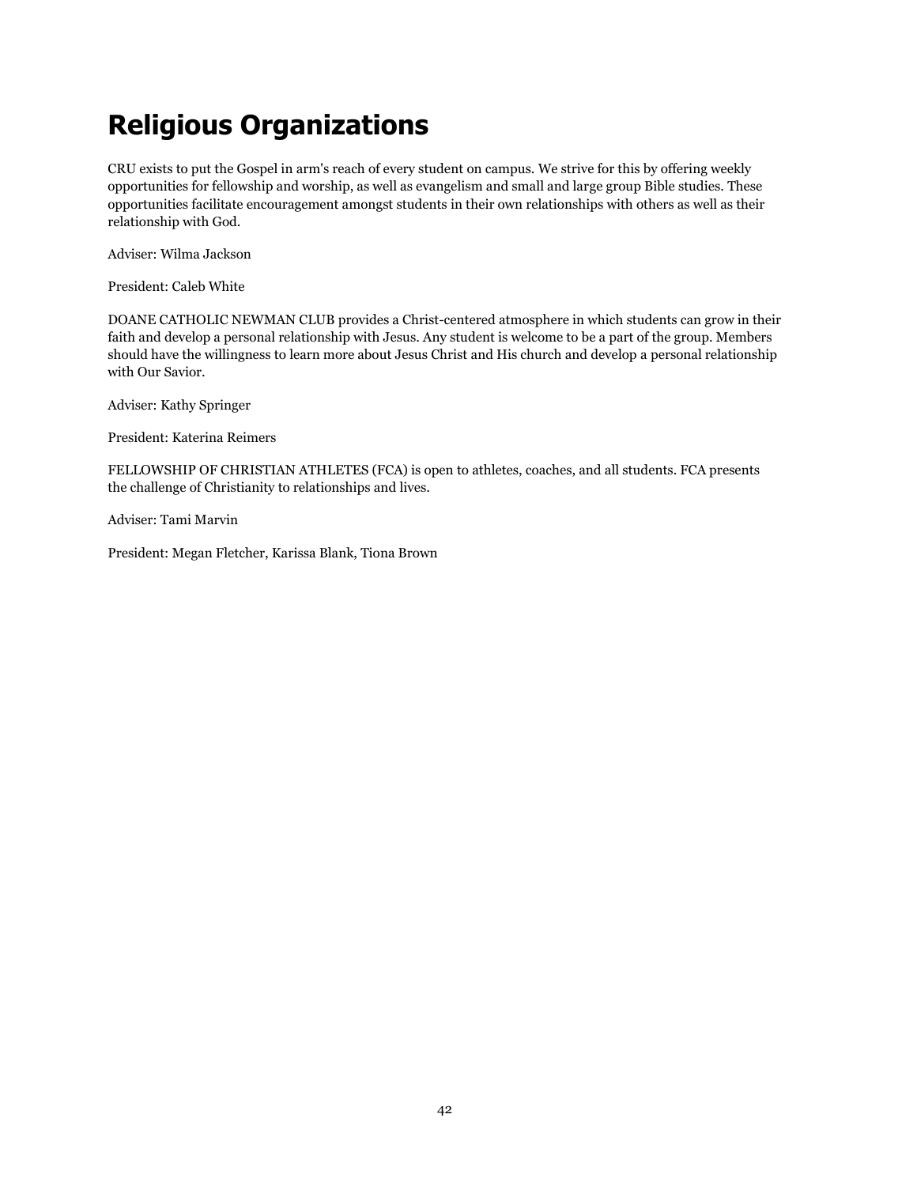# Religious Organizations

CRU exists to put the Gospel in arm's reach of every student on campus. We strive for this by offering weekly opportunities for fellowship and worship, as well as evangelism and small and large group Bible studies. These opportunities facilitate encouragement amongst students in their own relationships with others as well as their relationship with God.

Adviser: Wilma Jackson

President: Caleb White

DOANE CATHOLIC NEWMAN CLUB provides a Christ-centered atmosphere in which students can grow in their faith and develop a personal relationship with Jesus. Any student is welcome to be a part of the group. Members should have the willingness to learn more about Jesus Christ and His church and develop a personal relationship with Our Savior.

Adviser: Kathy Springer

President: Katerina Reimers

FELLOWSHIP OF CHRISTIAN ATHLETES (FCA) is open to athletes, coaches, and all students. FCA presents the challenge of Christianity to relationships and lives.

Adviser: Tami Marvin

President: Megan Fletcher, Karissa Blank, Tiona Brown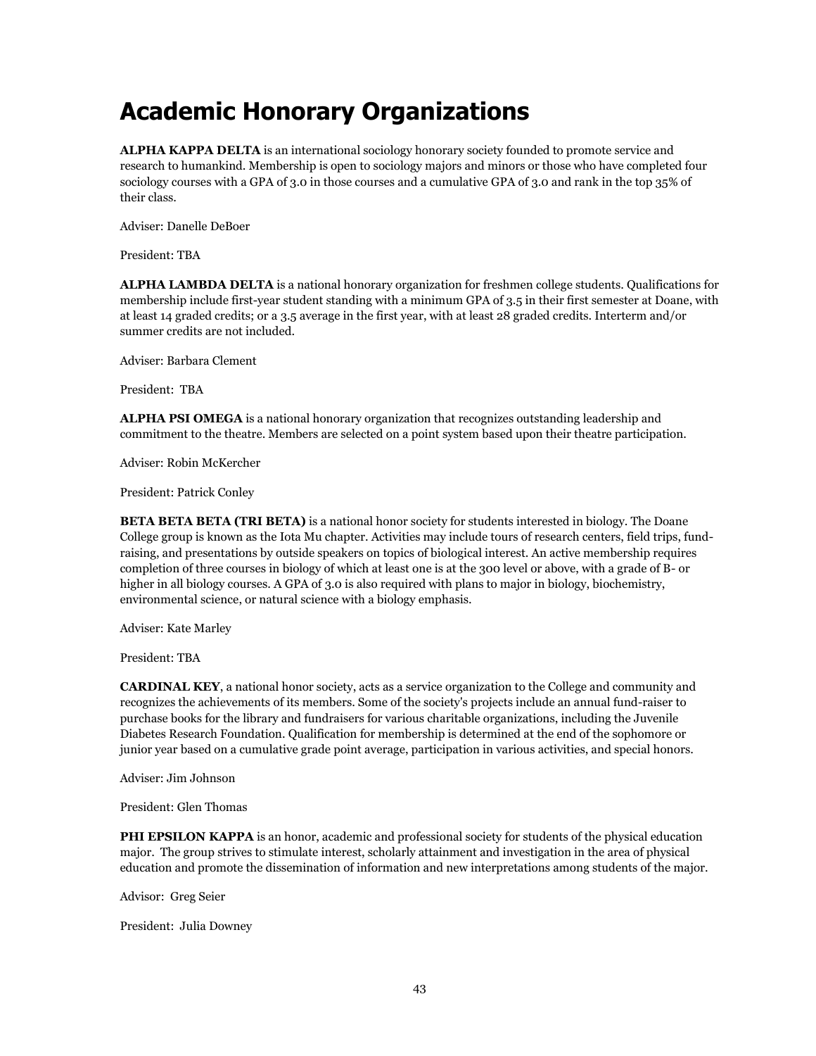# Academic Honorary Organizations

**ALPHA KAPPA DELTA** is an international sociology honorary society founded to promote service and research to humankind. Membership is open to sociology majors and minors or those who have completed four sociology courses with a GPA of 3.0 in those courses and a cumulative GPA of 3.0 and rank in the top 35% of their class.

Adviser: Danelle DeBoer

President: TBA

**ALPHA LAMBDA DELTA** is a national honorary organization for freshmen college students. Qualifications for membership include first-year student standing with a minimum GPA of 3.5 in their first semester at Doane, with at least 14 graded credits; or a 3.5 average in the first year, with at least 28 graded credits. Interterm and/or summer credits are not included.

Adviser: Barbara Clement

President: TBA

**ALPHA PSI OMEGA** is a national honorary organization that recognizes outstanding leadership and commitment to the theatre. Members are selected on a point system based upon their theatre participation.

Adviser: Robin McKercher

President: Patrick Conley

**BETA BETA BETA (TRI BETA)** is a national honor society for students interested in biology. The Doane College group is known as the Iota Mu chapter. Activities may include tours of research centers, field trips, fund-raising, and presentations by outside speakers on topics of biological interest. An active membership requires completion of three courses in biology of which at least one is at the 300 level or above, with a grade of B- or higher in all biology courses. A GPA of 3.0 is also required with plans to major in biology, biochemistry, environmental science, or natural science with a biology emphasis.

Adviser: Kate Marley

President: TBA

**CARDINAL KEY**, a national honor society, acts as a service organization to the College and community and recognizes the achievements of its members. Some of the society's projects include an annual fund-raiser to purchase books for the library and fundraisers for various charitable organizations, including the Juvenile Diabetes Research Foundation. Qualification for membership is determined at the end of the sophomore or junior year based on a cumulative grade point average, participation in various activities, and special honors.

Adviser: Jim Johnson

President: Glen Thomas

**PHI EPSILON KAPPA** is an honor, academic and professional society for students of the physical education major. The group strives to stimulate interest, scholarly attainment and investigation in the area of physical education and promote the dissemination of information and new interpretations among students of the major.

Advisor: Greg Seier

President: Julia Downey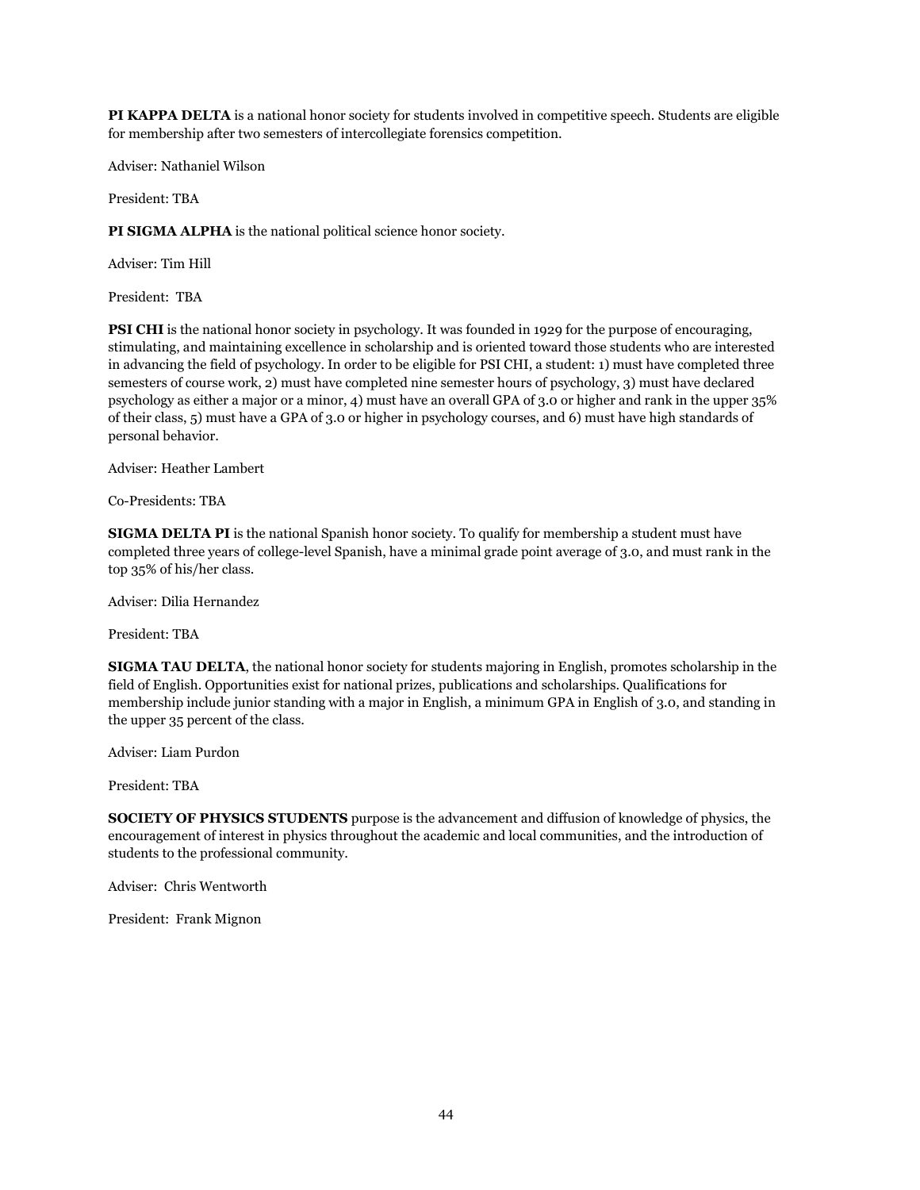**PI KAPPA DELTA** is a national honor society for students involved in competitive speech. Students are eligible for membership after two semesters of intercollegiate forensics competition.

Adviser: Nathaniel Wilson

President: TBA

**PI SIGMA ALPHA** is the national political science honor society.

Adviser: Tim Hill

President: TBA

**PSI CHI** is the national honor society in psychology. It was founded in 1929 for the purpose of encouraging, stimulating, and maintaining excellence in scholarship and is oriented toward those students who are interested in advancing the field of psychology. In order to be eligible for PSI CHI, a student: 1) must have completed three semesters of course work, 2) must have completed nine semester hours of psychology, 3) must have declared psychology as either a major or a minor, 4) must have an overall GPA of 3.0 or higher and rank in the upper 35% of their class, 5) must have a GPA of 3.0 or higher in psychology courses, and 6) must have high standards of personal behavior.

Adviser: Heather Lambert

Co-Presidents: TBA

**SIGMA DELTA PI** is the national Spanish honor society. To qualify for membership a student must have completed three years of college-level Spanish, have a minimal grade point average of 3.0, and must rank in the top 35% of his/her class.

Adviser: Dilia Hernandez

President: TBA

**SIGMA TAU DELTA**, the national honor society for students majoring in English, promotes scholarship in the field of English. Opportunities exist for national prizes, publications and scholarships. Qualifications for membership include junior standing with a major in English, a minimum GPA in English of 3.0, and standing in the upper 35 percent of the class.

Adviser: Liam Purdon

President: TBA

**SOCIETY OF PHYSICS STUDENTS** purpose is the advancement and diffusion of knowledge of physics, the encouragement of interest in physics throughout the academic and local communities, and the introduction of students to the professional community.

Adviser: Chris Wentworth

President: Frank Mignon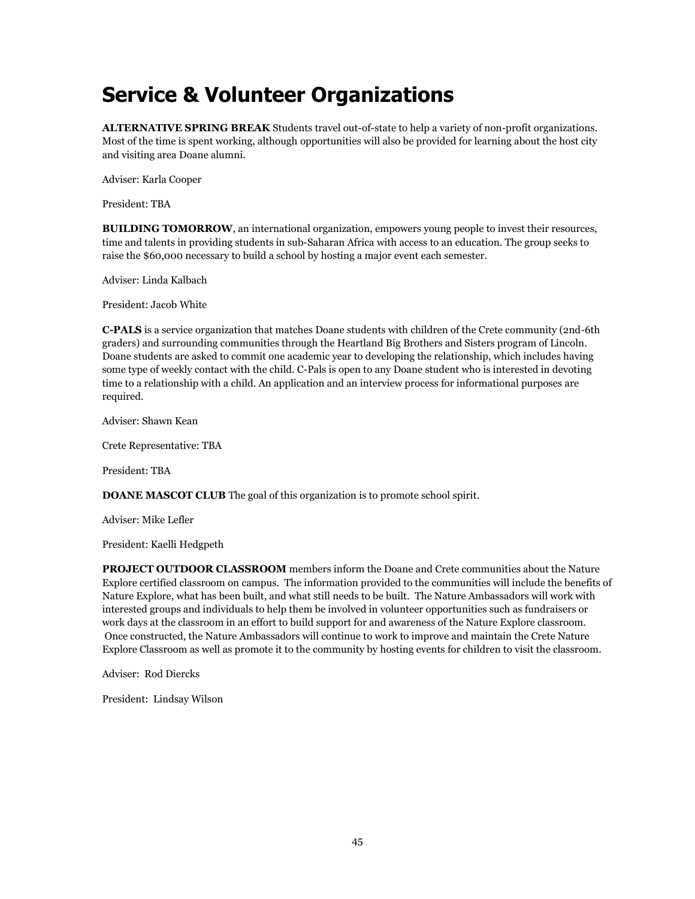# Service & Volunteer Organizations

**ALTERNATIVE SPRING BREAK** Students travel out-of-state to help a variety of non-profit organizations. Most of the time is spent working, although opportunities will also be provided for learning about the host city and visiting area Doane alumni.

Adviser: Karla Cooper

President: TBA

**BUILDING TOMORROW**, an international organization, empowers young people to invest their resources, time and talents in providing students in sub-Saharan Africa with access to an education. The group seeks to raise the $60,000 necessary to build a school by hosting a major event each semester.

Adviser: Linda Kalbach

President: Jacob White

**C-PALS** is a service organization that matches Doane students with children of the Crete community (2nd-6th graders) and surrounding communities through the Heartland Big Brothers and Sisters program of Lincoln. Doane students are asked to commit one academic year to developing the relationship, which includes having some type of weekly contact with the child. C-Pals is open to any Doane student who is interested in devoting time to a relationship with a child. An application and an interview process for informational purposes are required.

Adviser: Shawn Kean

Crete Representative: TBA

President: TBA

**DOANE MASCOT CLUB** The goal of this organization is to promote school spirit.

Adviser: Mike Lefler

President: Kaelli Hedgpeth

**PROJECT OUTDOOR CLASSROOM** members inform the Doane and Crete communities about the Nature Explore certified classroom on campus. The information provided to the communities will include the benefits of Nature Explore, what has been built, and what still needs to be built. The Nature Ambassadors will work with interested groups and individuals to help them be involved in volunteer opportunities such as fundraisers or work days at the classroom in an effort to build support for and awareness of the Nature Explore classroom. Once constructed, the Nature Ambassadors will continue to work to improve and maintain the Crete Nature Explore Classroom as well as promote it to the community by hosting events for children to visit the classroom.

Adviser: Rod Diercks

President: Lindsay Wilson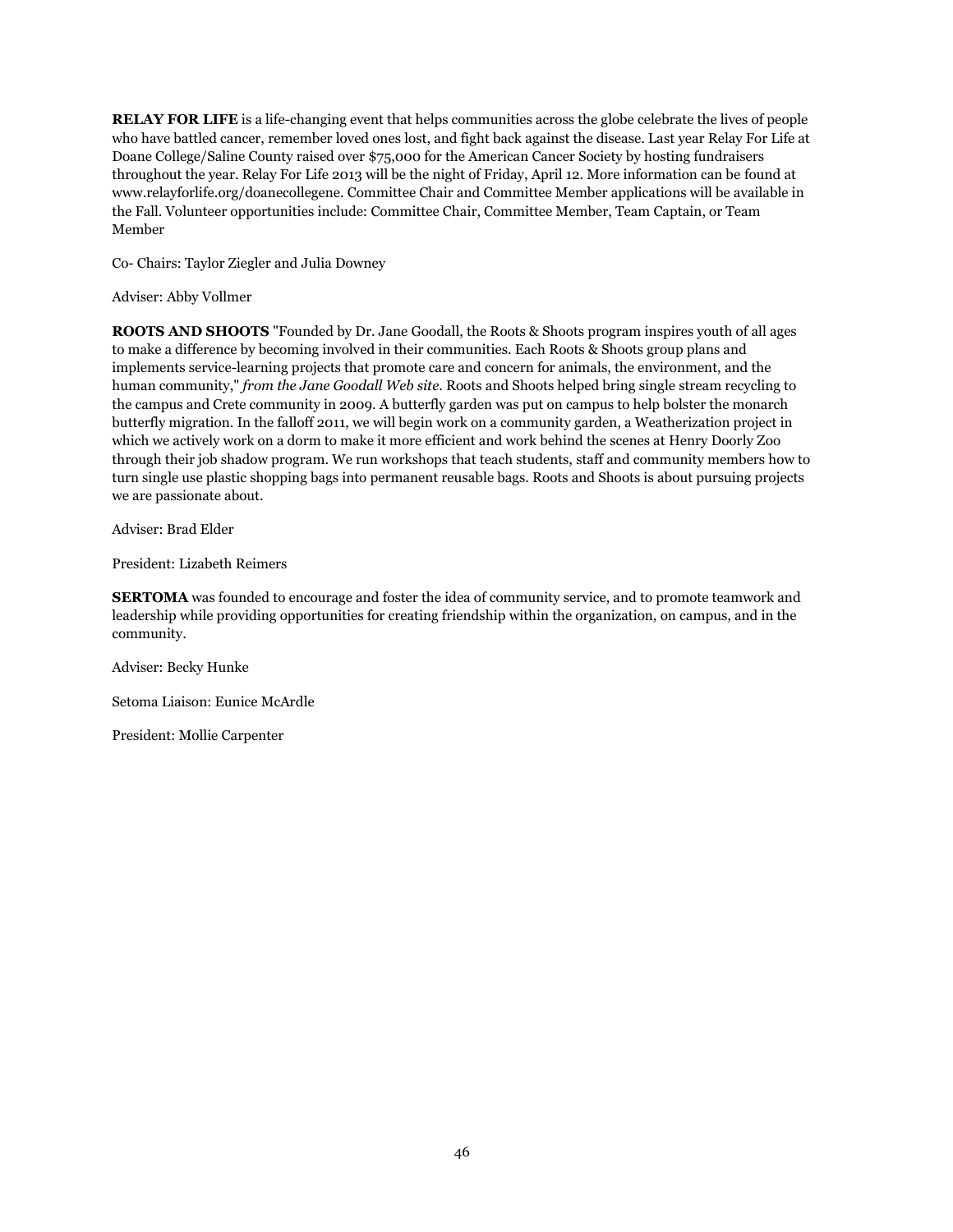**RELAY FOR LIFE** is a life-changing event that helps communities across the globe celebrate the lives of people who have battled cancer, remember loved ones lost, and fight back against the disease. Last year Relay For Life at Doane College/Saline County raised over $75,000 for the American Cancer Society by hosting fundraisers throughout the year. Relay For Life 2013 will be the night of Friday, April 12. More information can be found at www.relayforlife.org/doanecollegene. Committee Chair and Committee Member applications will be available in the Fall. Volunteer opportunities include: Committee Chair, Committee Member, Team Captain, or Team Member

Co- Chairs: Taylor Ziegler and Julia Downey

Adviser: Abby Vollmer

**ROOTS AND SHOOTS** "Founded by Dr. Jane Goodall, the Roots & Shoots program inspires youth of all ages to make a difference by becoming involved in their communities. Each Roots & Shoots group plans and implements service-learning projects that promote care and concern for animals, the environment, and the human community," *from the Jane Goodall Web site.* Roots and Shoots helped bring single stream recycling to the campus and Crete community in 2009. A butterfly garden was put on campus to help bolster the monarch butterfly migration. In the falloff 2011, we will begin work on a community garden, a Weatherization project in which we actively work on a dorm to make it more efficient and work behind the scenes at Henry Doorly Zoo through their job shadow program. We run workshops that teach students, staff and community members how to turn single use plastic shopping bags into permanent reusable bags. Roots and Shoots is about pursuing projects we are passionate about.

Adviser: Brad Elder

President: Lizabeth Reimers

**SERTOMA** was founded to encourage and foster the idea of community service, and to promote teamwork and leadership while providing opportunities for creating friendship within the organization, on campus, and in the community.

Adviser: Becky Hunke

Setoma Liaison: Eunice McArdle

President: Mollie Carpenter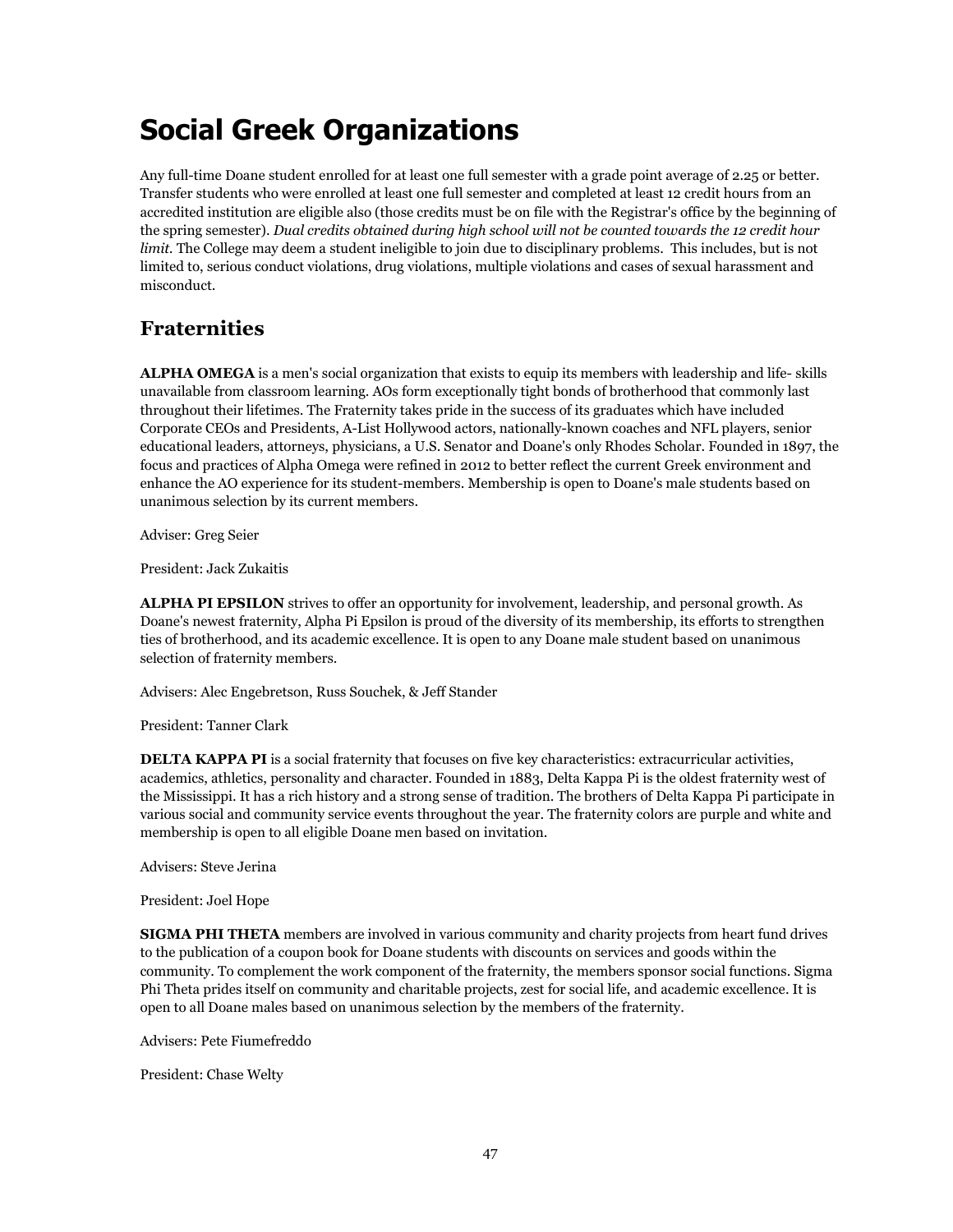# Social Greek Organizations

Any full-time Doane student enrolled for at least one full semester with a grade point average of 2.25 or better. Transfer students who were enrolled at least one full semester and completed at least 12 credit hours from an accredited institution are eligible also (those credits must be on file with the Registrar's office by the beginning of the spring semester). *Dual credits obtained during high school will not be counted towards the 12 credit hour limit.* The College may deem a student ineligible to join due to disciplinary problems. This includes, but is not limited to, serious conduct violations, drug violations, multiple violations and cases of sexual harassment and misconduct.

## Fraternities

**ALPHA OMEGA** is a men's social organization that exists to equip its members with leadership and life- skills unavailable from classroom learning. AOs form exceptionally tight bonds of brotherhood that commonly last throughout their lifetimes. The Fraternity takes pride in the success of its graduates which have included Corporate CEOs and Presidents, A-List Hollywood actors, nationally-known coaches and NFL players, senior educational leaders, attorneys, physicians, a U.S. Senator and Doane's only Rhodes Scholar. Founded in 1897, the focus and practices of Alpha Omega were refined in 2012 to better reflect the current Greek environment and enhance the AO experience for its student-members. Membership is open to Doane's male students based on unanimous selection by its current members.

Adviser: Greg Seier

President: Jack Zukaitis

**ALPHA PI EPSILON** strives to offer an opportunity for involvement, leadership, and personal growth. As Doane's newest fraternity, Alpha Pi Epsilon is proud of the diversity of its membership, its efforts to strengthen ties of brotherhood, and its academic excellence. It is open to any Doane male student based on unanimous selection of fraternity members.

Advisers: Alec Engebretson, Russ Souchek, & Jeff Stander

President: Tanner Clark

**DELTA KAPPA PI** is a social fraternity that focuses on five key characteristics: extracurricular activities, academics, athletics, personality and character. Founded in 1883, Delta Kappa Pi is the oldest fraternity west of the Mississippi. It has a rich history and a strong sense of tradition. The brothers of Delta Kappa Pi participate in various social and community service events throughout the year. The fraternity colors are purple and white and membership is open to all eligible Doane men based on invitation.

Advisers: Steve Jerina

President: Joel Hope

**SIGMA PHI THETA** members are involved in various community and charity projects from heart fund drives to the publication of a coupon book for Doane students with discounts on services and goods within the community. To complement the work component of the fraternity, the members sponsor social functions. Sigma Phi Theta prides itself on community and charitable projects, zest for social life, and academic excellence. It is open to all Doane males based on unanimous selection by the members of the fraternity.

Advisers: Pete Fiumefreddo

President: Chase Welty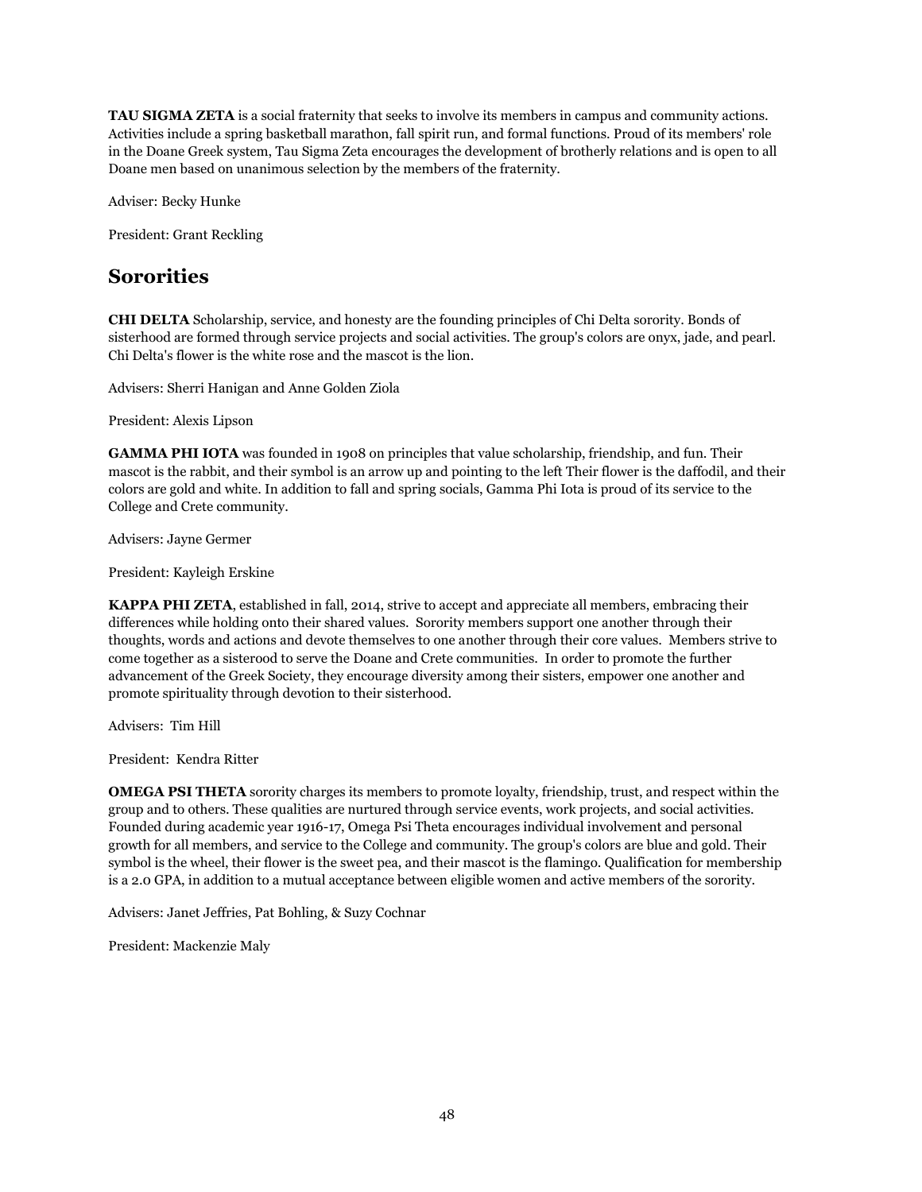**TAU SIGMA ZETA** is a social fraternity that seeks to involve its members in campus and community actions. Activities include a spring basketball marathon, fall spirit run, and formal functions. Proud of its members' role in the Doane Greek system, Tau Sigma Zeta encourages the development of brotherly relations and is open to all Doane men based on unanimous selection by the members of the fraternity.

Adviser: Becky Hunke

President: Grant Reckling

## Sororities

**CHI DELTA** Scholarship, service, and honesty are the founding principles of Chi Delta sorority. Bonds of sisterhood are formed through service projects and social activities. The group's colors are onyx, jade, and pearl. Chi Delta's flower is the white rose and the mascot is the lion.

Advisers: Sherri Hanigan and Anne Golden Ziola

President: Alexis Lipson

**GAMMA PHI IOTA** was founded in 1908 on principles that value scholarship, friendship, and fun. Their mascot is the rabbit, and their symbol is an arrow up and pointing to the left Their flower is the daffodil, and their colors are gold and white. In addition to fall and spring socials, Gamma Phi Iota is proud of its service to the College and Crete community.

Advisers: Jayne Germer

President: Kayleigh Erskine

**KAPPA PHI ZETA**, established in fall, 2014, strive to accept and appreciate all members, embracing their differences while holding onto their shared values. Sorority members support one another through their thoughts, words and actions and devote themselves to one another through their core values. Members strive to come together as a sisterood to serve the Doane and Crete communities. In order to promote the further advancement of the Greek Society, they encourage diversity among their sisters, empower one another and promote spirituality through devotion to their sisterhood.

Advisers: Tim Hill

President: Kendra Ritter

**OMEGA PSI THETA** sorority charges its members to promote loyalty, friendship, trust, and respect within the group and to others. These qualities are nurtured through service events, work projects, and social activities. Founded during academic year 1916-17, Omega Psi Theta encourages individual involvement and personal growth for all members, and service to the College and community. The group's colors are blue and gold. Their symbol is the wheel, their flower is the sweet pea, and their mascot is the flamingo. Qualification for membership is a 2.0 GPA, in addition to a mutual acceptance between eligible women and active members of the sorority.

Advisers: Janet Jeffries, Pat Bohling, & Suzy Cochnar

President: Mackenzie Maly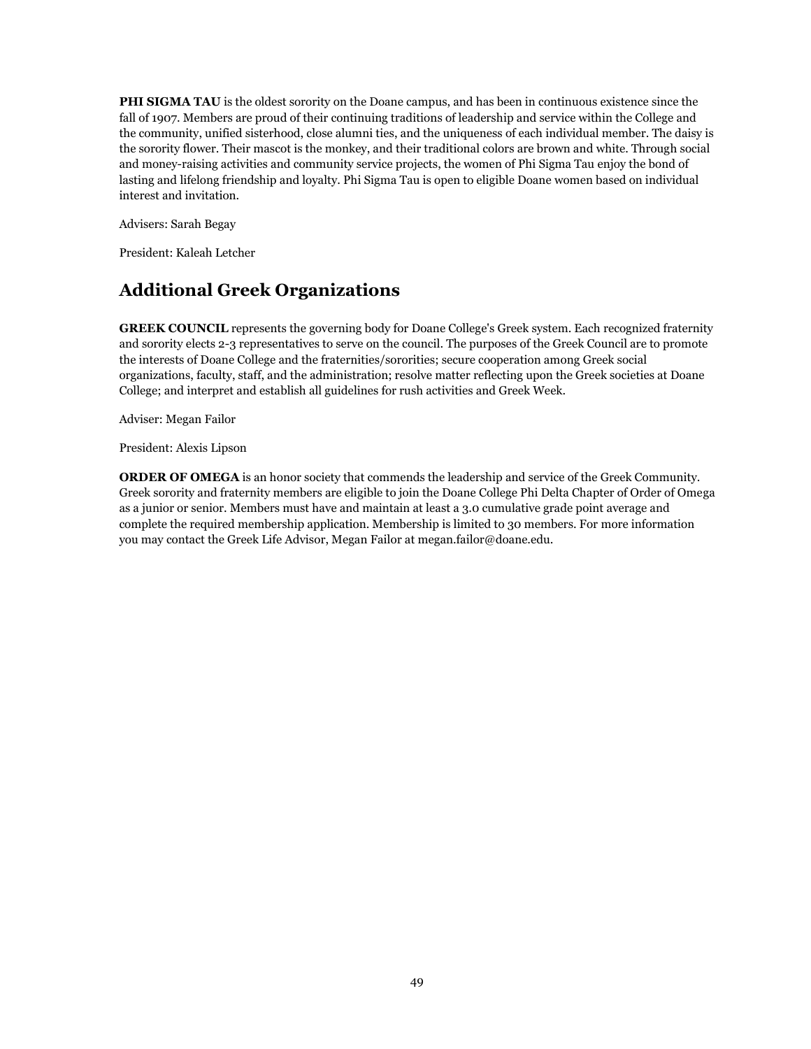**PHI SIGMA TAU** is the oldest sorority on the Doane campus, and has been in continuous existence since the fall of 1907. Members are proud of their continuing traditions of leadership and service within the College and the community, unified sisterhood, close alumni ties, and the uniqueness of each individual member. The daisy is the sorority flower. Their mascot is the monkey, and their traditional colors are brown and white. Through social and money-raising activities and community service projects, the women of Phi Sigma Tau enjoy the bond of lasting and lifelong friendship and loyalty. Phi Sigma Tau is open to eligible Doane women based on individual interest and invitation.

Advisers: Sarah Begay

President: Kaleah Letcher

## Additional Greek Organizations

**GREEK COUNCIL** represents the governing body for Doane College's Greek system. Each recognized fraternity and sorority elects 2-3 representatives to serve on the council. The purposes of the Greek Council are to promote the interests of Doane College and the fraternities/sororities; secure cooperation among Greek social organizations, faculty, staff, and the administration; resolve matter reflecting upon the Greek societies at Doane College; and interpret and establish all guidelines for rush activities and Greek Week.

Adviser: Megan Failor

President: Alexis Lipson

**ORDER OF OMEGA** is an honor society that commends the leadership and service of the Greek Community. Greek sorority and fraternity members are eligible to join the Doane College Phi Delta Chapter of Order of Omega as a junior or senior. Members must have and maintain at least a 3.0 cumulative grade point average and complete the required membership application. Membership is limited to 30 members. For more information you may contact the Greek Life Advisor, Megan Failor at megan.failor@doane.edu.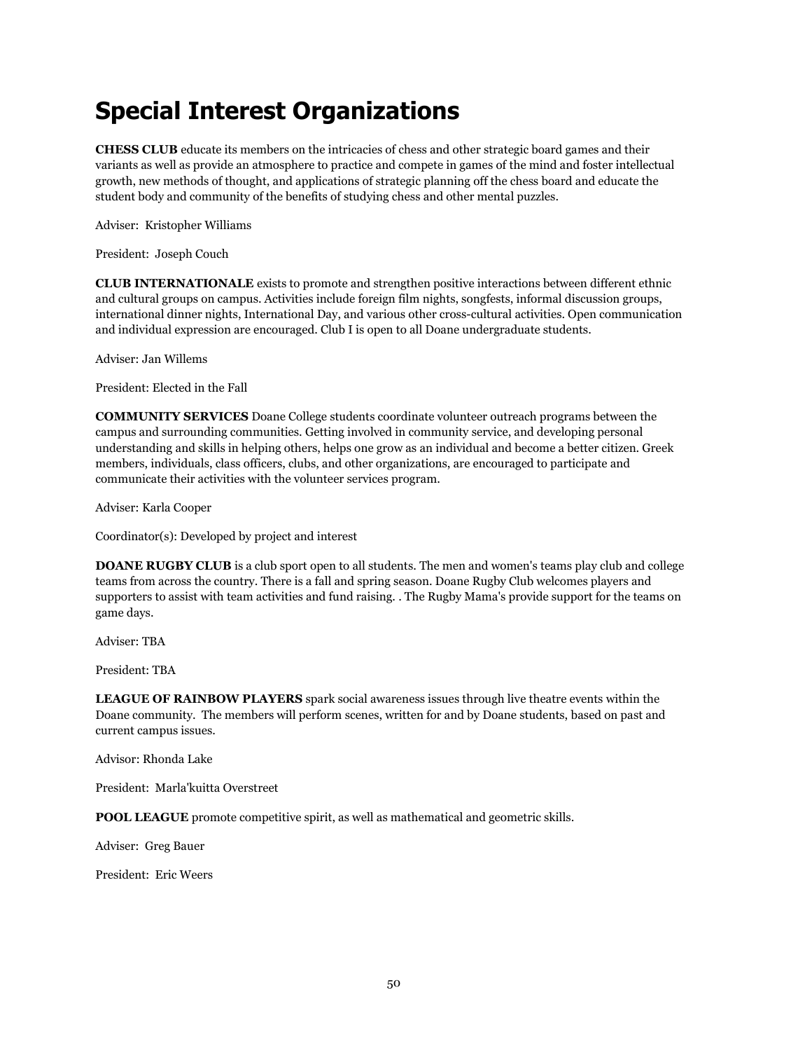# Special Interest Organizations

**CHESS CLUB** educate its members on the intricacies of chess and other strategic board games and their variants as well as provide an atmosphere to practice and compete in games of the mind and foster intellectual growth, new methods of thought, and applications of strategic planning off the chess board and educate the student body and community of the benefits of studying chess and other mental puzzles.

Adviser: Kristopher Williams

President: Joseph Couch

**CLUB INTERNATIONALE** exists to promote and strengthen positive interactions between different ethnic and cultural groups on campus. Activities include foreign film nights, songfests, informal discussion groups, international dinner nights, International Day, and various other cross-cultural activities. Open communication and individual expression are encouraged. Club I is open to all Doane undergraduate students.

Adviser: Jan Willems

President: Elected in the Fall

**COMMUNITY SERVICES** Doane College students coordinate volunteer outreach programs between the campus and surrounding communities. Getting involved in community service, and developing personal understanding and skills in helping others, helps one grow as an individual and become a better citizen. Greek members, individuals, class officers, clubs, and other organizations, are encouraged to participate and communicate their activities with the volunteer services program.

Adviser: Karla Cooper

Coordinator(s): Developed by project and interest

**DOANE RUGBY CLUB** is a club sport open to all students. The men and women's teams play club and college teams from across the country. There is a fall and spring season. Doane Rugby Club welcomes players and supporters to assist with team activities and fund raising. . The Rugby Mama's provide support for the teams on game days.

Adviser: TBA

President: TBA

**LEAGUE OF RAINBOW PLAYERS** spark social awareness issues through live theatre events within the Doane community. The members will perform scenes, written for and by Doane students, based on past and current campus issues.

Advisor: Rhonda Lake

President: Marla'kuitta Overstreet

**POOL LEAGUE** promote competitive spirit, as well as mathematical and geometric skills.

Adviser: Greg Bauer

President: Eric Weers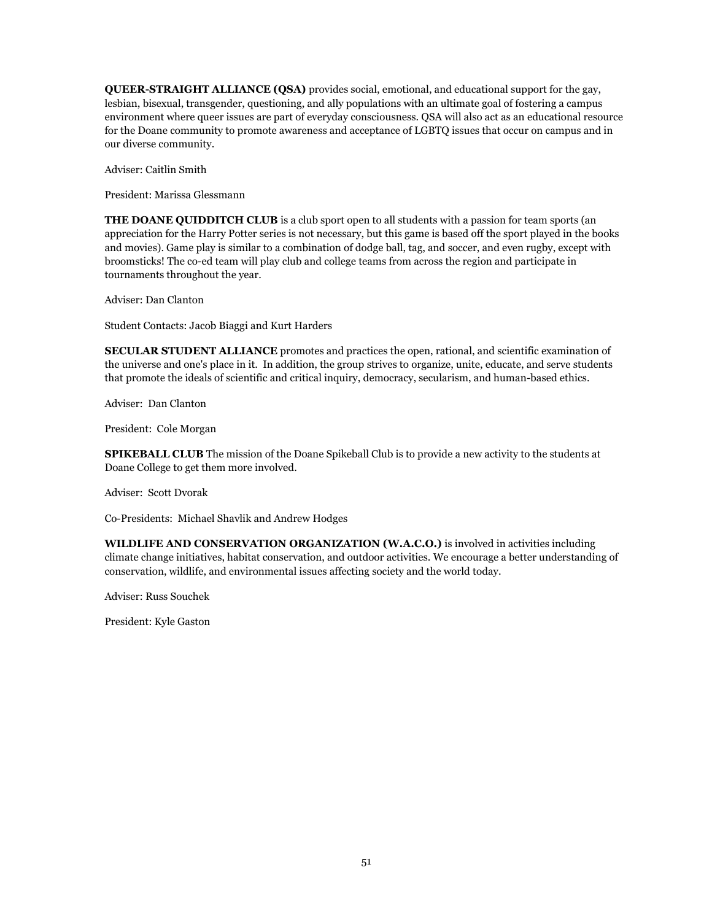**QUEER-STRAIGHT ALLIANCE (QSA)** provides social, emotional, and educational support for the gay, lesbian, bisexual, transgender, questioning, and ally populations with an ultimate goal of fostering a campus environment where queer issues are part of everyday consciousness. QSA will also act as an educational resource for the Doane community to promote awareness and acceptance of LGBTQ issues that occur on campus and in our diverse community.

Adviser: Caitlin Smith

President: Marissa Glessmann

**THE DOANE QUIDDITCH CLUB** is a club sport open to all students with a passion for team sports (an appreciation for the Harry Potter series is not necessary, but this game is based off the sport played in the books and movies). Game play is similar to a combination of dodge ball, tag, and soccer, and even rugby, except with broomsticks! The co-ed team will play club and college teams from across the region and participate in tournaments throughout the year.

Adviser: Dan Clanton

Student Contacts: Jacob Biaggi and Kurt Harders

**SECULAR STUDENT ALLIANCE** promotes and practices the open, rational, and scientific examination of the universe and one's place in it. In addition, the group strives to organize, unite, educate, and serve students that promote the ideals of scientific and critical inquiry, democracy, secularism, and human-based ethics.

Adviser: Dan Clanton

President: Cole Morgan

**SPIKEBALL CLUB** The mission of the Doane Spikeball Club is to provide a new activity to the students at Doane College to get them more involved.

Adviser: Scott Dvorak

Co-Presidents: Michael Shavlik and Andrew Hodges

**WILDLIFE AND CONSERVATION ORGANIZATION (W.A.C.O.)** is involved in activities including climate change initiatives, habitat conservation, and outdoor activities. We encourage a better understanding of conservation, wildlife, and environmental issues affecting society and the world today.

Adviser: Russ Souchek

President: Kyle Gaston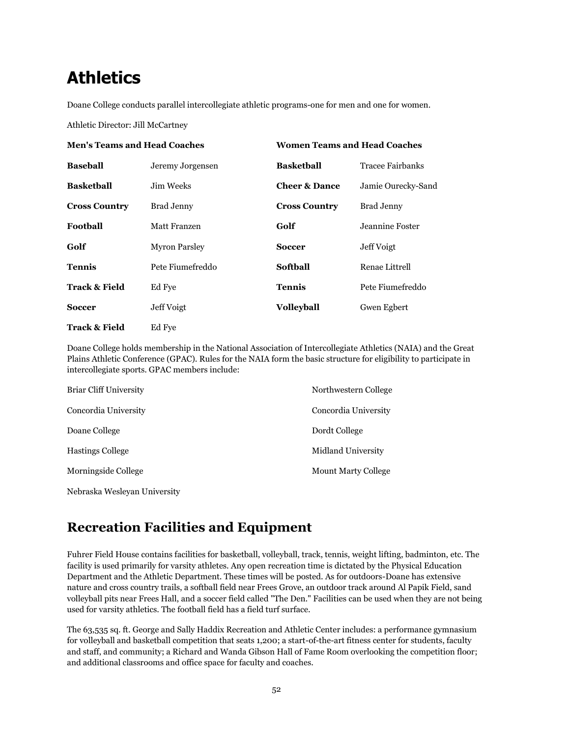# Athletics

Doane College conducts parallel intercollegiate athletic programs-one for men and one for women.

Athletic Director: Jill McCartney

| **Men's Teams and Head Coaches** | | **Women Teams and Head Coaches** | |
|---|---|---|---|
| **Baseball** | Jeremy Jorgensen | **Basketball** | Tracee Fairbanks |
| **Basketball** | Jim Weeks | **Cheer & Dance** | Jamie Ourecky-Sand |
| **Cross Country** | Brad Jenny | **Cross Country** | Brad Jenny |
| **Football** | Matt Franzen | **Golf** | Jeannine Foster |
| **Golf** | Myron Parsley | **Soccer** | Jeff Voigt |
| **Tennis** | Pete Fiumefreddo | **Softball** | Renae Littrell |
| **Track & Field** | Ed Fye | **Tennis** | Pete Fiumefreddo |
| **Soccer** | Jeff Voigt | **Volleyball** | Gwen Egbert |
| **Track & Field** | Ed Fye | | |

Doane College holds membership in the National Association of Intercollegiate Athletics (NAIA) and the Great Plains Athletic Conference (GPAC). Rules for the NAIA form the basic structure for eligibility to participate in intercollegiate sports. GPAC members include:

- Briar Cliff University
- Concordia University
- Doane College
- Hastings College
- Morningside College
- Nebraska Wesleyan University
- Northwestern College
- Concordia University
- Dordt College
- Midland University
- Mount Marty College

## Recreation Facilities and Equipment

Fuhrer Field House contains facilities for basketball, volleyball, track, tennis, weight lifting, badminton, etc. The facility is used primarily for varsity athletes. Any open recreation time is dictated by the Physical Education Department and the Athletic Department. These times will be posted. As for outdoors-Doane has extensive nature and cross country trails, a softball field near Frees Grove, an outdoor track around Al Papik Field, sand volleyball pits near Frees Hall, and a soccer field called "The Den." Facilities can be used when they are not being used for varsity athletics. The football field has a field turf surface.

The 63,535 sq. ft. George and Sally Haddix Recreation and Athletic Center includes: a performance gymnasium for volleyball and basketball competition that seats 1,200; a start-of-the-art fitness center for students, faculty and staff, and community; a Richard and Wanda Gibson Hall of Fame Room overlooking the competition floor; and additional classrooms and office space for faculty and coaches.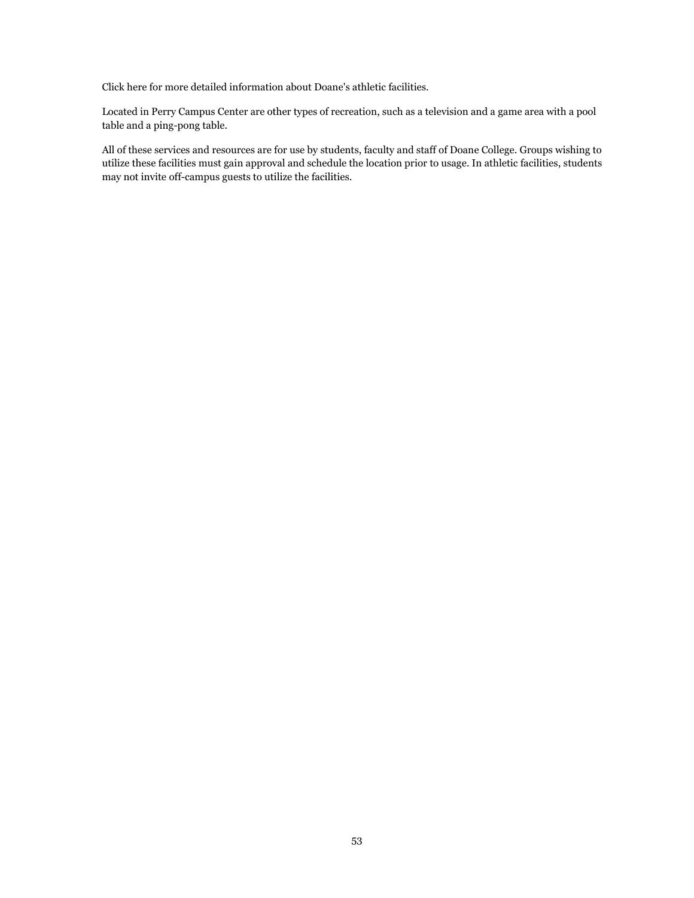Click here for more detailed information about Doane's athletic facilities.

Located in Perry Campus Center are other types of recreation, such as a television and a game area with a pool table and a ping-pong table.

All of these services and resources are for use by students, faculty and staff of Doane College. Groups wishing to utilize these facilities must gain approval and schedule the location prior to usage. In athletic facilities, students may not invite off-campus guests to utilize the facilities.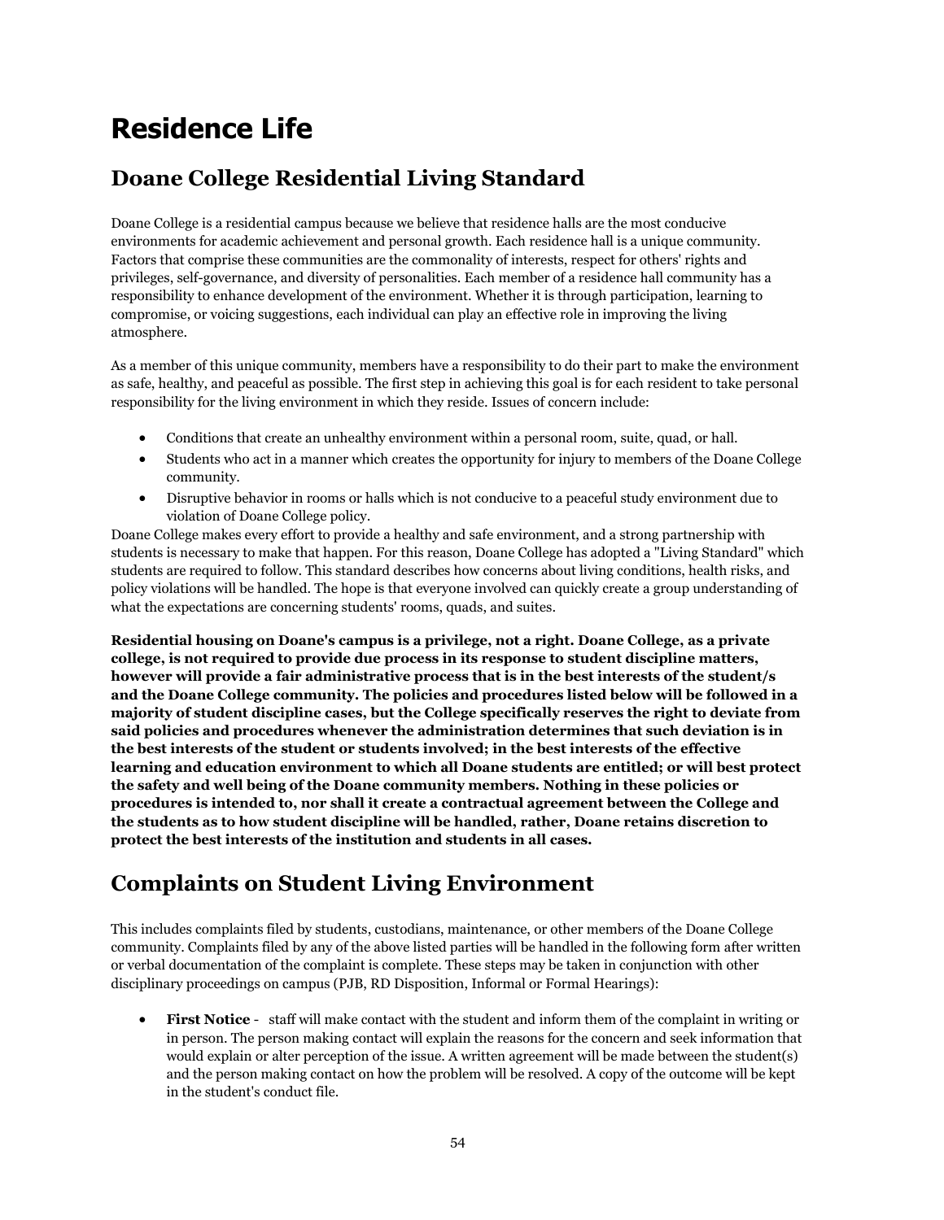# Residence Life

## Doane College Residential Living Standard

Doane College is a residential campus because we believe that residence halls are the most conducive environments for academic achievement and personal growth. Each residence hall is a unique community. Factors that comprise these communities are the commonality of interests, respect for others' rights and privileges, self-governance, and diversity of personalities. Each member of a residence hall community has a responsibility to enhance development of the environment. Whether it is through participation, learning to compromise, or voicing suggestions, each individual can play an effective role in improving the living atmosphere.

As a member of this unique community, members have a responsibility to do their part to make the environment as safe, healthy, and peaceful as possible. The first step in achieving this goal is for each resident to take personal responsibility for the living environment in which they reside. Issues of concern include:

- Conditions that create an unhealthy environment within a personal room, suite, quad, or hall.
- Students who act in a manner which creates the opportunity for injury to members of the Doane College community.
- Disruptive behavior in rooms or halls which is not conducive to a peaceful study environment due to violation of Doane College policy.

Doane College makes every effort to provide a healthy and safe environment, and a strong partnership with students is necessary to make that happen. For this reason, Doane College has adopted a "Living Standard" which students are required to follow. This standard describes how concerns about living conditions, health risks, and policy violations will be handled. The hope is that everyone involved can quickly create a group understanding of what the expectations are concerning students' rooms, quads, and suites.

**Residential housing on Doane's campus is a privilege, not a right. Doane College, as a private college, is not required to provide due process in its response to student discipline matters, however will provide a fair administrative process that is in the best interests of the student/s and the Doane College community. The policies and procedures listed below will be followed in a majority of student discipline cases, but the College specifically reserves the right to deviate from said policies and procedures whenever the administration determines that such deviation is in the best interests of the student or students involved; in the best interests of the effective learning and education environment to which all Doane students are entitled; or will best protect the safety and well being of the Doane community members. Nothing in these policies or procedures is intended to, nor shall it create a contractual agreement between the College and the students as to how student discipline will be handled, rather, Doane retains discretion to protect the best interests of the institution and students in all cases.**

## Complaints on Student Living Environment

This includes complaints filed by students, custodians, maintenance, or other members of the Doane College community. Complaints filed by any of the above listed parties will be handled in the following form after written or verbal documentation of the complaint is complete. These steps may be taken in conjunction with other disciplinary proceedings on campus (PJB, RD Disposition, Informal or Formal Hearings):

- **First Notice** - staff will make contact with the student and inform them of the complaint in writing or in person. The person making contact will explain the reasons for the concern and seek information that would explain or alter perception of the issue. A written agreement will be made between the student(s) and the person making contact on how the problem will be resolved. A copy of the outcome will be kept in the student's conduct file.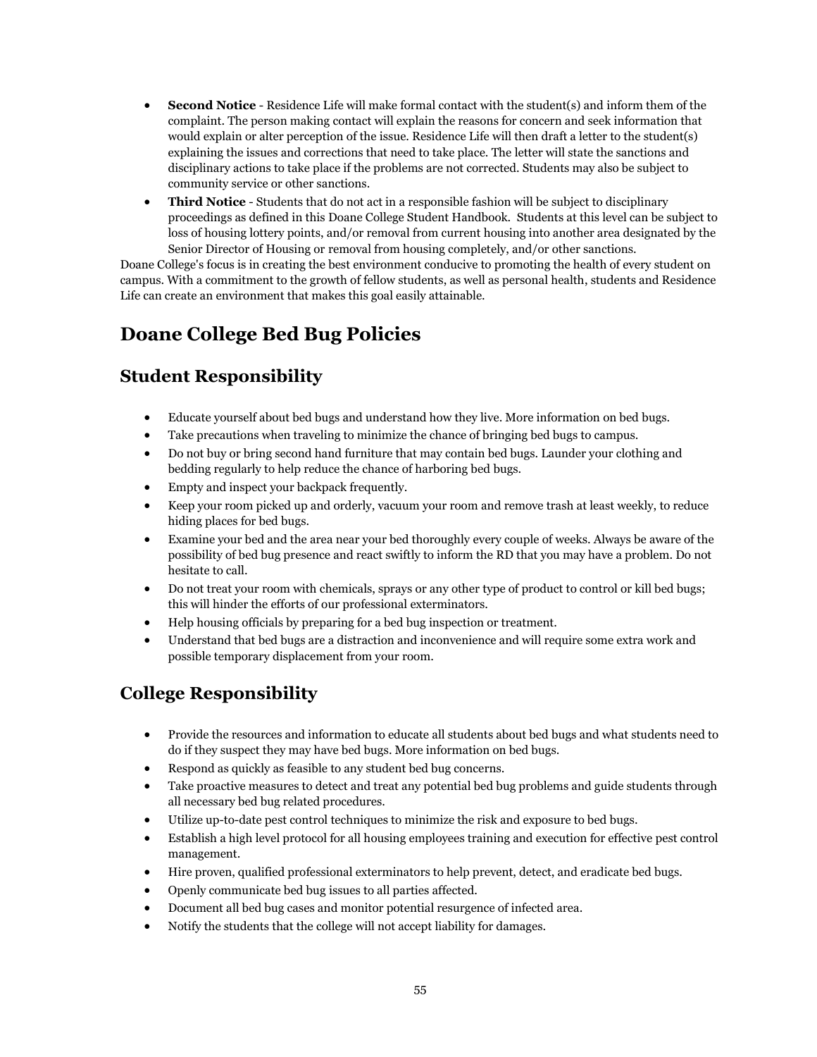- **Second Notice** - Residence Life will make formal contact with the student(s) and inform them of the complaint. The person making contact will explain the reasons for concern and seek information that would explain or alter perception of the issue. Residence Life will then draft a letter to the student(s) explaining the issues and corrections that need to take place. The letter will state the sanctions and disciplinary actions to take place if the problems are not corrected. Students may also be subject to community service or other sanctions.
- **Third Notice** - Students that do not act in a responsible fashion will be subject to disciplinary proceedings as defined in this Doane College Student Handbook. Students at this level can be subject to loss of housing lottery points, and/or removal from current housing into another area designated by the Senior Director of Housing or removal from housing completely, and/or other sanctions.

Doane College's focus is in creating the best environment conducive to promoting the health of every student on campus. With a commitment to the growth of fellow students, as well as personal health, students and Residence Life can create an environment that makes this goal easily attainable.

# Doane College Bed Bug Policies

## Student Responsibility

- Educate yourself about bed bugs and understand how they live. More information on bed bugs.
- Take precautions when traveling to minimize the chance of bringing bed bugs to campus.
- Do not buy or bring second hand furniture that may contain bed bugs. Launder your clothing and bedding regularly to help reduce the chance of harboring bed bugs.
- Empty and inspect your backpack frequently.
- Keep your room picked up and orderly, vacuum your room and remove trash at least weekly, to reduce hiding places for bed bugs.
- Examine your bed and the area near your bed thoroughly every couple of weeks. Always be aware of the possibility of bed bug presence and react swiftly to inform the RD that you may have a problem. Do not hesitate to call.
- Do not treat your room with chemicals, sprays or any other type of product to control or kill bed bugs; this will hinder the efforts of our professional exterminators.
- Help housing officials by preparing for a bed bug inspection or treatment.
- Understand that bed bugs are a distraction and inconvenience and will require some extra work and possible temporary displacement from your room.

## College Responsibility

- Provide the resources and information to educate all students about bed bugs and what students need to do if they suspect they may have bed bugs. More information on bed bugs.
- Respond as quickly as feasible to any student bed bug concerns.
- Take proactive measures to detect and treat any potential bed bug problems and guide students through all necessary bed bug related procedures.
- Utilize up-to-date pest control techniques to minimize the risk and exposure to bed bugs.
- Establish a high level protocol for all housing employees training and execution for effective pest control management.
- Hire proven, qualified professional exterminators to help prevent, detect, and eradicate bed bugs.
- Openly communicate bed bug issues to all parties affected.
- Document all bed bug cases and monitor potential resurgence of infected area.
- Notify the students that the college will not accept liability for damages.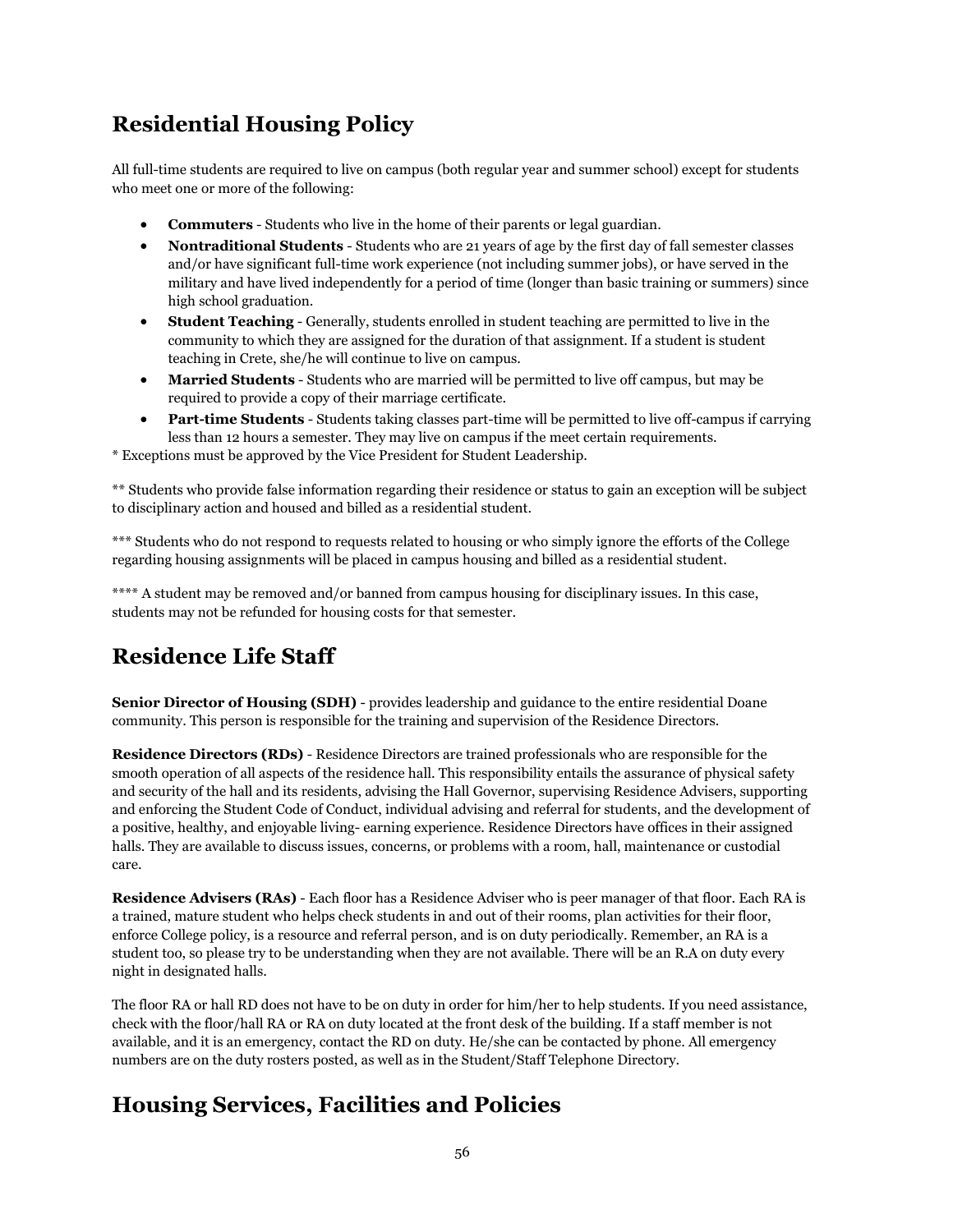## Residential Housing Policy

All full-time students are required to live on campus (both regular year and summer school) except for students who meet one or more of the following:

- **Commuters** - Students who live in the home of their parents or legal guardian.
- **Nontraditional Students** - Students who are 21 years of age by the first day of fall semester classes and/or have significant full-time work experience (not including summer jobs), or have served in the military and have lived independently for a period of time (longer than basic training or summers) since high school graduation.
- **Student Teaching** - Generally, students enrolled in student teaching are permitted to live in the community to which they are assigned for the duration of that assignment. If a student is student teaching in Crete, she/he will continue to live on campus.
- **Married Students** - Students who are married will be permitted to live off campus, but may be required to provide a copy of their marriage certificate.
- **Part-time Students** - Students taking classes part-time will be permitted to live off-campus if carrying less than 12 hours a semester. They may live on campus if the meet certain requirements.

* Exceptions must be approved by the Vice President for Student Leadership.

** Students who provide false information regarding their residence or status to gain an exception will be subject to disciplinary action and housed and billed as a residential student.

*** Students who do not respond to requests related to housing or who simply ignore the efforts of the College regarding housing assignments will be placed in campus housing and billed as a residential student.

**** A student may be removed and/or banned from campus housing for disciplinary issues. In this case, students may not be refunded for housing costs for that semester.

## Residence Life Staff

**Senior Director of Housing (SDH)** - provides leadership and guidance to the entire residential Doane community. This person is responsible for the training and supervision of the Residence Directors.

**Residence Directors (RDs)** - Residence Directors are trained professionals who are responsible for the smooth operation of all aspects of the residence hall. This responsibility entails the assurance of physical safety and security of the hall and its residents, advising the Hall Governor, supervising Residence Advisers, supporting and enforcing the Student Code of Conduct, individual advising and referral for students, and the development of a positive, healthy, and enjoyable living- earning experience. Residence Directors have offices in their assigned halls. They are available to discuss issues, concerns, or problems with a room, hall, maintenance or custodial care.

**Residence Advisers (RAs)** - Each floor has a Residence Adviser who is peer manager of that floor. Each RA is a trained, mature student who helps check students in and out of their rooms, plan activities for their floor, enforce College policy, is a resource and referral person, and is on duty periodically. Remember, an RA is a student too, so please try to be understanding when they are not available. There will be an R.A on duty every night in designated halls.

The floor RA or hall RD does not have to be on duty in order for him/her to help students. If you need assistance, check with the floor/hall RA or RA on duty located at the front desk of the building. If a staff member is not available, and it is an emergency, contact the RD on duty. He/she can be contacted by phone. All emergency numbers are on the duty rosters posted, as well as in the Student/Staff Telephone Directory.

## Housing Services, Facilities and Policies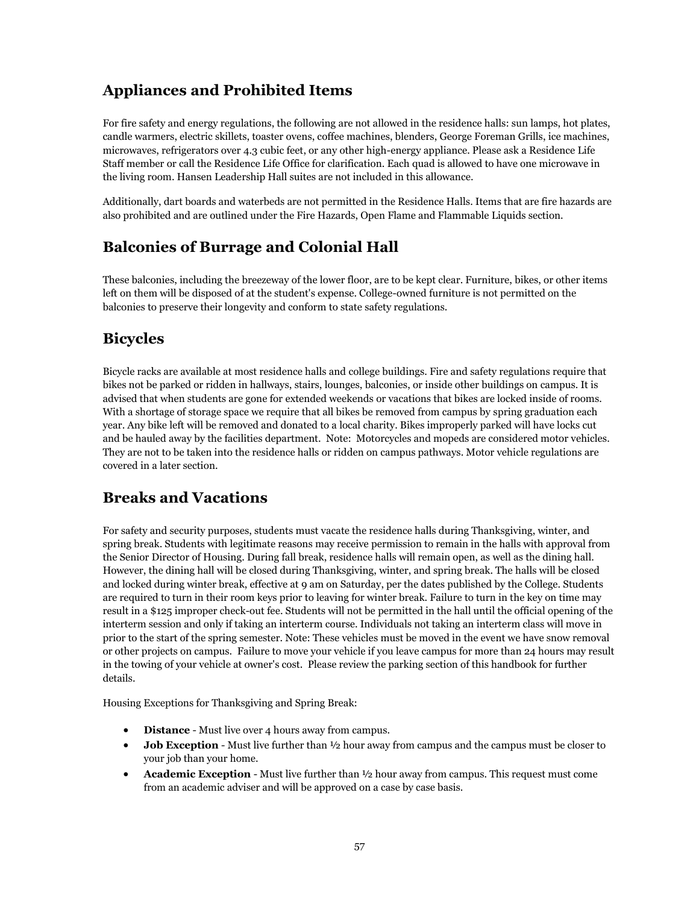## Appliances and Prohibited Items

For fire safety and energy regulations, the following are not allowed in the residence halls: sun lamps, hot plates, candle warmers, electric skillets, toaster ovens, coffee machines, blenders, George Foreman Grills, ice machines, microwaves, refrigerators over 4.3 cubic feet, or any other high-energy appliance. Please ask a Residence Life Staff member or call the Residence Life Office for clarification. Each quad is allowed to have one microwave in the living room. Hansen Leadership Hall suites are not included in this allowance.

Additionally, dart boards and waterbeds are not permitted in the Residence Halls. Items that are fire hazards are also prohibited and are outlined under the Fire Hazards, Open Flame and Flammable Liquids section.

## Balconies of Burrage and Colonial Hall

These balconies, including the breezeway of the lower floor, are to be kept clear. Furniture, bikes, or other items left on them will be disposed of at the student's expense. College-owned furniture is not permitted on the balconies to preserve their longevity and conform to state safety regulations.

## Bicycles

Bicycle racks are available at most residence halls and college buildings. Fire and safety regulations require that bikes not be parked or ridden in hallways, stairs, lounges, balconies, or inside other buildings on campus. It is advised that when students are gone for extended weekends or vacations that bikes are locked inside of rooms. With a shortage of storage space we require that all bikes be removed from campus by spring graduation each year. Any bike left will be removed and donated to a local charity. Bikes improperly parked will have locks cut and be hauled away by the facilities department. Note: Motorcycles and mopeds are considered motor vehicles. They are not to be taken into the residence halls or ridden on campus pathways. Motor vehicle regulations are covered in a later section.

## Breaks and Vacations

For safety and security purposes, students must vacate the residence halls during Thanksgiving, winter, and spring break. Students with legitimate reasons may receive permission to remain in the halls with approval from the Senior Director of Housing. During fall break, residence halls will remain open, as well as the dining hall. However, the dining hall will be closed during Thanksgiving, winter, and spring break. The halls will be closed and locked during winter break, effective at 9 am on Saturday, per the dates published by the College. Students are required to turn in their room keys prior to leaving for winter break. Failure to turn in the key on time may result in a $125 improper check-out fee. Students will not be permitted in the hall until the official opening of the interterm session and only if taking an interterm course. Individuals not taking an interterm class will move in prior to the start of the spring semester. Note: These vehicles must be moved in the event we have snow removal or other projects on campus. Failure to move your vehicle if you leave campus for more than 24 hours may result in the towing of your vehicle at owner's cost. Please review the parking section of this handbook for further details.

Housing Exceptions for Thanksgiving and Spring Break:

- **Distance** - Must live over 4 hours away from campus.
- **Job Exception** - Must live further than ½ hour away from campus and the campus must be closer to your job than your home.
- **Academic Exception** - Must live further than ½ hour away from campus. This request must come from an academic adviser and will be approved on a case by case basis.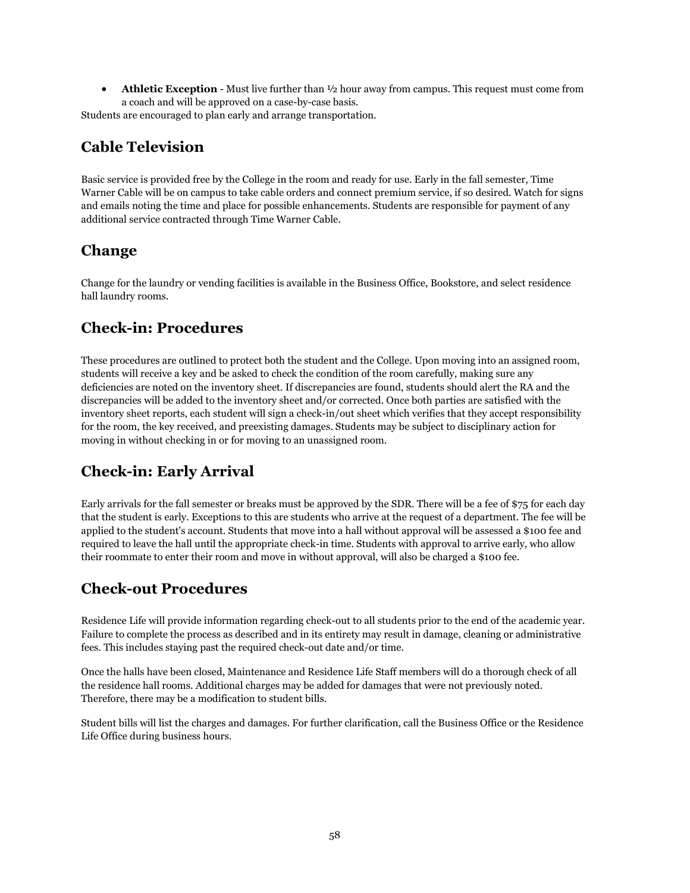- **Athletic Exception** - Must live further than ½ hour away from campus. This request must come from a coach and will be approved on a case-by-case basis.

Students are encouraged to plan early and arrange transportation.

## Cable Television

Basic service is provided free by the College in the room and ready for use. Early in the fall semester, Time Warner Cable will be on campus to take cable orders and connect premium service, if so desired. Watch for signs and emails noting the time and place for possible enhancements. Students are responsible for payment of any additional service contracted through Time Warner Cable.

## Change

Change for the laundry or vending facilities is available in the Business Office, Bookstore, and select residence hall laundry rooms.

## Check-in: Procedures

These procedures are outlined to protect both the student and the College. Upon moving into an assigned room, students will receive a key and be asked to check the condition of the room carefully, making sure any deficiencies are noted on the inventory sheet. If discrepancies are found, students should alert the RA and the discrepancies will be added to the inventory sheet and/or corrected. Once both parties are satisfied with the inventory sheet reports, each student will sign a check-in/out sheet which verifies that they accept responsibility for the room, the key received, and preexisting damages. Students may be subject to disciplinary action for moving in without checking in or for moving to an unassigned room.

## Check-in: Early Arrival

Early arrivals for the fall semester or breaks must be approved by the SDR. There will be a fee of $75 for each day that the student is early. Exceptions to this are students who arrive at the request of a department. The fee will be applied to the student's account. Students that move into a hall without approval will be assessed a $100 fee and required to leave the hall until the appropriate check-in time. Students with approval to arrive early, who allow their roommate to enter their room and move in without approval, will also be charged a $100 fee.

## Check-out Procedures

Residence Life will provide information regarding check-out to all students prior to the end of the academic year. Failure to complete the process as described and in its entirety may result in damage, cleaning or administrative fees. This includes staying past the required check-out date and/or time.

Once the halls have been closed, Maintenance and Residence Life Staff members will do a thorough check of all the residence hall rooms. Additional charges may be added for damages that were not previously noted. Therefore, there may be a modification to student bills.

Student bills will list the charges and damages. For further clarification, call the Business Office or the Residence Life Office during business hours.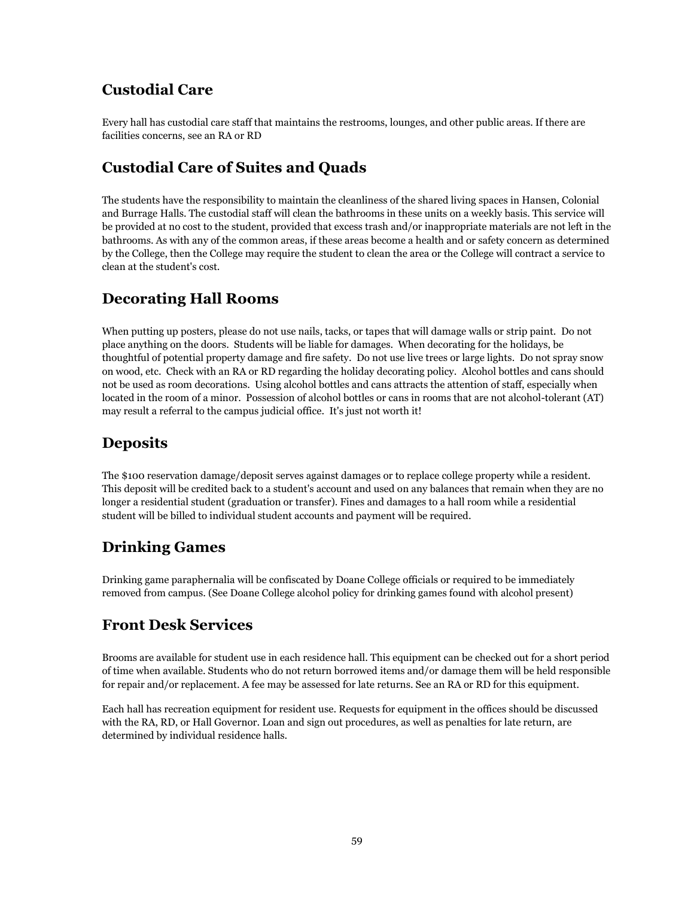## Custodial Care

Every hall has custodial care staff that maintains the restrooms, lounges, and other public areas. If there are facilities concerns, see an RA or RD

## Custodial Care of Suites and Quads

The students have the responsibility to maintain the cleanliness of the shared living spaces in Hansen, Colonial and Burrage Halls. The custodial staff will clean the bathrooms in these units on a weekly basis. This service will be provided at no cost to the student, provided that excess trash and/or inappropriate materials are not left in the bathrooms. As with any of the common areas, if these areas become a health and or safety concern as determined by the College, then the College may require the student to clean the area or the College will contract a service to clean at the student's cost.

## Decorating Hall Rooms

When putting up posters, please do not use nails, tacks, or tapes that will damage walls or strip paint. Do not place anything on the doors. Students will be liable for damages. When decorating for the holidays, be thoughtful of potential property damage and fire safety. Do not use live trees or large lights. Do not spray snow on wood, etc. Check with an RA or RD regarding the holiday decorating policy. Alcohol bottles and cans should not be used as room decorations. Using alcohol bottles and cans attracts the attention of staff, especially when located in the room of a minor. Possession of alcohol bottles or cans in rooms that are not alcohol-tolerant (AT) may result a referral to the campus judicial office. It's just not worth it!

## Deposits

The $100 reservation damage/deposit serves against damages or to replace college property while a resident. This deposit will be credited back to a student's account and used on any balances that remain when they are no longer a residential student (graduation or transfer). Fines and damages to a hall room while a residential student will be billed to individual student accounts and payment will be required.

## Drinking Games

Drinking game paraphernalia will be confiscated by Doane College officials or required to be immediately removed from campus. (See Doane College alcohol policy for drinking games found with alcohol present)

## Front Desk Services

Brooms are available for student use in each residence hall. This equipment can be checked out for a short period of time when available. Students who do not return borrowed items and/or damage them will be held responsible for repair and/or replacement. A fee may be assessed for late returns. See an RA or RD for this equipment.

Each hall has recreation equipment for resident use. Requests for equipment in the offices should be discussed with the RA, RD, or Hall Governor. Loan and sign out procedures, as well as penalties for late return, are determined by individual residence halls.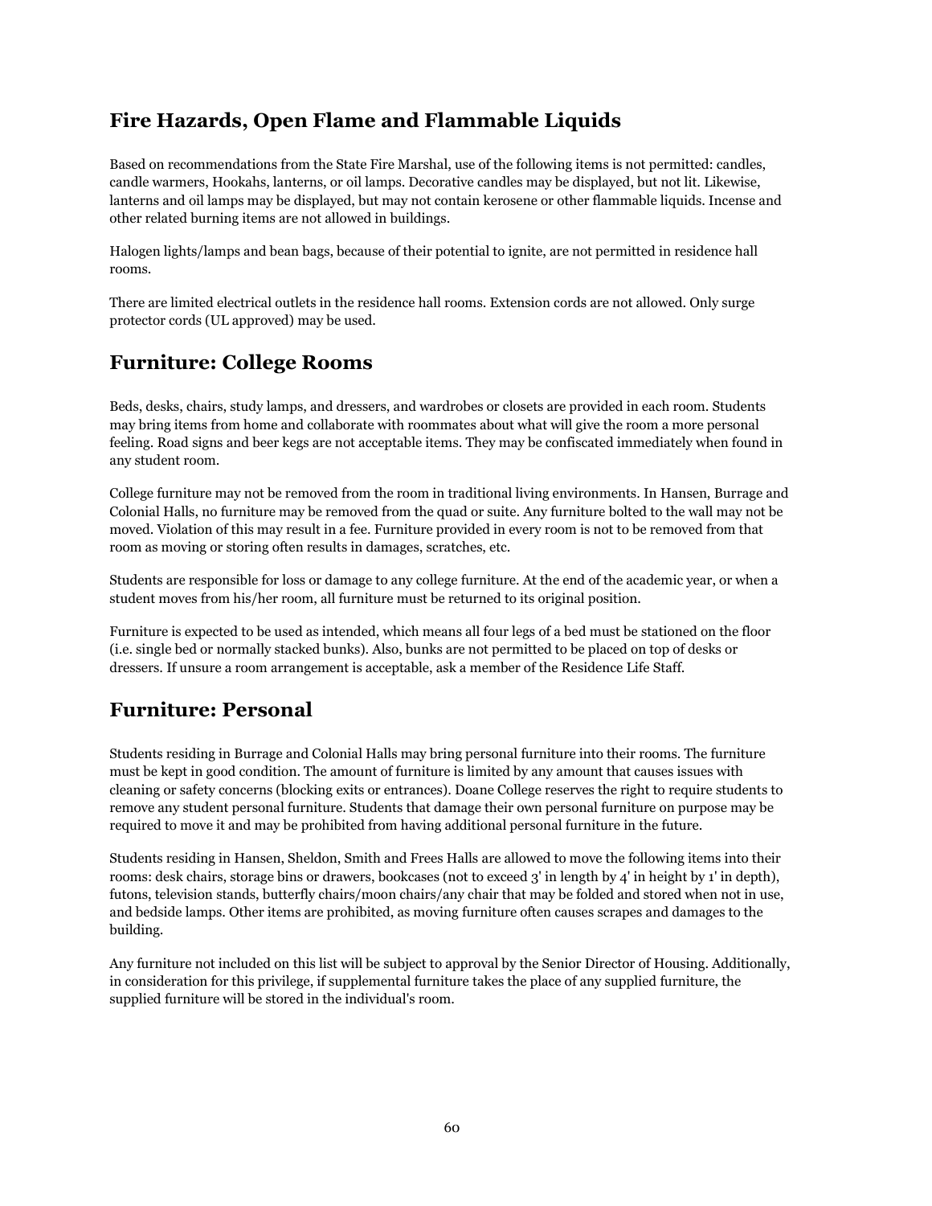## Fire Hazards, Open Flame and Flammable Liquids

Based on recommendations from the State Fire Marshal, use of the following items is not permitted: candles, candle warmers, Hookahs, lanterns, or oil lamps. Decorative candles may be displayed, but not lit. Likewise, lanterns and oil lamps may be displayed, but may not contain kerosene or other flammable liquids. Incense and other related burning items are not allowed in buildings.

Halogen lights/lamps and bean bags, because of their potential to ignite, are not permitted in residence hall rooms.

There are limited electrical outlets in the residence hall rooms. Extension cords are not allowed. Only surge protector cords (UL approved) may be used.

## Furniture: College Rooms

Beds, desks, chairs, study lamps, and dressers, and wardrobes or closets are provided in each room. Students may bring items from home and collaborate with roommates about what will give the room a more personal feeling. Road signs and beer kegs are not acceptable items. They may be confiscated immediately when found in any student room.

College furniture may not be removed from the room in traditional living environments. In Hansen, Burrage and Colonial Halls, no furniture may be removed from the quad or suite. Any furniture bolted to the wall may not be moved. Violation of this may result in a fee. Furniture provided in every room is not to be removed from that room as moving or storing often results in damages, scratches, etc.

Students are responsible for loss or damage to any college furniture. At the end of the academic year, or when a student moves from his/her room, all furniture must be returned to its original position.

Furniture is expected to be used as intended, which means all four legs of a bed must be stationed on the floor (i.e. single bed or normally stacked bunks). Also, bunks are not permitted to be placed on top of desks or dressers. If unsure a room arrangement is acceptable, ask a member of the Residence Life Staff.

## Furniture: Personal

Students residing in Burrage and Colonial Halls may bring personal furniture into their rooms. The furniture must be kept in good condition. The amount of furniture is limited by any amount that causes issues with cleaning or safety concerns (blocking exits or entrances). Doane College reserves the right to require students to remove any student personal furniture. Students that damage their own personal furniture on purpose may be required to move it and may be prohibited from having additional personal furniture in the future.

Students residing in Hansen, Sheldon, Smith and Frees Halls are allowed to move the following items into their rooms: desk chairs, storage bins or drawers, bookcases (not to exceed 3' in length by 4' in height by 1' in depth), futons, television stands, butterfly chairs/moon chairs/any chair that may be folded and stored when not in use, and bedside lamps. Other items are prohibited, as moving furniture often causes scrapes and damages to the building.

Any furniture not included on this list will be subject to approval by the Senior Director of Housing. Additionally, in consideration for this privilege, if supplemental furniture takes the place of any supplied furniture, the supplied furniture will be stored in the individual's room.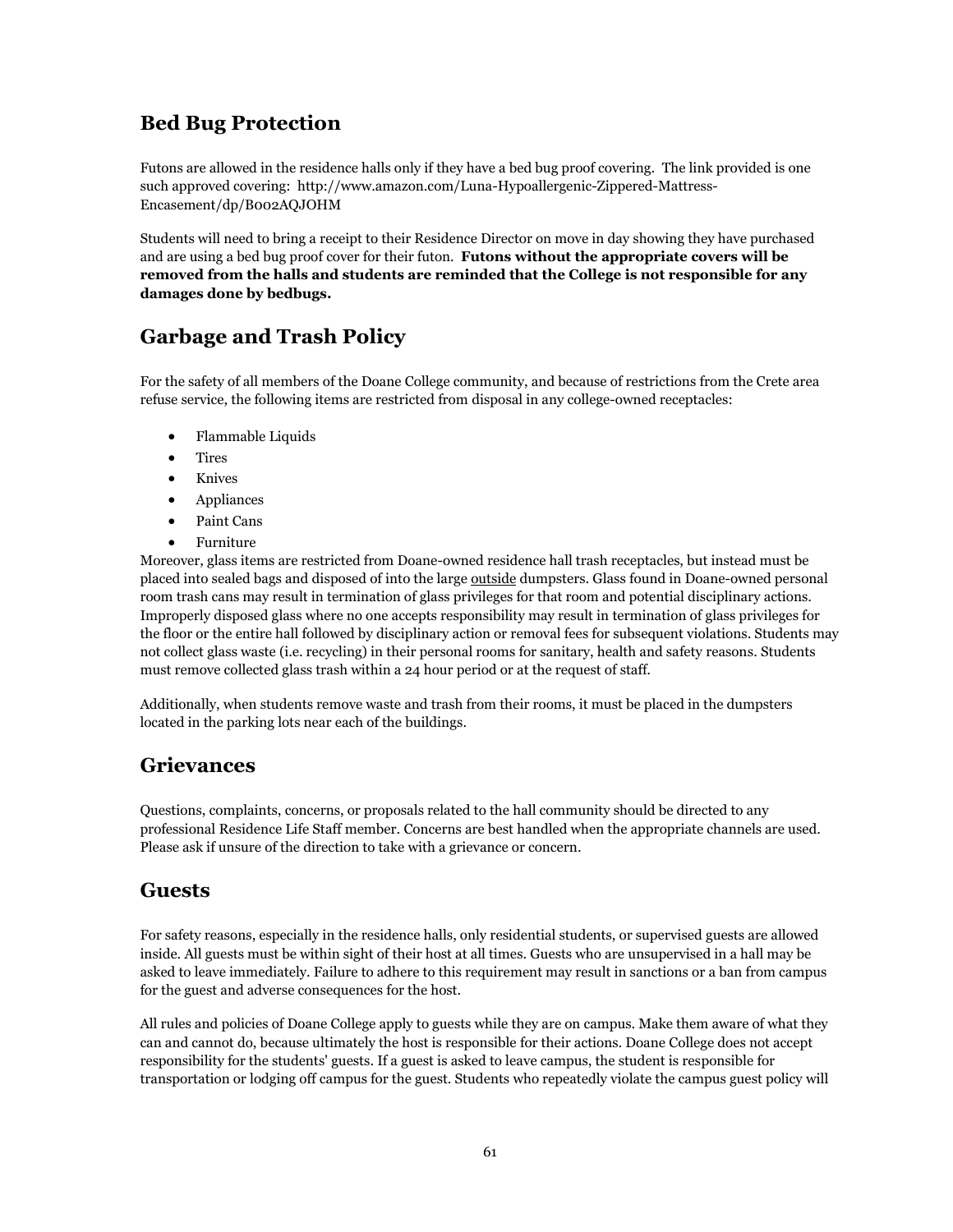## Bed Bug Protection

Futons are allowed in the residence halls only if they have a bed bug proof covering. The link provided is one such approved covering: http://www.amazon.com/Luna-Hypoallergenic-Zippered-Mattress-Encasement/dp/B002AQJOHM

Students will need to bring a receipt to their Residence Director on move in day showing they have purchased and are using a bed bug proof cover for their futon. **Futons without the appropriate covers will be removed from the halls and students are reminded that the College is not responsible for any damages done by bedbugs.**

## Garbage and Trash Policy

For the safety of all members of the Doane College community, and because of restrictions from the Crete area refuse service, the following items are restricted from disposal in any college-owned receptacles:

- Flammable Liquids
- Tires
- Knives
- Appliances
- Paint Cans
- Furniture

Moreover, glass items are restricted from Doane-owned residence hall trash receptacles, but instead must be placed into sealed bags and disposed of into the large <u>outside</u> dumpsters. Glass found in Doane-owned personal room trash cans may result in termination of glass privileges for that room and potential disciplinary actions. Improperly disposed glass where no one accepts responsibility may result in termination of glass privileges for the floor or the entire hall followed by disciplinary action or removal fees for subsequent violations. Students may not collect glass waste (i.e. recycling) in their personal rooms for sanitary, health and safety reasons. Students must remove collected glass trash within a 24 hour period or at the request of staff.

Additionally, when students remove waste and trash from their rooms, it must be placed in the dumpsters located in the parking lots near each of the buildings.

## Grievances

Questions, complaints, concerns, or proposals related to the hall community should be directed to any professional Residence Life Staff member. Concerns are best handled when the appropriate channels are used. Please ask if unsure of the direction to take with a grievance or concern.

## Guests

For safety reasons, especially in the residence halls, only residential students, or supervised guests are allowed inside. All guests must be within sight of their host at all times. Guests who are unsupervised in a hall may be asked to leave immediately. Failure to adhere to this requirement may result in sanctions or a ban from campus for the guest and adverse consequences for the host.

All rules and policies of Doane College apply to guests while they are on campus. Make them aware of what they can and cannot do, because ultimately the host is responsible for their actions. Doane College does not accept responsibility for the students' guests. If a guest is asked to leave campus, the student is responsible for transportation or lodging off campus for the guest. Students who repeatedly violate the campus guest policy will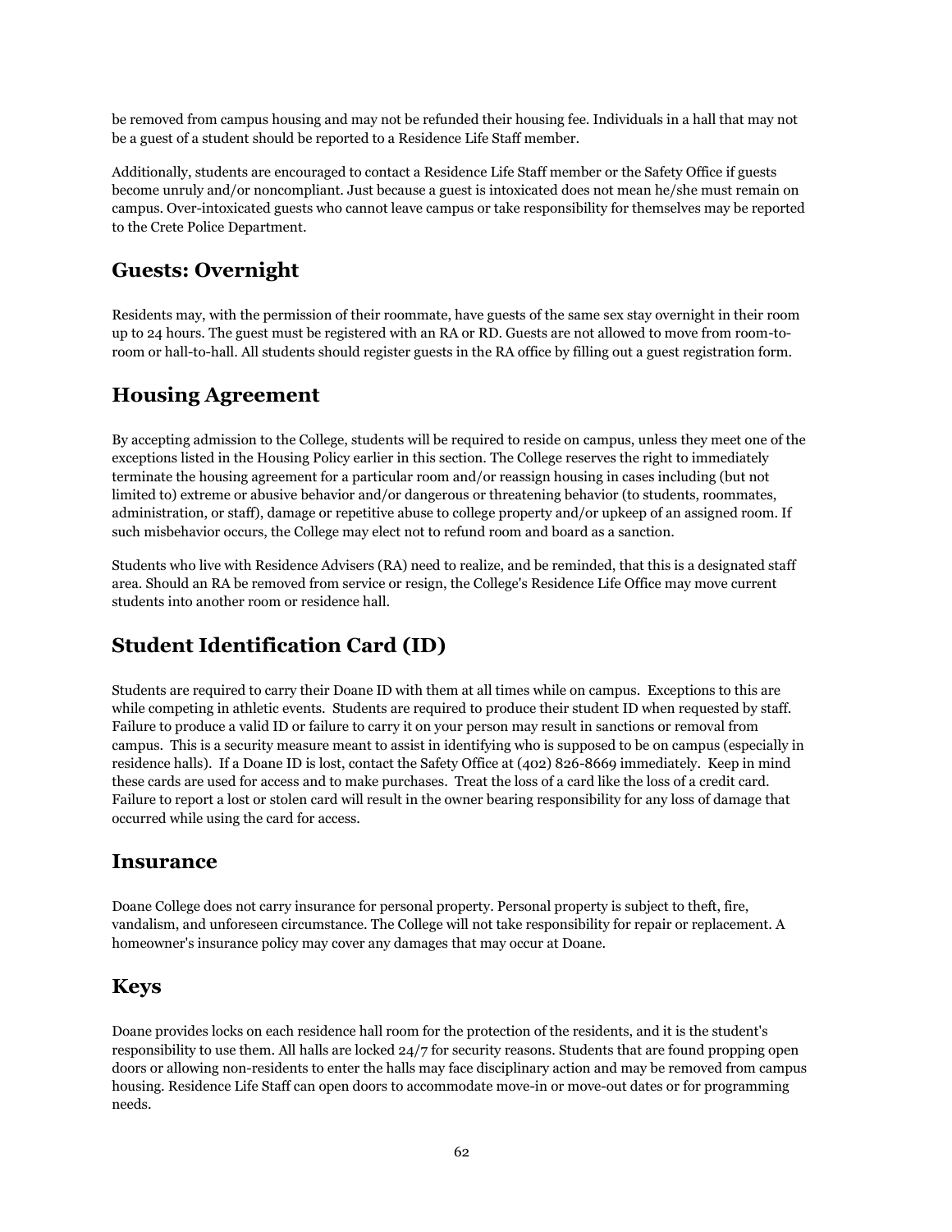be removed from campus housing and may not be refunded their housing fee. Individuals in a hall that may not be a guest of a student should be reported to a Residence Life Staff member.

Additionally, students are encouraged to contact a Residence Life Staff member or the Safety Office if guests become unruly and/or noncompliant. Just because a guest is intoxicated does not mean he/she must remain on campus. Over-intoxicated guests who cannot leave campus or take responsibility for themselves may be reported to the Crete Police Department.

## Guests: Overnight

Residents may, with the permission of their roommate, have guests of the same sex stay overnight in their room up to 24 hours. The guest must be registered with an RA or RD. Guests are not allowed to move from room-to-room or hall-to-hall. All students should register guests in the RA office by filling out a guest registration form.

## Housing Agreement

By accepting admission to the College, students will be required to reside on campus, unless they meet one of the exceptions listed in the Housing Policy earlier in this section. The College reserves the right to immediately terminate the housing agreement for a particular room and/or reassign housing in cases including (but not limited to) extreme or abusive behavior and/or dangerous or threatening behavior (to students, roommates, administration, or staff), damage or repetitive abuse to college property and/or upkeep of an assigned room. If such misbehavior occurs, the College may elect not to refund room and board as a sanction.

Students who live with Residence Advisers (RA) need to realize, and be reminded, that this is a designated staff area. Should an RA be removed from service or resign, the College's Residence Life Office may move current students into another room or residence hall.

## Student Identification Card (ID)

Students are required to carry their Doane ID with them at all times while on campus. Exceptions to this are while competing in athletic events. Students are required to produce their student ID when requested by staff. Failure to produce a valid ID or failure to carry it on your person may result in sanctions or removal from campus. This is a security measure meant to assist in identifying who is supposed to be on campus (especially in residence halls). If a Doane ID is lost, contact the Safety Office at (402) 826-8669 immediately. Keep in mind these cards are used for access and to make purchases. Treat the loss of a card like the loss of a credit card. Failure to report a lost or stolen card will result in the owner bearing responsibility for any loss of damage that occurred while using the card for access.

## Insurance

Doane College does not carry insurance for personal property. Personal property is subject to theft, fire, vandalism, and unforeseen circumstance. The College will not take responsibility for repair or replacement. A homeowner's insurance policy may cover any damages that may occur at Doane.

## Keys

Doane provides locks on each residence hall room for the protection of the residents, and it is the student's responsibility to use them. All halls are locked 24/7 for security reasons. Students that are found propping open doors or allowing non-residents to enter the halls may face disciplinary action and may be removed from campus housing. Residence Life Staff can open doors to accommodate move-in or move-out dates or for programming needs.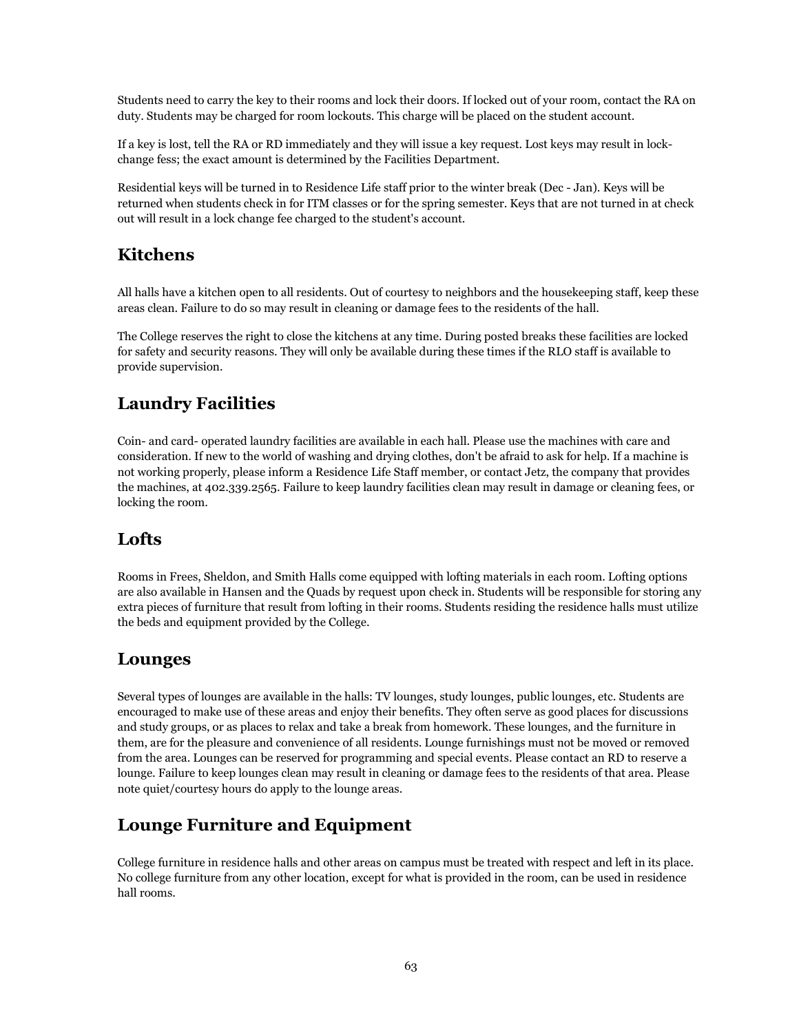Students need to carry the key to their rooms and lock their doors. If locked out of your room, contact the RA on duty. Students may be charged for room lockouts. This charge will be placed on the student account.

If a key is lost, tell the RA or RD immediately and they will issue a key request. Lost keys may result in lock-change fess; the exact amount is determined by the Facilities Department.

Residential keys will be turned in to Residence Life staff prior to the winter break (Dec - Jan). Keys will be returned when students check in for ITM classes or for the spring semester. Keys that are not turned in at check out will result in a lock change fee charged to the student's account.

## Kitchens

All halls have a kitchen open to all residents. Out of courtesy to neighbors and the housekeeping staff, keep these areas clean. Failure to do so may result in cleaning or damage fees to the residents of the hall.

The College reserves the right to close the kitchens at any time. During posted breaks these facilities are locked for safety and security reasons. They will only be available during these times if the RLO staff is available to provide supervision.

## Laundry Facilities

Coin- and card- operated laundry facilities are available in each hall. Please use the machines with care and consideration. If new to the world of washing and drying clothes, don't be afraid to ask for help. If a machine is not working properly, please inform a Residence Life Staff member, or contact Jetz, the company that provides the machines, at 402.339.2565. Failure to keep laundry facilities clean may result in damage or cleaning fees, or locking the room.

## Lofts

Rooms in Frees, Sheldon, and Smith Halls come equipped with lofting materials in each room. Lofting options are also available in Hansen and the Quads by request upon check in. Students will be responsible for storing any extra pieces of furniture that result from lofting in their rooms. Students residing the residence halls must utilize the beds and equipment provided by the College.

## Lounges

Several types of lounges are available in the halls: TV lounges, study lounges, public lounges, etc. Students are encouraged to make use of these areas and enjoy their benefits. They often serve as good places for discussions and study groups, or as places to relax and take a break from homework. These lounges, and the furniture in them, are for the pleasure and convenience of all residents. Lounge furnishings must not be moved or removed from the area. Lounges can be reserved for programming and special events. Please contact an RD to reserve a lounge. Failure to keep lounges clean may result in cleaning or damage fees to the residents of that area. Please note quiet/courtesy hours do apply to the lounge areas.

## Lounge Furniture and Equipment

College furniture in residence halls and other areas on campus must be treated with respect and left in its place. No college furniture from any other location, except for what is provided in the room, can be used in residence hall rooms.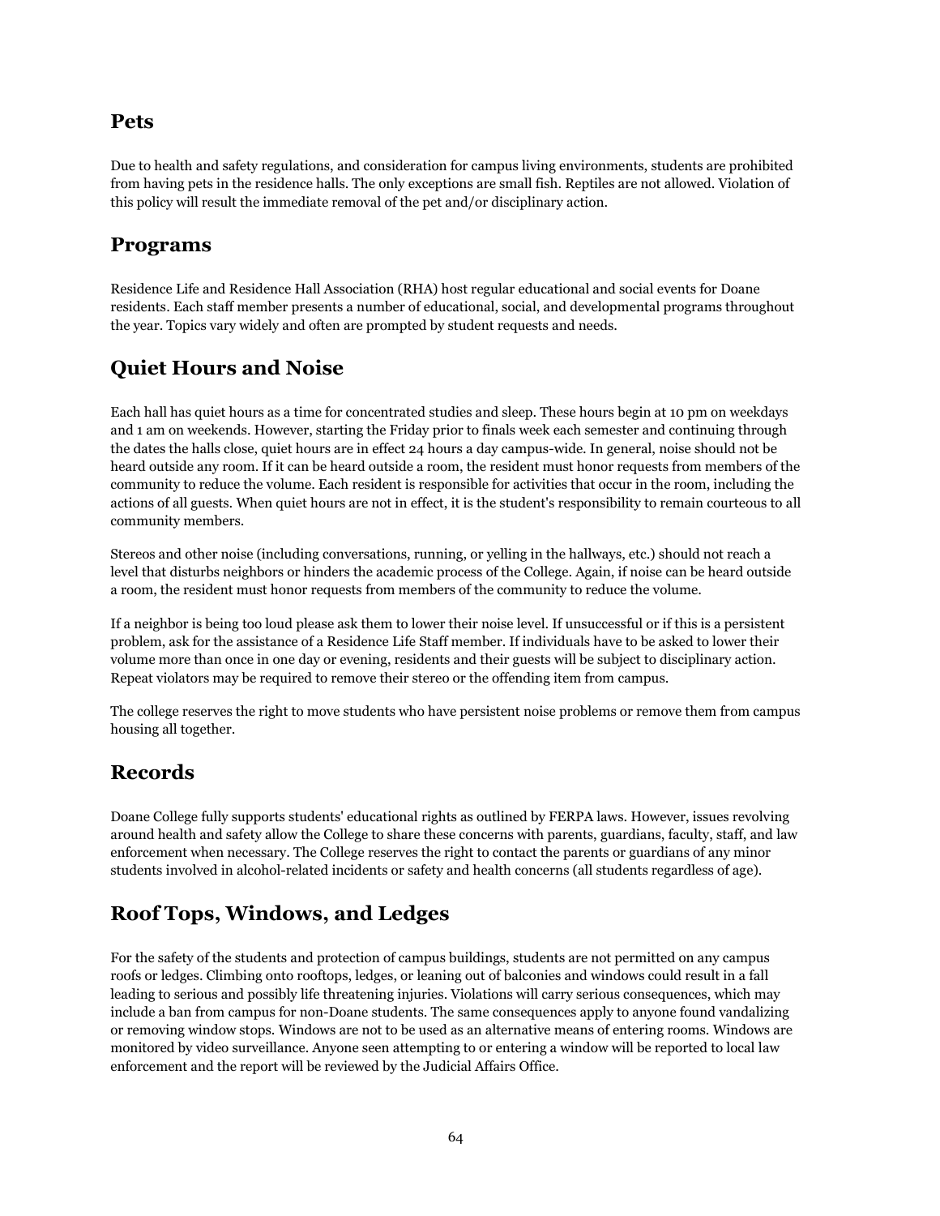## Pets

Due to health and safety regulations, and consideration for campus living environments, students are prohibited from having pets in the residence halls. The only exceptions are small fish. Reptiles are not allowed. Violation of this policy will result the immediate removal of the pet and/or disciplinary action.

## Programs

Residence Life and Residence Hall Association (RHA) host regular educational and social events for Doane residents. Each staff member presents a number of educational, social, and developmental programs throughout the year. Topics vary widely and often are prompted by student requests and needs.

## Quiet Hours and Noise

Each hall has quiet hours as a time for concentrated studies and sleep. These hours begin at 10 pm on weekdays and 1 am on weekends. However, starting the Friday prior to finals week each semester and continuing through the dates the halls close, quiet hours are in effect 24 hours a day campus-wide. In general, noise should not be heard outside any room. If it can be heard outside a room, the resident must honor requests from members of the community to reduce the volume. Each resident is responsible for activities that occur in the room, including the actions of all guests. When quiet hours are not in effect, it is the student's responsibility to remain courteous to all community members.

Stereos and other noise (including conversations, running, or yelling in the hallways, etc.) should not reach a level that disturbs neighbors or hinders the academic process of the College. Again, if noise can be heard outside a room, the resident must honor requests from members of the community to reduce the volume.

If a neighbor is being too loud please ask them to lower their noise level. If unsuccessful or if this is a persistent problem, ask for the assistance of a Residence Life Staff member. If individuals have to be asked to lower their volume more than once in one day or evening, residents and their guests will be subject to disciplinary action. Repeat violators may be required to remove their stereo or the offending item from campus.

The college reserves the right to move students who have persistent noise problems or remove them from campus housing all together.

## Records

Doane College fully supports students' educational rights as outlined by FERPA laws. However, issues revolving around health and safety allow the College to share these concerns with parents, guardians, faculty, staff, and law enforcement when necessary. The College reserves the right to contact the parents or guardians of any minor students involved in alcohol-related incidents or safety and health concerns (all students regardless of age).

## Roof Tops, Windows, and Ledges

For the safety of the students and protection of campus buildings, students are not permitted on any campus roofs or ledges. Climbing onto rooftops, ledges, or leaning out of balconies and windows could result in a fall leading to serious and possibly life threatening injuries. Violations will carry serious consequences, which may include a ban from campus for non-Doane students. The same consequences apply to anyone found vandalizing or removing window stops. Windows are not to be used as an alternative means of entering rooms. Windows are monitored by video surveillance. Anyone seen attempting to or entering a window will be reported to local law enforcement and the report will be reviewed by the Judicial Affairs Office.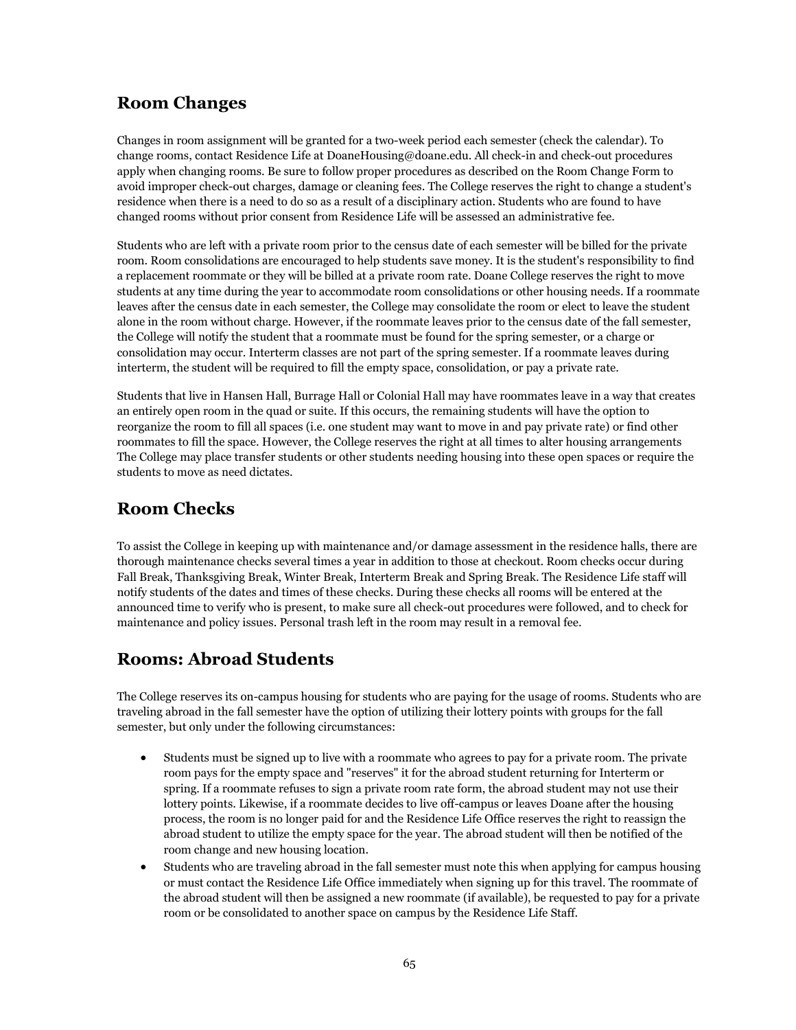## Room Changes

Changes in room assignment will be granted for a two-week period each semester (check the calendar). To change rooms, contact Residence Life at DoaneHousing@doane.edu. All check-in and check-out procedures apply when changing rooms. Be sure to follow proper procedures as described on the Room Change Form to avoid improper check-out charges, damage or cleaning fees. The College reserves the right to change a student's residence when there is a need to do so as a result of a disciplinary action. Students who are found to have changed rooms without prior consent from Residence Life will be assessed an administrative fee.

Students who are left with a private room prior to the census date of each semester will be billed for the private room. Room consolidations are encouraged to help students save money. It is the student's responsibility to find a replacement roommate or they will be billed at a private room rate. Doane College reserves the right to move students at any time during the year to accommodate room consolidations or other housing needs. If a roommate leaves after the census date in each semester, the College may consolidate the room or elect to leave the student alone in the room without charge. However, if the roommate leaves prior to the census date of the fall semester, the College will notify the student that a roommate must be found for the spring semester, or a charge or consolidation may occur. Interterm classes are not part of the spring semester. If a roommate leaves during interterm, the student will be required to fill the empty space, consolidation, or pay a private rate.

Students that live in Hansen Hall, Burrage Hall or Colonial Hall may have roommates leave in a way that creates an entirely open room in the quad or suite. If this occurs, the remaining students will have the option to reorganize the room to fill all spaces (i.e. one student may want to move in and pay private rate) or find other roommates to fill the space. However, the College reserves the right at all times to alter housing arrangements The College may place transfer students or other students needing housing into these open spaces or require the students to move as need dictates.

## Room Checks

To assist the College in keeping up with maintenance and/or damage assessment in the residence halls, there are thorough maintenance checks several times a year in addition to those at checkout. Room checks occur during Fall Break, Thanksgiving Break, Winter Break, Interterm Break and Spring Break. The Residence Life staff will notify students of the dates and times of these checks. During these checks all rooms will be entered at the announced time to verify who is present, to make sure all check-out procedures were followed, and to check for maintenance and policy issues. Personal trash left in the room may result in a removal fee.

## Rooms: Abroad Students

The College reserves its on-campus housing for students who are paying for the usage of rooms. Students who are traveling abroad in the fall semester have the option of utilizing their lottery points with groups for the fall semester, but only under the following circumstances:

- Students must be signed up to live with a roommate who agrees to pay for a private room. The private room pays for the empty space and "reserves" it for the abroad student returning for Interterm or spring. If a roommate refuses to sign a private room rate form, the abroad student may not use their lottery points. Likewise, if a roommate decides to live off-campus or leaves Doane after the housing process, the room is no longer paid for and the Residence Life Office reserves the right to reassign the abroad student to utilize the empty space for the year. The abroad student will then be notified of the room change and new housing location.
- Students who are traveling abroad in the fall semester must note this when applying for campus housing or must contact the Residence Life Office immediately when signing up for this travel. The roommate of the abroad student will then be assigned a new roommate (if available), be requested to pay for a private room or be consolidated to another space on campus by the Residence Life Staff.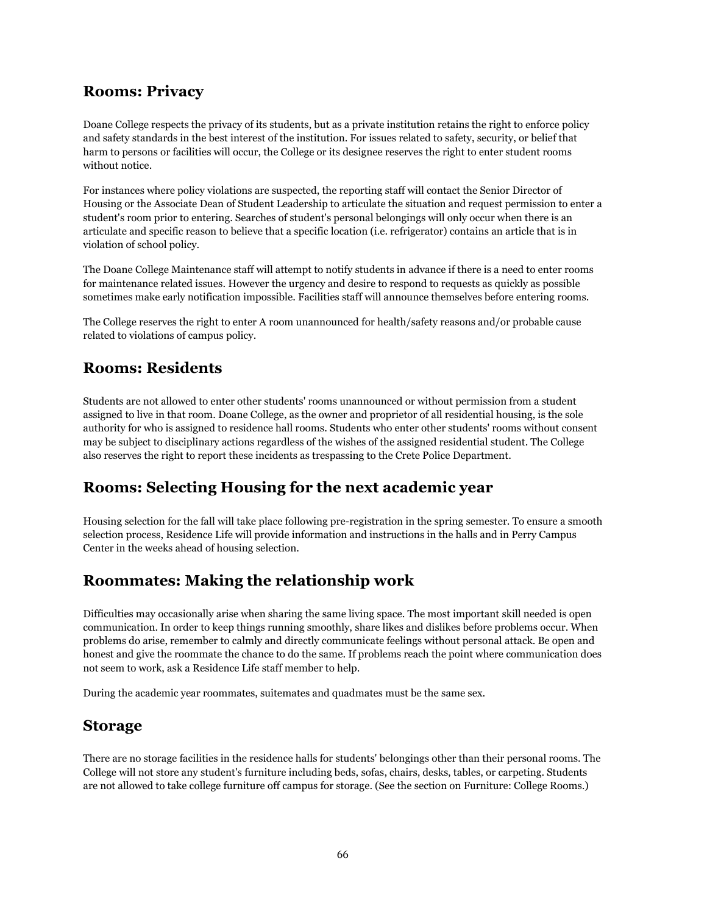## Rooms: Privacy

Doane College respects the privacy of its students, but as a private institution retains the right to enforce policy and safety standards in the best interest of the institution. For issues related to safety, security, or belief that harm to persons or facilities will occur, the College or its designee reserves the right to enter student rooms without notice.

For instances where policy violations are suspected, the reporting staff will contact the Senior Director of Housing or the Associate Dean of Student Leadership to articulate the situation and request permission to enter a student's room prior to entering. Searches of student's personal belongings will only occur when there is an articulate and specific reason to believe that a specific location (i.e. refrigerator) contains an article that is in violation of school policy.

The Doane College Maintenance staff will attempt to notify students in advance if there is a need to enter rooms for maintenance related issues. However the urgency and desire to respond to requests as quickly as possible sometimes make early notification impossible. Facilities staff will announce themselves before entering rooms.

The College reserves the right to enter A room unannounced for health/safety reasons and/or probable cause related to violations of campus policy.

## Rooms: Residents

Students are not allowed to enter other students' rooms unannounced or without permission from a student assigned to live in that room. Doane College, as the owner and proprietor of all residential housing, is the sole authority for who is assigned to residence hall rooms. Students who enter other students' rooms without consent may be subject to disciplinary actions regardless of the wishes of the assigned residential student. The College also reserves the right to report these incidents as trespassing to the Crete Police Department.

## Rooms: Selecting Housing for the next academic year

Housing selection for the fall will take place following pre-registration in the spring semester. To ensure a smooth selection process, Residence Life will provide information and instructions in the halls and in Perry Campus Center in the weeks ahead of housing selection.

## Roommates: Making the relationship work

Difficulties may occasionally arise when sharing the same living space. The most important skill needed is open communication. In order to keep things running smoothly, share likes and dislikes before problems occur. When problems do arise, remember to calmly and directly communicate feelings without personal attack. Be open and honest and give the roommate the chance to do the same. If problems reach the point where communication does not seem to work, ask a Residence Life staff member to help.

During the academic year roommates, suitemates and quadmates must be the same sex.

## Storage

There are no storage facilities in the residence halls for students' belongings other than their personal rooms. The College will not store any student's furniture including beds, sofas, chairs, desks, tables, or carpeting. Students are not allowed to take college furniture off campus for storage. (See the section on Furniture: College Rooms.)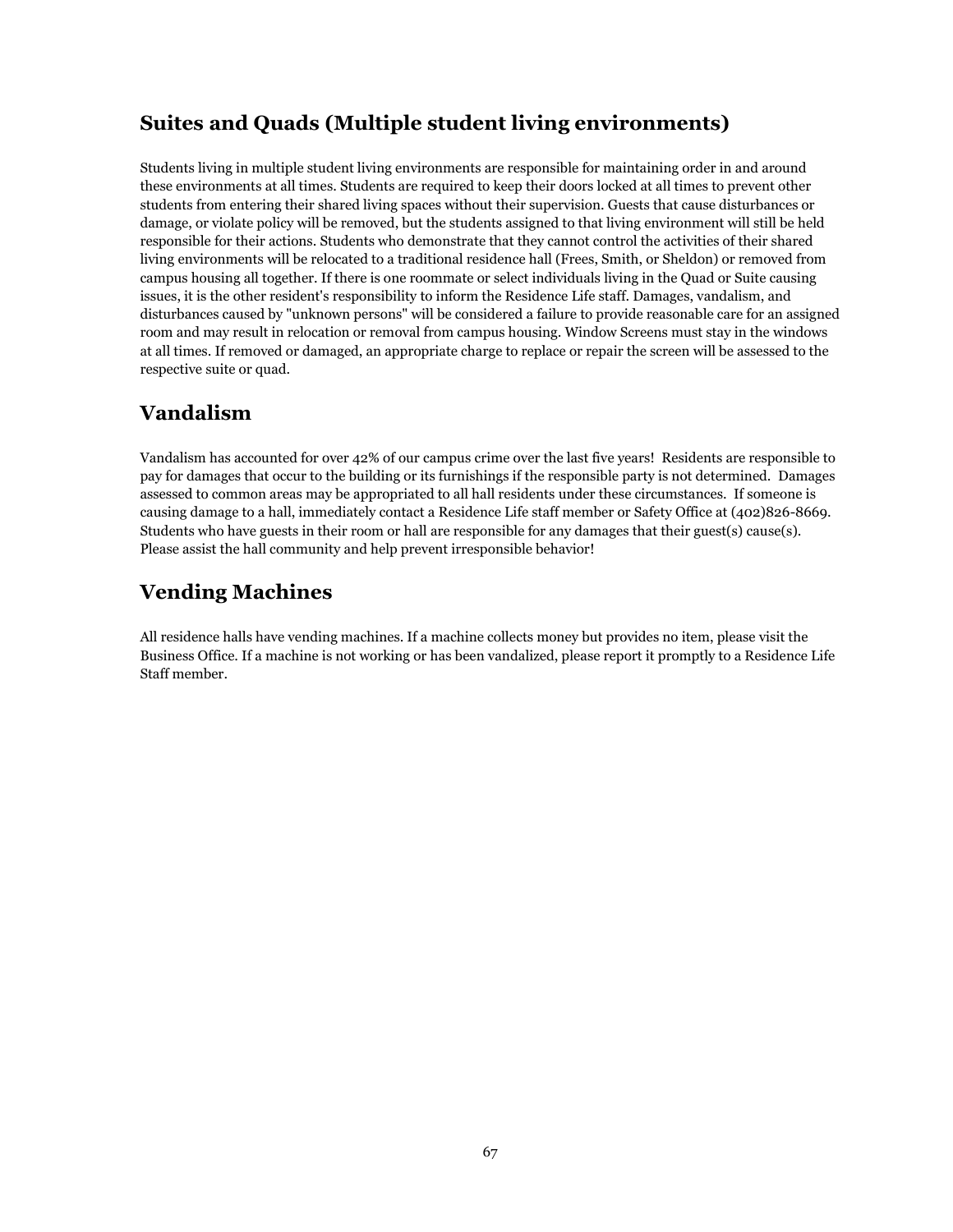## Suites and Quads (Multiple student living environments)

Students living in multiple student living environments are responsible for maintaining order in and around these environments at all times. Students are required to keep their doors locked at all times to prevent other students from entering their shared living spaces without their supervision. Guests that cause disturbances or damage, or violate policy will be removed, but the students assigned to that living environment will still be held responsible for their actions. Students who demonstrate that they cannot control the activities of their shared living environments will be relocated to a traditional residence hall (Frees, Smith, or Sheldon) or removed from campus housing all together. If there is one roommate or select individuals living in the Quad or Suite causing issues, it is the other resident's responsibility to inform the Residence Life staff. Damages, vandalism, and disturbances caused by "unknown persons" will be considered a failure to provide reasonable care for an assigned room and may result in relocation or removal from campus housing. Window Screens must stay in the windows at all times. If removed or damaged, an appropriate charge to replace or repair the screen will be assessed to the respective suite or quad.

## Vandalism

Vandalism has accounted for over 42% of our campus crime over the last five years! Residents are responsible to pay for damages that occur to the building or its furnishings if the responsible party is not determined. Damages assessed to common areas may be appropriated to all hall residents under these circumstances. If someone is causing damage to a hall, immediately contact a Residence Life staff member or Safety Office at (402)826-8669. Students who have guests in their room or hall are responsible for any damages that their guest(s) cause(s). Please assist the hall community and help prevent irresponsible behavior!

## Vending Machines

All residence halls have vending machines. If a machine collects money but provides no item, please visit the Business Office. If a machine is not working or has been vandalized, please report it promptly to a Residence Life Staff member.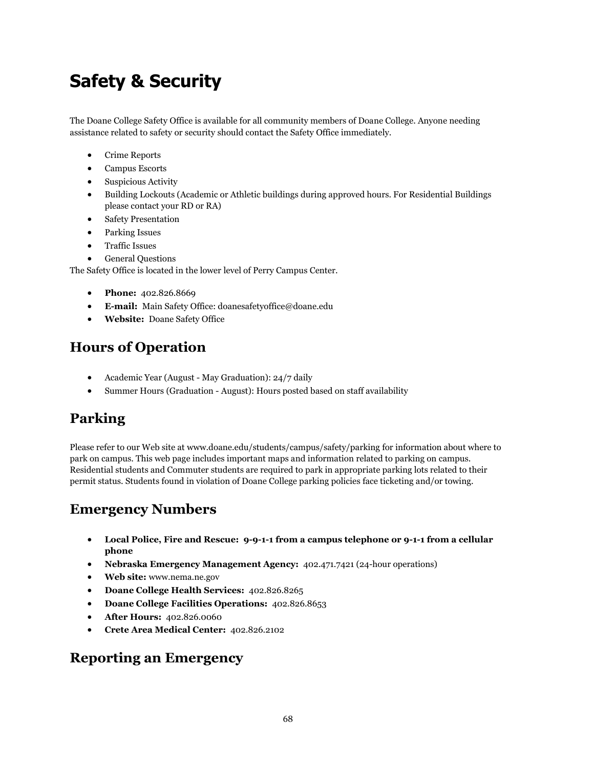# Safety & Security

The Doane College Safety Office is available for all community members of Doane College. Anyone needing assistance related to safety or security should contact the Safety Office immediately.

- Crime Reports
- Campus Escorts
- Suspicious Activity
- Building Lockouts (Academic or Athletic buildings during approved hours. For Residential Buildings please contact your RD or RA)
- Safety Presentation
- Parking Issues
- Traffic Issues
- General Questions

The Safety Office is located in the lower level of Perry Campus Center.

- **Phone:** 402.826.8669
- **E-mail:** Main Safety Office: doanesafetyoffice@doane.edu
- **Website:** Doane Safety Office

## Hours of Operation

- Academic Year (August - May Graduation): 24/7 daily
- Summer Hours (Graduation - August): Hours posted based on staff availability

## Parking

Please refer to our Web site at www.doane.edu/students/campus/safety/parking for information about where to park on campus. This web page includes important maps and information related to parking on campus. Residential students and Commuter students are required to park in appropriate parking lots related to their permit status. Students found in violation of Doane College parking policies face ticketing and/or towing.

## Emergency Numbers

- **Local Police, Fire and Rescue: 9-9-1-1 from a campus telephone or 9-1-1 from a cellular phone**
- **Nebraska Emergency Management Agency:** 402.471.7421 (24-hour operations)
- **Web site:** www.nema.ne.gov
- **Doane College Health Services:** 402.826.8265
- **Doane College Facilities Operations:** 402.826.8653
- **After Hours:** 402.826.0060
- **Crete Area Medical Center:** 402.826.2102

## Reporting an Emergency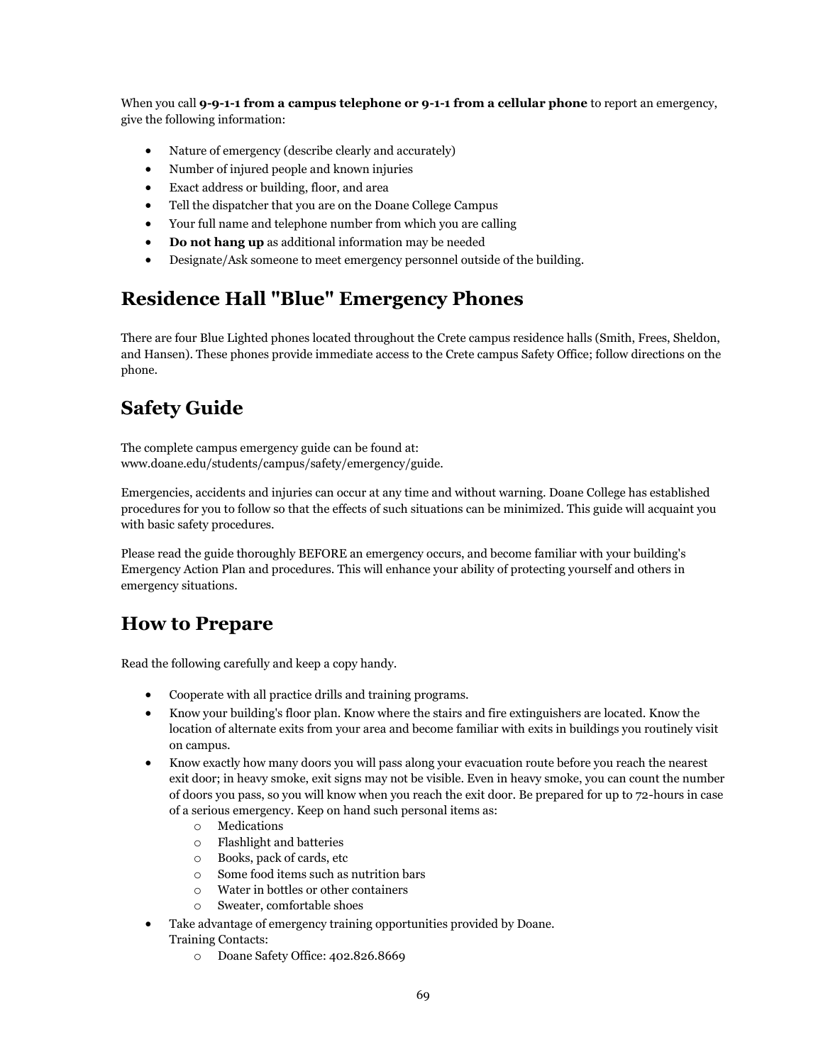When you call **9-9-1-1 from a campus telephone or 9-1-1 from a cellular phone** to report an emergency, give the following information:

- Nature of emergency (describe clearly and accurately)
- Number of injured people and known injuries
- Exact address or building, floor, and area
- Tell the dispatcher that you are on the Doane College Campus
- Your full name and telephone number from which you are calling
- **Do not hang up** as additional information may be needed
- Designate/Ask someone to meet emergency personnel outside of the building.

## Residence Hall "Blue" Emergency Phones

There are four Blue Lighted phones located throughout the Crete campus residence halls (Smith, Frees, Sheldon, and Hansen). These phones provide immediate access to the Crete campus Safety Office; follow directions on the phone.

## Safety Guide

The complete campus emergency guide can be found at: www.doane.edu/students/campus/safety/emergency/guide.

Emergencies, accidents and injuries can occur at any time and without warning. Doane College has established procedures for you to follow so that the effects of such situations can be minimized. This guide will acquaint you with basic safety procedures.

Please read the guide thoroughly BEFORE an emergency occurs, and become familiar with your building's Emergency Action Plan and procedures. This will enhance your ability of protecting yourself and others in emergency situations.

## How to Prepare

Read the following carefully and keep a copy handy.

- Cooperate with all practice drills and training programs.
- Know your building's floor plan. Know where the stairs and fire extinguishers are located. Know the location of alternate exits from your area and become familiar with exits in buildings you routinely visit on campus.
- Know exactly how many doors you will pass along your evacuation route before you reach the nearest exit door; in heavy smoke, exit signs may not be visible. Even in heavy smoke, you can count the number of doors you pass, so you will know when you reach the exit door. Be prepared for up to 72-hours in case of a serious emergency. Keep on hand such personal items as:
    - Medications
    - Flashlight and batteries
    - Books, pack of cards, etc
    - Some food items such as nutrition bars
    - Water in bottles or other containers
    - Sweater, comfortable shoes
- Take advantage of emergency training opportunities provided by Doane.
  Training Contacts:
    - Doane Safety Office: 402.826.8669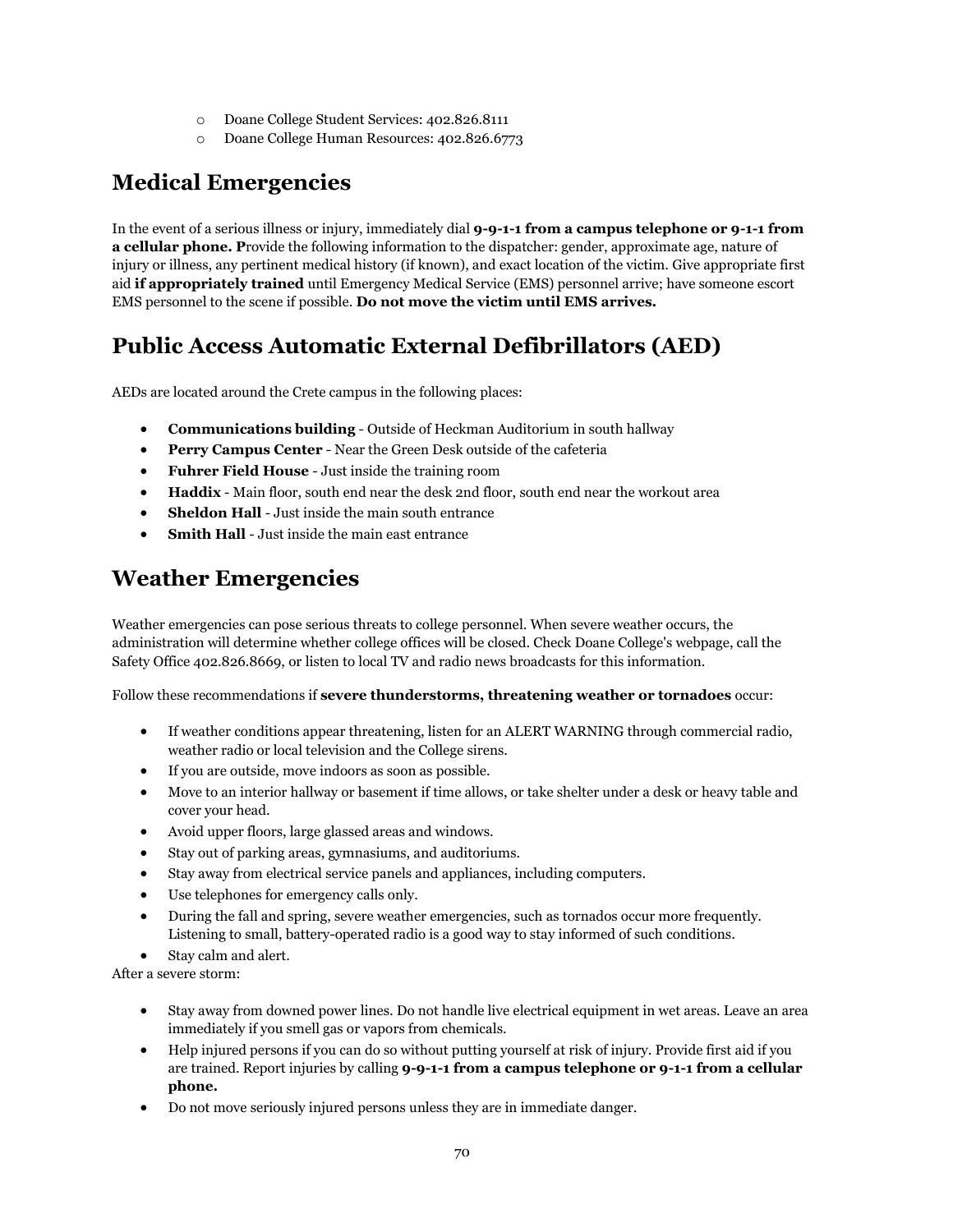- Doane College Student Services: 402.826.8111
- Doane College Human Resources: 402.826.6773

## Medical Emergencies

In the event of a serious illness or injury, immediately dial **9-9-1-1 from a campus telephone or 9-1-1 from a cellular phone. P**rovide the following information to the dispatcher: gender, approximate age, nature of injury or illness, any pertinent medical history (if known), and exact location of the victim. Give appropriate first aid **if appropriately trained** until Emergency Medical Service (EMS) personnel arrive; have someone escort EMS personnel to the scene if possible. **Do not move the victim until EMS arrives.**

## Public Access Automatic External Defibrillators (AED)

AEDs are located around the Crete campus in the following places:

- **Communications building** - Outside of Heckman Auditorium in south hallway
- **Perry Campus Center** - Near the Green Desk outside of the cafeteria
- **Fuhrer Field House** - Just inside the training room
- **Haddix** - Main floor, south end near the desk 2nd floor, south end near the workout area
- **Sheldon Hall** - Just inside the main south entrance
- **Smith Hall** - Just inside the main east entrance

## Weather Emergencies

Weather emergencies can pose serious threats to college personnel. When severe weather occurs, the administration will determine whether college offices will be closed. Check Doane College's webpage, call the Safety Office 402.826.8669, or listen to local TV and radio news broadcasts for this information.

Follow these recommendations if **severe thunderstorms, threatening weather or tornadoes** occur:

- If weather conditions appear threatening, listen for an ALERT WARNING through commercial radio, weather radio or local television and the College sirens.
- If you are outside, move indoors as soon as possible.
- Move to an interior hallway or basement if time allows, or take shelter under a desk or heavy table and cover your head.
- Avoid upper floors, large glassed areas and windows.
- Stay out of parking areas, gymnasiums, and auditoriums.
- Stay away from electrical service panels and appliances, including computers.
- Use telephones for emergency calls only.
- During the fall and spring, severe weather emergencies, such as tornados occur more frequently. Listening to small, battery-operated radio is a good way to stay informed of such conditions.
- Stay calm and alert.

After a severe storm:

- Stay away from downed power lines. Do not handle live electrical equipment in wet areas. Leave an area immediately if you smell gas or vapors from chemicals.
- Help injured persons if you can do so without putting yourself at risk of injury. Provide first aid if you are trained. Report injuries by calling **9-9-1-1 from a campus telephone or 9-1-1 from a cellular phone.**
- Do not move seriously injured persons unless they are in immediate danger.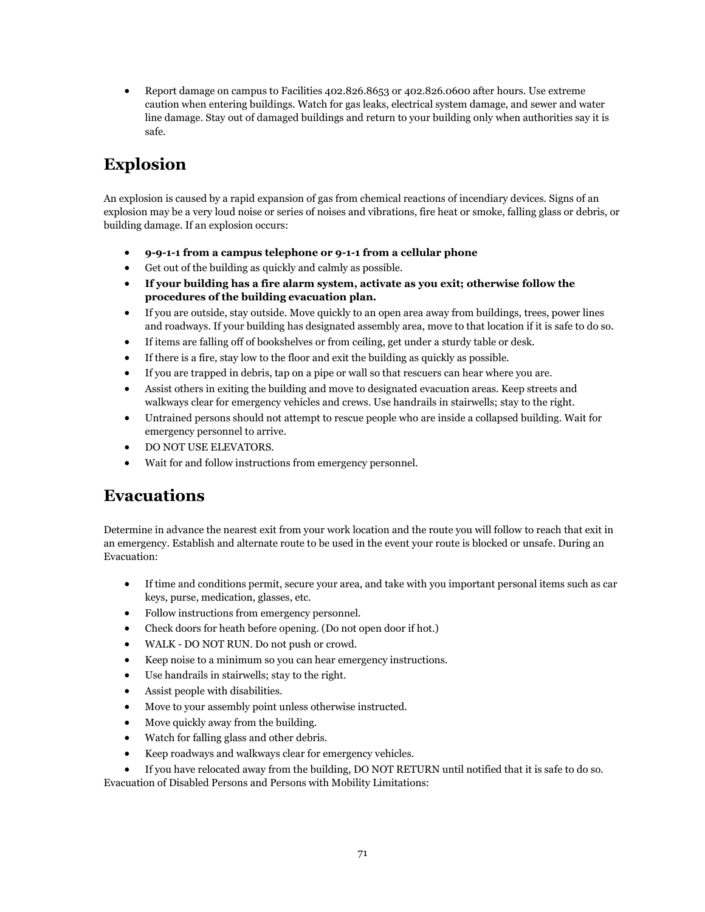- Report damage on campus to Facilities 402.826.8653 or 402.826.0600 after hours. Use extreme caution when entering buildings. Watch for gas leaks, electrical system damage, and sewer and water line damage. Stay out of damaged buildings and return to your building only when authorities say it is safe.

## Explosion

An explosion is caused by a rapid expansion of gas from chemical reactions of incendiary devices. Signs of an explosion may be a very loud noise or series of noises and vibrations, fire heat or smoke, falling glass or debris, or building damage. If an explosion occurs:

- **9-9-1-1 from a campus telephone or 9-1-1 from a cellular phone**
- Get out of the building as quickly and calmly as possible.
- **If your building has a fire alarm system, activate as you exit; otherwise follow the procedures of the building evacuation plan.**
- If you are outside, stay outside. Move quickly to an open area away from buildings, trees, power lines and roadways. If your building has designated assembly area, move to that location if it is safe to do so.
- If items are falling off of bookshelves or from ceiling, get under a sturdy table or desk.
- If there is a fire, stay low to the floor and exit the building as quickly as possible.
- If you are trapped in debris, tap on a pipe or wall so that rescuers can hear where you are.
- Assist others in exiting the building and move to designated evacuation areas. Keep streets and walkways clear for emergency vehicles and crews. Use handrails in stairwells; stay to the right.
- Untrained persons should not attempt to rescue people who are inside a collapsed building. Wait for emergency personnel to arrive.
- DO NOT USE ELEVATORS.
- Wait for and follow instructions from emergency personnel.

## Evacuations

Determine in advance the nearest exit from your work location and the route you will follow to reach that exit in an emergency. Establish and alternate route to be used in the event your route is blocked or unsafe. During an Evacuation:

- If time and conditions permit, secure your area, and take with you important personal items such as car keys, purse, medication, glasses, etc.
- Follow instructions from emergency personnel.
- Check doors for heath before opening. (Do not open door if hot.)
- WALK - DO NOT RUN. Do not push or crowd.
- Keep noise to a minimum so you can hear emergency instructions.
- Use handrails in stairwells; stay to the right.
- Assist people with disabilities.
- Move to your assembly point unless otherwise instructed.
- Move quickly away from the building.
- Watch for falling glass and other debris.
- Keep roadways and walkways clear for emergency vehicles.
- If you have relocated away from the building, DO NOT RETURN until notified that it is safe to do so.

Evacuation of Disabled Persons and Persons with Mobility Limitations: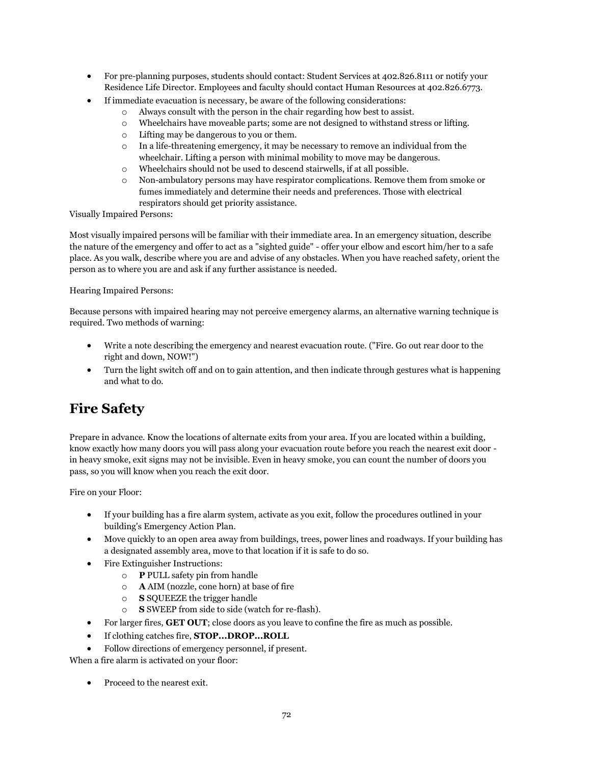- For pre-planning purposes, students should contact: Student Services at 402.826.8111 or notify your Residence Life Director. Employees and faculty should contact Human Resources at 402.826.6773.
- If immediate evacuation is necessary, be aware of the following considerations:
    - Always consult with the person in the chair regarding how best to assist.
    - Wheelchairs have moveable parts; some are not designed to withstand stress or lifting.
    - Lifting may be dangerous to you or them.
    - In a life-threatening emergency, it may be necessary to remove an individual from the wheelchair. Lifting a person with minimal mobility to move may be dangerous.
    - Wheelchairs should not be used to descend stairwells, if at all possible.
    - Non-ambulatory persons may have respirator complications. Remove them from smoke or fumes immediately and determine their needs and preferences. Those with electrical respirators should get priority assistance.

Visually Impaired Persons:

Most visually impaired persons will be familiar with their immediate area. In an emergency situation, describe the nature of the emergency and offer to act as a "sighted guide" - offer your elbow and escort him/her to a safe place. As you walk, describe where you are and advise of any obstacles. When you have reached safety, orient the person as to where you are and ask if any further assistance is needed.

Hearing Impaired Persons:

Because persons with impaired hearing may not perceive emergency alarms, an alternative warning technique is required. Two methods of warning:

- Write a note describing the emergency and nearest evacuation route. ("Fire. Go out rear door to the right and down, NOW!")
- Turn the light switch off and on to gain attention, and then indicate through gestures what is happening and what to do.

## Fire Safety

Prepare in advance. Know the locations of alternate exits from your area. If you are located within a building, know exactly how many doors you will pass along your evacuation route before you reach the nearest exit door - in heavy smoke, exit signs may not be invisible. Even in heavy smoke, you can count the number of doors you pass, so you will know when you reach the exit door.

Fire on your Floor:

- If your building has a fire alarm system, activate as you exit, follow the procedures outlined in your building's Emergency Action Plan.
- Move quickly to an open area away from buildings, trees, power lines and roadways. If your building has a designated assembly area, move to that location if it is safe to do so.
- Fire Extinguisher Instructions:
    - **P** PULL safety pin from handle
    - **A** AIM (nozzle, cone horn) at base of fire
    - **S** SQUEEZE the trigger handle
    - **S** SWEEP from side to side (watch for re-flash).
- For larger fires, **GET OUT**; close doors as you leave to confine the fire as much as possible.
- If clothing catches fire, **STOP…DROP…ROLL**
- Follow directions of emergency personnel, if present.

When a fire alarm is activated on your floor:

- Proceed to the nearest exit.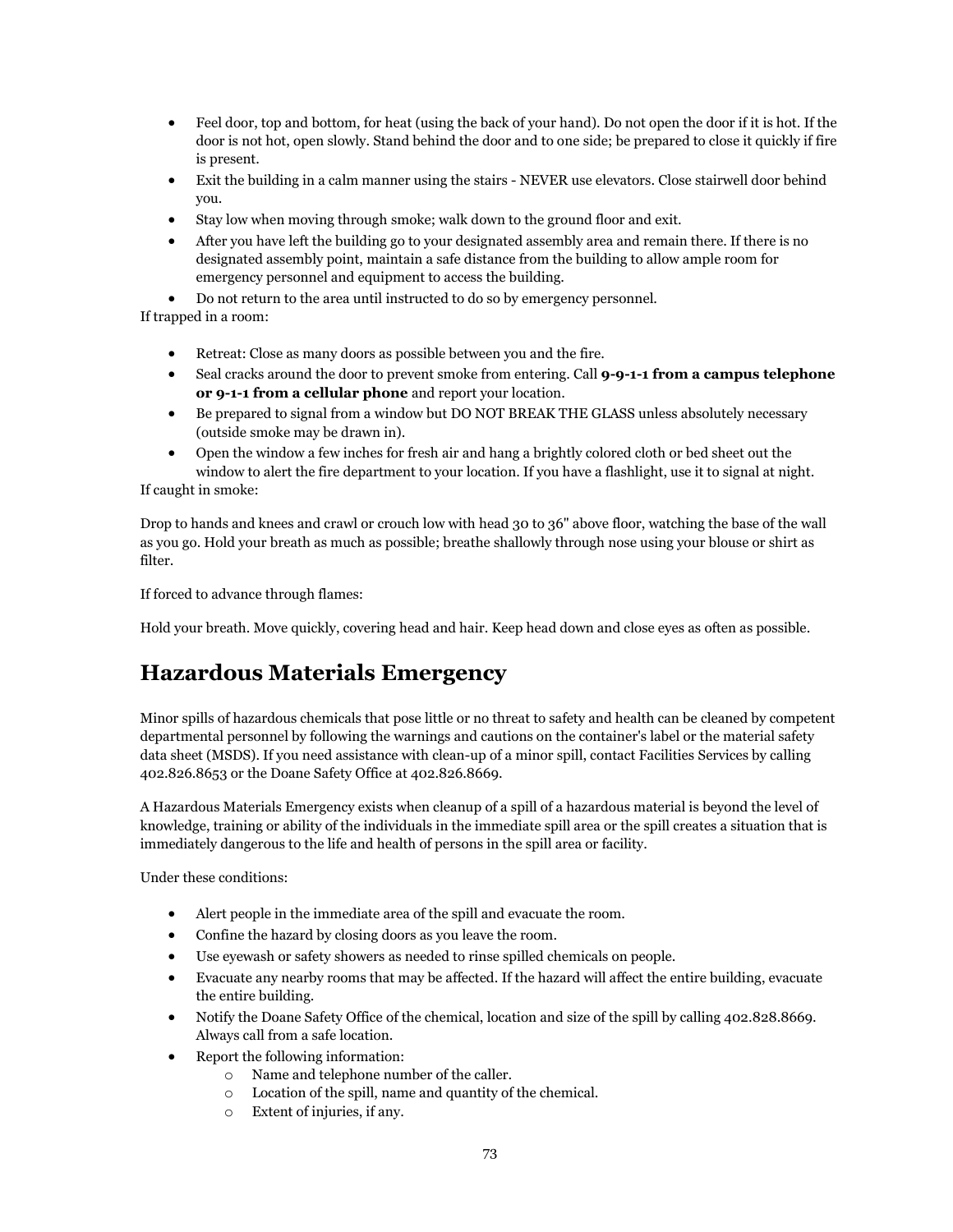- Feel door, top and bottom, for heat (using the back of your hand). Do not open the door if it is hot. If the door is not hot, open slowly. Stand behind the door and to one side; be prepared to close it quickly if fire is present.
- Exit the building in a calm manner using the stairs - NEVER use elevators. Close stairwell door behind you.
- Stay low when moving through smoke; walk down to the ground floor and exit.
- After you have left the building go to your designated assembly area and remain there. If there is no designated assembly point, maintain a safe distance from the building to allow ample room for emergency personnel and equipment to access the building.
- Do not return to the area until instructed to do so by emergency personnel.

If trapped in a room:

- Retreat: Close as many doors as possible between you and the fire.
- Seal cracks around the door to prevent smoke from entering. Call **9-9-1-1 from a campus telephone or 9-1-1 from a cellular phone** and report your location.
- Be prepared to signal from a window but DO NOT BREAK THE GLASS unless absolutely necessary (outside smoke may be drawn in).
- Open the window a few inches for fresh air and hang a brightly colored cloth or bed sheet out the window to alert the fire department to your location. If you have a flashlight, use it to signal at night.

If caught in smoke:

Drop to hands and knees and crawl or crouch low with head 30 to 36" above floor, watching the base of the wall as you go. Hold your breath as much as possible; breathe shallowly through nose using your blouse or shirt as filter.

If forced to advance through flames:

Hold your breath. Move quickly, covering head and hair. Keep head down and close eyes as often as possible.

## Hazardous Materials Emergency

Minor spills of hazardous chemicals that pose little or no threat to safety and health can be cleaned by competent departmental personnel by following the warnings and cautions on the container's label or the material safety data sheet (MSDS). If you need assistance with clean-up of a minor spill, contact Facilities Services by calling 402.826.8653 or the Doane Safety Office at 402.826.8669.

A Hazardous Materials Emergency exists when cleanup of a spill of a hazardous material is beyond the level of knowledge, training or ability of the individuals in the immediate spill area or the spill creates a situation that is immediately dangerous to the life and health of persons in the spill area or facility.

Under these conditions:

- Alert people in the immediate area of the spill and evacuate the room.
- Confine the hazard by closing doors as you leave the room.
- Use eyewash or safety showers as needed to rinse spilled chemicals on people.
- Evacuate any nearby rooms that may be affected. If the hazard will affect the entire building, evacuate the entire building.
- Notify the Doane Safety Office of the chemical, location and size of the spill by calling 402.828.8669. Always call from a safe location.
- Report the following information:
    - Name and telephone number of the caller.
    - Location of the spill, name and quantity of the chemical.
    - Extent of injuries, if any.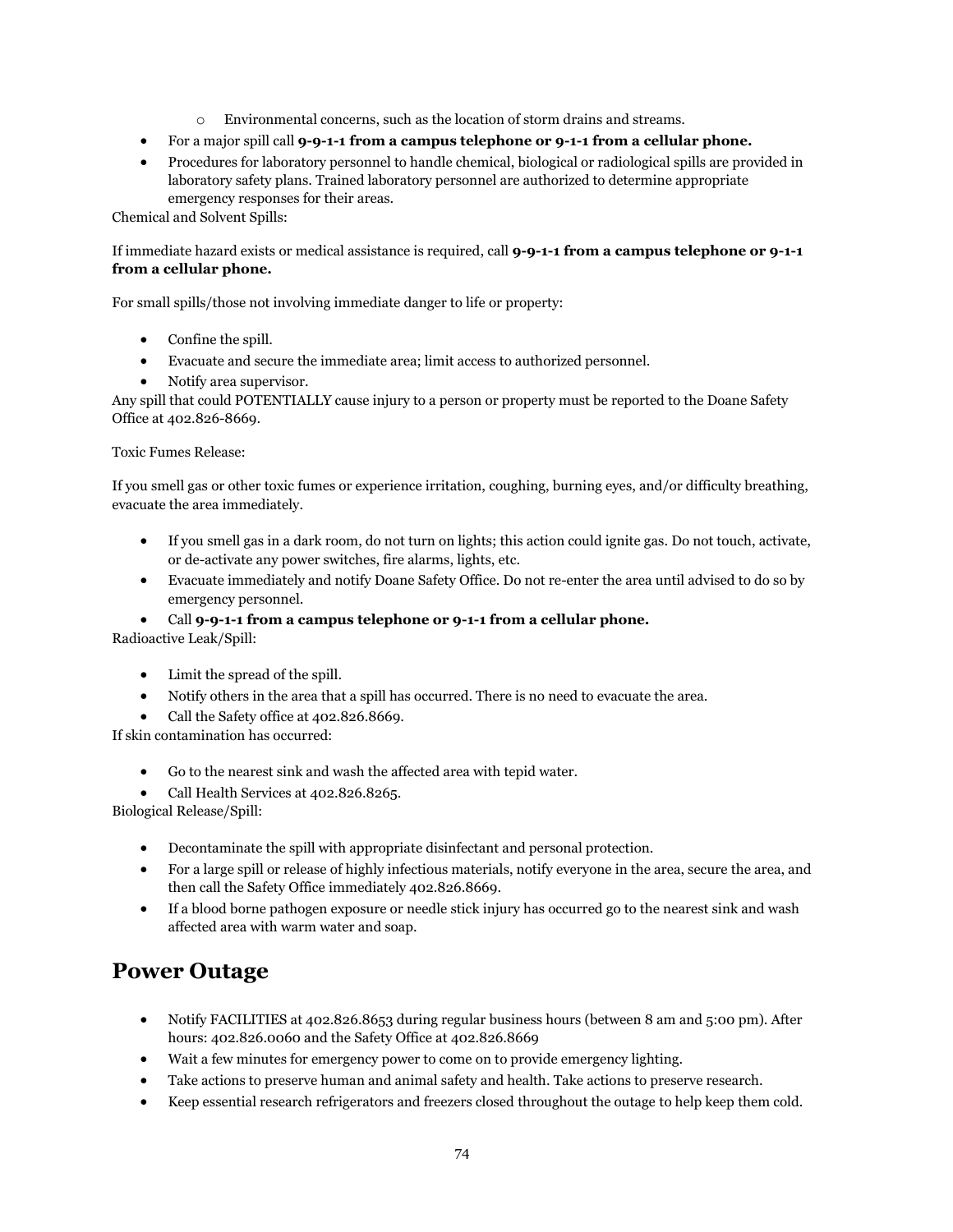- Environmental concerns, such as the location of storm drains and streams.
- For a major spill call **9-9-1-1 from a campus telephone or 9-1-1 from a cellular phone.**
- Procedures for laboratory personnel to handle chemical, biological or radiological spills are provided in laboratory safety plans. Trained laboratory personnel are authorized to determine appropriate emergency responses for their areas.

Chemical and Solvent Spills:

If immediate hazard exists or medical assistance is required, call **9-9-1-1 from a campus telephone or 9-1-1 from a cellular phone.**

For small spills/those not involving immediate danger to life or property:

- Confine the spill.
- Evacuate and secure the immediate area; limit access to authorized personnel.
- Notify area supervisor.

Any spill that could POTENTIALLY cause injury to a person or property must be reported to the Doane Safety Office at 402.826-8669.

Toxic Fumes Release:

If you smell gas or other toxic fumes or experience irritation, coughing, burning eyes, and/or difficulty breathing, evacuate the area immediately.

- If you smell gas in a dark room, do not turn on lights; this action could ignite gas. Do not touch, activate, or de-activate any power switches, fire alarms, lights, etc.
- Evacuate immediately and notify Doane Safety Office. Do not re-enter the area until advised to do so by emergency personnel.
- Call **9-9-1-1 from a campus telephone or 9-1-1 from a cellular phone.**

Radioactive Leak/Spill:

- Limit the spread of the spill.
- Notify others in the area that a spill has occurred. There is no need to evacuate the area.
- Call the Safety office at 402.826.8669.

If skin contamination has occurred:

- Go to the nearest sink and wash the affected area with tepid water.
- Call Health Services at 402.826.8265.

Biological Release/Spill:

- Decontaminate the spill with appropriate disinfectant and personal protection.
- For a large spill or release of highly infectious materials, notify everyone in the area, secure the area, and then call the Safety Office immediately 402.826.8669.
- If a blood borne pathogen exposure or needle stick injury has occurred go to the nearest sink and wash affected area with warm water and soap.

## Power Outage

- Notify FACILITIES at 402.826.8653 during regular business hours (between 8 am and 5:00 pm). After hours: 402.826.0060 and the Safety Office at 402.826.8669
- Wait a few minutes for emergency power to come on to provide emergency lighting.
- Take actions to preserve human and animal safety and health. Take actions to preserve research.
- Keep essential research refrigerators and freezers closed throughout the outage to help keep them cold.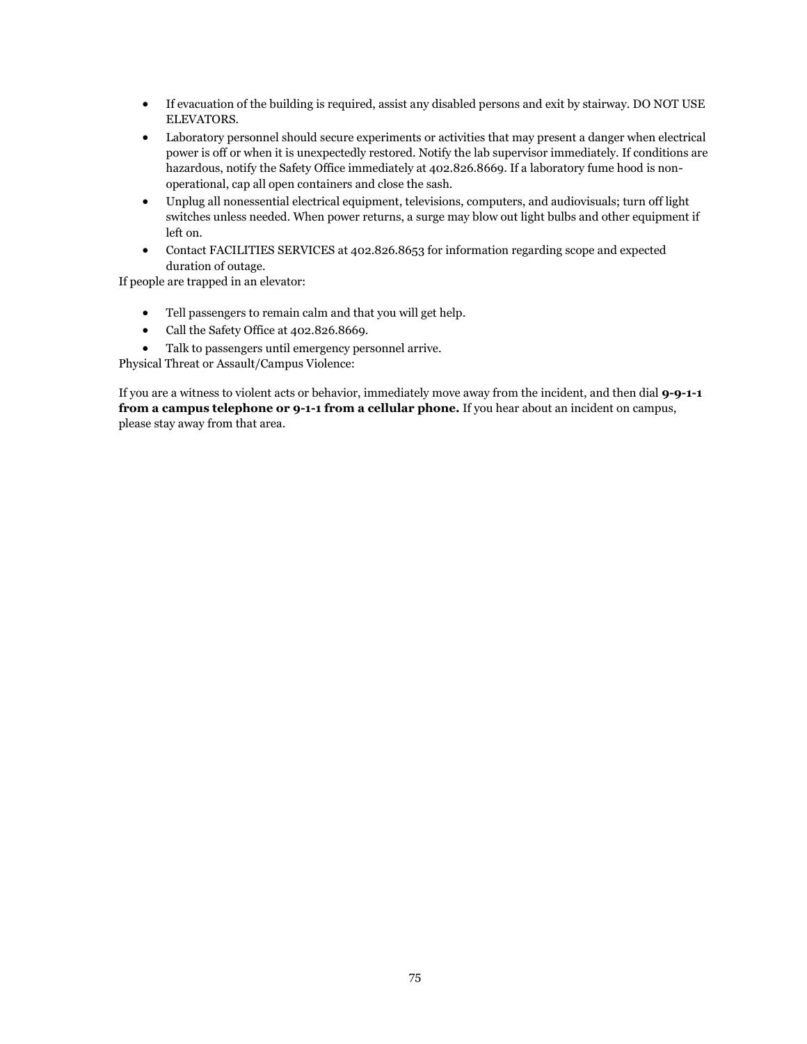- If evacuation of the building is required, assist any disabled persons and exit by stairway. DO NOT USE ELEVATORS.
- Laboratory personnel should secure experiments or activities that may present a danger when electrical power is off or when it is unexpectedly restored. Notify the lab supervisor immediately. If conditions are hazardous, notify the Safety Office immediately at 402.826.8669. If a laboratory fume hood is non-operational, cap all open containers and close the sash.
- Unplug all nonessential electrical equipment, televisions, computers, and audiovisuals; turn off light switches unless needed. When power returns, a surge may blow out light bulbs and other equipment if left on.
- Contact FACILITIES SERVICES at 402.826.8653 for information regarding scope and expected duration of outage.

If people are trapped in an elevator:

- Tell passengers to remain calm and that you will get help.
- Call the Safety Office at 402.826.8669.
- Talk to passengers until emergency personnel arrive.

Physical Threat or Assault/Campus Violence:

If you are a witness to violent acts or behavior, immediately move away from the incident, and then dial **9-9-1-1 from a campus telephone or 9-1-1 from a cellular phone.** If you hear about an incident on campus, please stay away from that area.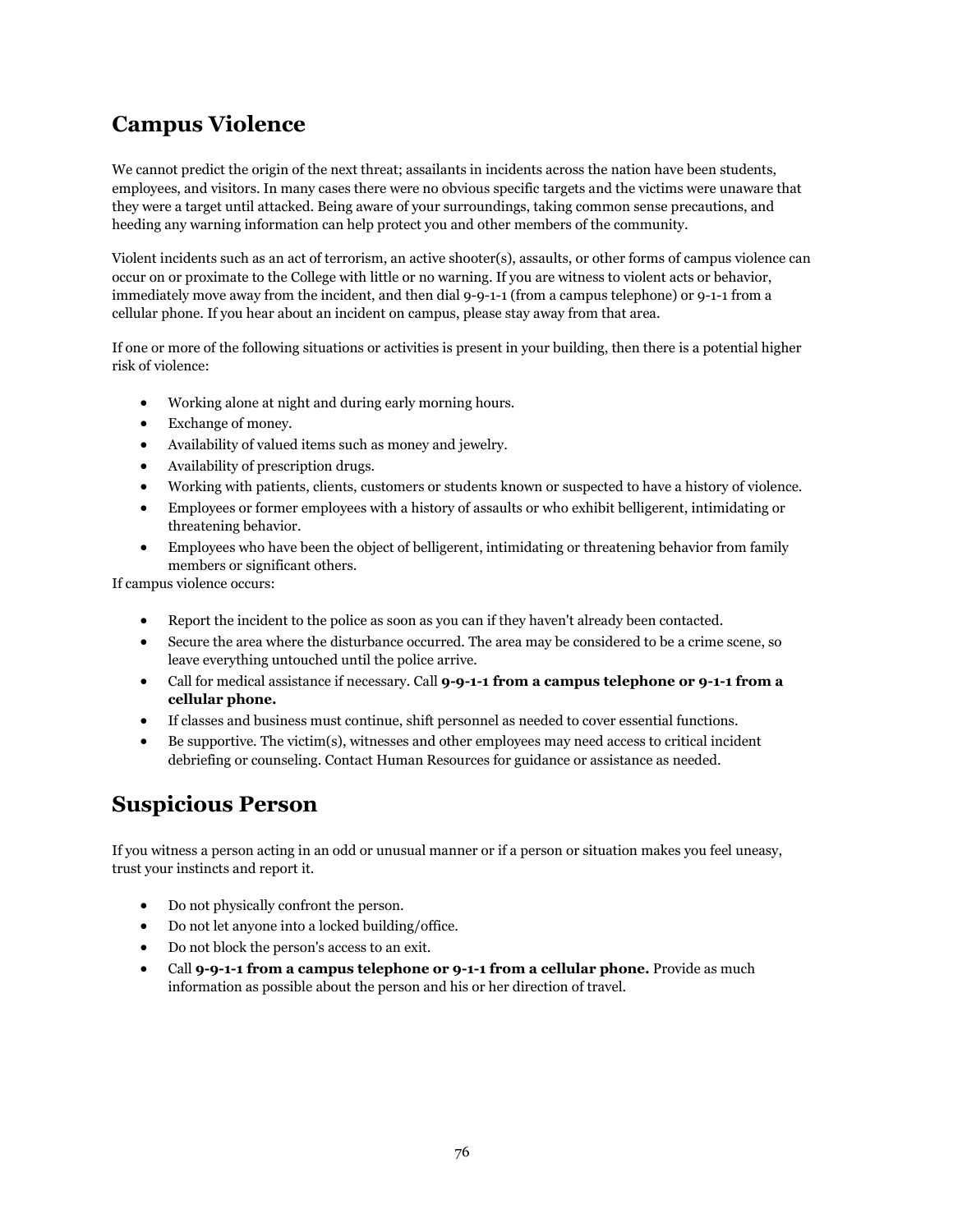## Campus Violence

We cannot predict the origin of the next threat; assailants in incidents across the nation have been students, employees, and visitors. In many cases there were no obvious specific targets and the victims were unaware that they were a target until attacked. Being aware of your surroundings, taking common sense precautions, and heeding any warning information can help protect you and other members of the community.

Violent incidents such as an act of terrorism, an active shooter(s), assaults, or other forms of campus violence can occur on or proximate to the College with little or no warning. If you are witness to violent acts or behavior, immediately move away from the incident, and then dial 9-9-1-1 (from a campus telephone) or 9-1-1 from a cellular phone. If you hear about an incident on campus, please stay away from that area.

If one or more of the following situations or activities is present in your building, then there is a potential higher risk of violence:

- Working alone at night and during early morning hours.
- Exchange of money.
- Availability of valued items such as money and jewelry.
- Availability of prescription drugs.
- Working with patients, clients, customers or students known or suspected to have a history of violence.
- Employees or former employees with a history of assaults or who exhibit belligerent, intimidating or threatening behavior.
- Employees who have been the object of belligerent, intimidating or threatening behavior from family members or significant others.

If campus violence occurs:

- Report the incident to the police as soon as you can if they haven't already been contacted.
- Secure the area where the disturbance occurred. The area may be considered to be a crime scene, so leave everything untouched until the police arrive.
- Call for medical assistance if necessary. Call **9-9-1-1 from a campus telephone or 9-1-1 from a cellular phone.**
- If classes and business must continue, shift personnel as needed to cover essential functions.
- Be supportive. The victim(s), witnesses and other employees may need access to critical incident debriefing or counseling. Contact Human Resources for guidance or assistance as needed.

## Suspicious Person

If you witness a person acting in an odd or unusual manner or if a person or situation makes you feel uneasy, trust your instincts and report it.

- Do not physically confront the person.
- Do not let anyone into a locked building/office.
- Do not block the person's access to an exit.
- Call **9-9-1-1 from a campus telephone or 9-1-1 from a cellular phone.** Provide as much information as possible about the person and his or her direction of travel.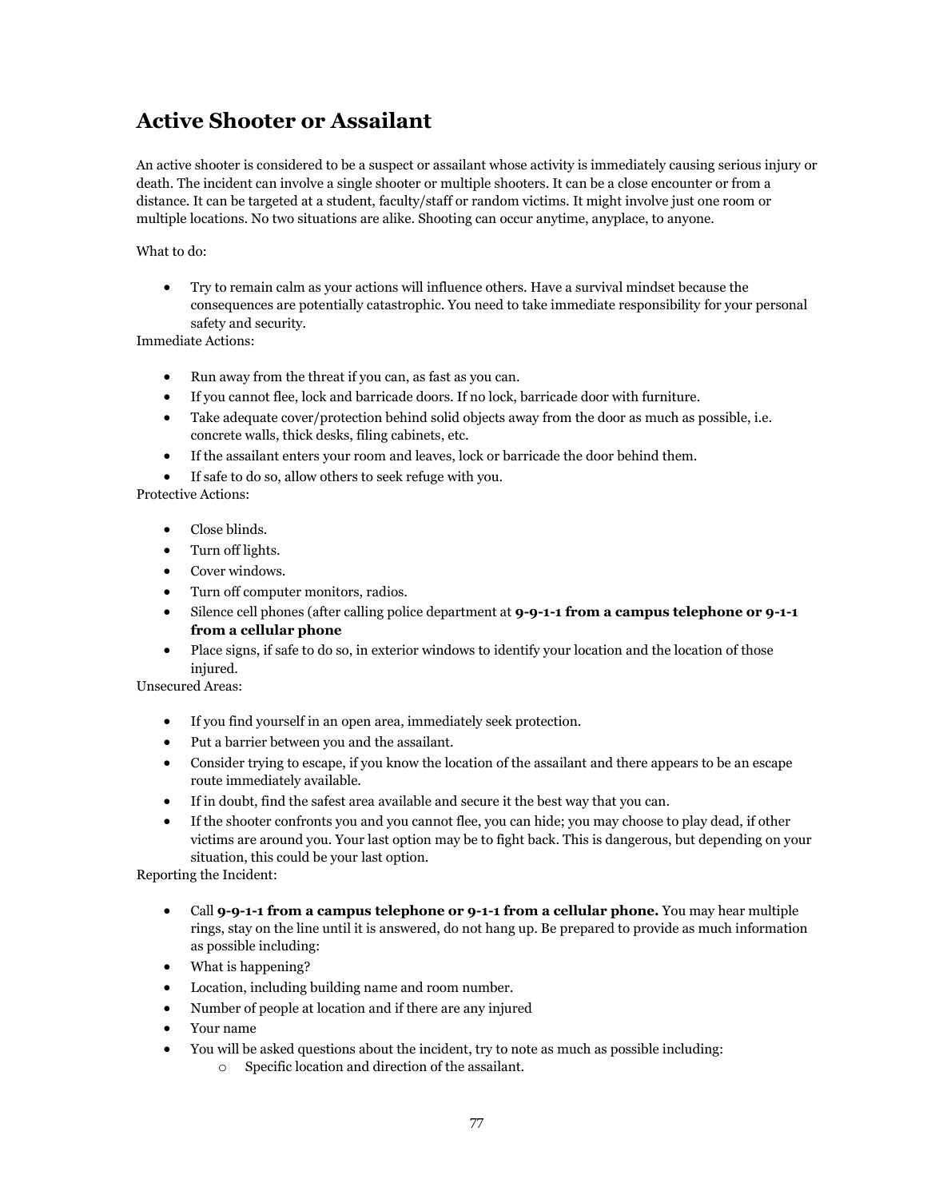## Active Shooter or Assailant

An active shooter is considered to be a suspect or assailant whose activity is immediately causing serious injury or death. The incident can involve a single shooter or multiple shooters. It can be a close encounter or from a distance. It can be targeted at a student, faculty/staff or random victims. It might involve just one room or multiple locations. No two situations are alike. Shooting can occur anytime, anyplace, to anyone.

What to do:

- Try to remain calm as your actions will influence others. Have a survival mindset because the consequences are potentially catastrophic. You need to take immediate responsibility for your personal safety and security.

Immediate Actions:

- Run away from the threat if you can, as fast as you can.
- If you cannot flee, lock and barricade doors. If no lock, barricade door with furniture.
- Take adequate cover/protection behind solid objects away from the door as much as possible, i.e. concrete walls, thick desks, filing cabinets, etc.
- If the assailant enters your room and leaves, lock or barricade the door behind them.
- If safe to do so, allow others to seek refuge with you.

Protective Actions:

- Close blinds.
- Turn off lights.
- Cover windows.
- Turn off computer monitors, radios.
- Silence cell phones (after calling police department at **9-9-1-1 from a campus telephone or 9-1-1 from a cellular phone**
- Place signs, if safe to do so, in exterior windows to identify your location and the location of those injured.

Unsecured Areas:

- If you find yourself in an open area, immediately seek protection.
- Put a barrier between you and the assailant.
- Consider trying to escape, if you know the location of the assailant and there appears to be an escape route immediately available.
- If in doubt, find the safest area available and secure it the best way that you can.
- If the shooter confronts you and you cannot flee, you can hide; you may choose to play dead, if other victims are around you. Your last option may be to fight back. This is dangerous, but depending on your situation, this could be your last option.

Reporting the Incident:

- Call **9-9-1-1 from a campus telephone or 9-1-1 from a cellular phone.** You may hear multiple rings, stay on the line until it is answered, do not hang up. Be prepared to provide as much information as possible including:
- What is happening?
- Location, including building name and room number.
- Number of people at location and if there are any injured
- Your name
- You will be asked questions about the incident, try to note as much as possible including:
  - Specific location and direction of the assailant.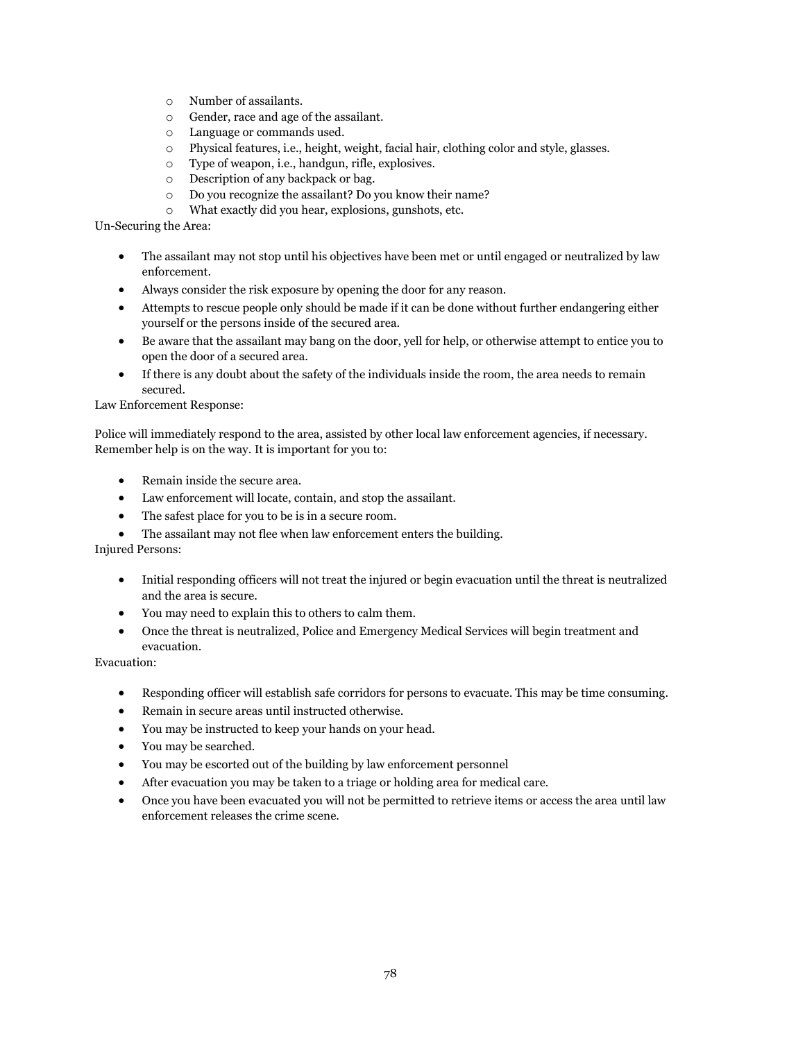- Number of assailants.
- Gender, race and age of the assailant.
- Language or commands used.
- Physical features, i.e., height, weight, facial hair, clothing color and style, glasses.
- Type of weapon, i.e., handgun, rifle, explosives.
- Description of any backpack or bag.
- Do you recognize the assailant? Do you know their name?
- What exactly did you hear, explosions, gunshots, etc.

Un-Securing the Area:

- The assailant may not stop until his objectives have been met or until engaged or neutralized by law enforcement.
- Always consider the risk exposure by opening the door for any reason.
- Attempts to rescue people only should be made if it can be done without further endangering either yourself or the persons inside of the secured area.
- Be aware that the assailant may bang on the door, yell for help, or otherwise attempt to entice you to open the door of a secured area.
- If there is any doubt about the safety of the individuals inside the room, the area needs to remain secured.

Law Enforcement Response:

Police will immediately respond to the area, assisted by other local law enforcement agencies, if necessary. Remember help is on the way. It is important for you to:

- Remain inside the secure area.
- Law enforcement will locate, contain, and stop the assailant.
- The safest place for you to be is in a secure room.
- The assailant may not flee when law enforcement enters the building.

Injured Persons:

- Initial responding officers will not treat the injured or begin evacuation until the threat is neutralized and the area is secure.
- You may need to explain this to others to calm them.
- Once the threat is neutralized, Police and Emergency Medical Services will begin treatment and evacuation.

Evacuation:

- Responding officer will establish safe corridors for persons to evacuate. This may be time consuming.
- Remain in secure areas until instructed otherwise.
- You may be instructed to keep your hands on your head.
- You may be searched.
- You may be escorted out of the building by law enforcement personnel
- After evacuation you may be taken to a triage or holding area for medical care.
- Once you have been evacuated you will not be permitted to retrieve items or access the area until law enforcement releases the crime scene.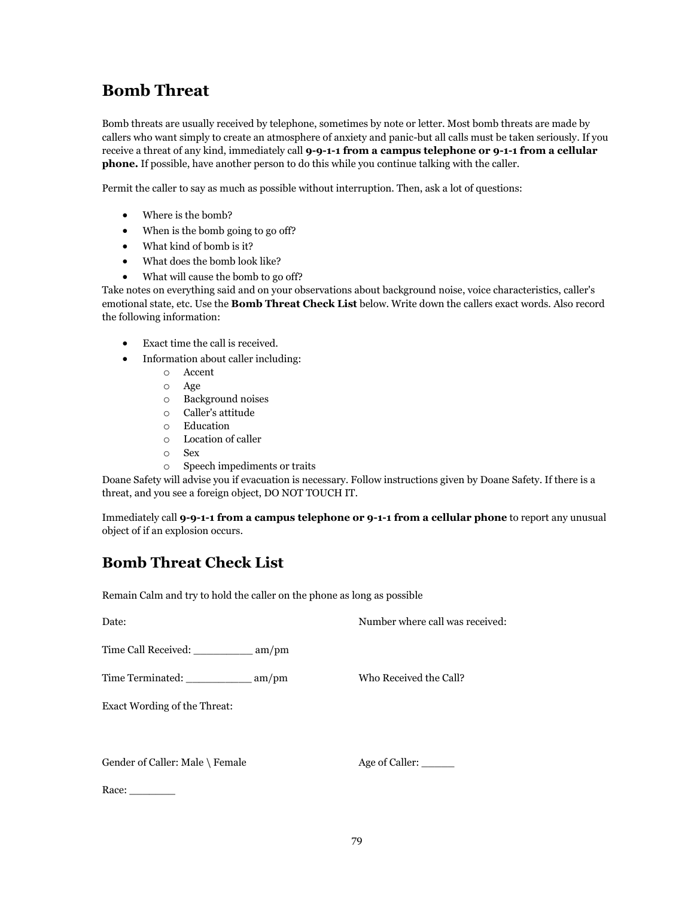## Bomb Threat

Bomb threats are usually received by telephone, sometimes by note or letter. Most bomb threats are made by callers who want simply to create an atmosphere of anxiety and panic-but all calls must be taken seriously. If you receive a threat of any kind, immediately call **9-9-1-1 from a campus telephone or 9-1-1 from a cellular phone.** If possible, have another person to do this while you continue talking with the caller.

Permit the caller to say as much as possible without interruption. Then, ask a lot of questions:

- Where is the bomb?
- When is the bomb going to go off?
- What kind of bomb is it?
- What does the bomb look like?
- What will cause the bomb to go off?

Take notes on everything said and on your observations about background noise, voice characteristics, caller's emotional state, etc. Use the **Bomb Threat Check List** below. Write down the callers exact words. Also record the following information:

- Exact time the call is received.
- Information about caller including:
  - Accent
  - Age
  - Background noises
  - Caller's attitude
  - Education
  - Location of caller
  - Sex
  - Speech impediments or traits

Doane Safety will advise you if evacuation is necessary. Follow instructions given by Doane Safety. If there is a threat, and you see a foreign object, DO NOT TOUCH IT.

Immediately call **9-9-1-1 from a campus telephone or 9-1-1 from a cellular phone** to report any unusual object of if an explosion occurs.

## Bomb Threat Check List

Remain Calm and try to hold the caller on the phone as long as possible

Date:

Number where call was received:

Time Call Received: __________ am/pm

Time Terminated: ___________ am/pm

Who Received the Call?

Exact Wording of the Threat:

Gender of Caller: Male \ Female

Age of Caller: ______

Race: ________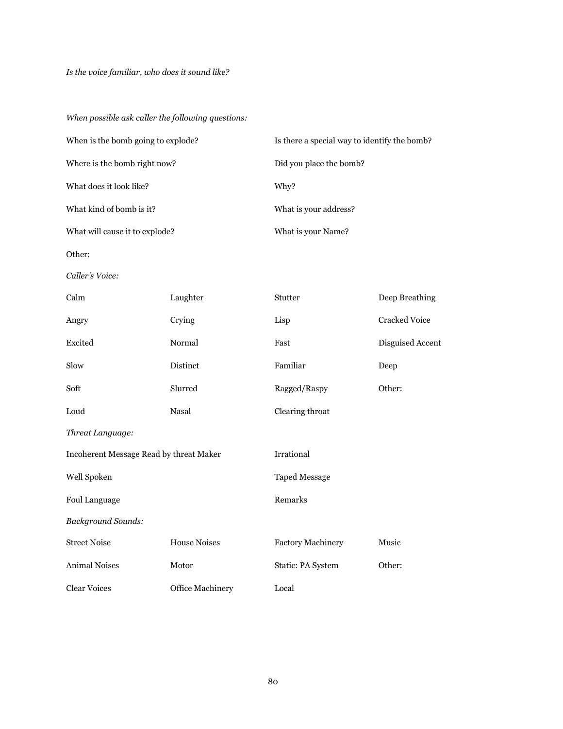*Is the voice familiar, who does it sound like?*

*When possible ask caller the following questions:*

| | |
|---|---|
| When is the bomb going to explode? | Is there a special way to identify the bomb? |
| Where is the bomb right now? | Did you place the bomb? |
| What does it look like? | Why? |
| What kind of bomb is it? | What is your address? |
| What will cause it to explode? | What is your Name? |
| Other: | |

*Caller's Voice:*

| | | | |
|---|---|---|---|
| Calm | Laughter | Stutter | Deep Breathing |
| Angry | Crying | Lisp | Cracked Voice |
| Excited | Normal | Fast | Disguised Accent |
| Slow | Distinct | Familiar | Deep |
| Soft | Slurred | Ragged/Raspy | Other: |
| Loud | Nasal | Clearing throat | |

*Threat Language:*

| | |
|---|---|
| Incoherent Message Read by threat Maker | Irrational |
| Well Spoken | Taped Message |
| Foul Language | Remarks |

*Background Sounds:*

| | | | |
|---|---|---|---|
| Street Noise | House Noises | Factory Machinery | Music |
| Animal Noises | Motor | Static: PA System | Other: |
| Clear Voices | Office Machinery | Local | |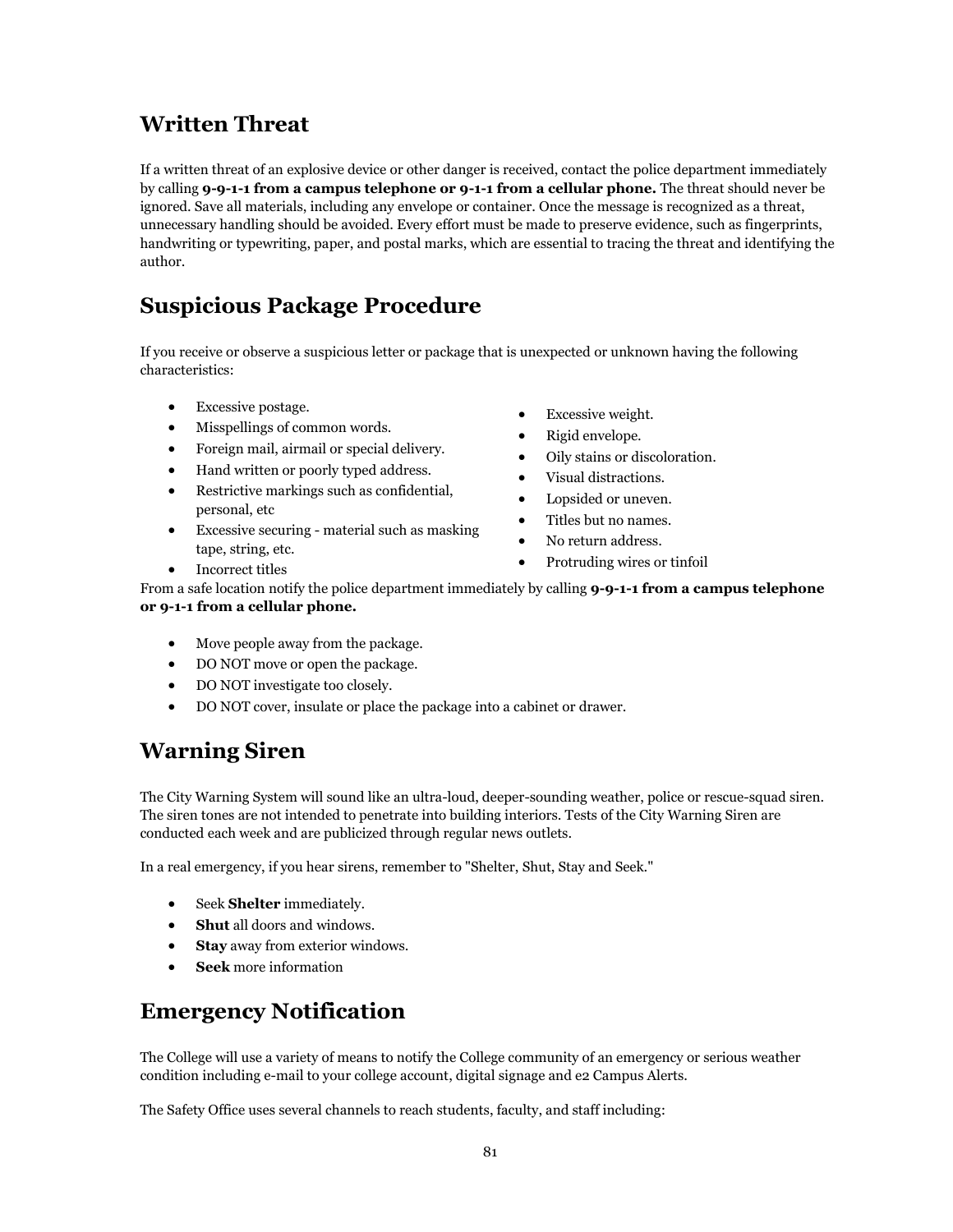## Written Threat

If a written threat of an explosive device or other danger is received, contact the police department immediately by calling **9-9-1-1 from a campus telephone or 9-1-1 from a cellular phone.** The threat should never be ignored. Save all materials, including any envelope or container. Once the message is recognized as a threat, unnecessary handling should be avoided. Every effort must be made to preserve evidence, such as fingerprints, handwriting or typewriting, paper, and postal marks, which are essential to tracing the threat and identifying the author.

## Suspicious Package Procedure

If you receive or observe a suspicious letter or package that is unexpected or unknown having the following characteristics:

- Excessive postage.
- Misspellings of common words.
- Foreign mail, airmail or special delivery.
- Hand written or poorly typed address.
- Restrictive markings such as confidential, personal, etc
- Excessive securing - material such as masking tape, string, etc.
- Incorrect titles
- Excessive weight.
- Rigid envelope.
- Oily stains or discoloration.
- Visual distractions.
- Lopsided or uneven.
- Titles but no names.
- No return address.
- Protruding wires or tinfoil

From a safe location notify the police department immediately by calling **9-9-1-1 from a campus telephone or 9-1-1 from a cellular phone.**

- Move people away from the package.
- DO NOT move or open the package.
- DO NOT investigate too closely.
- DO NOT cover, insulate or place the package into a cabinet or drawer.

## Warning Siren

The City Warning System will sound like an ultra-loud, deeper-sounding weather, police or rescue-squad siren. The siren tones are not intended to penetrate into building interiors. Tests of the City Warning Siren are conducted each week and are publicized through regular news outlets.

In a real emergency, if you hear sirens, remember to "Shelter, Shut, Stay and Seek."

- Seek **Shelter** immediately.
- **Shut** all doors and windows.
- **Stay** away from exterior windows.
- **Seek** more information

## Emergency Notification

The College will use a variety of means to notify the College community of an emergency or serious weather condition including e-mail to your college account, digital signage and e2 Campus Alerts.

The Safety Office uses several channels to reach students, faculty, and staff including: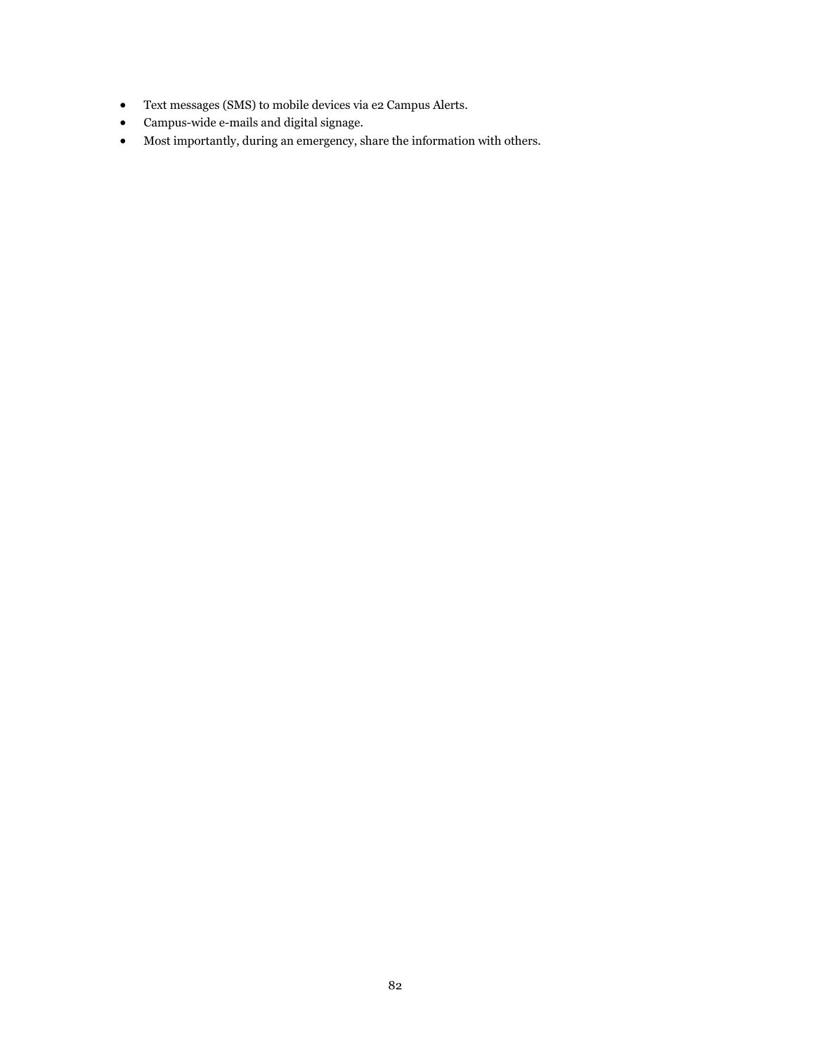- Text messages (SMS) to mobile devices via e2 Campus Alerts.
- Campus-wide e-mails and digital signage.
- Most importantly, during an emergency, share the information with others.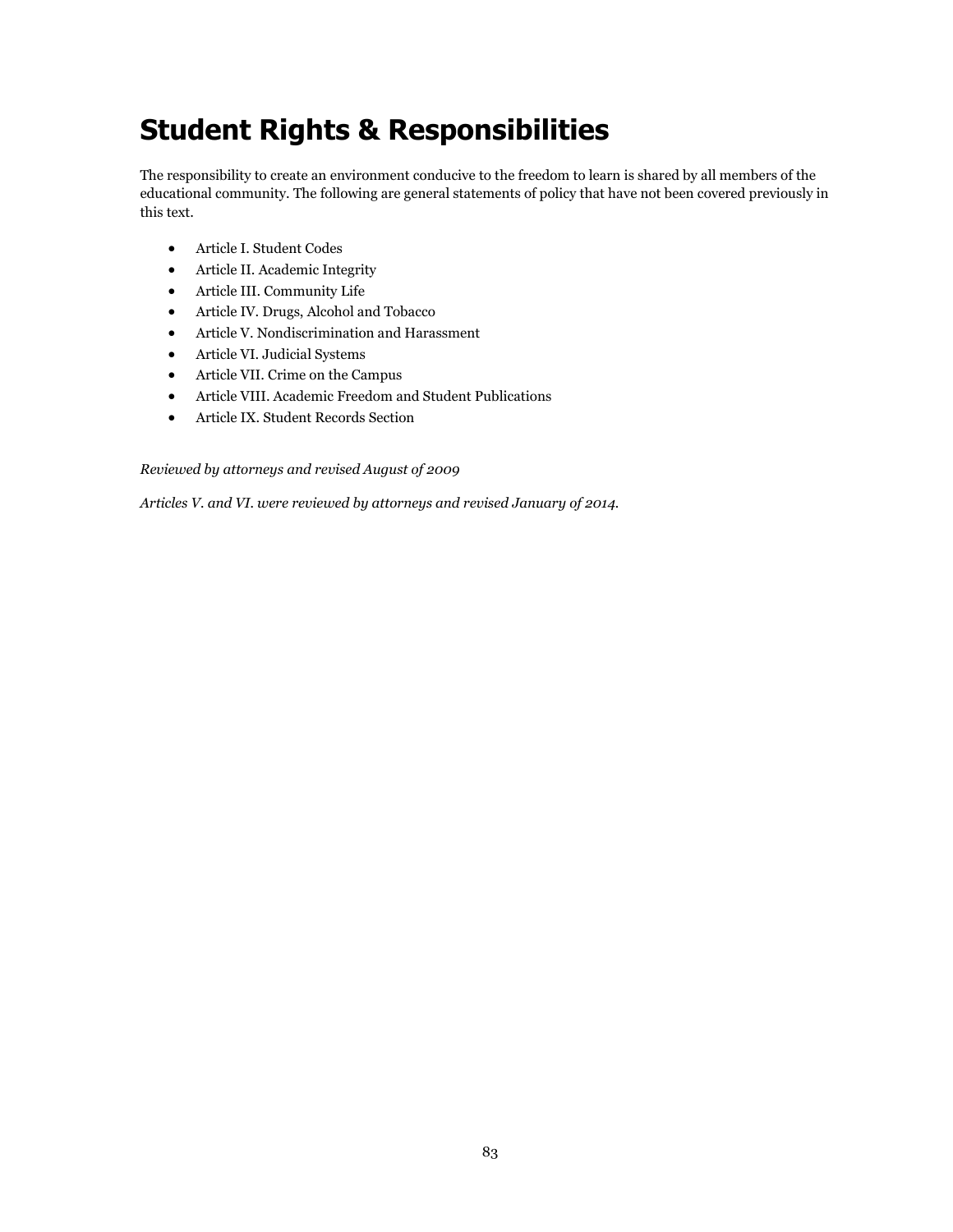# Student Rights & Responsibilities

The responsibility to create an environment conducive to the freedom to learn is shared by all members of the educational community. The following are general statements of policy that have not been covered previously in this text.

- Article I. Student Codes
- Article II. Academic Integrity
- Article III. Community Life
- Article IV. Drugs, Alcohol and Tobacco
- Article V. Nondiscrimination and Harassment
- Article VI. Judicial Systems
- Article VII. Crime on the Campus
- Article VIII. Academic Freedom and Student Publications
- Article IX. Student Records Section

*Reviewed by attorneys and revised August of 2009*

*Articles V. and VI. were reviewed by attorneys and revised January of 2014.*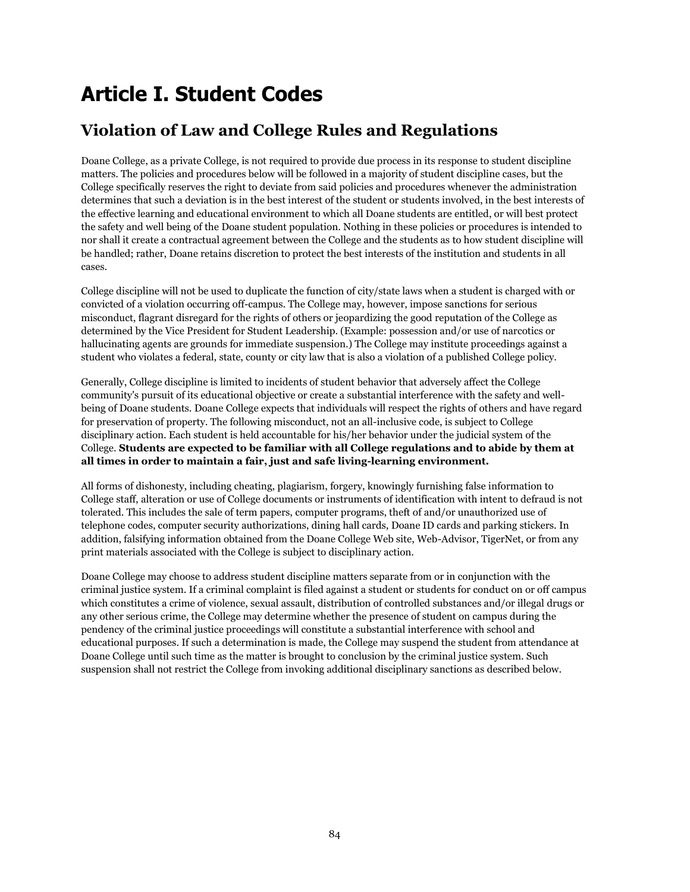# Article I. Student Codes

## Violation of Law and College Rules and Regulations

Doane College, as a private College, is not required to provide due process in its response to student discipline matters. The policies and procedures below will be followed in a majority of student discipline cases, but the College specifically reserves the right to deviate from said policies and procedures whenever the administration determines that such a deviation is in the best interest of the student or students involved, in the best interests of the effective learning and educational environment to which all Doane students are entitled, or will best protect the safety and well being of the Doane student population. Nothing in these policies or procedures is intended to nor shall it create a contractual agreement between the College and the students as to how student discipline will be handled; rather, Doane retains discretion to protect the best interests of the institution and students in all cases.

College discipline will not be used to duplicate the function of city/state laws when a student is charged with or convicted of a violation occurring off-campus. The College may, however, impose sanctions for serious misconduct, flagrant disregard for the rights of others or jeopardizing the good reputation of the College as determined by the Vice President for Student Leadership. (Example: possession and/or use of narcotics or hallucinating agents are grounds for immediate suspension.) The College may institute proceedings against a student who violates a federal, state, county or city law that is also a violation of a published College policy.

Generally, College discipline is limited to incidents of student behavior that adversely affect the College community's pursuit of its educational objective or create a substantial interference with the safety and well-being of Doane students. Doane College expects that individuals will respect the rights of others and have regard for preservation of property. The following misconduct, not an all-inclusive code, is subject to College disciplinary action. Each student is held accountable for his/her behavior under the judicial system of the College. **Students are expected to be familiar with all College regulations and to abide by them at all times in order to maintain a fair, just and safe living-learning environment.**

All forms of dishonesty, including cheating, plagiarism, forgery, knowingly furnishing false information to College staff, alteration or use of College documents or instruments of identification with intent to defraud is not tolerated. This includes the sale of term papers, computer programs, theft of and/or unauthorized use of telephone codes, computer security authorizations, dining hall cards, Doane ID cards and parking stickers. In addition, falsifying information obtained from the Doane College Web site, Web-Advisor, TigerNet, or from any print materials associated with the College is subject to disciplinary action.

Doane College may choose to address student discipline matters separate from or in conjunction with the criminal justice system. If a criminal complaint is filed against a student or students for conduct on or off campus which constitutes a crime of violence, sexual assault, distribution of controlled substances and/or illegal drugs or any other serious crime, the College may determine whether the presence of student on campus during the pendency of the criminal justice proceedings will constitute a substantial interference with school and educational purposes. If such a determination is made, the College may suspend the student from attendance at Doane College until such time as the matter is brought to conclusion by the criminal justice system. Such suspension shall not restrict the College from invoking additional disciplinary sanctions as described below.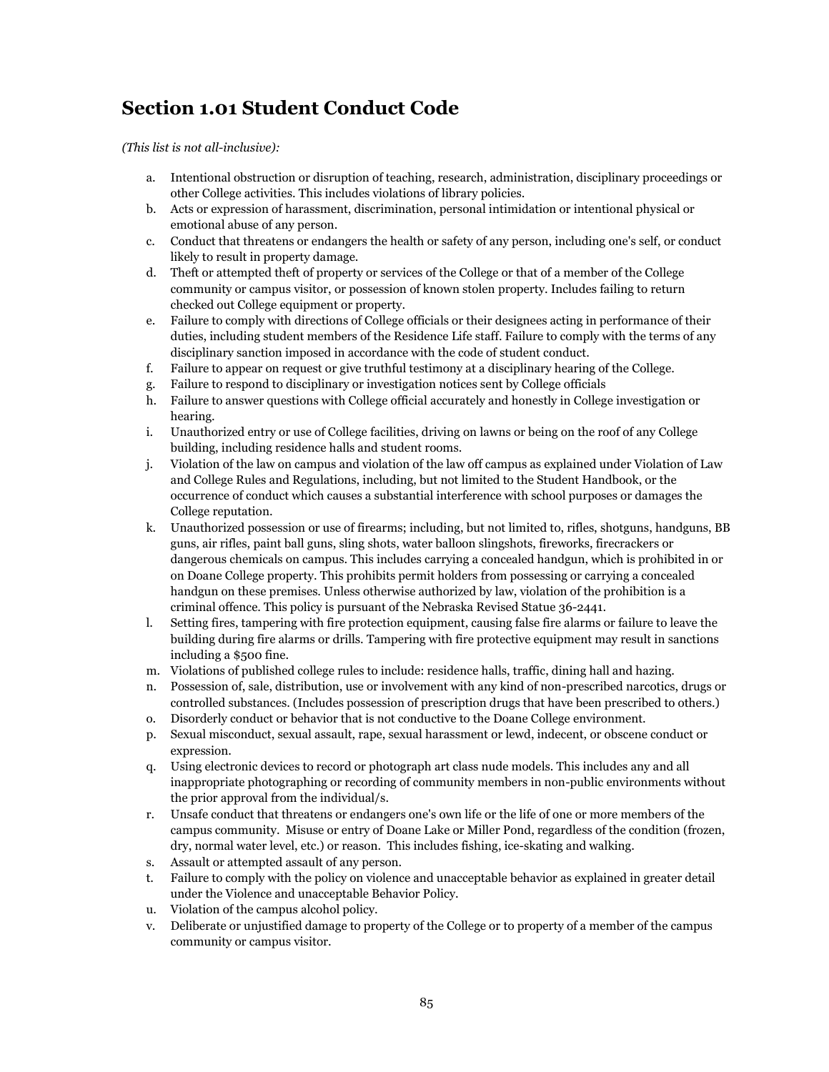## Section 1.01 Student Conduct Code

*(This list is not all-inclusive):*

a. Intentional obstruction or disruption of teaching, research, administration, disciplinary proceedings or other College activities. This includes violations of library policies.
b. Acts or expression of harassment, discrimination, personal intimidation or intentional physical or emotional abuse of any person.
c. Conduct that threatens or endangers the health or safety of any person, including one's self, or conduct likely to result in property damage.
d. Theft or attempted theft of property or services of the College or that of a member of the College community or campus visitor, or possession of known stolen property. Includes failing to return checked out College equipment or property.
e. Failure to comply with directions of College officials or their designees acting in performance of their duties, including student members of the Residence Life staff. Failure to comply with the terms of any disciplinary sanction imposed in accordance with the code of student conduct.
f. Failure to appear on request or give truthful testimony at a disciplinary hearing of the College.
g. Failure to respond to disciplinary or investigation notices sent by College officials
h. Failure to answer questions with College official accurately and honestly in College investigation or hearing.
i. Unauthorized entry or use of College facilities, driving on lawns or being on the roof of any College building, including residence halls and student rooms.
j. Violation of the law on campus and violation of the law off campus as explained under Violation of Law and College Rules and Regulations, including, but not limited to the Student Handbook, or the occurrence of conduct which causes a substantial interference with school purposes or damages the College reputation.
k. Unauthorized possession or use of firearms; including, but not limited to, rifles, shotguns, handguns, BB guns, air rifles, paint ball guns, sling shots, water balloon slingshots, fireworks, firecrackers or dangerous chemicals on campus. This includes carrying a concealed handgun, which is prohibited in or on Doane College property. This prohibits permit holders from possessing or carrying a concealed handgun on these premises. Unless otherwise authorized by law, violation of the prohibition is a criminal offence. This policy is pursuant of the Nebraska Revised Statue 36-2441.
l. Setting fires, tampering with fire protection equipment, causing false fire alarms or failure to leave the building during fire alarms or drills. Tampering with fire protective equipment may result in sanctions including a $500 fine.
m. Violations of published college rules to include: residence halls, traffic, dining hall and hazing.
n. Possession of, sale, distribution, use or involvement with any kind of non-prescribed narcotics, drugs or controlled substances. (Includes possession of prescription drugs that have been prescribed to others.)
o. Disorderly conduct or behavior that is not conductive to the Doane College environment.
p. Sexual misconduct, sexual assault, rape, sexual harassment or lewd, indecent, or obscene conduct or expression.
q. Using electronic devices to record or photograph art class nude models. This includes any and all inappropriate photographing or recording of community members in non-public environments without the prior approval from the individual/s.
r. Unsafe conduct that threatens or endangers one's own life or the life of one or more members of the campus community. Misuse or entry of Doane Lake or Miller Pond, regardless of the condition (frozen, dry, normal water level, etc.) or reason. This includes fishing, ice-skating and walking.
s. Assault or attempted assault of any person.
t. Failure to comply with the policy on violence and unacceptable behavior as explained in greater detail under the Violence and unacceptable Behavior Policy.
u. Violation of the campus alcohol policy.
v. Deliberate or unjustified damage to property of the College or to property of a member of the campus community or campus visitor.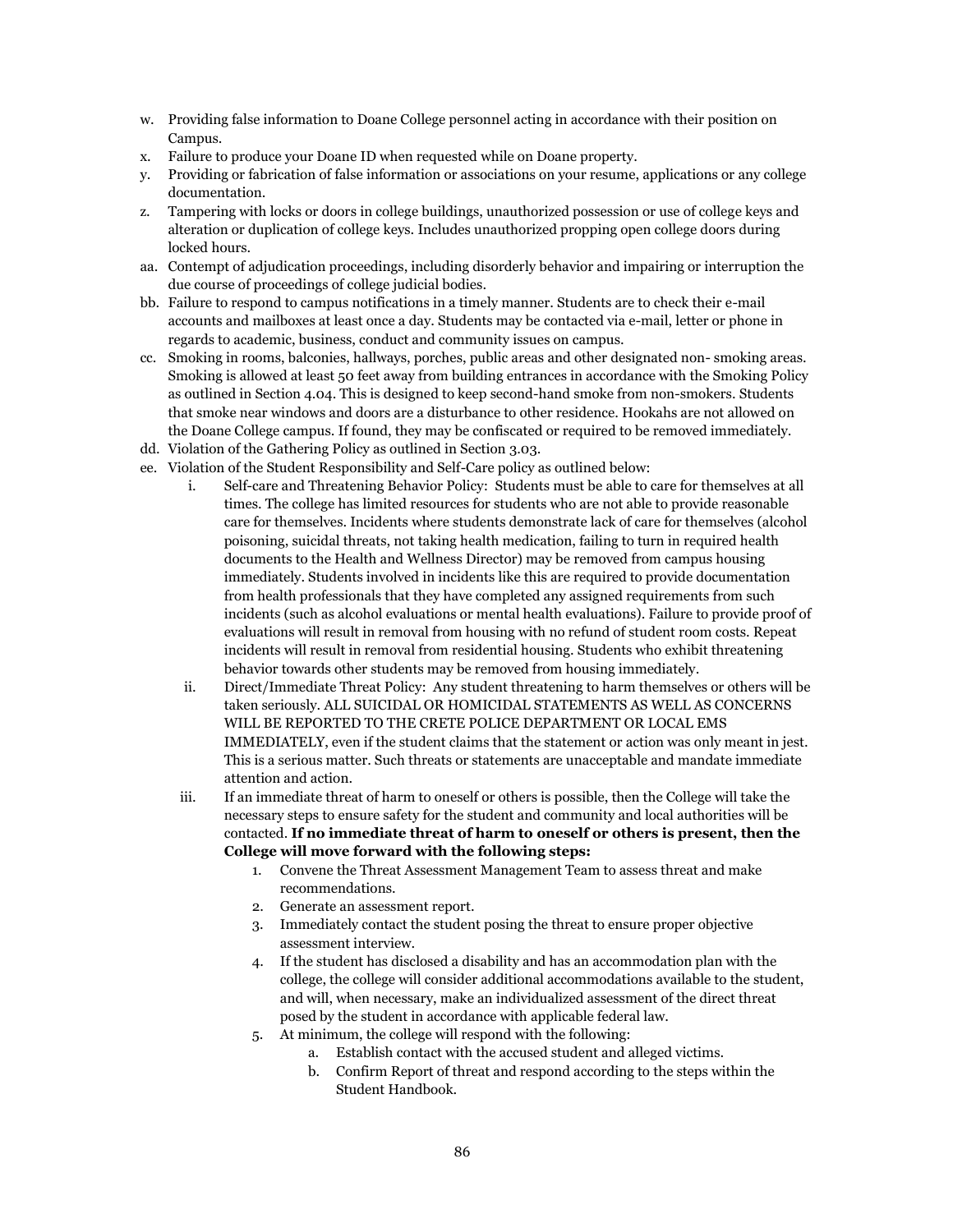w. Providing false information to Doane College personnel acting in accordance with their position on Campus.
x. Failure to produce your Doane ID when requested while on Doane property.
y. Providing or fabrication of false information or associations on your resume, applications or any college documentation.
z. Tampering with locks or doors in college buildings, unauthorized possession or use of college keys and alteration or duplication of college keys. Includes unauthorized propping open college doors during locked hours.
aa. Contempt of adjudication proceedings, including disorderly behavior and impairing or interruption the due course of proceedings of college judicial bodies.
bb. Failure to respond to campus notifications in a timely manner. Students are to check their e-mail accounts and mailboxes at least once a day. Students may be contacted via e-mail, letter or phone in regards to academic, business, conduct and community issues on campus.
cc. Smoking in rooms, balconies, hallways, porches, public areas and other designated non- smoking areas. Smoking is allowed at least 50 feet away from building entrances in accordance with the Smoking Policy as outlined in Section 4.04. This is designed to keep second-hand smoke from non-smokers. Students that smoke near windows and doors are a disturbance to other residence. Hookahs are not allowed on the Doane College campus. If found, they may be confiscated or required to be removed immediately.
dd. Violation of the Gathering Policy as outlined in Section 3.03.
ee. Violation of the Student Responsibility and Self-Care policy as outlined below:
    i. Self-care and Threatening Behavior Policy: Students must be able to care for themselves at all times. The college has limited resources for students who are not able to provide reasonable care for themselves. Incidents where students demonstrate lack of care for themselves (alcohol poisoning, suicidal threats, not taking health medication, failing to turn in required health documents to the Health and Wellness Director) may be removed from campus housing immediately. Students involved in incidents like this are required to provide documentation from health professionals that they have completed any assigned requirements from such incidents (such as alcohol evaluations or mental health evaluations). Failure to provide proof of evaluations will result in removal from housing with no refund of student room costs. Repeat incidents will result in removal from residential housing. Students who exhibit threatening behavior towards other students may be removed from housing immediately.
    ii. Direct/Immediate Threat Policy: Any student threatening to harm themselves or others will be taken seriously. ALL SUICIDAL OR HOMICIDAL STATEMENTS AS WELL AS CONCERNS WILL BE REPORTED TO THE CRETE POLICE DEPARTMENT OR LOCAL EMS IMMEDIATELY, even if the student claims that the statement or action was only meant in jest. This is a serious matter. Such threats or statements are unacceptable and mandate immediate attention and action.
    iii. If an immediate threat of harm to oneself or others is possible, then the College will take the necessary steps to ensure safety for the student and community and local authorities will be contacted. **If no immediate threat of harm to oneself or others is present, then the College will move forward with the following steps:**
        1. Convene the Threat Assessment Management Team to assess threat and make recommendations.
        2. Generate an assessment report.
        3. Immediately contact the student posing the threat to ensure proper objective assessment interview.
        4. If the student has disclosed a disability and has an accommodation plan with the college, the college will consider additional accommodations available to the student, and will, when necessary, make an individualized assessment of the direct threat posed by the student in accordance with applicable federal law.
        5. At minimum, the college will respond with the following:
            a. Establish contact with the accused student and alleged victims.
            b. Confirm Report of threat and respond according to the steps within the Student Handbook.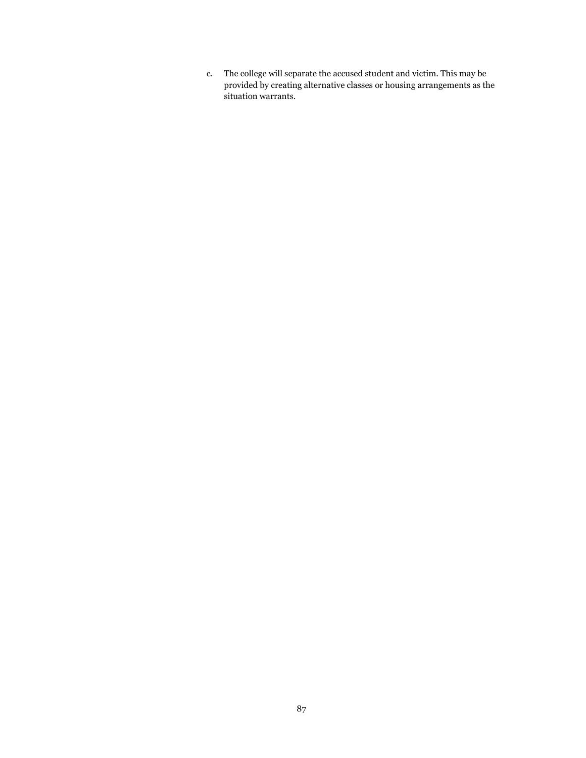c. The college will separate the accused student and victim. This may be provided by creating alternative classes or housing arrangements as the situation warrants.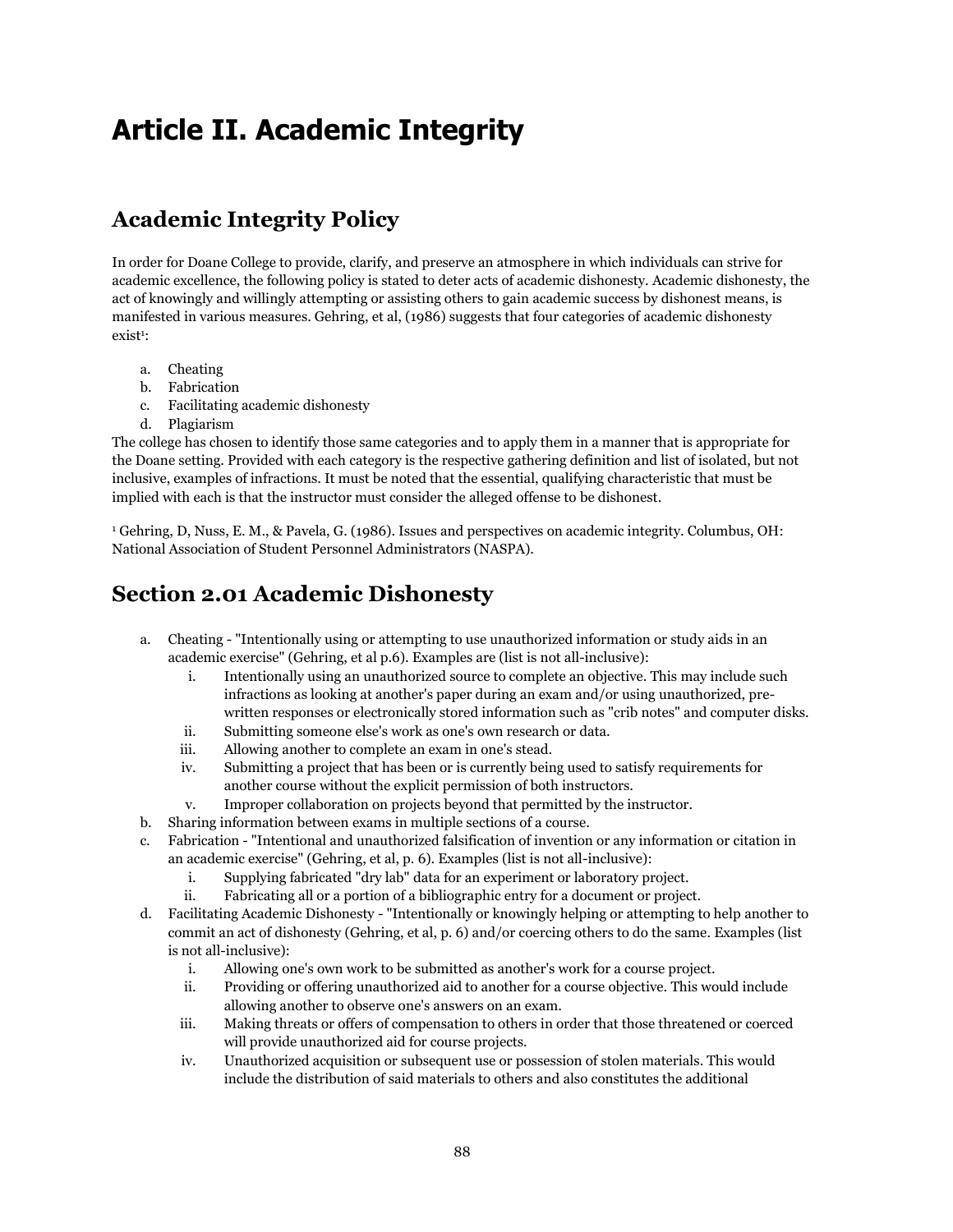# Article II. Academic Integrity

## Academic Integrity Policy

In order for Doane College to provide, clarify, and preserve an atmosphere in which individuals can strive for academic excellence, the following policy is stated to deter acts of academic dishonesty. Academic dishonesty, the act of knowingly and willingly attempting or assisting others to gain academic success by dishonest means, is manifested in various measures. Gehring, et al, (1986) suggests that four categories of academic dishonesty exist[1]:

a. Cheating
b. Fabrication
c. Facilitating academic dishonesty
d. Plagiarism

The college has chosen to identify those same categories and to apply them in a manner that is appropriate for the Doane setting. Provided with each category is the respective gathering definition and list of isolated, but not inclusive, examples of infractions. It must be noted that the essential, qualifying characteristic that must be implied with each is that the instructor must consider the alleged offense to be dishonest.

[1] Gehring, D, Nuss, E. M., & Pavela, G. (1986). Issues and perspectives on academic integrity. Columbus, OH: National Association of Student Personnel Administrators (NASPA).

## Section 2.01 Academic Dishonesty

a. Cheating - "Intentionally using or attempting to use unauthorized information or study aids in an academic exercise" (Gehring, et al p.6). Examples are (list is not all-inclusive):
   i. Intentionally using an unauthorized source to complete an objective. This may include such infractions as looking at another's paper during an exam and/or using unauthorized, pre-written responses or electronically stored information such as "crib notes" and computer disks.
   ii. Submitting someone else's work as one's own research or data.
   iii. Allowing another to complete an exam in one's stead.
   iv. Submitting a project that has been or is currently being used to satisfy requirements for another course without the explicit permission of both instructors.
   v. Improper collaboration on projects beyond that permitted by the instructor.
b. Sharing information between exams in multiple sections of a course.
c. Fabrication - "Intentional and unauthorized falsification of invention or any information or citation in an academic exercise" (Gehring, et al, p. 6). Examples (list is not all-inclusive):
   i. Supplying fabricated "dry lab" data for an experiment or laboratory project.
   ii. Fabricating all or a portion of a bibliographic entry for a document or project.
d. Facilitating Academic Dishonesty - "Intentionally or knowingly helping or attempting to help another to commit an act of dishonesty (Gehring, et al, p. 6) and/or coercing others to do the same. Examples (list is not all-inclusive):
   i. Allowing one's own work to be submitted as another's work for a course project.
   ii. Providing or offering unauthorized aid to another for a course objective. This would include allowing another to observe one's answers on an exam.
   iii. Making threats or offers of compensation to others in order that those threatened or coerced will provide unauthorized aid for course projects.
   iv. Unauthorized acquisition or subsequent use or possession of stolen materials. This would include the distribution of said materials to others and also constitutes the additional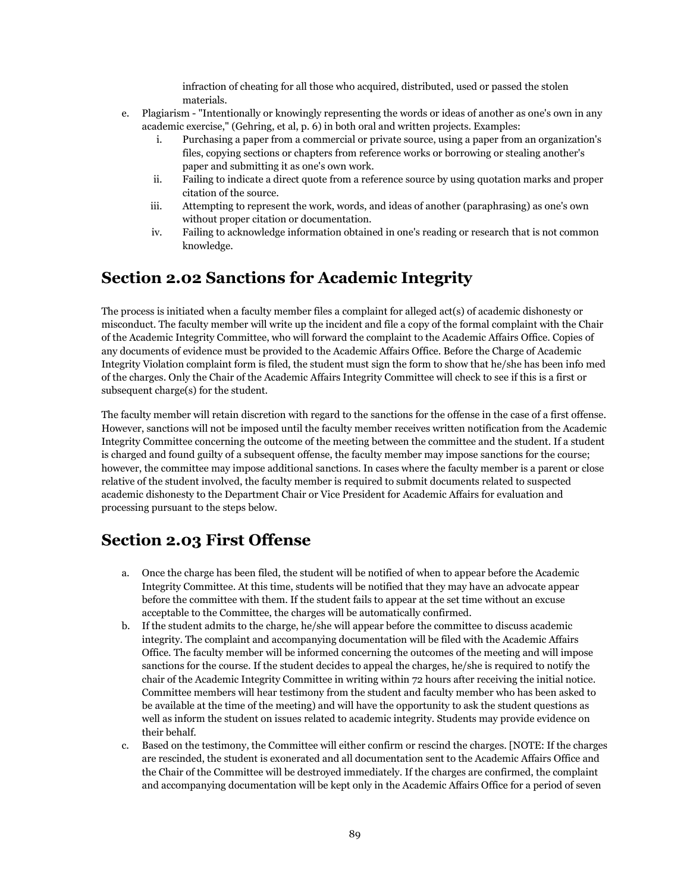infraction of cheating for all those who acquired, distributed, used or passed the stolen materials.

e. Plagiarism - "Intentionally or knowingly representing the words or ideas of another as one's own in any academic exercise," (Gehring, et al, p. 6) in both oral and written projects. Examples:
   i. Purchasing a paper from a commercial or private source, using a paper from an organization's files, copying sections or chapters from reference works or borrowing or stealing another's paper and submitting it as one's own work.
   ii. Failing to indicate a direct quote from a reference source by using quotation marks and proper citation of the source.
   iii. Attempting to represent the work, words, and ideas of another (paraphrasing) as one's own without proper citation or documentation.
   iv. Failing to acknowledge information obtained in one's reading or research that is not common knowledge.

## Section 2.02 Sanctions for Academic Integrity

The process is initiated when a faculty member files a complaint for alleged act(s) of academic dishonesty or misconduct. The faculty member will write up the incident and file a copy of the formal complaint with the Chair of the Academic Integrity Committee, who will forward the complaint to the Academic Affairs Office. Copies of any documents of evidence must be provided to the Academic Affairs Office. Before the Charge of Academic Integrity Violation complaint form is filed, the student must sign the form to show that he/she has been info med of the charges. Only the Chair of the Academic Affairs Integrity Committee will check to see if this is a first or subsequent charge(s) for the student.

The faculty member will retain discretion with regard to the sanctions for the offense in the case of a first offense. However, sanctions will not be imposed until the faculty member receives written notification from the Academic Integrity Committee concerning the outcome of the meeting between the committee and the student. If a student is charged and found guilty of a subsequent offense, the faculty member may impose sanctions for the course; however, the committee may impose additional sanctions. In cases where the faculty member is a parent or close relative of the student involved, the faculty member is required to submit documents related to suspected academic dishonesty to the Department Chair or Vice President for Academic Affairs for evaluation and processing pursuant to the steps below.

## Section 2.03 First Offense

a. Once the charge has been filed, the student will be notified of when to appear before the Academic Integrity Committee. At this time, students will be notified that they may have an advocate appear before the committee with them. If the student fails to appear at the set time without an excuse acceptable to the Committee, the charges will be automatically confirmed.

b. If the student admits to the charge, he/she will appear before the committee to discuss academic integrity. The complaint and accompanying documentation will be filed with the Academic Affairs Office. The faculty member will be informed concerning the outcomes of the meeting and will impose sanctions for the course. If the student decides to appeal the charges, he/she is required to notify the chair of the Academic Integrity Committee in writing within 72 hours after receiving the initial notice. Committee members will hear testimony from the student and faculty member who has been asked to be available at the time of the meeting) and will have the opportunity to ask the student questions as well as inform the student on issues related to academic integrity. Students may provide evidence on their behalf.

c. Based on the testimony, the Committee will either confirm or rescind the charges. [NOTE: If the charges are rescinded, the student is exonerated and all documentation sent to the Academic Affairs Office and the Chair of the Committee will be destroyed immediately. If the charges are confirmed, the complaint and accompanying documentation will be kept only in the Academic Affairs Office for a period of seven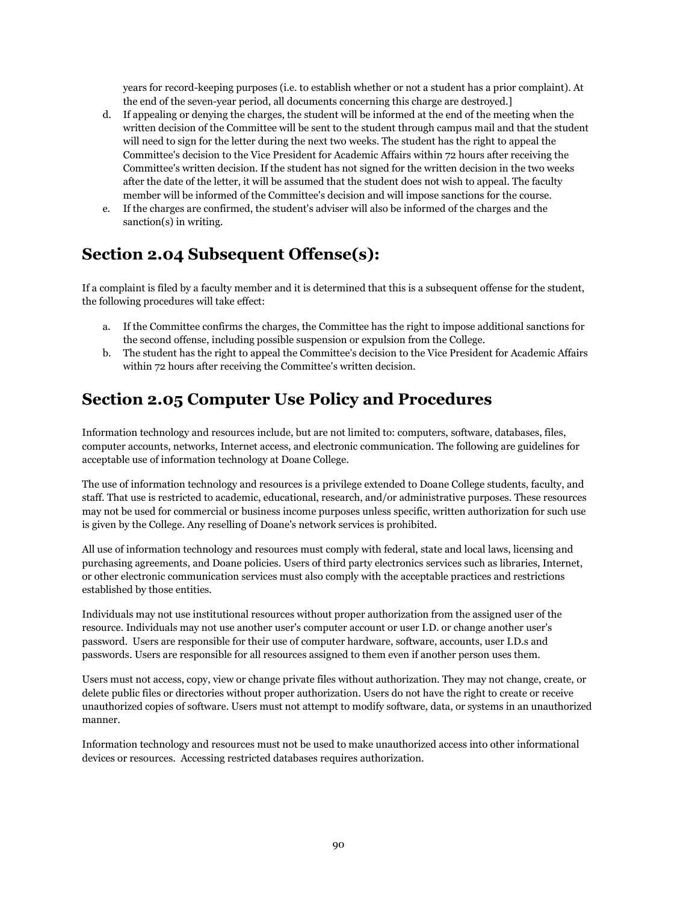years for record-keeping purposes (i.e. to establish whether or not a student has a prior complaint). At the end of the seven-year period, all documents concerning this charge are destroyed.]

d. If appealing or denying the charges, the student will be informed at the end of the meeting when the written decision of the Committee will be sent to the student through campus mail and that the student will need to sign for the letter during the next two weeks. The student has the right to appeal the Committee's decision to the Vice President for Academic Affairs within 72 hours after receiving the Committee's written decision. If the student has not signed for the written decision in the two weeks after the date of the letter, it will be assumed that the student does not wish to appeal. The faculty member will be informed of the Committee's decision and will impose sanctions for the course.
e. If the charges are confirmed, the student's adviser will also be informed of the charges and the sanction(s) in writing.

## Section 2.04 Subsequent Offense(s):

If a complaint is filed by a faculty member and it is determined that this is a subsequent offense for the student, the following procedures will take effect:

a. If the Committee confirms the charges, the Committee has the right to impose additional sanctions for the second offense, including possible suspension or expulsion from the College.
b. The student has the right to appeal the Committee's decision to the Vice President for Academic Affairs within 72 hours after receiving the Committee's written decision.

## Section 2.05 Computer Use Policy and Procedures

Information technology and resources include, but are not limited to: computers, software, databases, files, computer accounts, networks, Internet access, and electronic communication. The following are guidelines for acceptable use of information technology at Doane College.

The use of information technology and resources is a privilege extended to Doane College students, faculty, and staff. That use is restricted to academic, educational, research, and/or administrative purposes. These resources may not be used for commercial or business income purposes unless specific, written authorization for such use is given by the College. Any reselling of Doane's network services is prohibited.

All use of information technology and resources must comply with federal, state and local laws, licensing and purchasing agreements, and Doane policies. Users of third party electronics services such as libraries, Internet, or other electronic communication services must also comply with the acceptable practices and restrictions established by those entities.

Individuals may not use institutional resources without proper authorization from the assigned user of the resource. Individuals may not use another user's computer account or user I.D. or change another user's password. Users are responsible for their use of computer hardware, software, accounts, user I.D.s and passwords. Users are responsible for all resources assigned to them even if another person uses them.

Users must not access, copy, view or change private files without authorization. They may not change, create, or delete public files or directories without proper authorization. Users do not have the right to create or receive unauthorized copies of software. Users must not attempt to modify software, data, or systems in an unauthorized manner.

Information technology and resources must not be used to make unauthorized access into other informational devices or resources. Accessing restricted databases requires authorization.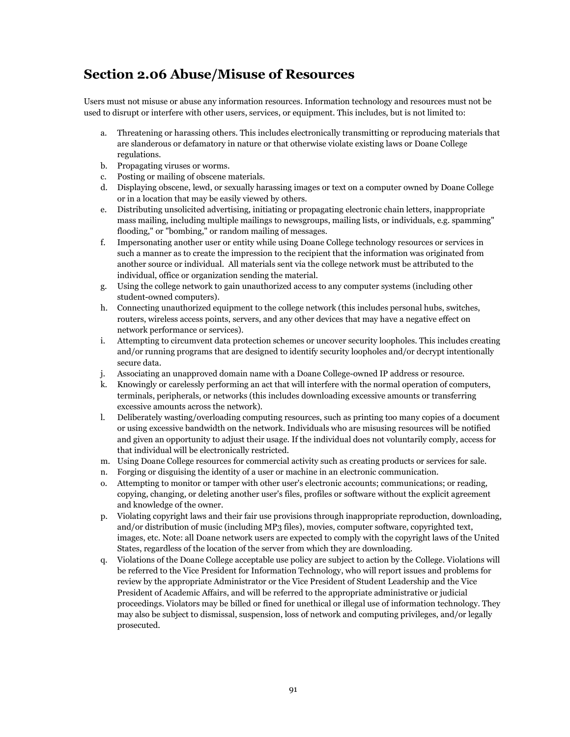## Section 2.06 Abuse/Misuse of Resources

Users must not misuse or abuse any information resources. Information technology and resources must not be used to disrupt or interfere with other users, services, or equipment. This includes, but is not limited to:

a. Threatening or harassing others. This includes electronically transmitting or reproducing materials that are slanderous or defamatory in nature or that otherwise violate existing laws or Doane College regulations.
b. Propagating viruses or worms.
c. Posting or mailing of obscene materials.
d. Displaying obscene, lewd, or sexually harassing images or text on a computer owned by Doane College or in a location that may be easily viewed by others.
e. Distributing unsolicited advertising, initiating or propagating electronic chain letters, inappropriate mass mailing, including multiple mailings to newsgroups, mailing lists, or individuals, e.g. spamming" flooding," or "bombing," or random mailing of messages.
f. Impersonating another user or entity while using Doane College technology resources or services in such a manner as to create the impression to the recipient that the information was originated from another source or individual. All materials sent via the college network must be attributed to the individual, office or organization sending the material.
g. Using the college network to gain unauthorized access to any computer systems (including other student-owned computers).
h. Connecting unauthorized equipment to the college network (this includes personal hubs, switches, routers, wireless access points, servers, and any other devices that may have a negative effect on network performance or services).
i. Attempting to circumvent data protection schemes or uncover security loopholes. This includes creating and/or running programs that are designed to identify security loopholes and/or decrypt intentionally secure data.
j. Associating an unapproved domain name with a Doane College-owned IP address or resource.
k. Knowingly or carelessly performing an act that will interfere with the normal operation of computers, terminals, peripherals, or networks (this includes downloading excessive amounts or transferring excessive amounts across the network).
l. Deliberately wasting/overloading computing resources, such as printing too many copies of a document or using excessive bandwidth on the network. Individuals who are misusing resources will be notified and given an opportunity to adjust their usage. If the individual does not voluntarily comply, access for that individual will be electronically restricted.
m. Using Doane College resources for commercial activity such as creating products or services for sale.
n. Forging or disguising the identity of a user or machine in an electronic communication.
o. Attempting to monitor or tamper with other user's electronic accounts; communications; or reading, copying, changing, or deleting another user's files, profiles or software without the explicit agreement and knowledge of the owner.
p. Violating copyright laws and their fair use provisions through inappropriate reproduction, downloading, and/or distribution of music (including MP3 files), movies, computer software, copyrighted text, images, etc. Note: all Doane network users are expected to comply with the copyright laws of the United States, regardless of the location of the server from which they are downloading.
q. Violations of the Doane College acceptable use policy are subject to action by the College. Violations will be referred to the Vice President for Information Technology, who will report issues and problems for review by the appropriate Administrator or the Vice President of Student Leadership and the Vice President of Academic Affairs, and will be referred to the appropriate administrative or judicial proceedings. Violators may be billed or fined for unethical or illegal use of information technology. They may also be subject to dismissal, suspension, loss of network and computing privileges, and/or legally prosecuted.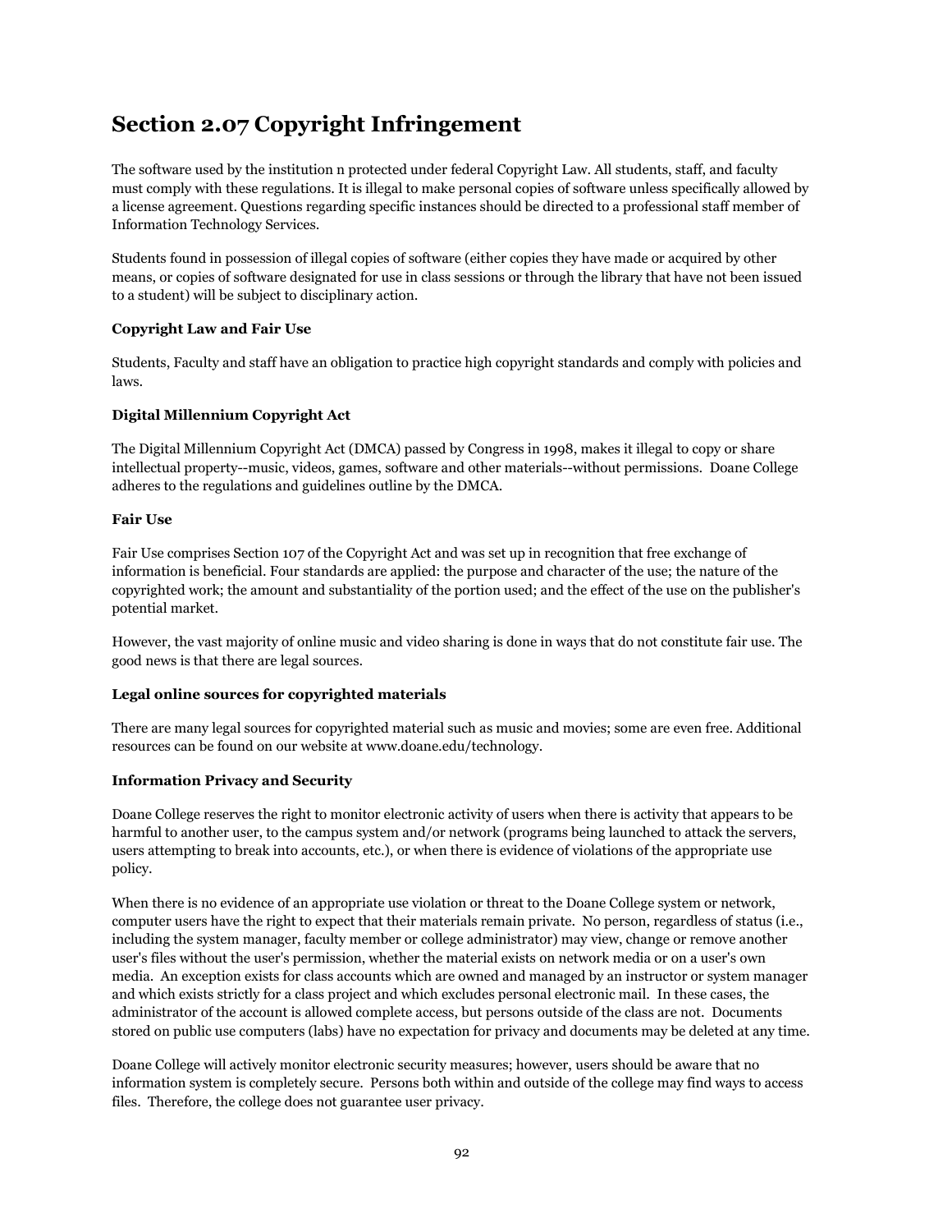## Section 2.07 Copyright Infringement

The software used by the institution n protected under federal Copyright Law. All students, staff, and faculty must comply with these regulations. It is illegal to make personal copies of software unless specifically allowed by a license agreement. Questions regarding specific instances should be directed to a professional staff member of Information Technology Services.

Students found in possession of illegal copies of software (either copies they have made or acquired by other means, or copies of software designated for use in class sessions or through the library that have not been issued to a student) will be subject to disciplinary action.

**Copyright Law and Fair Use**

Students, Faculty and staff have an obligation to practice high copyright standards and comply with policies and laws.

**Digital Millennium Copyright Act**

The Digital Millennium Copyright Act (DMCA) passed by Congress in 1998, makes it illegal to copy or share intellectual property--music, videos, games, software and other materials--without permissions. Doane College adheres to the regulations and guidelines outline by the DMCA.

**Fair Use**

Fair Use comprises Section 107 of the Copyright Act and was set up in recognition that free exchange of information is beneficial. Four standards are applied: the purpose and character of the use; the nature of the copyrighted work; the amount and substantiality of the portion used; and the effect of the use on the publisher's potential market.

However, the vast majority of online music and video sharing is done in ways that do not constitute fair use. The good news is that there are legal sources.

**Legal online sources for copyrighted materials**

There are many legal sources for copyrighted material such as music and movies; some are even free. Additional resources can be found on our website at www.doane.edu/technology.

**Information Privacy and Security**

Doane College reserves the right to monitor electronic activity of users when there is activity that appears to be harmful to another user, to the campus system and/or network (programs being launched to attack the servers, users attempting to break into accounts, etc.), or when there is evidence of violations of the appropriate use policy.

When there is no evidence of an appropriate use violation or threat to the Doane College system or network, computer users have the right to expect that their materials remain private. No person, regardless of status (i.e., including the system manager, faculty member or college administrator) may view, change or remove another user's files without the user's permission, whether the material exists on network media or on a user's own media. An exception exists for class accounts which are owned and managed by an instructor or system manager and which exists strictly for a class project and which excludes personal electronic mail. In these cases, the administrator of the account is allowed complete access, but persons outside of the class are not. Documents stored on public use computers (labs) have no expectation for privacy and documents may be deleted at any time.

Doane College will actively monitor electronic security measures; however, users should be aware that no information system is completely secure. Persons both within and outside of the college may find ways to access files. Therefore, the college does not guarantee user privacy.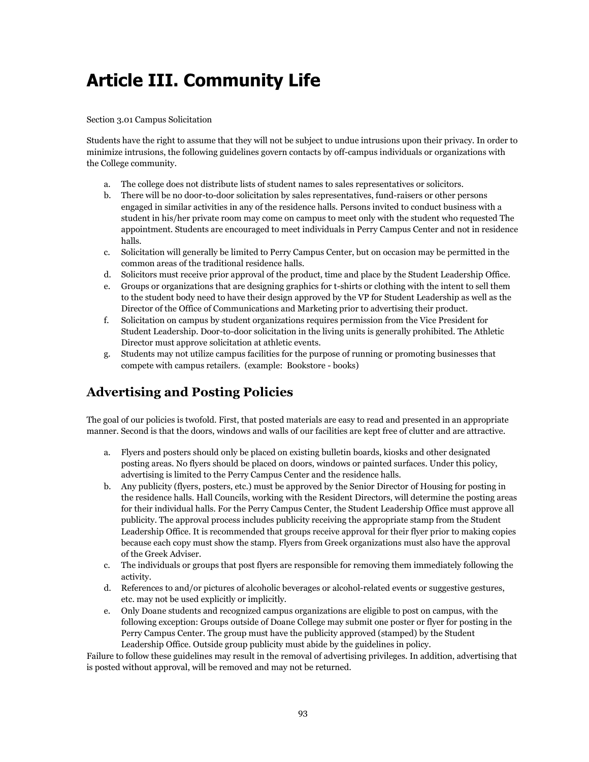# Article III. Community Life

Section 3.01 Campus Solicitation

Students have the right to assume that they will not be subject to undue intrusions upon their privacy. In order to minimize intrusions, the following guidelines govern contacts by off-campus individuals or organizations with the College community.

a. The college does not distribute lists of student names to sales representatives or solicitors.
b. There will be no door-to-door solicitation by sales representatives, fund-raisers or other persons engaged in similar activities in any of the residence halls. Persons invited to conduct business with a student in his/her private room may come on campus to meet only with the student who requested The appointment. Students are encouraged to meet individuals in Perry Campus Center and not in residence halls.
c. Solicitation will generally be limited to Perry Campus Center, but on occasion may be permitted in the common areas of the traditional residence halls.
d. Solicitors must receive prior approval of the product, time and place by the Student Leadership Office.
e. Groups or organizations that are designing graphics for t-shirts or clothing with the intent to sell them to the student body need to have their design approved by the VP for Student Leadership as well as the Director of the Office of Communications and Marketing prior to advertising their product.
f. Solicitation on campus by student organizations requires permission from the Vice President for Student Leadership. Door-to-door solicitation in the living units is generally prohibited. The Athletic Director must approve solicitation at athletic events.
g. Students may not utilize campus facilities for the purpose of running or promoting businesses that compete with campus retailers. (example: Bookstore - books)

## Advertising and Posting Policies

The goal of our policies is twofold. First, that posted materials are easy to read and presented in an appropriate manner. Second is that the doors, windows and walls of our facilities are kept free of clutter and are attractive.

a. Flyers and posters should only be placed on existing bulletin boards, kiosks and other designated posting areas. No flyers should be placed on doors, windows or painted surfaces. Under this policy, advertising is limited to the Perry Campus Center and the residence halls.
b. Any publicity (flyers, posters, etc.) must be approved by the Senior Director of Housing for posting in the residence halls. Hall Councils, working with the Resident Directors, will determine the posting areas for their individual halls. For the Perry Campus Center, the Student Leadership Office must approve all publicity. The approval process includes publicity receiving the appropriate stamp from the Student Leadership Office. It is recommended that groups receive approval for their flyer prior to making copies because each copy must show the stamp. Flyers from Greek organizations must also have the approval of the Greek Adviser.
c. The individuals or groups that post flyers are responsible for removing them immediately following the activity.
d. References to and/or pictures of alcoholic beverages or alcohol-related events or suggestive gestures, etc. may not be used explicitly or implicitly.
e. Only Doane students and recognized campus organizations are eligible to post on campus, with the following exception: Groups outside of Doane College may submit one poster or flyer for posting in the Perry Campus Center. The group must have the publicity approved (stamped) by the Student Leadership Office. Outside group publicity must abide by the guidelines in policy.

Failure to follow these guidelines may result in the removal of advertising privileges. In addition, advertising that is posted without approval, will be removed and may not be returned.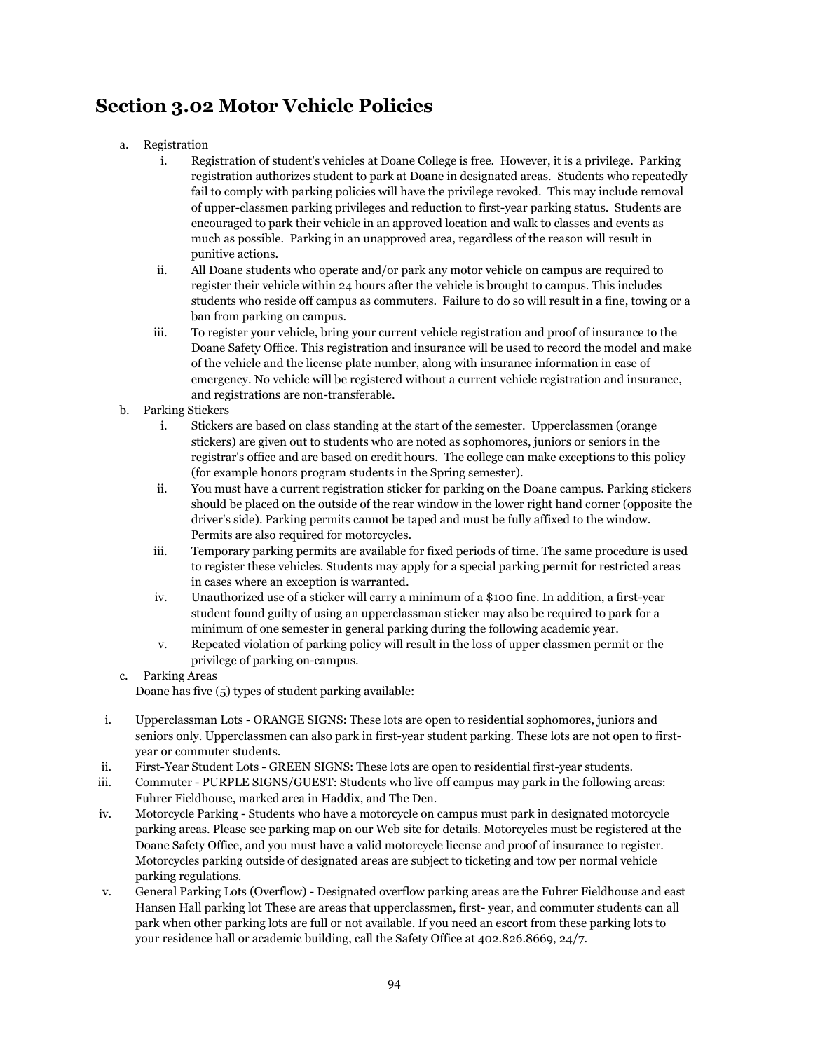## Section 3.02 Motor Vehicle Policies

a. Registration
   i. Registration of student's vehicles at Doane College is free. However, it is a privilege. Parking registration authorizes student to park at Doane in designated areas. Students who repeatedly fail to comply with parking policies will have the privilege revoked. This may include removal of upper-classmen parking privileges and reduction to first-year parking status. Students are encouraged to park their vehicle in an approved location and walk to classes and events as much as possible. Parking in an unapproved area, regardless of the reason will result in punitive actions.
   ii. All Doane students who operate and/or park any motor vehicle on campus are required to register their vehicle within 24 hours after the vehicle is brought to campus. This includes students who reside off campus as commuters. Failure to do so will result in a fine, towing or a ban from parking on campus.
   iii. To register your vehicle, bring your current vehicle registration and proof of insurance to the Doane Safety Office. This registration and insurance will be used to record the model and make of the vehicle and the license plate number, along with insurance information in case of emergency. No vehicle will be registered without a current vehicle registration and insurance, and registrations are non-transferable.

b. Parking Stickers
   i. Stickers are based on class standing at the start of the semester. Upperclassmen (orange stickers) are given out to students who are noted as sophomores, juniors or seniors in the registrar's office and are based on credit hours. The college can make exceptions to this policy (for example honors program students in the Spring semester).
   ii. You must have a current registration sticker for parking on the Doane campus. Parking stickers should be placed on the outside of the rear window in the lower right hand corner (opposite the driver's side). Parking permits cannot be taped and must be fully affixed to the window. Permits are also required for motorcycles.
   iii. Temporary parking permits are available for fixed periods of time. The same procedure is used to register these vehicles. Students may apply for a special parking permit for restricted areas in cases where an exception is warranted.
   iv. Unauthorized use of a sticker will carry a minimum of a $100 fine. In addition, a first-year student found guilty of using an upperclassman sticker may also be required to park for a minimum of one semester in general parking during the following academic year.
   v. Repeated violation of parking policy will result in the loss of upper classmen permit or the privilege of parking on-campus.

c. Parking Areas

   Doane has five (5) types of student parking available:

   i. Upperclassman Lots - ORANGE SIGNS: These lots are open to residential sophomores, juniors and seniors only. Upperclassmen can also park in first-year student parking. These lots are not open to first-year or commuter students.
   ii. First-Year Student Lots - GREEN SIGNS: These lots are open to residential first-year students.
   iii. Commuter - PURPLE SIGNS/GUEST: Students who live off campus may park in the following areas: Fuhrer Fieldhouse, marked area in Haddix, and The Den.
   iv. Motorcycle Parking - Students who have a motorcycle on campus must park in designated motorcycle parking areas. Please see parking map on our Web site for details. Motorcycles must be registered at the Doane Safety Office, and you must have a valid motorcycle license and proof of insurance to register. Motorcycles parking outside of designated areas are subject to ticketing and tow per normal vehicle parking regulations.
   v. General Parking Lots (Overflow) - Designated overflow parking areas are the Fuhrer Fieldhouse and east Hansen Hall parking lot These are areas that upperclassmen, first- year, and commuter students can all park when other parking lots are full or not available. If you need an escort from these parking lots to your residence hall or academic building, call the Safety Office at 402.826.8669, 24/7.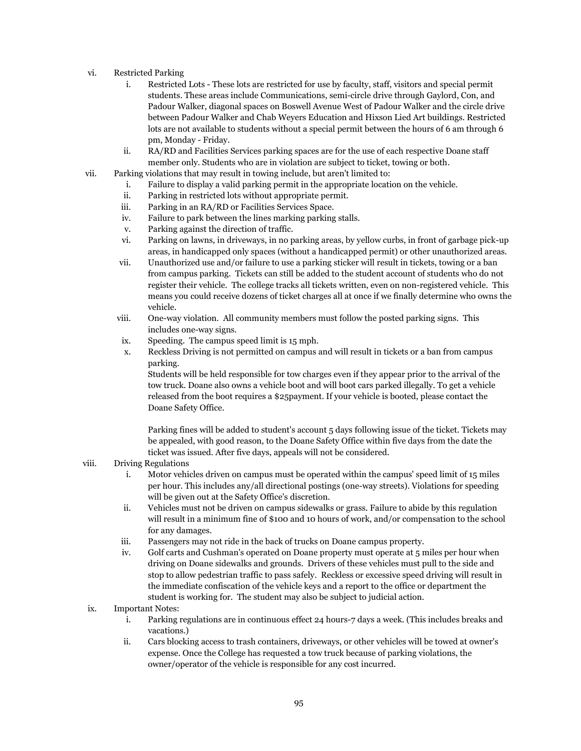vi. Restricted Parking
   i. Restricted Lots - These lots are restricted for use by faculty, staff, visitors and special permit students. These areas include Communications, semi-circle drive through Gaylord, Con, and Padour Walker, diagonal spaces on Boswell Avenue West of Padour Walker and the circle drive between Padour Walker and Chab Weyers Education and Hixson Lied Art buildings. Restricted lots are not available to students without a special permit between the hours of 6 am through 6 pm, Monday - Friday.
   ii. RA/RD and Facilities Services parking spaces are for the use of each respective Doane staff member only. Students who are in violation are subject to ticket, towing or both.

vii. Parking violations that may result in towing include, but aren't limited to:
   i. Failure to display a valid parking permit in the appropriate location on the vehicle.
   ii. Parking in restricted lots without appropriate permit.
   iii. Parking in an RA/RD or Facilities Services Space.
   iv. Failure to park between the lines marking parking stalls.
   v. Parking against the direction of traffic.
   vi. Parking on lawns, in driveways, in no parking areas, by yellow curbs, in front of garbage pick-up areas, in handicapped only spaces (without a handicapped permit) or other unauthorized areas.
   vii. Unauthorized use and/or failure to use a parking sticker will result in tickets, towing or a ban from campus parking. Tickets can still be added to the student account of students who do not register their vehicle. The college tracks all tickets written, even on non-registered vehicle. This means you could receive dozens of ticket charges all at once if we finally determine who owns the vehicle.
   viii. One-way violation. All community members must follow the posted parking signs. This includes one-way signs.
   ix. Speeding. The campus speed limit is 15 mph.
   x. Reckless Driving is not permitted on campus and will result in tickets or a ban from campus parking.

   Students will be held responsible for tow charges even if they appear prior to the arrival of the tow truck. Doane also owns a vehicle boot and will boot cars parked illegally. To get a vehicle released from the boot requires a $25payment. If your vehicle is booted, please contact the Doane Safety Office.

   Parking fines will be added to student's account 5 days following issue of the ticket. Tickets may be appealed, with good reason, to the Doane Safety Office within five days from the date the ticket was issued. After five days, appeals will not be considered.

viii. Driving Regulations
   i. Motor vehicles driven on campus must be operated within the campus' speed limit of 15 miles per hour. This includes any/all directional postings (one-way streets). Violations for speeding will be given out at the Safety Office's discretion.
   ii. Vehicles must not be driven on campus sidewalks or grass. Failure to abide by this regulation will result in a minimum fine of $100 and 10 hours of work, and/or compensation to the school for any damages.
   iii. Passengers may not ride in the back of trucks on Doane campus property.
   iv. Golf carts and Cushman's operated on Doane property must operate at 5 miles per hour when driving on Doane sidewalks and grounds. Drivers of these vehicles must pull to the side and stop to allow pedestrian traffic to pass safely. Reckless or excessive speed driving will result in the immediate confiscation of the vehicle keys and a report to the office or department the student is working for. The student may also be subject to judicial action.

ix. Important Notes:
   i. Parking regulations are in continuous effect 24 hours-7 days a week. (This includes breaks and vacations.)
   ii. Cars blocking access to trash containers, driveways, or other vehicles will be towed at owner's expense. Once the College has requested a tow truck because of parking violations, the owner/operator of the vehicle is responsible for any cost incurred.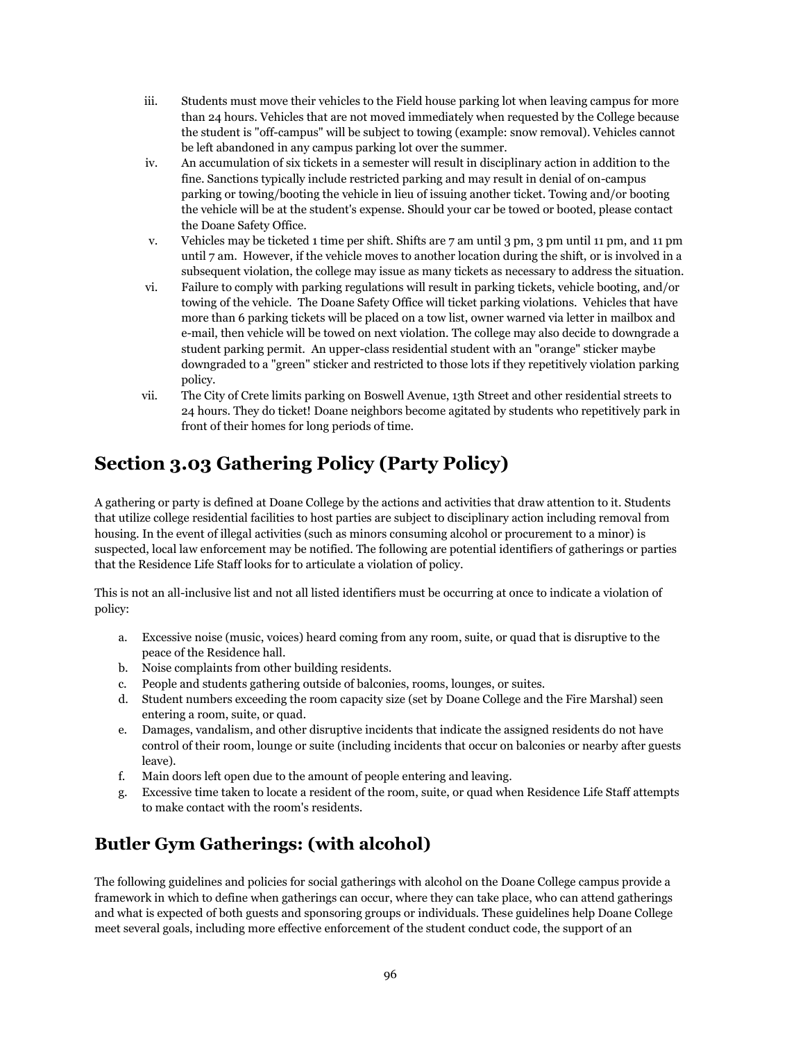iii. Students must move their vehicles to the Field house parking lot when leaving campus for more than 24 hours. Vehicles that are not moved immediately when requested by the College because the student is "off-campus" will be subject to towing (example: snow removal). Vehicles cannot be left abandoned in any campus parking lot over the summer.

iv. An accumulation of six tickets in a semester will result in disciplinary action in addition to the fine. Sanctions typically include restricted parking and may result in denial of on-campus parking or towing/booting the vehicle in lieu of issuing another ticket. Towing and/or booting the vehicle will be at the student's expense. Should your car be towed or booted, please contact the Doane Safety Office.

v. Vehicles may be ticketed 1 time per shift. Shifts are 7 am until 3 pm, 3 pm until 11 pm, and 11 pm until 7 am. However, if the vehicle moves to another location during the shift, or is involved in a subsequent violation, the college may issue as many tickets as necessary to address the situation.

vi. Failure to comply with parking regulations will result in parking tickets, vehicle booting, and/or towing of the vehicle. The Doane Safety Office will ticket parking violations. Vehicles that have more than 6 parking tickets will be placed on a tow list, owner warned via letter in mailbox and e-mail, then vehicle will be towed on next violation. The college may also decide to downgrade a student parking permit. An upper-class residential student with an "orange" sticker maybe downgraded to a "green" sticker and restricted to those lots if they repetitively violation parking policy.

vii. The City of Crete limits parking on Boswell Avenue, 13th Street and other residential streets to 24 hours. They do ticket! Doane neighbors become agitated by students who repetitively park in front of their homes for long periods of time.

# Section 3.03 Gathering Policy (Party Policy)

A gathering or party is defined at Doane College by the actions and activities that draw attention to it. Students that utilize college residential facilities to host parties are subject to disciplinary action including removal from housing. In the event of illegal activities (such as minors consuming alcohol or procurement to a minor) is suspected, local law enforcement may be notified. The following are potential identifiers of gatherings or parties that the Residence Life Staff looks for to articulate a violation of policy.

This is not an all-inclusive list and not all listed identifiers must be occurring at once to indicate a violation of policy:

a. Excessive noise (music, voices) heard coming from any room, suite, or quad that is disruptive to the peace of the Residence hall.
b. Noise complaints from other building residents.
c. People and students gathering outside of balconies, rooms, lounges, or suites.
d. Student numbers exceeding the room capacity size (set by Doane College and the Fire Marshal) seen entering a room, suite, or quad.
e. Damages, vandalism, and other disruptive incidents that indicate the assigned residents do not have control of their room, lounge or suite (including incidents that occur on balconies or nearby after guests leave).
f. Main doors left open due to the amount of people entering and leaving.
g. Excessive time taken to locate a resident of the room, suite, or quad when Residence Life Staff attempts to make contact with the room's residents.

## Butler Gym Gatherings: (with alcohol)

The following guidelines and policies for social gatherings with alcohol on the Doane College campus provide a framework in which to define when gatherings can occur, where they can take place, who can attend gatherings and what is expected of both guests and sponsoring groups or individuals. These guidelines help Doane College meet several goals, including more effective enforcement of the student conduct code, the support of an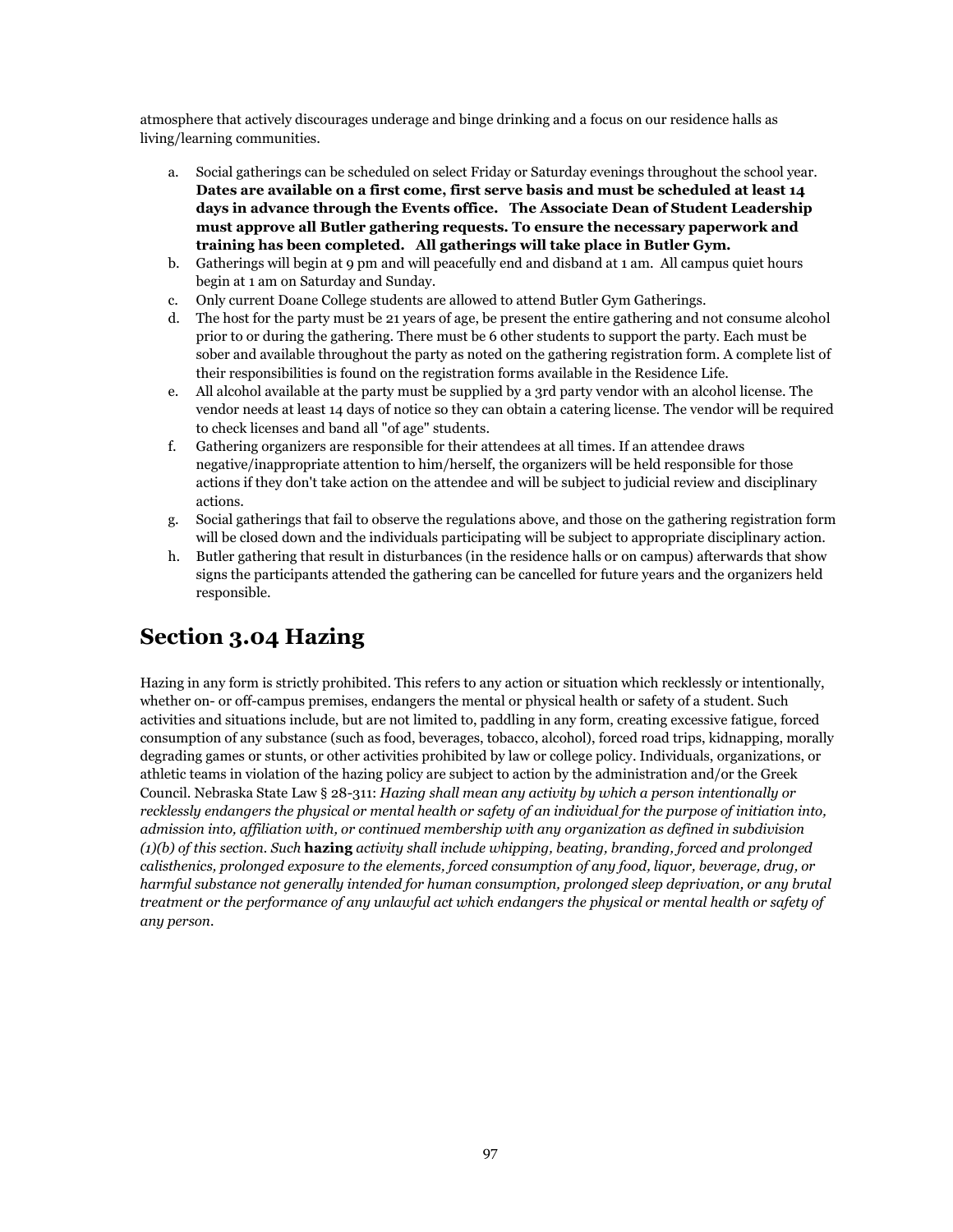atmosphere that actively discourages underage and binge drinking and a focus on our residence halls as living/learning communities.

a. Social gatherings can be scheduled on select Friday or Saturday evenings throughout the school year. **Dates are available on a first come, first serve basis and must be scheduled at least 14 days in advance through the Events office. The Associate Dean of Student Leadership must approve all Butler gathering requests. To ensure the necessary paperwork and training has been completed. All gatherings will take place in Butler Gym.**
b. Gatherings will begin at 9 pm and will peacefully end and disband at 1 am. All campus quiet hours begin at 1 am on Saturday and Sunday.
c. Only current Doane College students are allowed to attend Butler Gym Gatherings.
d. The host for the party must be 21 years of age, be present the entire gathering and not consume alcohol prior to or during the gathering. There must be 6 other students to support the party. Each must be sober and available throughout the party as noted on the gathering registration form. A complete list of their responsibilities is found on the registration forms available in the Residence Life.
e. All alcohol available at the party must be supplied by a 3rd party vendor with an alcohol license. The vendor needs at least 14 days of notice so they can obtain a catering license. The vendor will be required to check licenses and band all "of age" students.
f. Gathering organizers are responsible for their attendees at all times. If an attendee draws negative/inappropriate attention to him/herself, the organizers will be held responsible for those actions if they don't take action on the attendee and will be subject to judicial review and disciplinary actions.
g. Social gatherings that fail to observe the regulations above, and those on the gathering registration form will be closed down and the individuals participating will be subject to appropriate disciplinary action.
h. Butler gathering that result in disturbances (in the residence halls or on campus) afterwards that show signs the participants attended the gathering can be cancelled for future years and the organizers held responsible.

## Section 3.04 Hazing

Hazing in any form is strictly prohibited. This refers to any action or situation which recklessly or intentionally, whether on- or off-campus premises, endangers the mental or physical health or safety of a student. Such activities and situations include, but are not limited to, paddling in any form, creating excessive fatigue, forced consumption of any substance (such as food, beverages, tobacco, alcohol), forced road trips, kidnapping, morally degrading games or stunts, or other activities prohibited by law or college policy. Individuals, organizations, or athletic teams in violation of the hazing policy are subject to action by the administration and/or the Greek Council. Nebraska State Law § 28-311: *Hazing shall mean any activity by which a person intentionally or recklessly endangers the physical or mental health or safety of an individual for the purpose of initiation into, admission into, affiliation with, or continued membership with any organization as defined in subdivision (1)(b) of this section. Such* **hazing** *activity shall include whipping, beating, branding, forced and prolonged calisthenics, prolonged exposure to the elements, forced consumption of any food, liquor, beverage, drug, or harmful substance not generally intended for human consumption, prolonged sleep deprivation, or any brutal treatment or the performance of any unlawful act which endangers the physical or mental health or safety of any person.*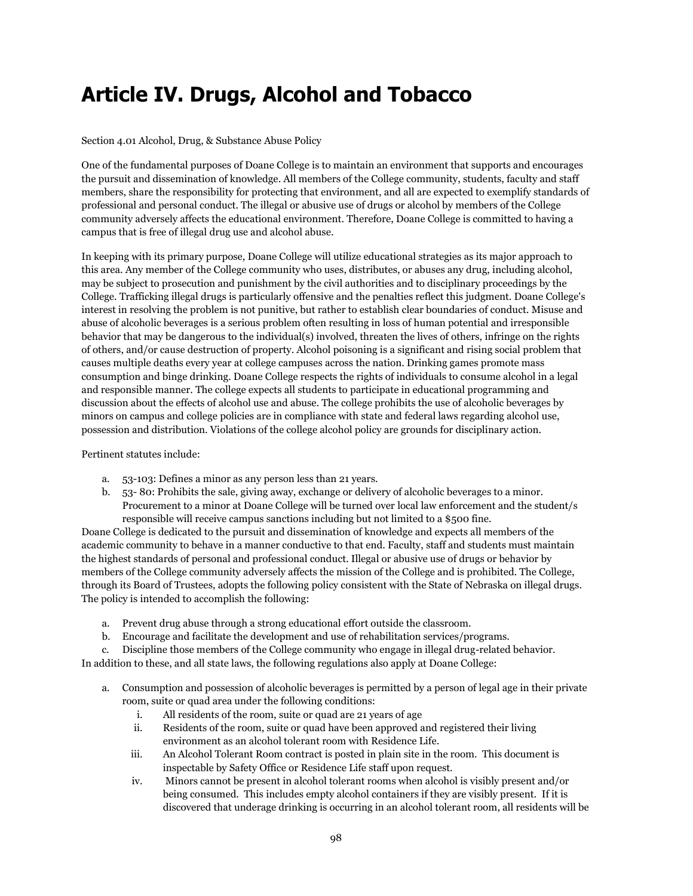# Article IV. Drugs, Alcohol and Tobacco

Section 4.01 Alcohol, Drug, & Substance Abuse Policy

One of the fundamental purposes of Doane College is to maintain an environment that supports and encourages the pursuit and dissemination of knowledge. All members of the College community, students, faculty and staff members, share the responsibility for protecting that environment, and all are expected to exemplify standards of professional and personal conduct. The illegal or abusive use of drugs or alcohol by members of the College community adversely affects the educational environment. Therefore, Doane College is committed to having a campus that is free of illegal drug use and alcohol abuse.

In keeping with its primary purpose, Doane College will utilize educational strategies as its major approach to this area. Any member of the College community who uses, distributes, or abuses any drug, including alcohol, may be subject to prosecution and punishment by the civil authorities and to disciplinary proceedings by the College. Trafficking illegal drugs is particularly offensive and the penalties reflect this judgment. Doane College's interest in resolving the problem is not punitive, but rather to establish clear boundaries of conduct. Misuse and abuse of alcoholic beverages is a serious problem often resulting in loss of human potential and irresponsible behavior that may be dangerous to the individual(s) involved, threaten the lives of others, infringe on the rights of others, and/or cause destruction of property. Alcohol poisoning is a significant and rising social problem that causes multiple deaths every year at college campuses across the nation. Drinking games promote mass consumption and binge drinking. Doane College respects the rights of individuals to consume alcohol in a legal and responsible manner. The college expects all students to participate in educational programming and discussion about the effects of alcohol use and abuse. The college prohibits the use of alcoholic beverages by minors on campus and college policies are in compliance with state and federal laws regarding alcohol use, possession and distribution. Violations of the college alcohol policy are grounds for disciplinary action.

Pertinent statutes include:

a. 53-103: Defines a minor as any person less than 21 years.
b. 53- 80: Prohibits the sale, giving away, exchange or delivery of alcoholic beverages to a minor. Procurement to a minor at Doane College will be turned over local law enforcement and the student/s responsible will receive campus sanctions including but not limited to a $500 fine.

Doane College is dedicated to the pursuit and dissemination of knowledge and expects all members of the academic community to behave in a manner conductive to that end. Faculty, staff and students must maintain the highest standards of personal and professional conduct. Illegal or abusive use of drugs or behavior by members of the College community adversely affects the mission of the College and is prohibited. The College, through its Board of Trustees, adopts the following policy consistent with the State of Nebraska on illegal drugs. The policy is intended to accomplish the following:

a. Prevent drug abuse through a strong educational effort outside the classroom.
b. Encourage and facilitate the development and use of rehabilitation services/programs.
c. Discipline those members of the College community who engage in illegal drug-related behavior.

In addition to these, and all state laws, the following regulations also apply at Doane College:

a. Consumption and possession of alcoholic beverages is permitted by a person of legal age in their private room, suite or quad area under the following conditions:
    i. All residents of the room, suite or quad are 21 years of age
    ii. Residents of the room, suite or quad have been approved and registered their living environment as an alcohol tolerant room with Residence Life.
    iii. An Alcohol Tolerant Room contract is posted in plain site in the room. This document is inspectable by Safety Office or Residence Life staff upon request.
    iv. Minors cannot be present in alcohol tolerant rooms when alcohol is visibly present and/or being consumed. This includes empty alcohol containers if they are visibly present. If it is discovered that underage drinking is occurring in an alcohol tolerant room, all residents will be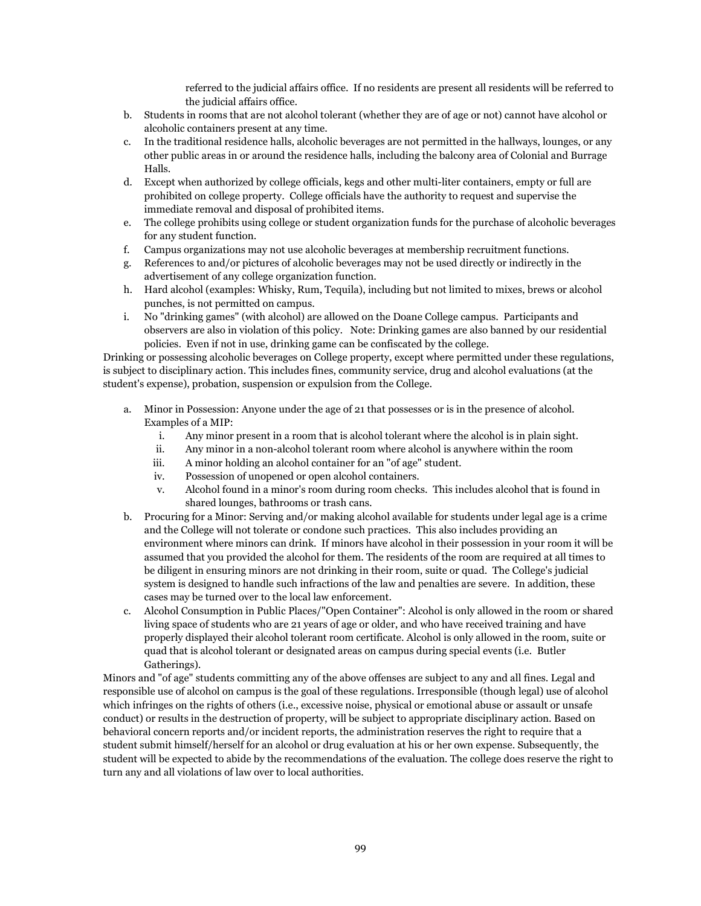referred to the judicial affairs office. If no residents are present all residents will be referred to the judicial affairs office.

b. Students in rooms that are not alcohol tolerant (whether they are of age or not) cannot have alcohol or alcoholic containers present at any time.
c. In the traditional residence halls, alcoholic beverages are not permitted in the hallways, lounges, or any other public areas in or around the residence halls, including the balcony area of Colonial and Burrage Halls.
d. Except when authorized by college officials, kegs and other multi-liter containers, empty or full are prohibited on college property. College officials have the authority to request and supervise the immediate removal and disposal of prohibited items.
e. The college prohibits using college or student organization funds for the purchase of alcoholic beverages for any student function.
f. Campus organizations may not use alcoholic beverages at membership recruitment functions.
g. References to and/or pictures of alcoholic beverages may not be used directly or indirectly in the advertisement of any college organization function.
h. Hard alcohol (examples: Whisky, Rum, Tequila), including but not limited to mixes, brews or alcohol punches, is not permitted on campus.
i. No "drinking games" (with alcohol) are allowed on the Doane College campus. Participants and observers are also in violation of this policy. Note: Drinking games are also banned by our residential policies. Even if not in use, drinking game can be confiscated by the college.

Drinking or possessing alcoholic beverages on College property, except where permitted under these regulations, is subject to disciplinary action. This includes fines, community service, drug and alcohol evaluations (at the student's expense), probation, suspension or expulsion from the College.

a. Minor in Possession: Anyone under the age of 21 that possesses or is in the presence of alcohol. Examples of a MIP:
    i. Any minor present in a room that is alcohol tolerant where the alcohol is in plain sight.
    ii. Any minor in a non-alcohol tolerant room where alcohol is anywhere within the room
    iii. A minor holding an alcohol container for an "of age" student.
    iv. Possession of unopened or open alcohol containers.
    v. Alcohol found in a minor's room during room checks. This includes alcohol that is found in shared lounges, bathrooms or trash cans.
b. Procuring for a Minor: Serving and/or making alcohol available for students under legal age is a crime and the College will not tolerate or condone such practices. This also includes providing an environment where minors can drink. If minors have alcohol in their possession in your room it will be assumed that you provided the alcohol for them. The residents of the room are required at all times to be diligent in ensuring minors are not drinking in their room, suite or quad. The College's judicial system is designed to handle such infractions of the law and penalties are severe. In addition, these cases may be turned over to the local law enforcement.
c. Alcohol Consumption in Public Places/"Open Container": Alcohol is only allowed in the room or shared living space of students who are 21 years of age or older, and who have received training and have properly displayed their alcohol tolerant room certificate. Alcohol is only allowed in the room, suite or quad that is alcohol tolerant or designated areas on campus during special events (i.e. Butler Gatherings).

Minors and "of age" students committing any of the above offenses are subject to any and all fines. Legal and responsible use of alcohol on campus is the goal of these regulations. Irresponsible (though legal) use of alcohol which infringes on the rights of others (i.e., excessive noise, physical or emotional abuse or assault or unsafe conduct) or results in the destruction of property, will be subject to appropriate disciplinary action. Based on behavioral concern reports and/or incident reports, the administration reserves the right to require that a student submit himself/herself for an alcohol or drug evaluation at his or her own expense. Subsequently, the student will be expected to abide by the recommendations of the evaluation. The college does reserve the right to turn any and all violations of law over to local authorities.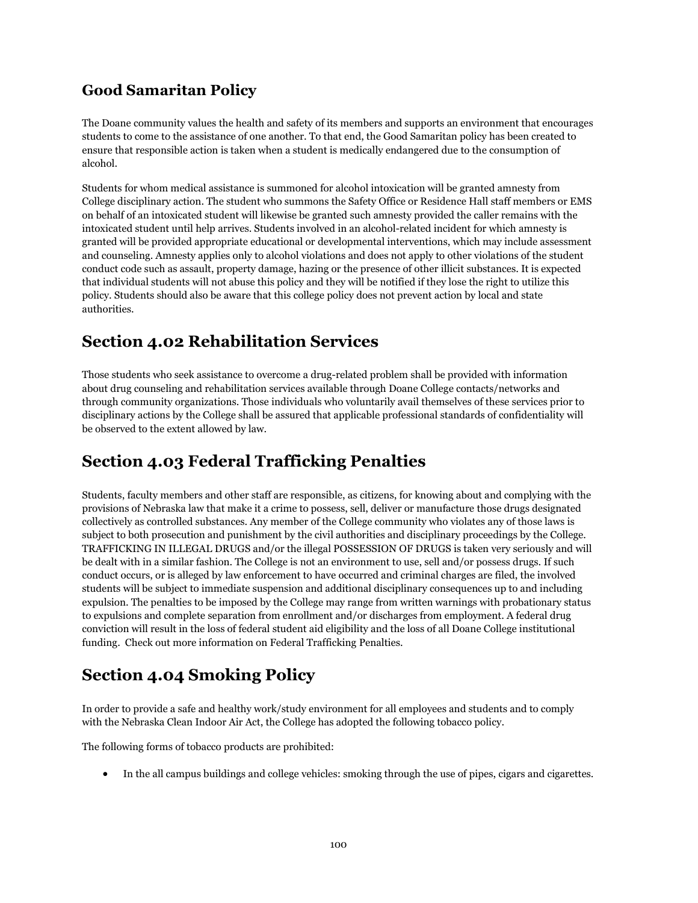### Good Samaritan Policy

The Doane community values the health and safety of its members and supports an environment that encourages students to come to the assistance of one another. To that end, the Good Samaritan policy has been created to ensure that responsible action is taken when a student is medically endangered due to the consumption of alcohol.

Students for whom medical assistance is summoned for alcohol intoxication will be granted amnesty from College disciplinary action. The student who summons the Safety Office or Residence Hall staff members or EMS on behalf of an intoxicated student will likewise be granted such amnesty provided the caller remains with the intoxicated student until help arrives. Students involved in an alcohol-related incident for which amnesty is granted will be provided appropriate educational or developmental interventions, which may include assessment and counseling. Amnesty applies only to alcohol violations and does not apply to other violations of the student conduct code such as assault, property damage, hazing or the presence of other illicit substances. It is expected that individual students will not abuse this policy and they will be notified if they lose the right to utilize this policy. Students should also be aware that this college policy does not prevent action by local and state authorities.

## Section 4.02 Rehabilitation Services

Those students who seek assistance to overcome a drug-related problem shall be provided with information about drug counseling and rehabilitation services available through Doane College contacts/networks and through community organizations. Those individuals who voluntarily avail themselves of these services prior to disciplinary actions by the College shall be assured that applicable professional standards of confidentiality will be observed to the extent allowed by law.

## Section 4.03 Federal Trafficking Penalties

Students, faculty members and other staff are responsible, as citizens, for knowing about and complying with the provisions of Nebraska law that make it a crime to possess, sell, deliver or manufacture those drugs designated collectively as controlled substances. Any member of the College community who violates any of those laws is subject to both prosecution and punishment by the civil authorities and disciplinary proceedings by the College. TRAFFICKING IN ILLEGAL DRUGS and/or the illegal POSSESSION OF DRUGS is taken very seriously and will be dealt with in a similar fashion. The College is not an environment to use, sell and/or possess drugs. If such conduct occurs, or is alleged by law enforcement to have occurred and criminal charges are filed, the involved students will be subject to immediate suspension and additional disciplinary consequences up to and including expulsion. The penalties to be imposed by the College may range from written warnings with probationary status to expulsions and complete separation from enrollment and/or discharges from employment. A federal drug conviction will result in the loss of federal student aid eligibility and the loss of all Doane College institutional funding. Check out more information on Federal Trafficking Penalties.

## Section 4.04 Smoking Policy

In order to provide a safe and healthy work/study environment for all employees and students and to comply with the Nebraska Clean Indoor Air Act, the College has adopted the following tobacco policy.

The following forms of tobacco products are prohibited:

- In the all campus buildings and college vehicles: smoking through the use of pipes, cigars and cigarettes.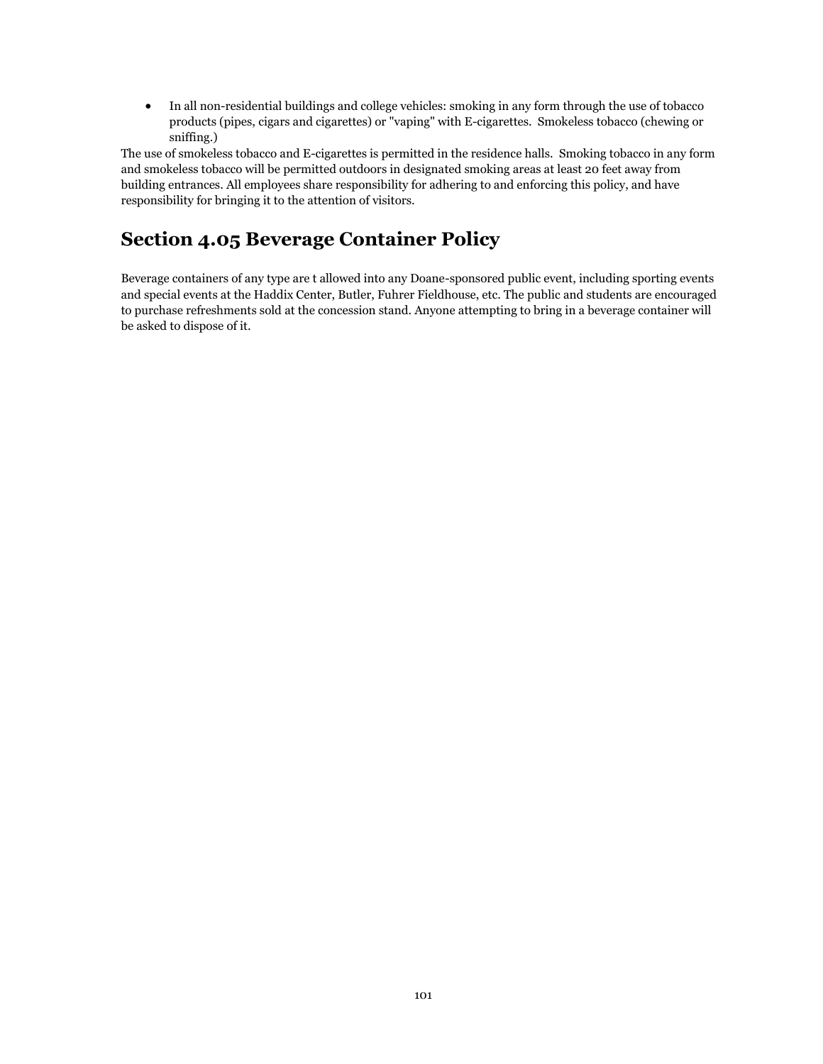- In all non-residential buildings and college vehicles: smoking in any form through the use of tobacco products (pipes, cigars and cigarettes) or "vaping" with E-cigarettes. Smokeless tobacco (chewing or sniffing.)

The use of smokeless tobacco and E-cigarettes is permitted in the residence halls. Smoking tobacco in any form and smokeless tobacco will be permitted outdoors in designated smoking areas at least 20 feet away from building entrances. All employees share responsibility for adhering to and enforcing this policy, and have responsibility for bringing it to the attention of visitors.

## Section 4.05 Beverage Container Policy

Beverage containers of any type are t allowed into any Doane-sponsored public event, including sporting events and special events at the Haddix Center, Butler, Fuhrer Fieldhouse, etc. The public and students are encouraged to purchase refreshments sold at the concession stand. Anyone attempting to bring in a beverage container will be asked to dispose of it.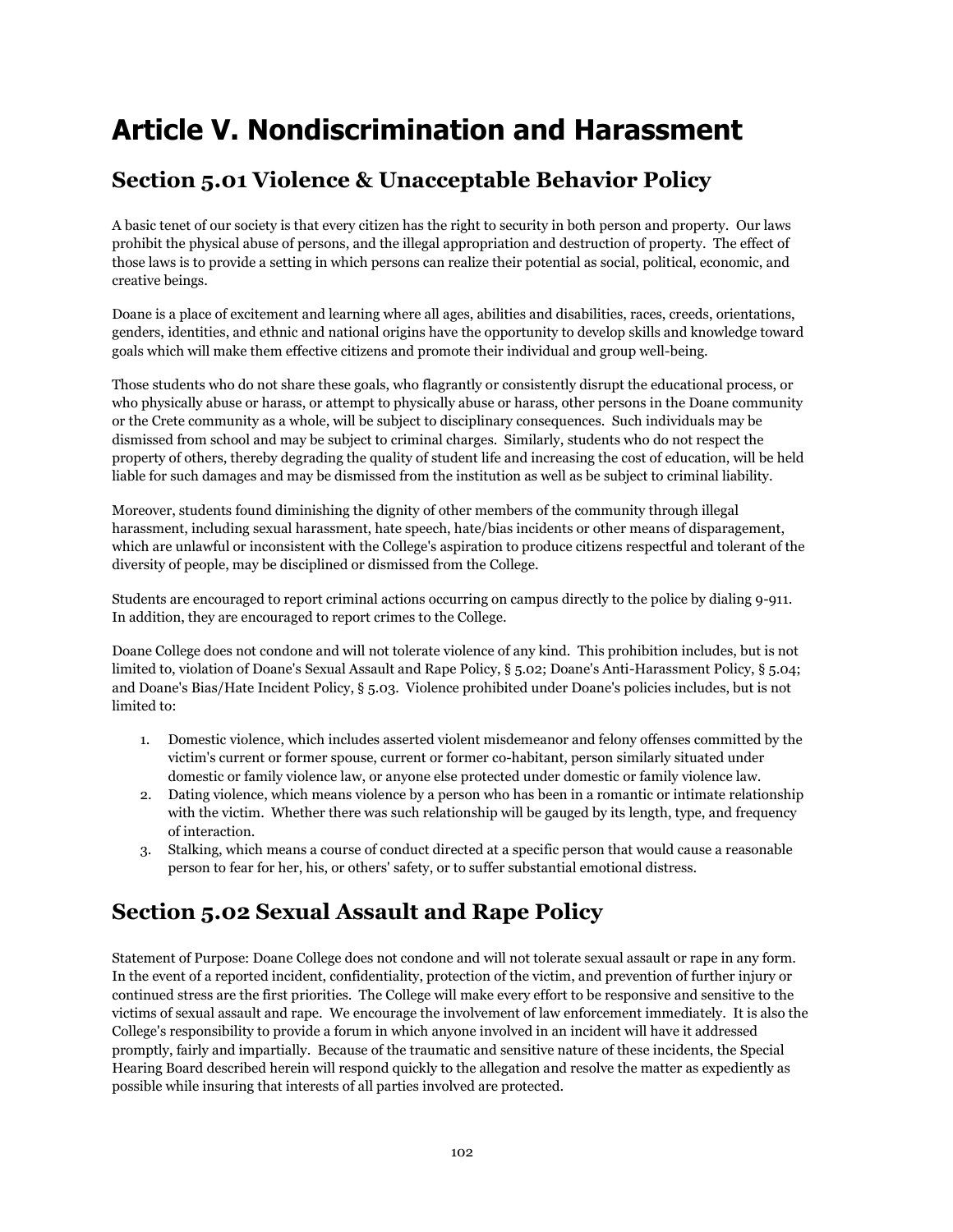# Article V. Nondiscrimination and Harassment

## Section 5.01 Violence & Unacceptable Behavior Policy

A basic tenet of our society is that every citizen has the right to security in both person and property. Our laws prohibit the physical abuse of persons, and the illegal appropriation and destruction of property. The effect of those laws is to provide a setting in which persons can realize their potential as social, political, economic, and creative beings.

Doane is a place of excitement and learning where all ages, abilities and disabilities, races, creeds, orientations, genders, identities, and ethnic and national origins have the opportunity to develop skills and knowledge toward goals which will make them effective citizens and promote their individual and group well-being.

Those students who do not share these goals, who flagrantly or consistently disrupt the educational process, or who physically abuse or harass, or attempt to physically abuse or harass, other persons in the Doane community or the Crete community as a whole, will be subject to disciplinary consequences. Such individuals may be dismissed from school and may be subject to criminal charges. Similarly, students who do not respect the property of others, thereby degrading the quality of student life and increasing the cost of education, will be held liable for such damages and may be dismissed from the institution as well as be subject to criminal liability.

Moreover, students found diminishing the dignity of other members of the community through illegal harassment, including sexual harassment, hate speech, hate/bias incidents or other means of disparagement, which are unlawful or inconsistent with the College's aspiration to produce citizens respectful and tolerant of the diversity of people, may be disciplined or dismissed from the College.

Students are encouraged to report criminal actions occurring on campus directly to the police by dialing 9-911. In addition, they are encouraged to report crimes to the College.

Doane College does not condone and will not tolerate violence of any kind. This prohibition includes, but is not limited to, violation of Doane's Sexual Assault and Rape Policy, § 5.02; Doane's Anti-Harassment Policy, § 5.04; and Doane's Bias/Hate Incident Policy, § 5.03. Violence prohibited under Doane's policies includes, but is not limited to:

1. Domestic violence, which includes asserted violent misdemeanor and felony offenses committed by the victim's current or former spouse, current or former co-habitant, person similarly situated under domestic or family violence law, or anyone else protected under domestic or family violence law.
2. Dating violence, which means violence by a person who has been in a romantic or intimate relationship with the victim. Whether there was such relationship will be gauged by its length, type, and frequency of interaction.
3. Stalking, which means a course of conduct directed at a specific person that would cause a reasonable person to fear for her, his, or others' safety, or to suffer substantial emotional distress.

## Section 5.02 Sexual Assault and Rape Policy

Statement of Purpose: Doane College does not condone and will not tolerate sexual assault or rape in any form. In the event of a reported incident, confidentiality, protection of the victim, and prevention of further injury or continued stress are the first priorities. The College will make every effort to be responsive and sensitive to the victims of sexual assault and rape. We encourage the involvement of law enforcement immediately. It is also the College's responsibility to provide a forum in which anyone involved in an incident will have it addressed promptly, fairly and impartially. Because of the traumatic and sensitive nature of these incidents, the Special Hearing Board described herein will respond quickly to the allegation and resolve the matter as expediently as possible while insuring that interests of all parties involved are protected.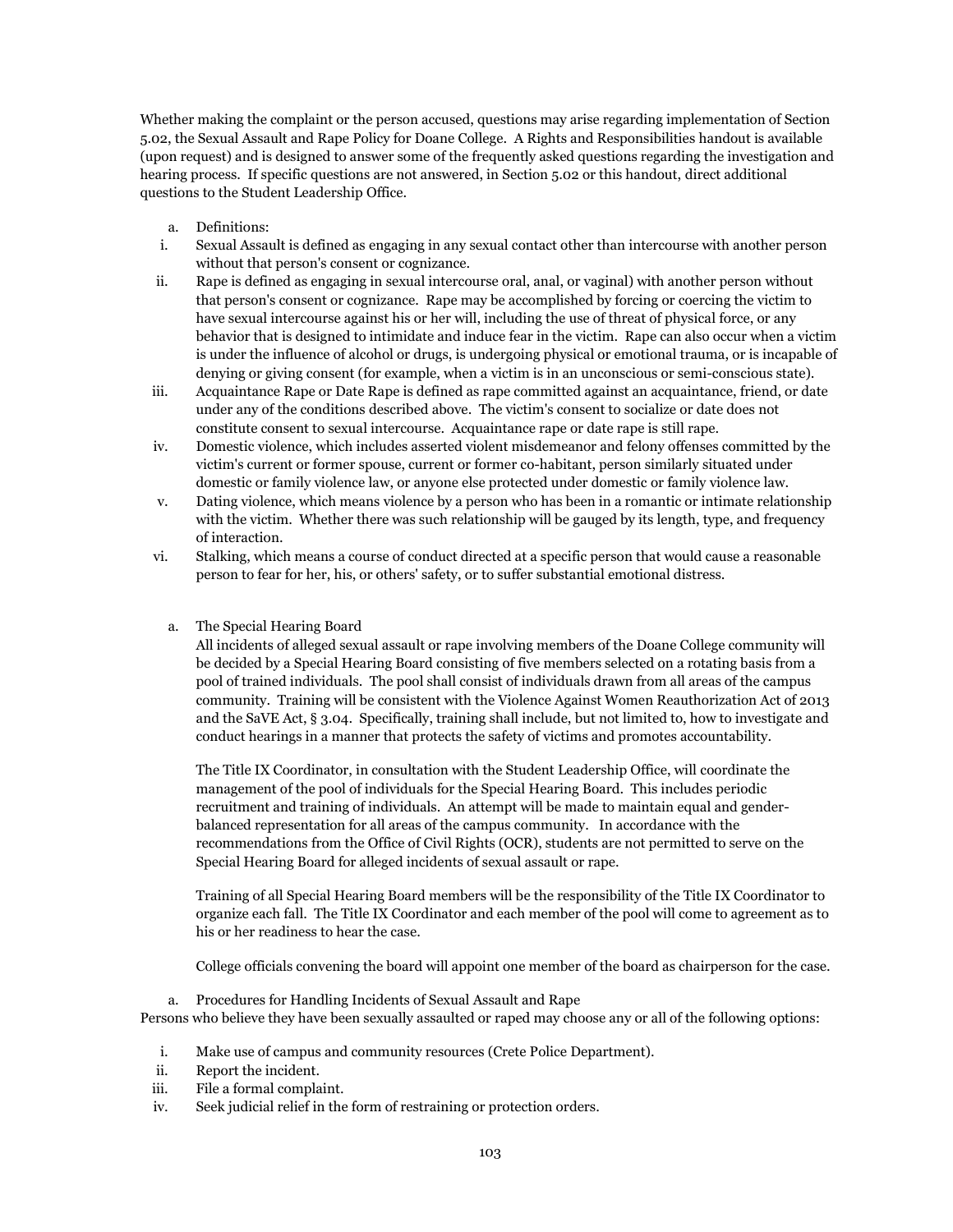Whether making the complaint or the person accused, questions may arise regarding implementation of Section 5.02, the Sexual Assault and Rape Policy for Doane College. A Rights and Responsibilities handout is available (upon request) and is designed to answer some of the frequently asked questions regarding the investigation and hearing process. If specific questions are not answered, in Section 5.02 or this handout, direct additional questions to the Student Leadership Office.

a. Definitions:

i. Sexual Assault is defined as engaging in any sexual contact other than intercourse with another person without that person's consent or cognizance.

ii. Rape is defined as engaging in sexual intercourse oral, anal, or vaginal) with another person without that person's consent or cognizance. Rape may be accomplished by forcing or coercing the victim to have sexual intercourse against his or her will, including the use of threat of physical force, or any behavior that is designed to intimidate and induce fear in the victim. Rape can also occur when a victim is under the influence of alcohol or drugs, is undergoing physical or emotional trauma, or is incapable of denying or giving consent (for example, when a victim is in an unconscious or semi-conscious state).

iii. Acquaintance Rape or Date Rape is defined as rape committed against an acquaintance, friend, or date under any of the conditions described above. The victim's consent to socialize or date does not constitute consent to sexual intercourse. Acquaintance rape or date rape is still rape.

iv. Domestic violence, which includes asserted violent misdemeanor and felony offenses committed by the victim's current or former spouse, current or former co-habitant, person similarly situated under domestic or family violence law, or anyone else protected under domestic or family violence law.

v. Dating violence, which means violence by a person who has been in a romantic or intimate relationship with the victim. Whether there was such relationship will be gauged by its length, type, and frequency of interaction.

vi. Stalking, which means a course of conduct directed at a specific person that would cause a reasonable person to fear for her, his, or others' safety, or to suffer substantial emotional distress.

a. The Special Hearing Board

All incidents of alleged sexual assault or rape involving members of the Doane College community will be decided by a Special Hearing Board consisting of five members selected on a rotating basis from a pool of trained individuals. The pool shall consist of individuals drawn from all areas of the campus community. Training will be consistent with the Violence Against Women Reauthorization Act of 2013 and the SaVE Act, § 3.04. Specifically, training shall include, but not limited to, how to investigate and conduct hearings in a manner that protects the safety of victims and promotes accountability.

The Title IX Coordinator, in consultation with the Student Leadership Office, will coordinate the management of the pool of individuals for the Special Hearing Board. This includes periodic recruitment and training of individuals. An attempt will be made to maintain equal and gender-balanced representation for all areas of the campus community. In accordance with the recommendations from the Office of Civil Rights (OCR), students are not permitted to serve on the Special Hearing Board for alleged incidents of sexual assault or rape.

Training of all Special Hearing Board members will be the responsibility of the Title IX Coordinator to organize each fall. The Title IX Coordinator and each member of the pool will come to agreement as to his or her readiness to hear the case.

College officials convening the board will appoint one member of the board as chairperson for the case.

a. Procedures for Handling Incidents of Sexual Assault and Rape

Persons who believe they have been sexually assaulted or raped may choose any or all of the following options:

i. Make use of campus and community resources (Crete Police Department).

ii. Report the incident.

iii. File a formal complaint.

iv. Seek judicial relief in the form of restraining or protection orders.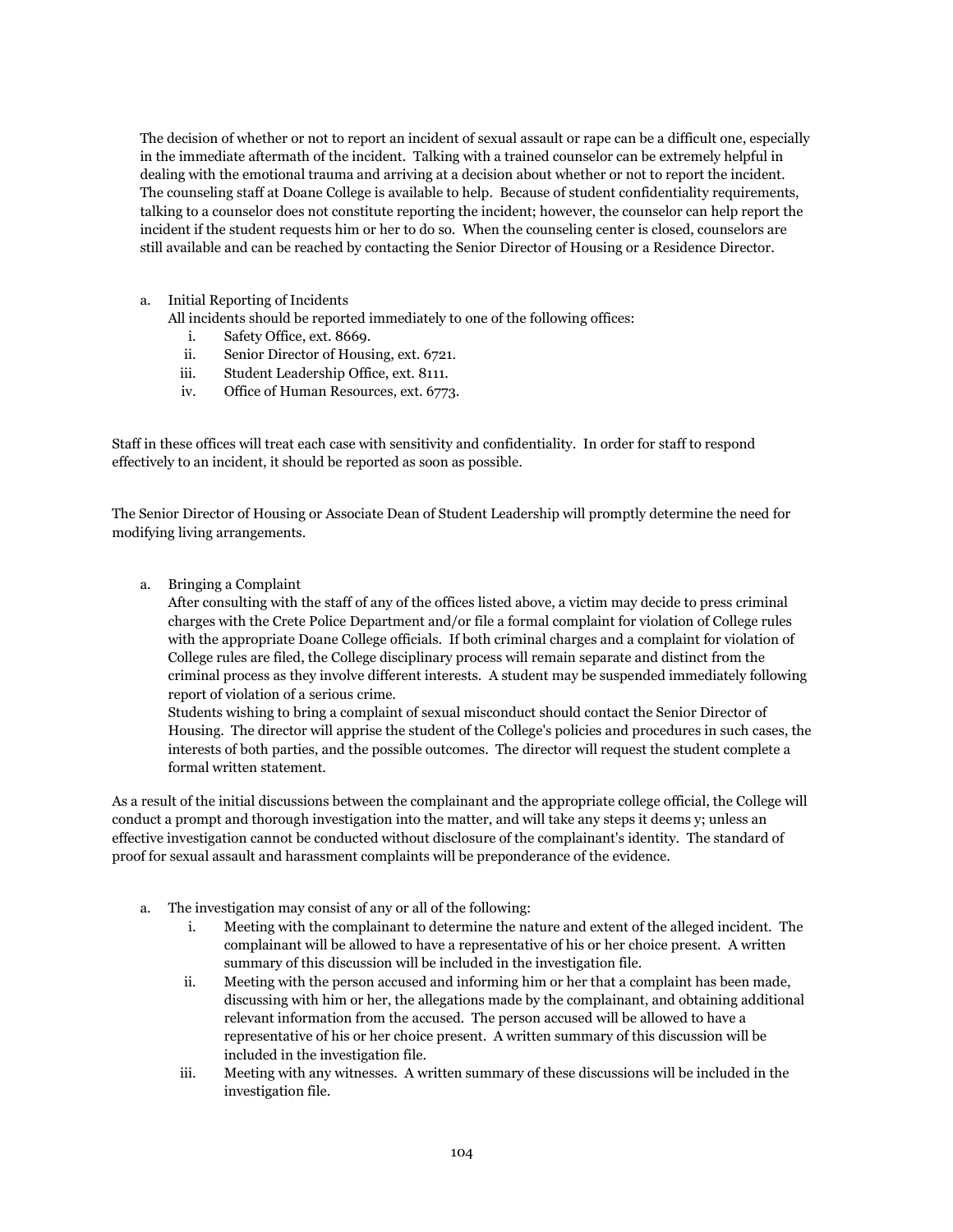The decision of whether or not to report an incident of sexual assault or rape can be a difficult one, especially in the immediate aftermath of the incident. Talking with a trained counselor can be extremely helpful in dealing with the emotional trauma and arriving at a decision about whether or not to report the incident. The counseling staff at Doane College is available to help. Because of student confidentiality requirements, talking to a counselor does not constitute reporting the incident; however, the counselor can help report the incident if the student requests him or her to do so. When the counseling center is closed, counselors are still available and can be reached by contacting the Senior Director of Housing or a Residence Director.

a. Initial Reporting of Incidents
   All incidents should be reported immediately to one of the following offices:
   i. Safety Office, ext. 8669.
   ii. Senior Director of Housing, ext. 6721.
   iii. Student Leadership Office, ext. 8111.
   iv. Office of Human Resources, ext. 6773.

Staff in these offices will treat each case with sensitivity and confidentiality. In order for staff to respond effectively to an incident, it should be reported as soon as possible.

The Senior Director of Housing or Associate Dean of Student Leadership will promptly determine the need for modifying living arrangements.

a. Bringing a Complaint
   After consulting with the staff of any of the offices listed above, a victim may decide to press criminal charges with the Crete Police Department and/or file a formal complaint for violation of College rules with the appropriate Doane College officials. If both criminal charges and a complaint for violation of College rules are filed, the College disciplinary process will remain separate and distinct from the criminal process as they involve different interests. A student may be suspended immediately following report of violation of a serious crime.
   Students wishing to bring a complaint of sexual misconduct should contact the Senior Director of Housing. The director will apprise the student of the College's policies and procedures in such cases, the interests of both parties, and the possible outcomes. The director will request the student complete a formal written statement.

As a result of the initial discussions between the complainant and the appropriate college official, the College will conduct a prompt and thorough investigation into the matter, and will take any steps it deems y; unless an effective investigation cannot be conducted without disclosure of the complainant's identity. The standard of proof for sexual assault and harassment complaints will be preponderance of the evidence.

a. The investigation may consist of any or all of the following:
   i. Meeting with the complainant to determine the nature and extent of the alleged incident. The complainant will be allowed to have a representative of his or her choice present. A written summary of this discussion will be included in the investigation file.
   ii. Meeting with the person accused and informing him or her that a complaint has been made, discussing with him or her, the allegations made by the complainant, and obtaining additional relevant information from the accused. The person accused will be allowed to have a representative of his or her choice present. A written summary of this discussion will be included in the investigation file.
   iii. Meeting with any witnesses. A written summary of these discussions will be included in the investigation file.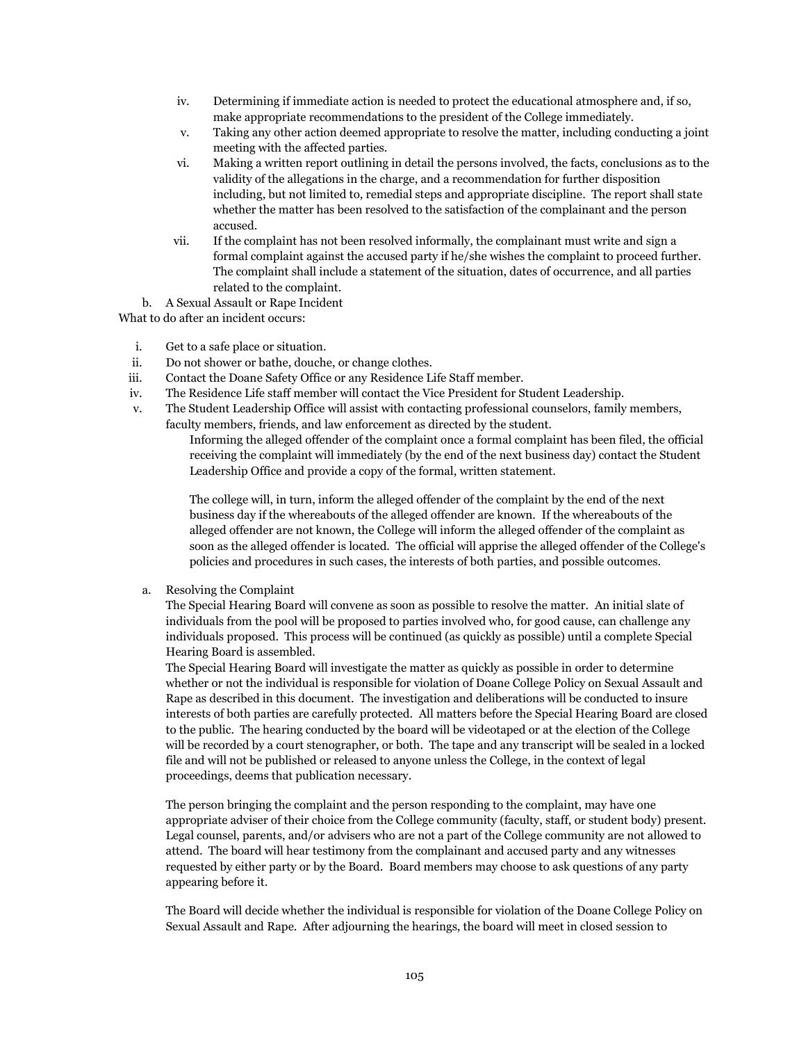iv. Determining if immediate action is needed to protect the educational atmosphere and, if so, make appropriate recommendations to the president of the College immediately.

v. Taking any other action deemed appropriate to resolve the matter, including conducting a joint meeting with the affected parties.

vi. Making a written report outlining in detail the persons involved, the facts, conclusions as to the validity of the allegations in the charge, and a recommendation for further disposition including, but not limited to, remedial steps and appropriate discipline. The report shall state whether the matter has been resolved to the satisfaction of the complainant and the person accused.

vii. If the complaint has not been resolved informally, the complainant must write and sign a formal complaint against the accused party if he/she wishes the complaint to proceed further. The complaint shall include a statement of the situation, dates of occurrence, and all parties related to the complaint.

b. A Sexual Assault or Rape Incident

What to do after an incident occurs:

i. Get to a safe place or situation.
ii. Do not shower or bathe, douche, or change clothes.
iii. Contact the Doane Safety Office or any Residence Life Staff member.
iv. The Residence Life staff member will contact the Vice President for Student Leadership.
v. The Student Leadership Office will assist with contacting professional counselors, family members, faculty members, friends, and law enforcement as directed by the student.

Informing the alleged offender of the complaint once a formal complaint has been filed, the official receiving the complaint will immediately (by the end of the next business day) contact the Student Leadership Office and provide a copy of the formal, written statement.

The college will, in turn, inform the alleged offender of the complaint by the end of the next business day if the whereabouts of the alleged offender are known. If the whereabouts of the alleged offender are not known, the College will inform the alleged offender of the complaint as soon as the alleged offender is located. The official will apprise the alleged offender of the College's policies and procedures in such cases, the interests of both parties, and possible outcomes.

a. Resolving the Complaint

The Special Hearing Board will convene as soon as possible to resolve the matter. An initial slate of individuals from the pool will be proposed to parties involved who, for good cause, can challenge any individuals proposed. This process will be continued (as quickly as possible) until a complete Special Hearing Board is assembled.

The Special Hearing Board will investigate the matter as quickly as possible in order to determine whether or not the individual is responsible for violation of Doane College Policy on Sexual Assault and Rape as described in this document. The investigation and deliberations will be conducted to insure interests of both parties are carefully protected. All matters before the Special Hearing Board are closed to the public. The hearing conducted by the board will be videotaped or at the election of the College will be recorded by a court stenographer, or both. The tape and any transcript will be sealed in a locked file and will not be published or released to anyone unless the College, in the context of legal proceedings, deems that publication necessary.

The person bringing the complaint and the person responding to the complaint, may have one appropriate adviser of their choice from the College community (faculty, staff, or student body) present. Legal counsel, parents, and/or advisers who are not a part of the College community are not allowed to attend. The board will hear testimony from the complainant and accused party and any witnesses requested by either party or by the Board. Board members may choose to ask questions of any party appearing before it.

The Board will decide whether the individual is responsible for violation of the Doane College Policy on Sexual Assault and Rape. After adjourning the hearings, the board will meet in closed session to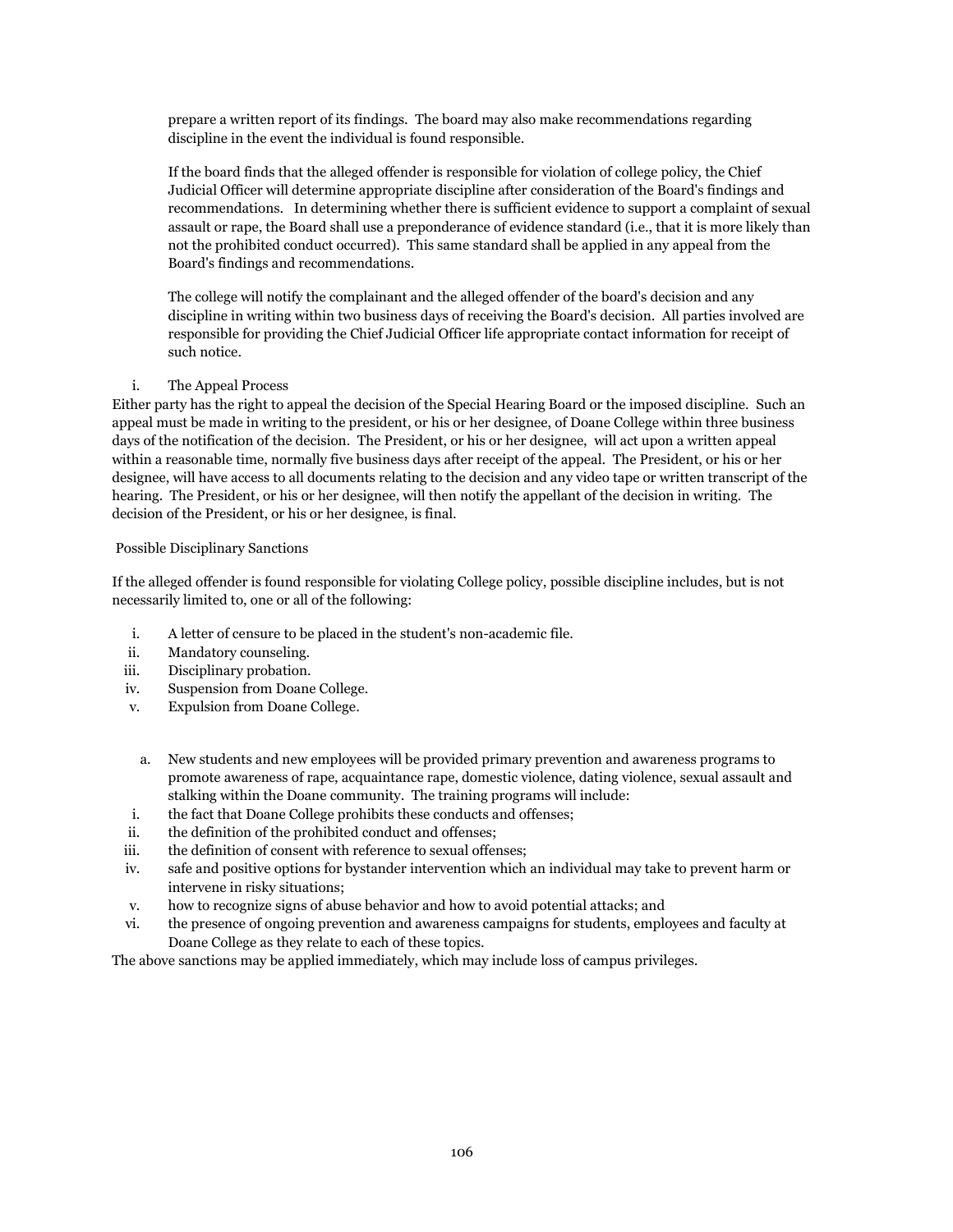prepare a written report of its findings. The board may also make recommendations regarding discipline in the event the individual is found responsible.

If the board finds that the alleged offender is responsible for violation of college policy, the Chief Judicial Officer will determine appropriate discipline after consideration of the Board's findings and recommendations. In determining whether there is sufficient evidence to support a complaint of sexual assault or rape, the Board shall use a preponderance of evidence standard (i.e., that it is more likely than not the prohibited conduct occurred). This same standard shall be applied in any appeal from the Board's findings and recommendations.

The college will notify the complainant and the alleged offender of the board's decision and any discipline in writing within two business days of receiving the Board's decision. All parties involved are responsible for providing the Chief Judicial Officer life appropriate contact information for receipt of such notice.

i. The Appeal Process

Either party has the right to appeal the decision of the Special Hearing Board or the imposed discipline. Such an appeal must be made in writing to the president, or his or her designee, of Doane College within three business days of the notification of the decision. The President, or his or her designee, will act upon a written appeal within a reasonable time, normally five business days after receipt of the appeal. The President, or his or her designee, will have access to all documents relating to the decision and any video tape or written transcript of the hearing. The President, or his or her designee, will then notify the appellant of the decision in writing. The decision of the President, or his or her designee, is final.

Possible Disciplinary Sanctions

If the alleged offender is found responsible for violating College policy, possible discipline includes, but is not necessarily limited to, one or all of the following:

i. A letter of censure to be placed in the student's non-academic file.
ii. Mandatory counseling.
iii. Disciplinary probation.
iv. Suspension from Doane College.
v. Expulsion from Doane College.

a. New students and new employees will be provided primary prevention and awareness programs to promote awareness of rape, acquaintance rape, domestic violence, dating violence, sexual assault and stalking within the Doane community. The training programs will include:

i. the fact that Doane College prohibits these conducts and offenses;
ii. the definition of the prohibited conduct and offenses;
iii. the definition of consent with reference to sexual offenses;
iv. safe and positive options for bystander intervention which an individual may take to prevent harm or intervene in risky situations;
v. how to recognize signs of abuse behavior and how to avoid potential attacks; and
vi. the presence of ongoing prevention and awareness campaigns for students, employees and faculty at Doane College as they relate to each of these topics.

The above sanctions may be applied immediately, which may include loss of campus privileges.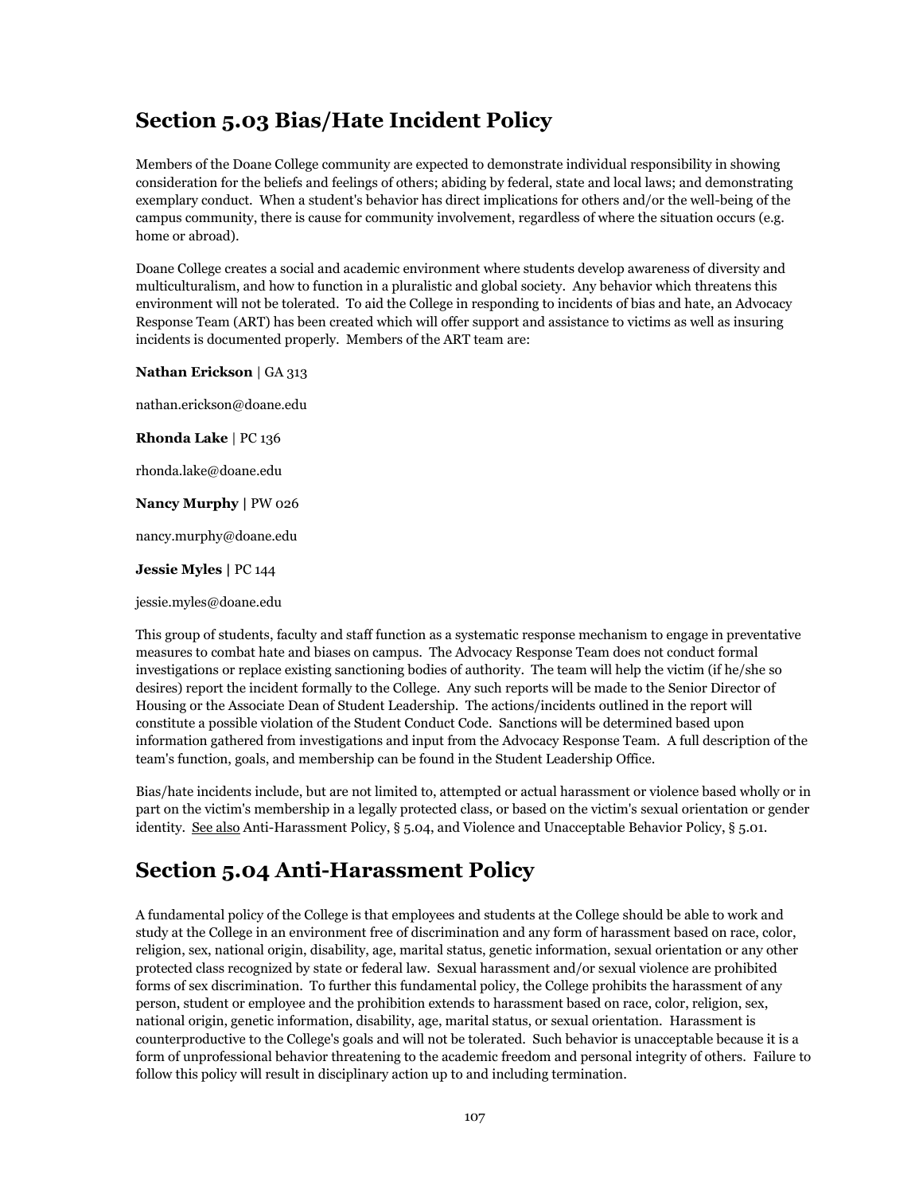## Section 5.03 Bias/Hate Incident Policy

Members of the Doane College community are expected to demonstrate individual responsibility in showing consideration for the beliefs and feelings of others; abiding by federal, state and local laws; and demonstrating exemplary conduct. When a student's behavior has direct implications for others and/or the well-being of the campus community, there is cause for community involvement, regardless of where the situation occurs (e.g. home or abroad).

Doane College creates a social and academic environment where students develop awareness of diversity and multiculturalism, and how to function in a pluralistic and global society. Any behavior which threatens this environment will not be tolerated. To aid the College in responding to incidents of bias and hate, an Advocacy Response Team (ART) has been created which will offer support and assistance to victims as well as insuring incidents is documented properly. Members of the ART team are:

**Nathan Erickson** | GA 313

nathan.erickson@doane.edu

**Rhonda Lake** | PC 136

rhonda.lake@doane.edu

**Nancy Murphy |** PW 026

nancy.murphy@doane.edu

**Jessie Myles |** PC 144

jessie.myles@doane.edu

This group of students, faculty and staff function as a systematic response mechanism to engage in preventative measures to combat hate and biases on campus. The Advocacy Response Team does not conduct formal investigations or replace existing sanctioning bodies of authority. The team will help the victim (if he/she so desires) report the incident formally to the College. Any such reports will be made to the Senior Director of Housing or the Associate Dean of Student Leadership. The actions/incidents outlined in the report will constitute a possible violation of the Student Conduct Code. Sanctions will be determined based upon information gathered from investigations and input from the Advocacy Response Team. A full description of the team's function, goals, and membership can be found in the Student Leadership Office.

Bias/hate incidents include, but are not limited to, attempted or actual harassment or violence based wholly or in part on the victim's membership in a legally protected class, or based on the victim's sexual orientation or gender identity. See also Anti-Harassment Policy, § 5.04, and Violence and Unacceptable Behavior Policy, § 5.01.

## Section 5.04 Anti-Harassment Policy

A fundamental policy of the College is that employees and students at the College should be able to work and study at the College in an environment free of discrimination and any form of harassment based on race, color, religion, sex, national origin, disability, age, marital status, genetic information, sexual orientation or any other protected class recognized by state or federal law. Sexual harassment and/or sexual violence are prohibited forms of sex discrimination. To further this fundamental policy, the College prohibits the harassment of any person, student or employee and the prohibition extends to harassment based on race, color, religion, sex, national origin, genetic information, disability, age, marital status, or sexual orientation. Harassment is counterproductive to the College's goals and will not be tolerated. Such behavior is unacceptable because it is a form of unprofessional behavior threatening to the academic freedom and personal integrity of others. Failure to follow this policy will result in disciplinary action up to and including termination.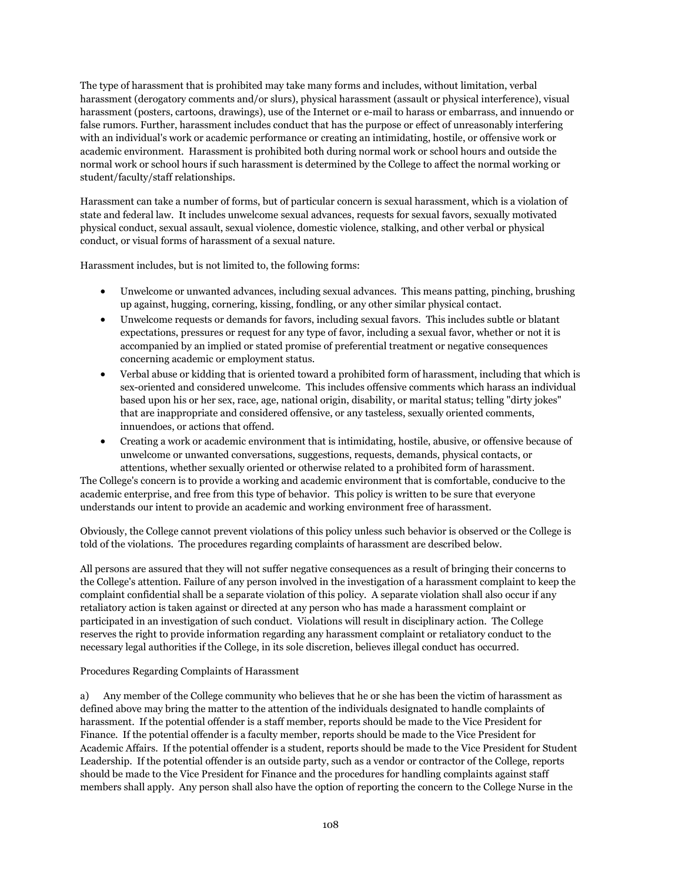The type of harassment that is prohibited may take many forms and includes, without limitation, verbal harassment (derogatory comments and/or slurs), physical harassment (assault or physical interference), visual harassment (posters, cartoons, drawings), use of the Internet or e-mail to harass or embarrass, and innuendo or false rumors. Further, harassment includes conduct that has the purpose or effect of unreasonably interfering with an individual's work or academic performance or creating an intimidating, hostile, or offensive work or academic environment. Harassment is prohibited both during normal work or school hours and outside the normal work or school hours if such harassment is determined by the College to affect the normal working or student/faculty/staff relationships.

Harassment can take a number of forms, but of particular concern is sexual harassment, which is a violation of state and federal law. It includes unwelcome sexual advances, requests for sexual favors, sexually motivated physical conduct, sexual assault, sexual violence, domestic violence, stalking, and other verbal or physical conduct, or visual forms of harassment of a sexual nature.

Harassment includes, but is not limited to, the following forms:

- Unwelcome or unwanted advances, including sexual advances. This means patting, pinching, brushing up against, hugging, cornering, kissing, fondling, or any other similar physical contact.
- Unwelcome requests or demands for favors, including sexual favors. This includes subtle or blatant expectations, pressures or request for any type of favor, including a sexual favor, whether or not it is accompanied by an implied or stated promise of preferential treatment or negative consequences concerning academic or employment status.
- Verbal abuse or kidding that is oriented toward a prohibited form of harassment, including that which is sex-oriented and considered unwelcome. This includes offensive comments which harass an individual based upon his or her sex, race, age, national origin, disability, or marital status; telling "dirty jokes" that are inappropriate and considered offensive, or any tasteless, sexually oriented comments, innuendoes, or actions that offend.
- Creating a work or academic environment that is intimidating, hostile, abusive, or offensive because of unwelcome or unwanted conversations, suggestions, requests, demands, physical contacts, or attentions, whether sexually oriented or otherwise related to a prohibited form of harassment.

The College's concern is to provide a working and academic environment that is comfortable, conducive to the academic enterprise, and free from this type of behavior. This policy is written to be sure that everyone understands our intent to provide an academic and working environment free of harassment.

Obviously, the College cannot prevent violations of this policy unless such behavior is observed or the College is told of the violations. The procedures regarding complaints of harassment are described below.

All persons are assured that they will not suffer negative consequences as a result of bringing their concerns to the College's attention. Failure of any person involved in the investigation of a harassment complaint to keep the complaint confidential shall be a separate violation of this policy. A separate violation shall also occur if any retaliatory action is taken against or directed at any person who has made a harassment complaint or participated in an investigation of such conduct. Violations will result in disciplinary action. The College reserves the right to provide information regarding any harassment complaint or retaliatory conduct to the necessary legal authorities if the College, in its sole discretion, believes illegal conduct has occurred.

Procedures Regarding Complaints of Harassment

a) Any member of the College community who believes that he or she has been the victim of harassment as defined above may bring the matter to the attention of the individuals designated to handle complaints of harassment. If the potential offender is a staff member, reports should be made to the Vice President for Finance. If the potential offender is a faculty member, reports should be made to the Vice President for Academic Affairs. If the potential offender is a student, reports should be made to the Vice President for Student Leadership. If the potential offender is an outside party, such as a vendor or contractor of the College, reports should be made to the Vice President for Finance and the procedures for handling complaints against staff members shall apply. Any person shall also have the option of reporting the concern to the College Nurse in the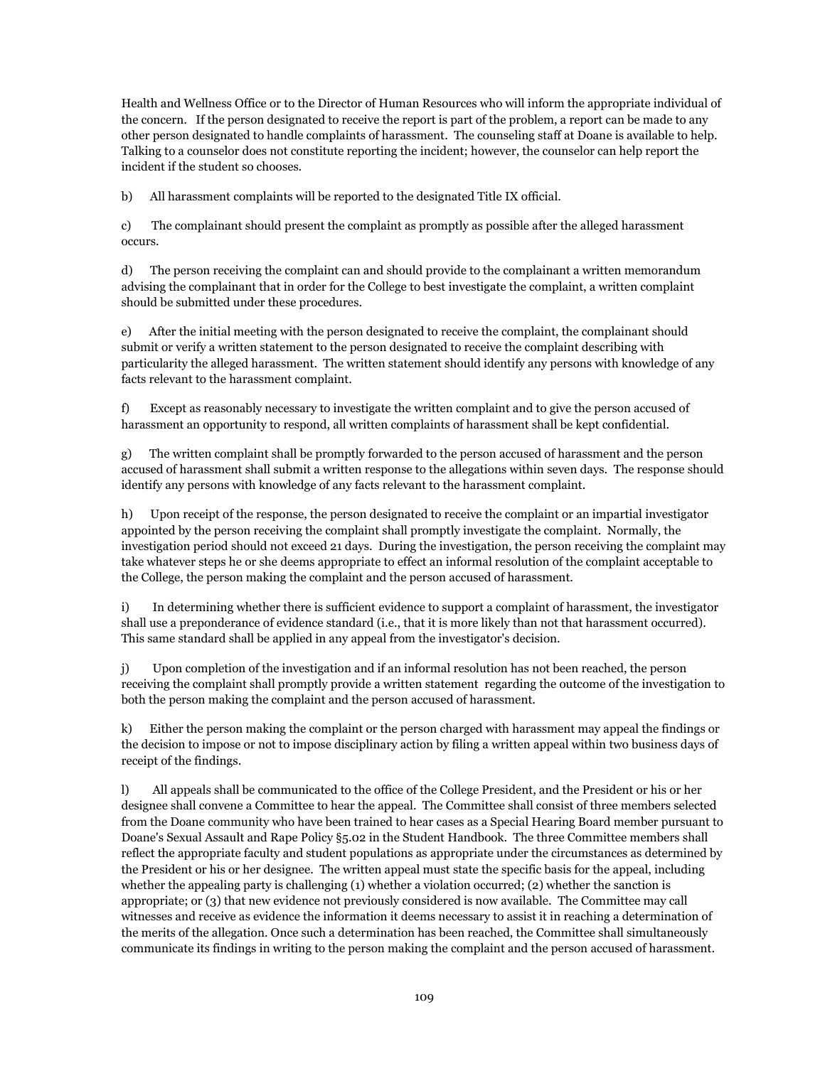Health and Wellness Office or to the Director of Human Resources who will inform the appropriate individual of the concern. If the person designated to receive the report is part of the problem, a report can be made to any other person designated to handle complaints of harassment. The counseling staff at Doane is available to help. Talking to a counselor does not constitute reporting the incident; however, the counselor can help report the incident if the student so chooses.

b) All harassment complaints will be reported to the designated Title IX official.

c) The complainant should present the complaint as promptly as possible after the alleged harassment occurs.

d) The person receiving the complaint can and should provide to the complainant a written memorandum advising the complainant that in order for the College to best investigate the complaint, a written complaint should be submitted under these procedures.

e) After the initial meeting with the person designated to receive the complaint, the complainant should submit or verify a written statement to the person designated to receive the complaint describing with particularity the alleged harassment. The written statement should identify any persons with knowledge of any facts relevant to the harassment complaint.

f) Except as reasonably necessary to investigate the written complaint and to give the person accused of harassment an opportunity to respond, all written complaints of harassment shall be kept confidential.

g) The written complaint shall be promptly forwarded to the person accused of harassment and the person accused of harassment shall submit a written response to the allegations within seven days. The response should identify any persons with knowledge of any facts relevant to the harassment complaint.

h) Upon receipt of the response, the person designated to receive the complaint or an impartial investigator appointed by the person receiving the complaint shall promptly investigate the complaint. Normally, the investigation period should not exceed 21 days. During the investigation, the person receiving the complaint may take whatever steps he or she deems appropriate to effect an informal resolution of the complaint acceptable to the College, the person making the complaint and the person accused of harassment.

i) In determining whether there is sufficient evidence to support a complaint of harassment, the investigator shall use a preponderance of evidence standard (i.e., that it is more likely than not that harassment occurred). This same standard shall be applied in any appeal from the investigator's decision.

j) Upon completion of the investigation and if an informal resolution has not been reached, the person receiving the complaint shall promptly provide a written statement regarding the outcome of the investigation to both the person making the complaint and the person accused of harassment.

k) Either the person making the complaint or the person charged with harassment may appeal the findings or the decision to impose or not to impose disciplinary action by filing a written appeal within two business days of receipt of the findings.

l) All appeals shall be communicated to the office of the College President, and the President or his or her designee shall convene a Committee to hear the appeal. The Committee shall consist of three members selected from the Doane community who have been trained to hear cases as a Special Hearing Board member pursuant to Doane's Sexual Assault and Rape Policy §5.02 in the Student Handbook. The three Committee members shall reflect the appropriate faculty and student populations as appropriate under the circumstances as determined by the President or his or her designee. The written appeal must state the specific basis for the appeal, including whether the appealing party is challenging (1) whether a violation occurred; (2) whether the sanction is appropriate; or (3) that new evidence not previously considered is now available. The Committee may call witnesses and receive as evidence the information it deems necessary to assist it in reaching a determination of the merits of the allegation. Once such a determination has been reached, the Committee shall simultaneously communicate its findings in writing to the person making the complaint and the person accused of harassment.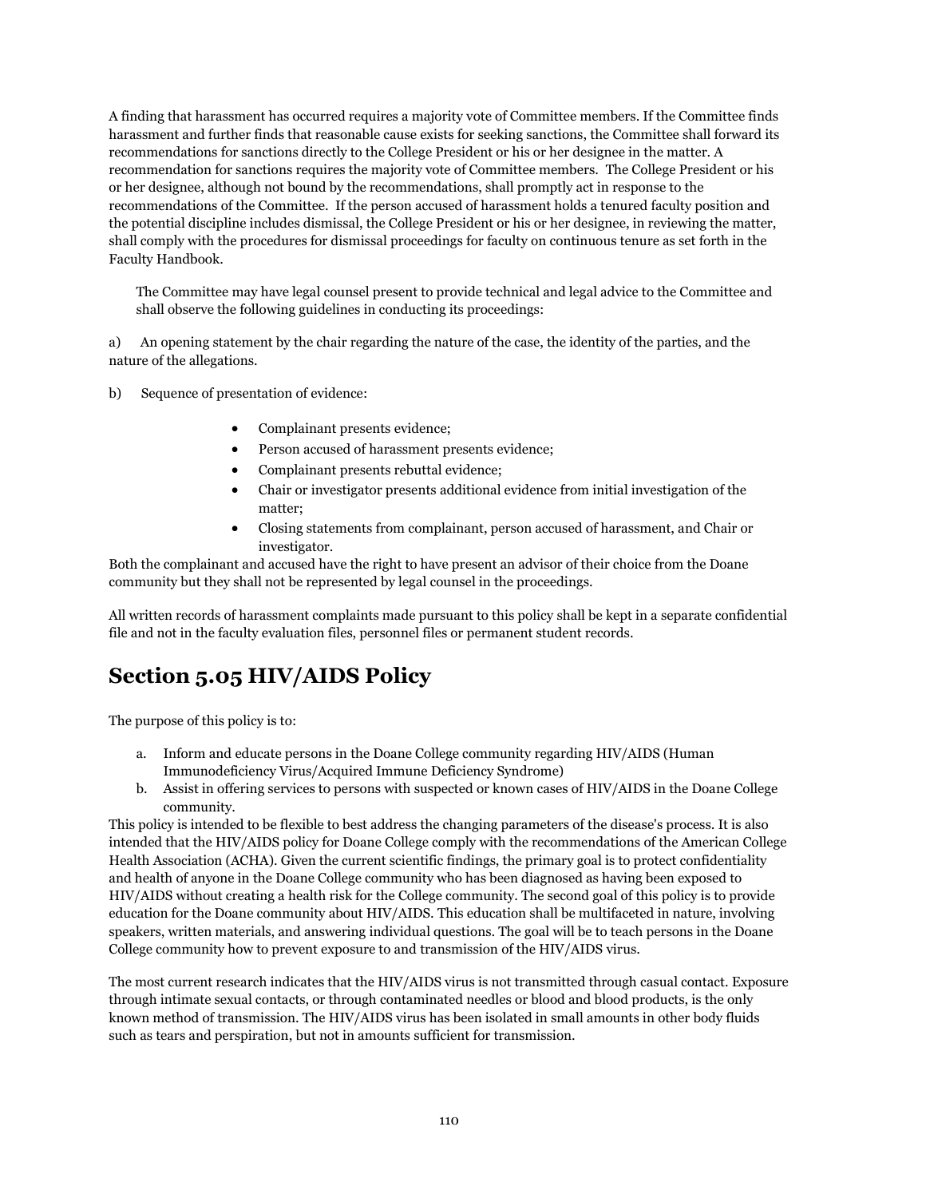A finding that harassment has occurred requires a majority vote of Committee members. If the Committee finds harassment and further finds that reasonable cause exists for seeking sanctions, the Committee shall forward its recommendations for sanctions directly to the College President or his or her designee in the matter. A recommendation for sanctions requires the majority vote of Committee members. The College President or his or her designee, although not bound by the recommendations, shall promptly act in response to the recommendations of the Committee. If the person accused of harassment holds a tenured faculty position and the potential discipline includes dismissal, the College President or his or her designee, in reviewing the matter, shall comply with the procedures for dismissal proceedings for faculty on continuous tenure as set forth in the Faculty Handbook.

The Committee may have legal counsel present to provide technical and legal advice to the Committee and shall observe the following guidelines in conducting its proceedings:

a) An opening statement by the chair regarding the nature of the case, the identity of the parties, and the nature of the allegations.

b) Sequence of presentation of evidence:

- Complainant presents evidence;
- Person accused of harassment presents evidence;
- Complainant presents rebuttal evidence;
- Chair or investigator presents additional evidence from initial investigation of the matter;
- Closing statements from complainant, person accused of harassment, and Chair or investigator.

Both the complainant and accused have the right to have present an advisor of their choice from the Doane community but they shall not be represented by legal counsel in the proceedings.

All written records of harassment complaints made pursuant to this policy shall be kept in a separate confidential file and not in the faculty evaluation files, personnel files or permanent student records.

## Section 5.05 HIV/AIDS Policy

The purpose of this policy is to:

a. Inform and educate persons in the Doane College community regarding HIV/AIDS (Human Immunodeficiency Virus/Acquired Immune Deficiency Syndrome)
b. Assist in offering services to persons with suspected or known cases of HIV/AIDS in the Doane College community.

This policy is intended to be flexible to best address the changing parameters of the disease's process. It is also intended that the HIV/AIDS policy for Doane College comply with the recommendations of the American College Health Association (ACHA). Given the current scientific findings, the primary goal is to protect confidentiality and health of anyone in the Doane College community who has been diagnosed as having been exposed to HIV/AIDS without creating a health risk for the College community. The second goal of this policy is to provide education for the Doane community about HIV/AIDS. This education shall be multifaceted in nature, involving speakers, written materials, and answering individual questions. The goal will be to teach persons in the Doane College community how to prevent exposure to and transmission of the HIV/AIDS virus.

The most current research indicates that the HIV/AIDS virus is not transmitted through casual contact. Exposure through intimate sexual contacts, or through contaminated needles or blood and blood products, is the only known method of transmission. The HIV/AIDS virus has been isolated in small amounts in other body fluids such as tears and perspiration, but not in amounts sufficient for transmission.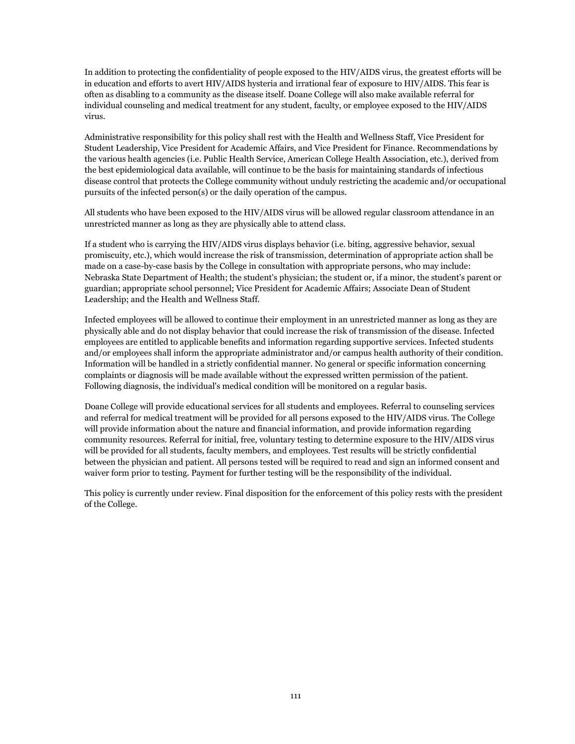In addition to protecting the confidentiality of people exposed to the HIV/AIDS virus, the greatest efforts will be in education and efforts to avert HIV/AIDS hysteria and irrational fear of exposure to HIV/AIDS. This fear is often as disabling to a community as the disease itself. Doane College will also make available referral for individual counseling and medical treatment for any student, faculty, or employee exposed to the HIV/AIDS virus.

Administrative responsibility for this policy shall rest with the Health and Wellness Staff, Vice President for Student Leadership, Vice President for Academic Affairs, and Vice President for Finance. Recommendations by the various health agencies (i.e. Public Health Service, American College Health Association, etc.), derived from the best epidemiological data available, will continue to be the basis for maintaining standards of infectious disease control that protects the College community without unduly restricting the academic and/or occupational pursuits of the infected person(s) or the daily operation of the campus.

All students who have been exposed to the HIV/AIDS virus will be allowed regular classroom attendance in an unrestricted manner as long as they are physically able to attend class.

If a student who is carrying the HIV/AIDS virus displays behavior (i.e. biting, aggressive behavior, sexual promiscuity, etc.), which would increase the risk of transmission, determination of appropriate action shall be made on a case-by-case basis by the College in consultation with appropriate persons, who may include: Nebraska State Department of Health; the student's physician; the student or, if a minor, the student's parent or guardian; appropriate school personnel; Vice President for Academic Affairs; Associate Dean of Student Leadership; and the Health and Wellness Staff.

Infected employees will be allowed to continue their employment in an unrestricted manner as long as they are physically able and do not display behavior that could increase the risk of transmission of the disease. Infected employees are entitled to applicable benefits and information regarding supportive services. Infected students and/or employees shall inform the appropriate administrator and/or campus health authority of their condition. Information will be handled in a strictly confidential manner. No general or specific information concerning complaints or diagnosis will be made available without the expressed written permission of the patient. Following diagnosis, the individual's medical condition will be monitored on a regular basis.

Doane College will provide educational services for all students and employees. Referral to counseling services and referral for medical treatment will be provided for all persons exposed to the HIV/AIDS virus. The College will provide information about the nature and financial information, and provide information regarding community resources. Referral for initial, free, voluntary testing to determine exposure to the HIV/AIDS virus will be provided for all students, faculty members, and employees. Test results will be strictly confidential between the physician and patient. All persons tested will be required to read and sign an informed consent and waiver form prior to testing. Payment for further testing will be the responsibility of the individual.

This policy is currently under review. Final disposition for the enforcement of this policy rests with the president of the College.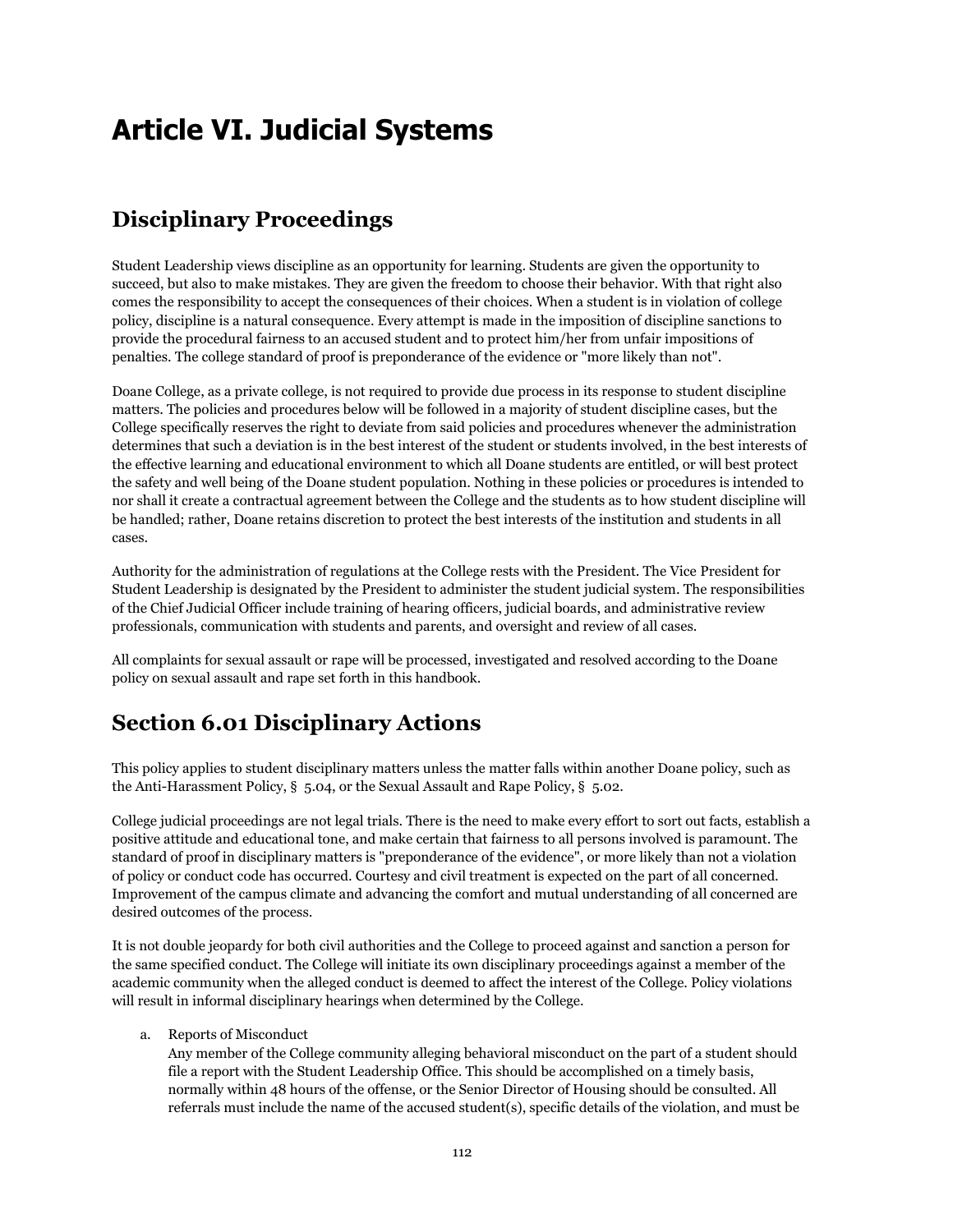# Article VI. Judicial Systems

## Disciplinary Proceedings

Student Leadership views discipline as an opportunity for learning. Students are given the opportunity to succeed, but also to make mistakes. They are given the freedom to choose their behavior. With that right also comes the responsibility to accept the consequences of their choices. When a student is in violation of college policy, discipline is a natural consequence. Every attempt is made in the imposition of discipline sanctions to provide the procedural fairness to an accused student and to protect him/her from unfair impositions of penalties. The college standard of proof is preponderance of the evidence or "more likely than not".

Doane College, as a private college, is not required to provide due process in its response to student discipline matters. The policies and procedures below will be followed in a majority of student discipline cases, but the College specifically reserves the right to deviate from said policies and procedures whenever the administration determines that such a deviation is in the best interest of the student or students involved, in the best interests of the effective learning and educational environment to which all Doane students are entitled, or will best protect the safety and well being of the Doane student population. Nothing in these policies or procedures is intended to nor shall it create a contractual agreement between the College and the students as to how student discipline will be handled; rather, Doane retains discretion to protect the best interests of the institution and students in all cases.

Authority for the administration of regulations at the College rests with the President. The Vice President for Student Leadership is designated by the President to administer the student judicial system. The responsibilities of the Chief Judicial Officer include training of hearing officers, judicial boards, and administrative review professionals, communication with students and parents, and oversight and review of all cases.

All complaints for sexual assault or rape will be processed, investigated and resolved according to the Doane policy on sexual assault and rape set forth in this handbook.

## Section 6.01 Disciplinary Actions

This policy applies to student disciplinary matters unless the matter falls within another Doane policy, such as the Anti-Harassment Policy, § 5.04, or the Sexual Assault and Rape Policy, § 5.02.

College judicial proceedings are not legal trials. There is the need to make every effort to sort out facts, establish a positive attitude and educational tone, and make certain that fairness to all persons involved is paramount. The standard of proof in disciplinary matters is "preponderance of the evidence", or more likely than not a violation of policy or conduct code has occurred. Courtesy and civil treatment is expected on the part of all concerned. Improvement of the campus climate and advancing the comfort and mutual understanding of all concerned are desired outcomes of the process.

It is not double jeopardy for both civil authorities and the College to proceed against and sanction a person for the same specified conduct. The College will initiate its own disciplinary proceedings against a member of the academic community when the alleged conduct is deemed to affect the interest of the College. Policy violations will result in informal disciplinary hearings when determined by the College.

a. Reports of Misconduct
   Any member of the College community alleging behavioral misconduct on the part of a student should file a report with the Student Leadership Office. This should be accomplished on a timely basis, normally within 48 hours of the offense, or the Senior Director of Housing should be consulted. All referrals must include the name of the accused student(s), specific details of the violation, and must be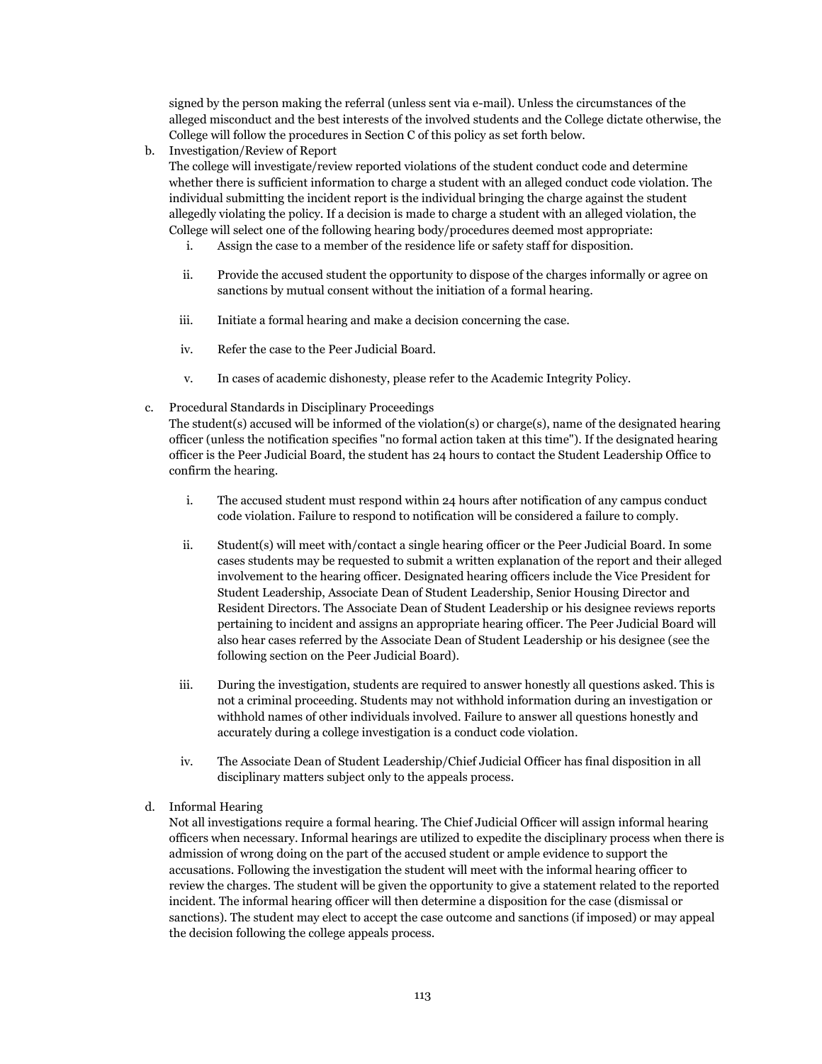signed by the person making the referral (unless sent via e-mail). Unless the circumstances of the alleged misconduct and the best interests of the involved students and the College dictate otherwise, the College will follow the procedures in Section C of this policy as set forth below.

b. Investigation/Review of Report

   The college will investigate/review reported violations of the student conduct code and determine whether there is sufficient information to charge a student with an alleged conduct code violation. The individual submitting the incident report is the individual bringing the charge against the student allegedly violating the policy. If a decision is made to charge a student with an alleged violation, the College will select one of the following hearing body/procedures deemed most appropriate:

   i. Assign the case to a member of the residence life or safety staff for disposition.

   ii. Provide the accused student the opportunity to dispose of the charges informally or agree on sanctions by mutual consent without the initiation of a formal hearing.

   iii. Initiate a formal hearing and make a decision concerning the case.

   iv. Refer the case to the Peer Judicial Board.

   v. In cases of academic dishonesty, please refer to the Academic Integrity Policy.

c. Procedural Standards in Disciplinary Proceedings

   The student(s) accused will be informed of the violation(s) or charge(s), name of the designated hearing officer (unless the notification specifies "no formal action taken at this time"). If the designated hearing officer is the Peer Judicial Board, the student has 24 hours to contact the Student Leadership Office to confirm the hearing.

   i. The accused student must respond within 24 hours after notification of any campus conduct code violation. Failure to respond to notification will be considered a failure to comply.

   ii. Student(s) will meet with/contact a single hearing officer or the Peer Judicial Board. In some cases students may be requested to submit a written explanation of the report and their alleged involvement to the hearing officer. Designated hearing officers include the Vice President for Student Leadership, Associate Dean of Student Leadership, Senior Housing Director and Resident Directors. The Associate Dean of Student Leadership or his designee reviews reports pertaining to incident and assigns an appropriate hearing officer. The Peer Judicial Board will also hear cases referred by the Associate Dean of Student Leadership or his designee (see the following section on the Peer Judicial Board).

   iii. During the investigation, students are required to answer honestly all questions asked. This is not a criminal proceeding. Students may not withhold information during an investigation or withhold names of other individuals involved. Failure to answer all questions honestly and accurately during a college investigation is a conduct code violation.

   iv. The Associate Dean of Student Leadership/Chief Judicial Officer has final disposition in all disciplinary matters subject only to the appeals process.

d. Informal Hearing

   Not all investigations require a formal hearing. The Chief Judicial Officer will assign informal hearing officers when necessary. Informal hearings are utilized to expedite the disciplinary process when there is admission of wrong doing on the part of the accused student or ample evidence to support the accusations. Following the investigation the student will meet with the informal hearing officer to review the charges. The student will be given the opportunity to give a statement related to the reported incident. The informal hearing officer will then determine a disposition for the case (dismissal or sanctions). The student may elect to accept the case outcome and sanctions (if imposed) or may appeal the decision following the college appeals process.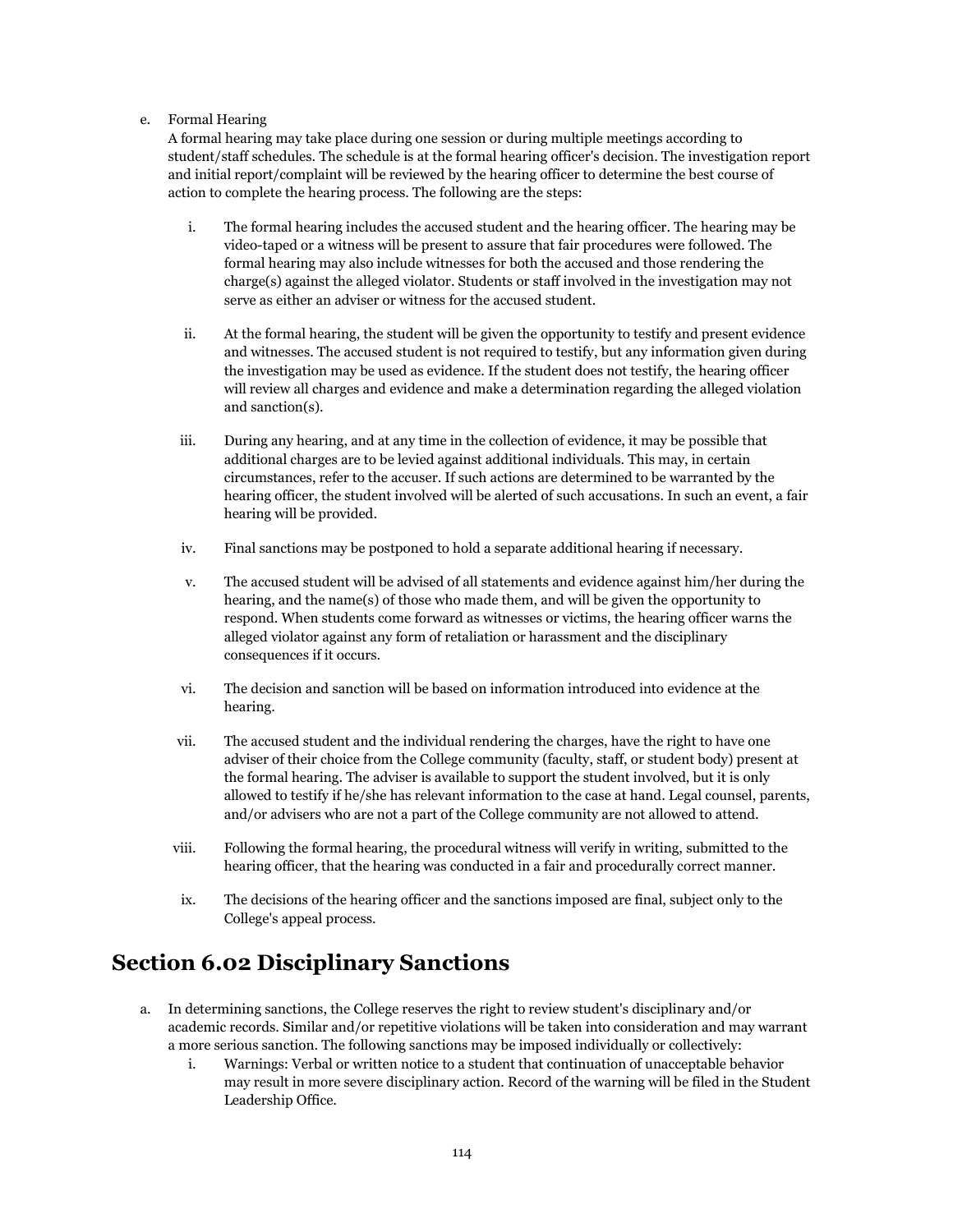e. Formal Hearing
   A formal hearing may take place during one session or during multiple meetings according to student/staff schedules. The schedule is at the formal hearing officer's decision. The investigation report and initial report/complaint will be reviewed by the hearing officer to determine the best course of action to complete the hearing process. The following are the steps:

   i. The formal hearing includes the accused student and the hearing officer. The hearing may be video-taped or a witness will be present to assure that fair procedures were followed. The formal hearing may also include witnesses for both the accused and those rendering the charge(s) against the alleged violator. Students or staff involved in the investigation may not serve as either an adviser or witness for the accused student.

   ii. At the formal hearing, the student will be given the opportunity to testify and present evidence and witnesses. The accused student is not required to testify, but any information given during the investigation may be used as evidence. If the student does not testify, the hearing officer will review all charges and evidence and make a determination regarding the alleged violation and sanction(s).

   iii. During any hearing, and at any time in the collection of evidence, it may be possible that additional charges are to be levied against additional individuals. This may, in certain circumstances, refer to the accuser. If such actions are determined to be warranted by the hearing officer, the student involved will be alerted of such accusations. In such an event, a fair hearing will be provided.

   iv. Final sanctions may be postponed to hold a separate additional hearing if necessary.

   v. The accused student will be advised of all statements and evidence against him/her during the hearing, and the name(s) of those who made them, and will be given the opportunity to respond. When students come forward as witnesses or victims, the hearing officer warns the alleged violator against any form of retaliation or harassment and the disciplinary consequences if it occurs.

   vi. The decision and sanction will be based on information introduced into evidence at the hearing.

   vii. The accused student and the individual rendering the charges, have the right to have one adviser of their choice from the College community (faculty, staff, or student body) present at the formal hearing. The adviser is available to support the student involved, but it is only allowed to testify if he/she has relevant information to the case at hand. Legal counsel, parents, and/or advisers who are not a part of the College community are not allowed to attend.

   viii. Following the formal hearing, the procedural witness will verify in writing, submitted to the hearing officer, that the hearing was conducted in a fair and procedurally correct manner.

   ix. The decisions of the hearing officer and the sanctions imposed are final, subject only to the College's appeal process.

## Section 6.02 Disciplinary Sanctions

a. In determining sanctions, the College reserves the right to review student's disciplinary and/or academic records. Similar and/or repetitive violations will be taken into consideration and may warrant a more serious sanction. The following sanctions may be imposed individually or collectively:
   i. Warnings: Verbal or written notice to a student that continuation of unacceptable behavior may result in more severe disciplinary action. Record of the warning will be filed in the Student Leadership Office.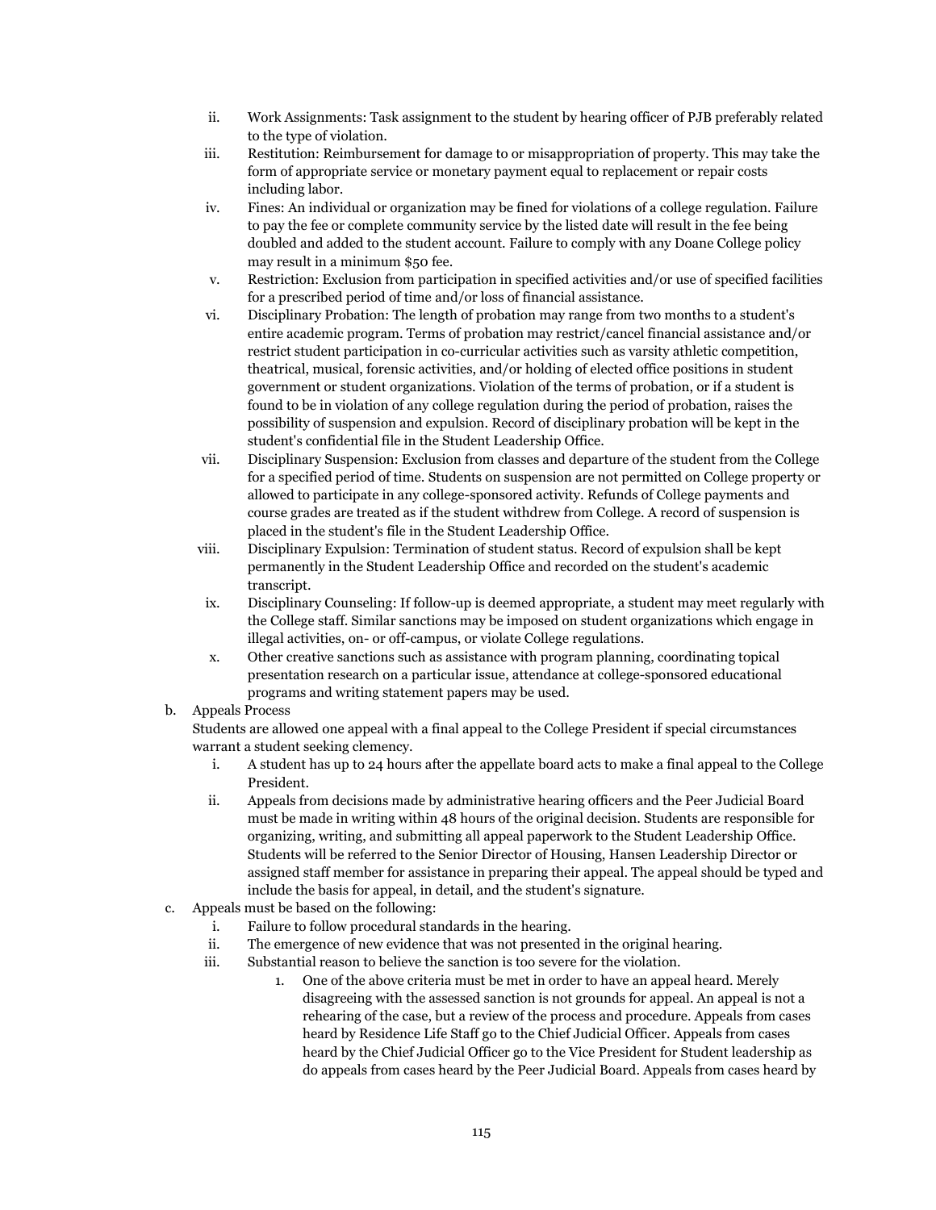ii. Work Assignments: Task assignment to the student by hearing officer of PJB preferably related to the type of violation.

iii. Restitution: Reimbursement for damage to or misappropriation of property. This may take the form of appropriate service or monetary payment equal to replacement or repair costs including labor.

iv. Fines: An individual or organization may be fined for violations of a college regulation. Failure to pay the fee or complete community service by the listed date will result in the fee being doubled and added to the student account. Failure to comply with any Doane College policy may result in a minimum $50 fee.

v. Restriction: Exclusion from participation in specified activities and/or use of specified facilities for a prescribed period of time and/or loss of financial assistance.

vi. Disciplinary Probation: The length of probation may range from two months to a student's entire academic program. Terms of probation may restrict/cancel financial assistance and/or restrict student participation in co-curricular activities such as varsity athletic competition, theatrical, musical, forensic activities, and/or holding of elected office positions in student government or student organizations. Violation of the terms of probation, or if a student is found to be in violation of any college regulation during the period of probation, raises the possibility of suspension and expulsion. Record of disciplinary probation will be kept in the student's confidential file in the Student Leadership Office.

vii. Disciplinary Suspension: Exclusion from classes and departure of the student from the College for a specified period of time. Students on suspension are not permitted on College property or allowed to participate in any college-sponsored activity. Refunds of College payments and course grades are treated as if the student withdrew from College. A record of suspension is placed in the student's file in the Student Leadership Office.

viii. Disciplinary Expulsion: Termination of student status. Record of expulsion shall be kept permanently in the Student Leadership Office and recorded on the student's academic transcript.

ix. Disciplinary Counseling: If follow-up is deemed appropriate, a student may meet regularly with the College staff. Similar sanctions may be imposed on student organizations which engage in illegal activities, on- or off-campus, or violate College regulations.

x. Other creative sanctions such as assistance with program planning, coordinating topical presentation research on a particular issue, attendance at college-sponsored educational programs and writing statement papers may be used.

b. Appeals Process

Students are allowed one appeal with a final appeal to the College President if special circumstances warrant a student seeking clemency.

i. A student has up to 24 hours after the appellate board acts to make a final appeal to the College President.

ii. Appeals from decisions made by administrative hearing officers and the Peer Judicial Board must be made in writing within 48 hours of the original decision. Students are responsible for organizing, writing, and submitting all appeal paperwork to the Student Leadership Office. Students will be referred to the Senior Director of Housing, Hansen Leadership Director or assigned staff member for assistance in preparing their appeal. The appeal should be typed and include the basis for appeal, in detail, and the student's signature.

c. Appeals must be based on the following:

i. Failure to follow procedural standards in the hearing.

ii. The emergence of new evidence that was not presented in the original hearing.

iii. Substantial reason to believe the sanction is too severe for the violation.

1. One of the above criteria must be met in order to have an appeal heard. Merely disagreeing with the assessed sanction is not grounds for appeal. An appeal is not a rehearing of the case, but a review of the process and procedure. Appeals from cases heard by Residence Life Staff go to the Chief Judicial Officer. Appeals from cases heard by the Chief Judicial Officer go to the Vice President for Student leadership as do appeals from cases heard by the Peer Judicial Board. Appeals from cases heard by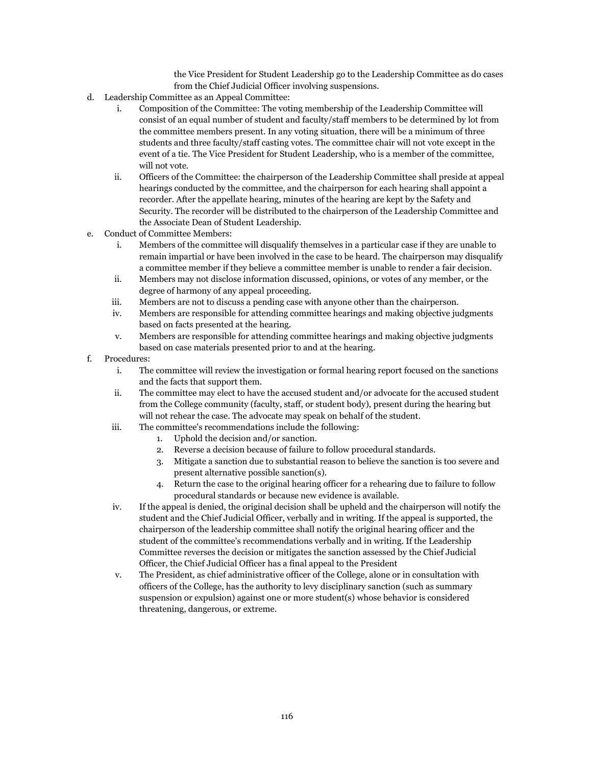the Vice President for Student Leadership go to the Leadership Committee as do cases from the Chief Judicial Officer involving suspensions.

d. Leadership Committee as an Appeal Committee:
   i. Composition of the Committee: The voting membership of the Leadership Committee will consist of an equal number of student and faculty/staff members to be determined by lot from the committee members present. In any voting situation, there will be a minimum of three students and three faculty/staff casting votes. The committee chair will not vote except in the event of a tie. The Vice President for Student Leadership, who is a member of the committee, will not vote.
   ii. Officers of the Committee: the chairperson of the Leadership Committee shall preside at appeal hearings conducted by the committee, and the chairperson for each hearing shall appoint a recorder. After the appellate hearing, minutes of the hearing are kept by the Safety and Security. The recorder will be distributed to the chairperson of the Leadership Committee and the Associate Dean of Student Leadership.

e. Conduct of Committee Members:
   i. Members of the committee will disqualify themselves in a particular case if they are unable to remain impartial or have been involved in the case to be heard. The chairperson may disqualify a committee member if they believe a committee member is unable to render a fair decision.
   ii. Members may not disclose information discussed, opinions, or votes of any member, or the degree of harmony of any appeal proceeding.
   iii. Members are not to discuss a pending case with anyone other than the chairperson.
   iv. Members are responsible for attending committee hearings and making objective judgments based on facts presented at the hearing.
   v. Members are responsible for attending committee hearings and making objective judgments based on case materials presented prior to and at the hearing.

f. Procedures:
   i. The committee will review the investigation or formal hearing report focused on the sanctions and the facts that support them.
   ii. The committee may elect to have the accused student and/or advocate for the accused student from the College community (faculty, staff, or student body), present during the hearing but will not rehear the case. The advocate may speak on behalf of the student.
   iii. The committee's recommendations include the following:
      1. Uphold the decision and/or sanction.
      2. Reverse a decision because of failure to follow procedural standards.
      3. Mitigate a sanction due to substantial reason to believe the sanction is too severe and present alternative possible sanction(s).
      4. Return the case to the original hearing officer for a rehearing due to failure to follow procedural standards or because new evidence is available.
   iv. If the appeal is denied, the original decision shall be upheld and the chairperson will notify the student and the Chief Judicial Officer, verbally and in writing. If the appeal is supported, the chairperson of the leadership committee shall notify the original hearing officer and the student of the committee's recommendations verbally and in writing. If the Leadership Committee reverses the decision or mitigates the sanction assessed by the Chief Judicial Officer, the Chief Judicial Officer has a final appeal to the President
   v. The President, as chief administrative officer of the College, alone or in consultation with officers of the College, has the authority to levy disciplinary sanction (such as summary suspension or expulsion) against one or more student(s) whose behavior is considered threatening, dangerous, or extreme.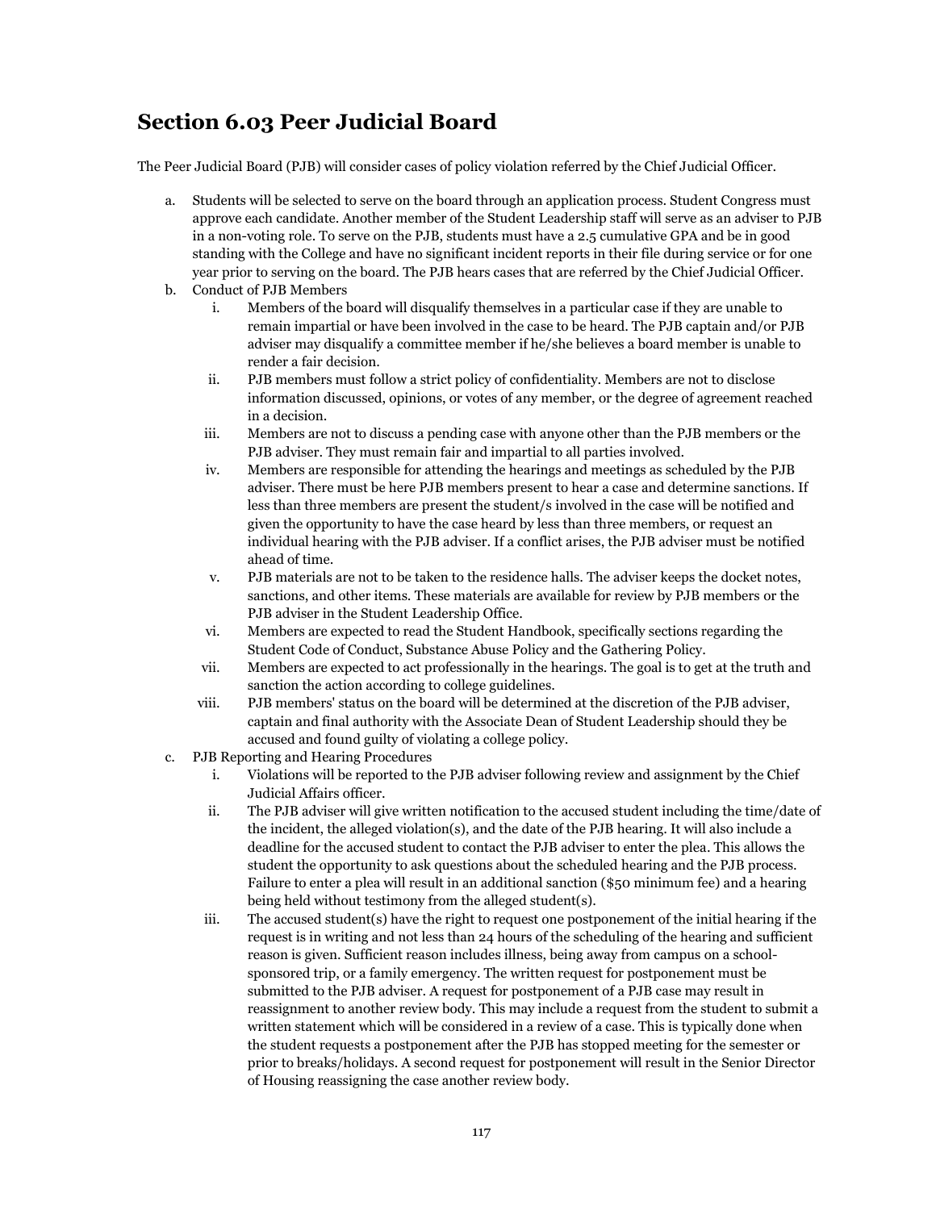## Section 6.03 Peer Judicial Board

The Peer Judicial Board (PJB) will consider cases of policy violation referred by the Chief Judicial Officer.

a. Students will be selected to serve on the board through an application process. Student Congress must approve each candidate. Another member of the Student Leadership staff will serve as an adviser to PJB in a non-voting role. To serve on the PJB, students must have a 2.5 cumulative GPA and be in good standing with the College and have no significant incident reports in their file during service or for one year prior to serving on the board. The PJB hears cases that are referred by the Chief Judicial Officer.

b. Conduct of PJB Members
   i. Members of the board will disqualify themselves in a particular case if they are unable to remain impartial or have been involved in the case to be heard. The PJB captain and/or PJB adviser may disqualify a committee member if he/she believes a board member is unable to render a fair decision.
   ii. PJB members must follow a strict policy of confidentiality. Members are not to disclose information discussed, opinions, or votes of any member, or the degree of agreement reached in a decision.
   iii. Members are not to discuss a pending case with anyone other than the PJB members or the PJB adviser. They must remain fair and impartial to all parties involved.
   iv. Members are responsible for attending the hearings and meetings as scheduled by the PJB adviser. There must be here PJB members present to hear a case and determine sanctions. If less than three members are present the student/s involved in the case will be notified and given the opportunity to have the case heard by less than three members, or request an individual hearing with the PJB adviser. If a conflict arises, the PJB adviser must be notified ahead of time.
   v. PJB materials are not to be taken to the residence halls. The adviser keeps the docket notes, sanctions, and other items. These materials are available for review by PJB members or the PJB adviser in the Student Leadership Office.
   vi. Members are expected to read the Student Handbook, specifically sections regarding the Student Code of Conduct, Substance Abuse Policy and the Gathering Policy.
   vii. Members are expected to act professionally in the hearings. The goal is to get at the truth and sanction the action according to college guidelines.
   viii. PJB members' status on the board will be determined at the discretion of the PJB adviser, captain and final authority with the Associate Dean of Student Leadership should they be accused and found guilty of violating a college policy.

c. PJB Reporting and Hearing Procedures
   i. Violations will be reported to the PJB adviser following review and assignment by the Chief Judicial Affairs officer.
   ii. The PJB adviser will give written notification to the accused student including the time/date of the incident, the alleged violation(s), and the date of the PJB hearing. It will also include a deadline for the accused student to contact the PJB adviser to enter the plea. This allows the student the opportunity to ask questions about the scheduled hearing and the PJB process. Failure to enter a plea will result in an additional sanction ($50 minimum fee) and a hearing being held without testimony from the alleged student(s).
   iii. The accused student(s) have the right to request one postponement of the initial hearing if the request is in writing and not less than 24 hours of the scheduling of the hearing and sufficient reason is given. Sufficient reason includes illness, being away from campus on a school-sponsored trip, or a family emergency. The written request for postponement must be submitted to the PJB adviser. A request for postponement of a PJB case may result in reassignment to another review body. This may include a request from the student to submit a written statement which will be considered in a review of a case. This is typically done when the student requests a postponement after the PJB has stopped meeting for the semester or prior to breaks/holidays. A second request for postponement will result in the Senior Director of Housing reassigning the case another review body.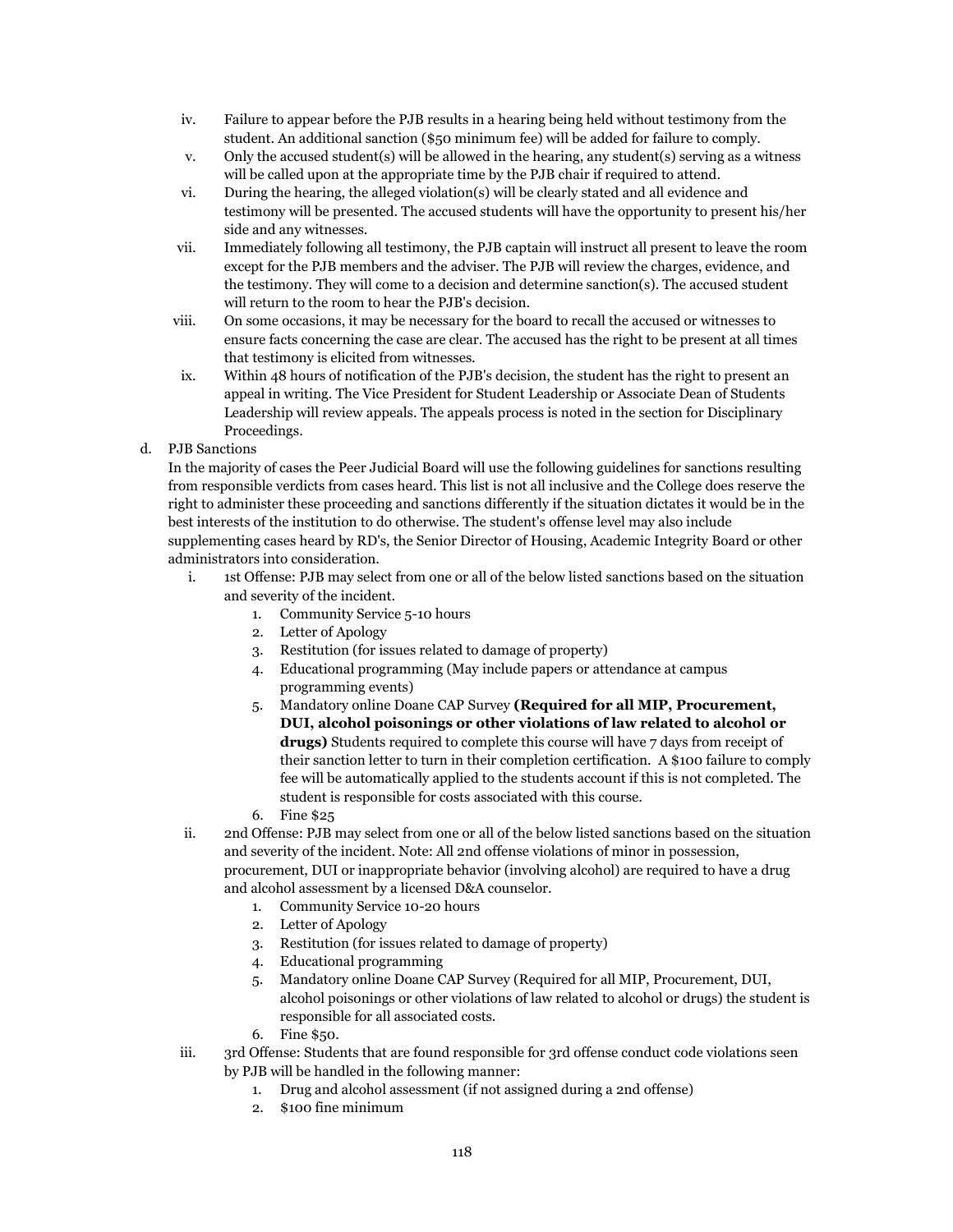iv. Failure to appear before the PJB results in a hearing being held without testimony from the student. An additional sanction ($50 minimum fee) will be added for failure to comply.

v. Only the accused student(s) will be allowed in the hearing, any student(s) serving as a witness will be called upon at the appropriate time by the PJB chair if required to attend.

vi. During the hearing, the alleged violation(s) will be clearly stated and all evidence and testimony will be presented. The accused students will have the opportunity to present his/her side and any witnesses.

vii. Immediately following all testimony, the PJB captain will instruct all present to leave the room except for the PJB members and the adviser. The PJB will review the charges, evidence, and the testimony. They will come to a decision and determine sanction(s). The accused student will return to the room to hear the PJB's decision.

viii. On some occasions, it may be necessary for the board to recall the accused or witnesses to ensure facts concerning the case are clear. The accused has the right to be present at all times that testimony is elicited from witnesses.

ix. Within 48 hours of notification of the PJB's decision, the student has the right to present an appeal in writing. The Vice President for Student Leadership or Associate Dean of Students Leadership will review appeals. The appeals process is noted in the section for Disciplinary Proceedings.

d. PJB Sanctions

In the majority of cases the Peer Judicial Board will use the following guidelines for sanctions resulting from responsible verdicts from cases heard. This list is not all inclusive and the College does reserve the right to administer these proceeding and sanctions differently if the situation dictates it would be in the best interests of the institution to do otherwise. The student's offense level may also include supplementing cases heard by RD's, the Senior Director of Housing, Academic Integrity Board or other administrators into consideration.

i. 1st Offense: PJB may select from one or all of the below listed sanctions based on the situation and severity of the incident.
   1. Community Service 5-10 hours
   2. Letter of Apology
   3. Restitution (for issues related to damage of property)
   4. Educational programming (May include papers or attendance at campus programming events)
   5. Mandatory online Doane CAP Survey **(Required for all MIP, Procurement, DUI, alcohol poisonings or other violations of law related to alcohol or drugs)** Students required to complete this course will have 7 days from receipt of their sanction letter to turn in their completion certification. A $100 failure to comply fee will be automatically applied to the students account if this is not completed. The student is responsible for costs associated with this course.
   6. Fine $25

ii. 2nd Offense: PJB may select from one or all of the below listed sanctions based on the situation and severity of the incident. Note: All 2nd offense violations of minor in possession, procurement, DUI or inappropriate behavior (involving alcohol) are required to have a drug and alcohol assessment by a licensed D&A counselor.
   1. Community Service 10-20 hours
   2. Letter of Apology
   3. Restitution (for issues related to damage of property)
   4. Educational programming
   5. Mandatory online Doane CAP Survey (Required for all MIP, Procurement, DUI, alcohol poisonings or other violations of law related to alcohol or drugs) the student is responsible for all associated costs.
   6. Fine $50.

iii. 3rd Offense: Students that are found responsible for 3rd offense conduct code violations seen by PJB will be handled in the following manner:
   1. Drug and alcohol assessment (if not assigned during a 2nd offense)
   2. $100 fine minimum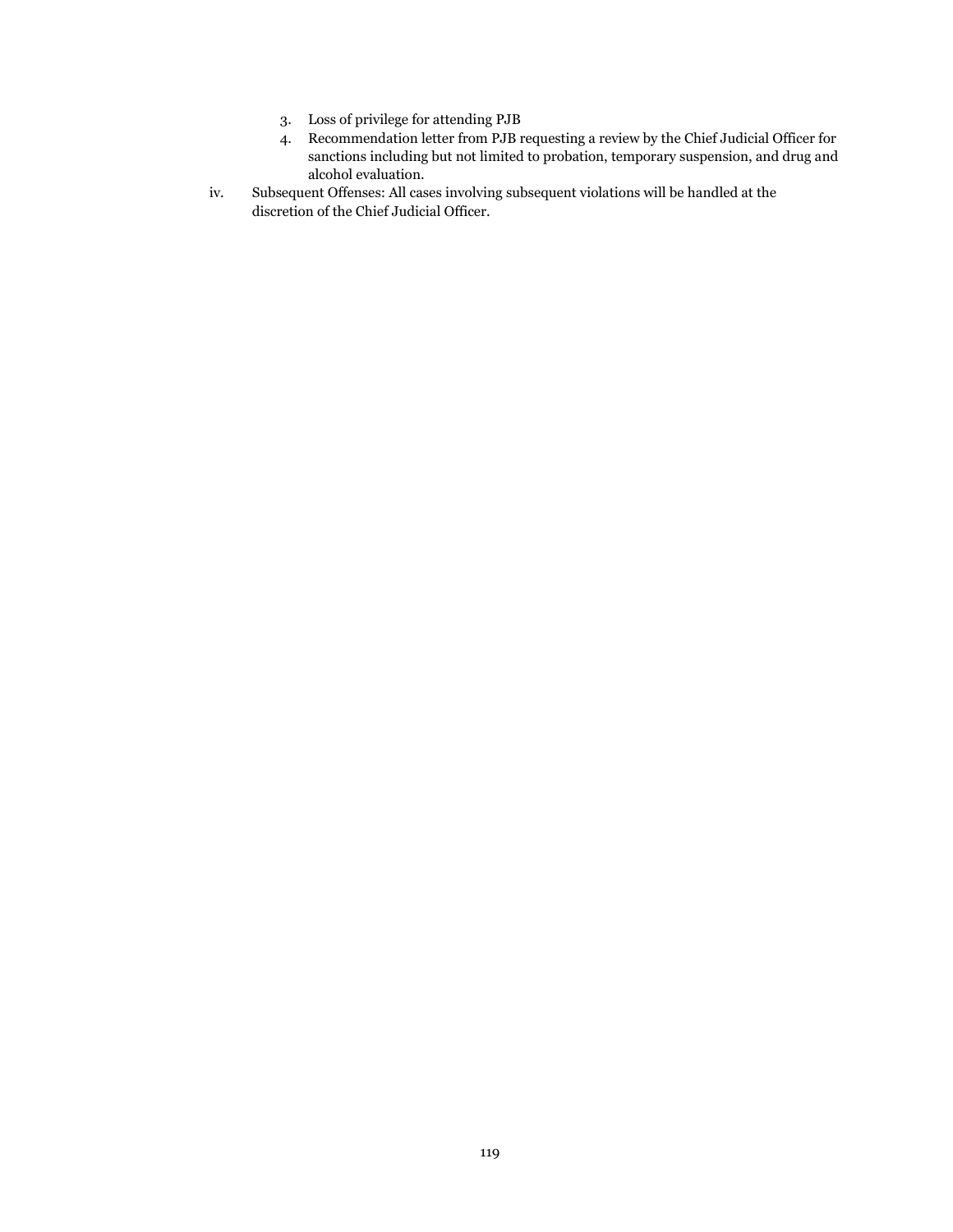3. Loss of privilege for attending PJB
4. Recommendation letter from PJB requesting a review by the Chief Judicial Officer for sanctions including but not limited to probation, temporary suspension, and drug and alcohol evaluation.

iv. Subsequent Offenses: All cases involving subsequent violations will be handled at the discretion of the Chief Judicial Officer.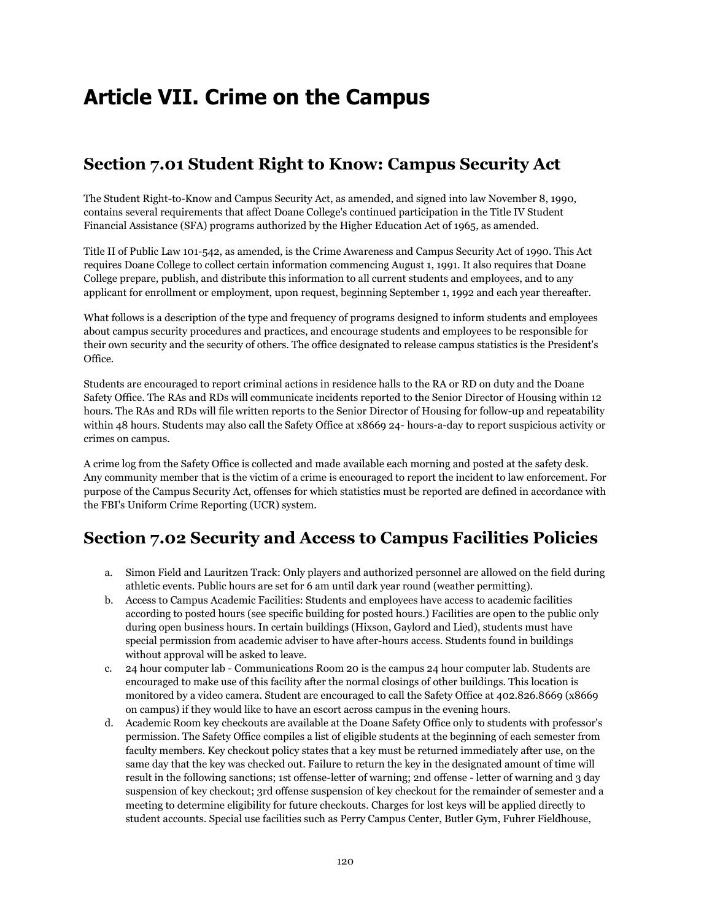# Article VII. Crime on the Campus

## Section 7.01 Student Right to Know: Campus Security Act

The Student Right-to-Know and Campus Security Act, as amended, and signed into law November 8, 1990, contains several requirements that affect Doane College's continued participation in the Title IV Student Financial Assistance (SFA) programs authorized by the Higher Education Act of 1965, as amended.

Title II of Public Law 101-542, as amended, is the Crime Awareness and Campus Security Act of 1990. This Act requires Doane College to collect certain information commencing August 1, 1991. It also requires that Doane College prepare, publish, and distribute this information to all current students and employees, and to any applicant for enrollment or employment, upon request, beginning September 1, 1992 and each year thereafter.

What follows is a description of the type and frequency of programs designed to inform students and employees about campus security procedures and practices, and encourage students and employees to be responsible for their own security and the security of others. The office designated to release campus statistics is the President's Office.

Students are encouraged to report criminal actions in residence halls to the RA or RD on duty and the Doane Safety Office. The RAs and RDs will communicate incidents reported to the Senior Director of Housing within 12 hours. The RAs and RDs will file written reports to the Senior Director of Housing for follow-up and repeatability within 48 hours. Students may also call the Safety Office at x8669 24- hours-a-day to report suspicious activity or crimes on campus.

A crime log from the Safety Office is collected and made available each morning and posted at the safety desk. Any community member that is the victim of a crime is encouraged to report the incident to law enforcement. For purpose of the Campus Security Act, offenses for which statistics must be reported are defined in accordance with the FBI's Uniform Crime Reporting (UCR) system.

## Section 7.02 Security and Access to Campus Facilities Policies

a. Simon Field and Lauritzen Track: Only players and authorized personnel are allowed on the field during athletic events. Public hours are set for 6 am until dark year round (weather permitting).
b. Access to Campus Academic Facilities: Students and employees have access to academic facilities according to posted hours (see specific building for posted hours.) Facilities are open to the public only during open business hours. In certain buildings (Hixson, Gaylord and Lied), students must have special permission from academic adviser to have after-hours access. Students found in buildings without approval will be asked to leave.
c. 24 hour computer lab - Communications Room 20 is the campus 24 hour computer lab. Students are encouraged to make use of this facility after the normal closings of other buildings. This location is monitored by a video camera. Student are encouraged to call the Safety Office at 402.826.8669 (x8669 on campus) if they would like to have an escort across campus in the evening hours.
d. Academic Room key checkouts are available at the Doane Safety Office only to students with professor's permission. The Safety Office compiles a list of eligible students at the beginning of each semester from faculty members. Key checkout policy states that a key must be returned immediately after use, on the same day that the key was checked out. Failure to return the key in the designated amount of time will result in the following sanctions; 1st offense-letter of warning; 2nd offense - letter of warning and 3 day suspension of key checkout; 3rd offense suspension of key checkout for the remainder of semester and a meeting to determine eligibility for future checkouts. Charges for lost keys will be applied directly to student accounts. Special use facilities such as Perry Campus Center, Butler Gym, Fuhrer Fieldhouse,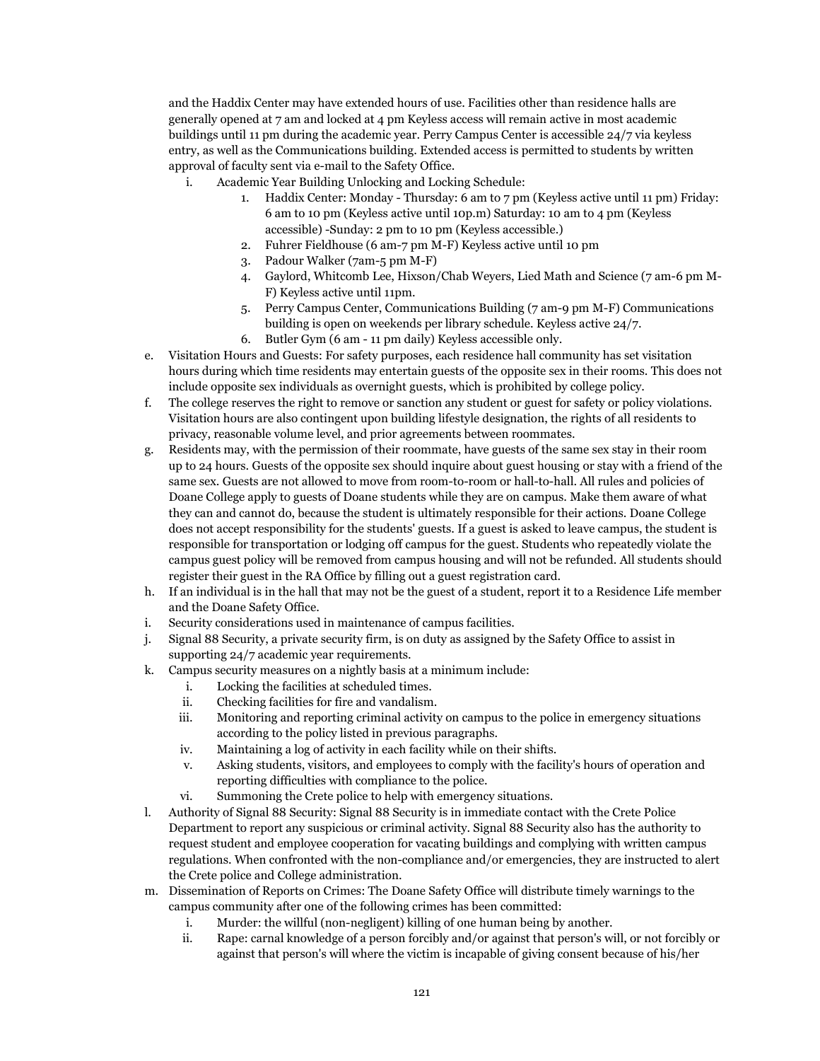and the Haddix Center may have extended hours of use. Facilities other than residence halls are generally opened at 7 am and locked at 4 pm Keyless access will remain active in most academic buildings until 11 pm during the academic year. Perry Campus Center is accessible 24/7 via keyless entry, as well as the Communications building. Extended access is permitted to students by written approval of faculty sent via e-mail to the Safety Office.

   i. Academic Year Building Unlocking and Locking Schedule:
      1. Haddix Center: Monday - Thursday: 6 am to 7 pm (Keyless active until 11 pm) Friday: 6 am to 10 pm (Keyless active until 10p.m) Saturday: 10 am to 4 pm (Keyless accessible) -Sunday: 2 pm to 10 pm (Keyless accessible.)
      2. Fuhrer Fieldhouse (6 am-7 pm M-F) Keyless active until 10 pm
      3. Padour Walker (7am-5 pm M-F)
      4. Gaylord, Whitcomb Lee, Hixson/Chab Weyers, Lied Math and Science (7 am-6 pm M-F) Keyless active until 11pm.
      5. Perry Campus Center, Communications Building (7 am-9 pm M-F) Communications building is open on weekends per library schedule. Keyless active 24/7.
      6. Butler Gym (6 am - 11 pm daily) Keyless accessible only.

e. Visitation Hours and Guests: For safety purposes, each residence hall community has set visitation hours during which time residents may entertain guests of the opposite sex in their rooms. This does not include opposite sex individuals as overnight guests, which is prohibited by college policy.

f. The college reserves the right to remove or sanction any student or guest for safety or policy violations. Visitation hours are also contingent upon building lifestyle designation, the rights of all residents to privacy, reasonable volume level, and prior agreements between roommates.

g. Residents may, with the permission of their roommate, have guests of the same sex stay in their room up to 24 hours. Guests of the opposite sex should inquire about guest housing or stay with a friend of the same sex. Guests are not allowed to move from room-to-room or hall-to-hall. All rules and policies of Doane College apply to guests of Doane students while they are on campus. Make them aware of what they can and cannot do, because the student is ultimately responsible for their actions. Doane College does not accept responsibility for the students' guests. If a guest is asked to leave campus, the student is responsible for transportation or lodging off campus for the guest. Students who repeatedly violate the campus guest policy will be removed from campus housing and will not be refunded. All students should register their guest in the RA Office by filling out a guest registration card.

h. If an individual is in the hall that may not be the guest of a student, report it to a Residence Life member and the Doane Safety Office.

i. Security considerations used in maintenance of campus facilities.

j. Signal 88 Security, a private security firm, is on duty as assigned by the Safety Office to assist in supporting 24/7 academic year requirements.

k. Campus security measures on a nightly basis at a minimum include:
   i. Locking the facilities at scheduled times.
   ii. Checking facilities for fire and vandalism.
   iii. Monitoring and reporting criminal activity on campus to the police in emergency situations according to the policy listed in previous paragraphs.
   iv. Maintaining a log of activity in each facility while on their shifts.
   v. Asking students, visitors, and employees to comply with the facility's hours of operation and reporting difficulties with compliance to the police.
   vi. Summoning the Crete police to help with emergency situations.

l. Authority of Signal 88 Security: Signal 88 Security is in immediate contact with the Crete Police Department to report any suspicious or criminal activity. Signal 88 Security also has the authority to request student and employee cooperation for vacating buildings and complying with written campus regulations. When confronted with the non-compliance and/or emergencies, they are instructed to alert the Crete police and College administration.

m. Dissemination of Reports on Crimes: The Doane Safety Office will distribute timely warnings to the campus community after one of the following crimes has been committed:
   i. Murder: the willful (non-negligent) killing of one human being by another.
   ii. Rape: carnal knowledge of a person forcibly and/or against that person's will, or not forcibly or against that person's will where the victim is incapable of giving consent because of his/her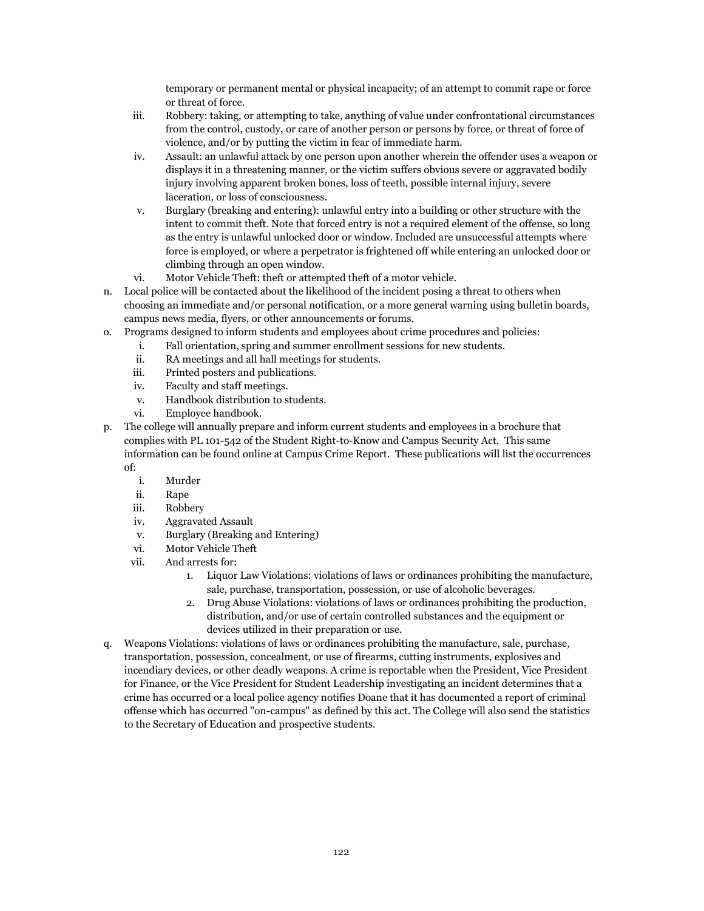temporary or permanent mental or physical incapacity; of an attempt to commit rape or force or threat of force.

iii. Robbery: taking, or attempting to take, anything of value under confrontational circumstances from the control, custody, or care of another person or persons by force, or threat of force of violence, and/or by putting the victim in fear of immediate harm.

iv. Assault: an unlawful attack by one person upon another wherein the offender uses a weapon or displays it in a threatening manner, or the victim suffers obvious severe or aggravated bodily injury involving apparent broken bones, loss of teeth, possible internal injury, severe laceration, or loss of consciousness.

v. Burglary (breaking and entering): unlawful entry into a building or other structure with the intent to commit theft. Note that forced entry is not a required element of the offense, so long as the entry is unlawful unlocked door or window. Included are unsuccessful attempts where force is employed, or where a perpetrator is frightened off while entering an unlocked door or climbing through an open window.

vi. Motor Vehicle Theft: theft or attempted theft of a motor vehicle.

n. Local police will be contacted about the likelihood of the incident posing a threat to others when choosing an immediate and/or personal notification, or a more general warning using bulletin boards, campus news media, flyers, or other announcements or forums.

o. Programs designed to inform students and employees about crime procedures and policies:
   i. Fall orientation, spring and summer enrollment sessions for new students.
   ii. RA meetings and all hall meetings for students.
   iii. Printed posters and publications.
   iv. Faculty and staff meetings.
   v. Handbook distribution to students.
   vi. Employee handbook.

p. The college will annually prepare and inform current students and employees in a brochure that complies with PL 101-542 of the Student Right-to-Know and Campus Security Act. This same information can be found online at Campus Crime Report. These publications will list the occurrences of:
   i. Murder
   ii. Rape
   iii. Robbery
   iv. Aggravated Assault
   v. Burglary (Breaking and Entering)
   vi. Motor Vehicle Theft
   vii. And arrests for:
      1. Liquor Law Violations: violations of laws or ordinances prohibiting the manufacture, sale, purchase, transportation, possession, or use of alcoholic beverages.
      2. Drug Abuse Violations: violations of laws or ordinances prohibiting the production, distribution, and/or use of certain controlled substances and the equipment or devices utilized in their preparation or use.

q. Weapons Violations: violations of laws or ordinances prohibiting the manufacture, sale, purchase, transportation, possession, concealment, or use of firearms, cutting instruments, explosives and incendiary devices, or other deadly weapons. A crime is reportable when the President, Vice President for Finance, or the Vice President for Student Leadership investigating an incident determines that a crime has occurred or a local police agency notifies Doane that it has documented a report of criminal offense which has occurred "on-campus" as defined by this act. The College will also send the statistics to the Secretary of Education and prospective students.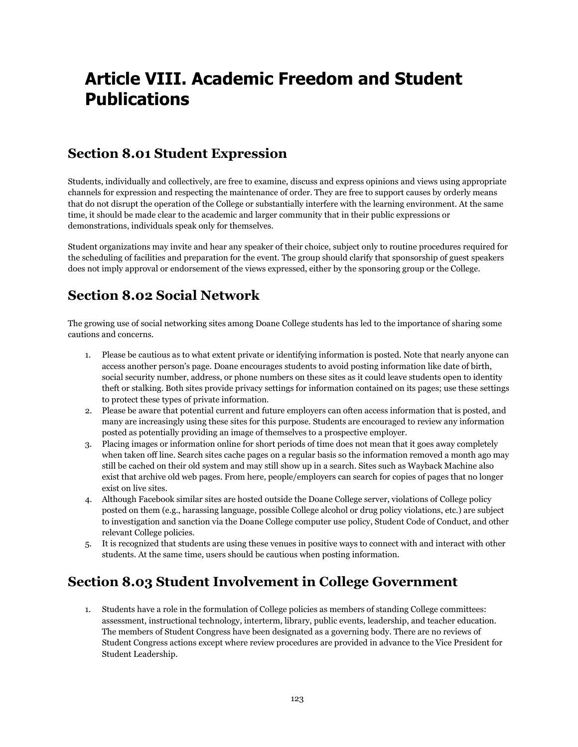# Article VIII. Academic Freedom and Student Publications

## Section 8.01 Student Expression

Students, individually and collectively, are free to examine, discuss and express opinions and views using appropriate channels for expression and respecting the maintenance of order. They are free to support causes by orderly means that do not disrupt the operation of the College or substantially interfere with the learning environment. At the same time, it should be made clear to the academic and larger community that in their public expressions or demonstrations, individuals speak only for themselves.

Student organizations may invite and hear any speaker of their choice, subject only to routine procedures required for the scheduling of facilities and preparation for the event. The group should clarify that sponsorship of guest speakers does not imply approval or endorsement of the views expressed, either by the sponsoring group or the College.

## Section 8.02 Social Network

The growing use of social networking sites among Doane College students has led to the importance of sharing some cautions and concerns.

1. Please be cautious as to what extent private or identifying information is posted. Note that nearly anyone can access another person's page. Doane encourages students to avoid posting information like date of birth, social security number, address, or phone numbers on these sites as it could leave students open to identity theft or stalking. Both sites provide privacy settings for information contained on its pages; use these settings to protect these types of private information.
2. Please be aware that potential current and future employers can often access information that is posted, and many are increasingly using these sites for this purpose. Students are encouraged to review any information posted as potentially providing an image of themselves to a prospective employer.
3. Placing images or information online for short periods of time does not mean that it goes away completely when taken off line. Search sites cache pages on a regular basis so the information removed a month ago may still be cached on their old system and may still show up in a search. Sites such as Wayback Machine also exist that archive old web pages. From here, people/employers can search for copies of pages that no longer exist on live sites.
4. Although Facebook similar sites are hosted outside the Doane College server, violations of College policy posted on them (e.g., harassing language, possible College alcohol or drug policy violations, etc.) are subject to investigation and sanction via the Doane College computer use policy, Student Code of Conduct, and other relevant College policies.
5. It is recognized that students are using these venues in positive ways to connect with and interact with other students. At the same time, users should be cautious when posting information.

## Section 8.03 Student Involvement in College Government

1. Students have a role in the formulation of College policies as members of standing College committees: assessment, instructional technology, interterm, library, public events, leadership, and teacher education. The members of Student Congress have been designated as a governing body. There are no reviews of Student Congress actions except where review procedures are provided in advance to the Vice President for Student Leadership.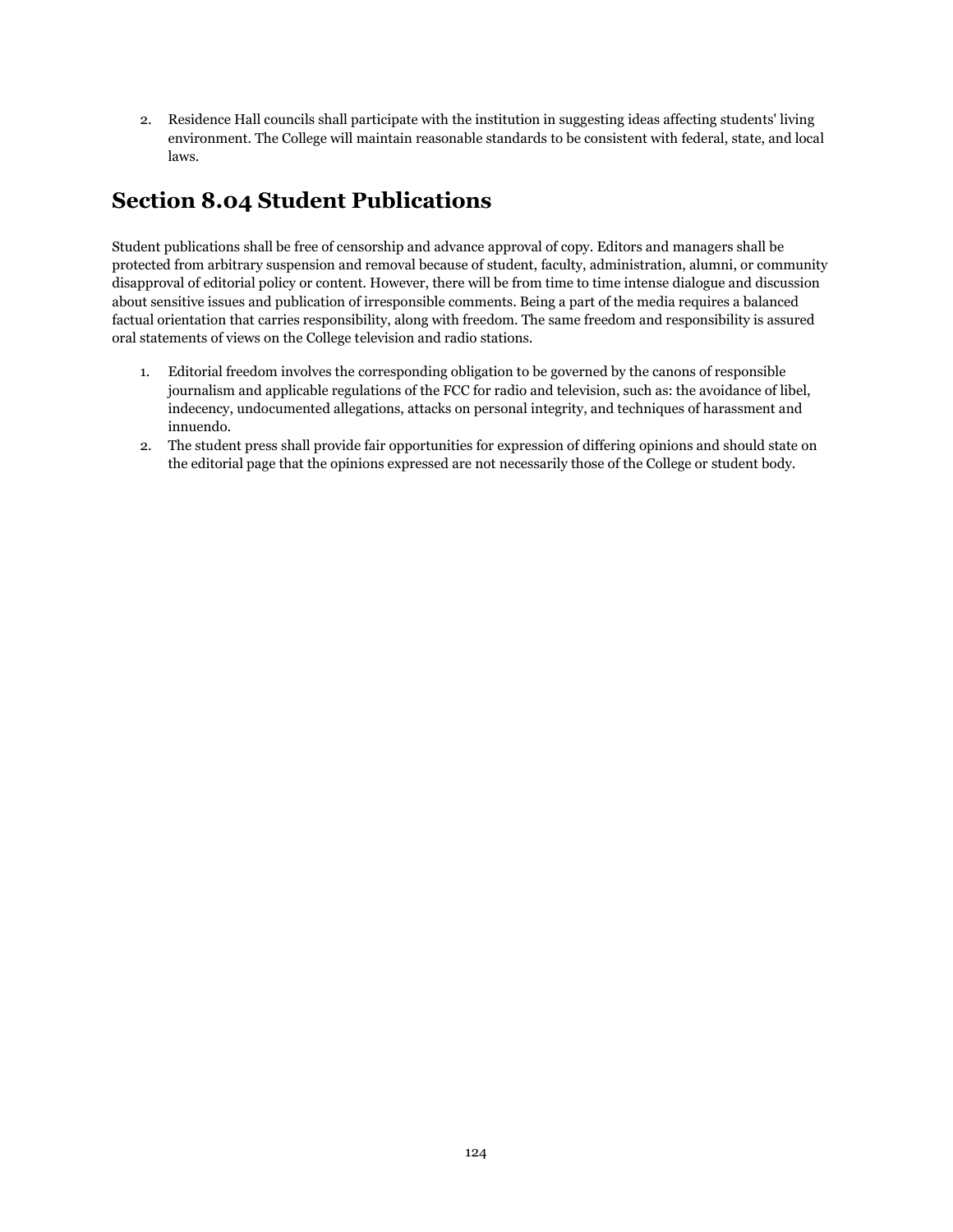2. Residence Hall councils shall participate with the institution in suggesting ideas affecting students' living environment. The College will maintain reasonable standards to be consistent with federal, state, and local laws.

## Section 8.04 Student Publications

Student publications shall be free of censorship and advance approval of copy. Editors and managers shall be protected from arbitrary suspension and removal because of student, faculty, administration, alumni, or community disapproval of editorial policy or content. However, there will be from time to time intense dialogue and discussion about sensitive issues and publication of irresponsible comments. Being a part of the media requires a balanced factual orientation that carries responsibility, along with freedom. The same freedom and responsibility is assured oral statements of views on the College television and radio stations.

1. Editorial freedom involves the corresponding obligation to be governed by the canons of responsible journalism and applicable regulations of the FCC for radio and television, such as: the avoidance of libel, indecency, undocumented allegations, attacks on personal integrity, and techniques of harassment and innuendo.
2. The student press shall provide fair opportunities for expression of differing opinions and should state on the editorial page that the opinions expressed are not necessarily those of the College or student body.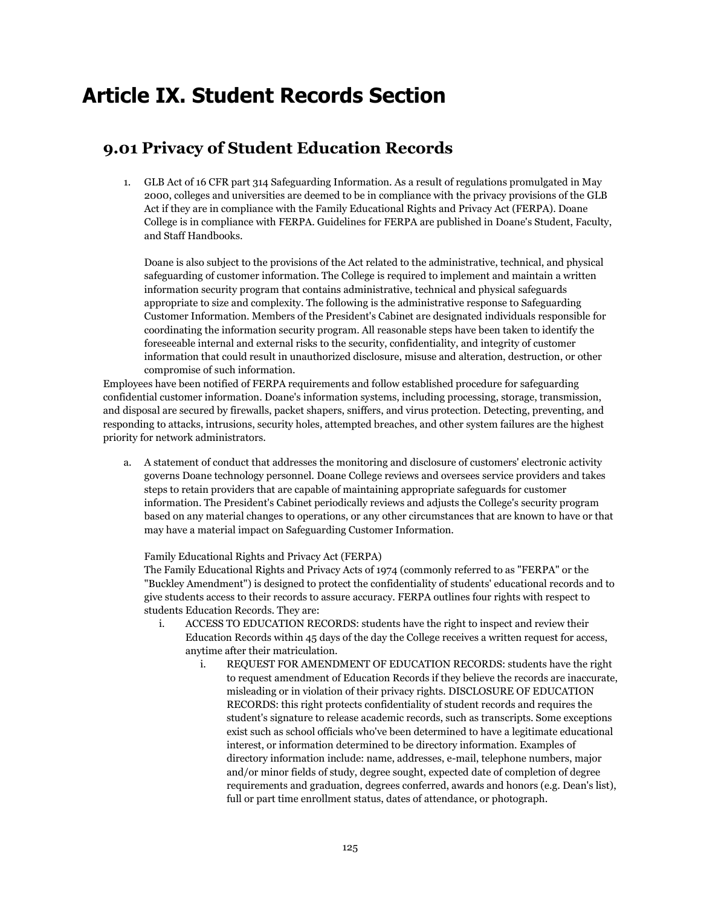# Article IX. Student Records Section

## 9.01 Privacy of Student Education Records

1. GLB Act of 16 CFR part 314 Safeguarding Information. As a result of regulations promulgated in May 2000, colleges and universities are deemed to be in compliance with the privacy provisions of the GLB Act if they are in compliance with the Family Educational Rights and Privacy Act (FERPA). Doane College is in compliance with FERPA. Guidelines for FERPA are published in Doane's Student, Faculty, and Staff Handbooks.

   Doane is also subject to the provisions of the Act related to the administrative, technical, and physical safeguarding of customer information. The College is required to implement and maintain a written information security program that contains administrative, technical and physical safeguards appropriate to size and complexity. The following is the administrative response to Safeguarding Customer Information. Members of the President's Cabinet are designated individuals responsible for coordinating the information security program. All reasonable steps have been taken to identify the foreseeable internal and external risks to the security, confidentiality, and integrity of customer information that could result in unauthorized disclosure, misuse and alteration, destruction, or other compromise of such information.

Employees have been notified of FERPA requirements and follow established procedure for safeguarding confidential customer information. Doane's information systems, including processing, storage, transmission, and disposal are secured by firewalls, packet shapers, sniffers, and virus protection. Detecting, preventing, and responding to attacks, intrusions, security holes, attempted breaches, and other system failures are the highest priority for network administrators.

a. A statement of conduct that addresses the monitoring and disclosure of customers' electronic activity governs Doane technology personnel. Doane College reviews and oversees service providers and takes steps to retain providers that are capable of maintaining appropriate safeguards for customer information. The President's Cabinet periodically reviews and adjusts the College's security program based on any material changes to operations, or any other circumstances that are known to have or that may have a material impact on Safeguarding Customer Information.

   Family Educational Rights and Privacy Act (FERPA)
   The Family Educational Rights and Privacy Acts of 1974 (commonly referred to as "FERPA" or the "Buckley Amendment") is designed to protect the confidentiality of students' educational records and to give students access to their records to assure accuracy. FERPA outlines four rights with respect to students Education Records. They are:

   i. ACCESS TO EDUCATION RECORDS: students have the right to inspect and review their Education Records within 45 days of the day the College receives a written request for access, anytime after their matriculation.

      i. REQUEST FOR AMENDMENT OF EDUCATION RECORDS: students have the right to request amendment of Education Records if they believe the records are inaccurate, misleading or in violation of their privacy rights. DISCLOSURE OF EDUCATION RECORDS: this right protects confidentiality of student records and requires the student's signature to release academic records, such as transcripts. Some exceptions exist such as school officials who've been determined to have a legitimate educational interest, or information determined to be directory information. Examples of directory information include: name, addresses, e-mail, telephone numbers, major and/or minor fields of study, degree sought, expected date of completion of degree requirements and graduation, degrees conferred, awards and honors (e.g. Dean's list), full or part time enrollment status, dates of attendance, or photograph.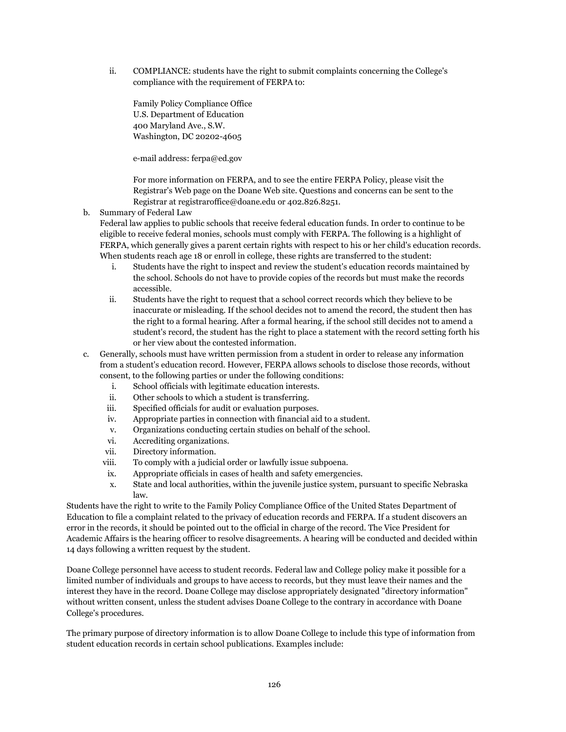ii. COMPLIANCE: students have the right to submit complaints concerning the College's compliance with the requirement of FERPA to:

   Family Policy Compliance Office
   U.S. Department of Education
   400 Maryland Ave., S.W.
   Washington, DC 20202-4605

   e-mail address: ferpa@ed.gov

   For more information on FERPA, and to see the entire FERPA Policy, please visit the Registrar's Web page on the Doane Web site. Questions and concerns can be sent to the Registrar at registraroffice@doane.edu or 402.826.8251.

b. Summary of Federal Law
   Federal law applies to public schools that receive federal education funds. In order to continue to be eligible to receive federal monies, schools must comply with FERPA. The following is a highlight of FERPA, which generally gives a parent certain rights with respect to his or her child's education records. When students reach age 18 or enroll in college, these rights are transferred to the student:
   i. Students have the right to inspect and review the student's education records maintained by the school. Schools do not have to provide copies of the records but must make the records accessible.
   ii. Students have the right to request that a school correct records which they believe to be inaccurate or misleading. If the school decides not to amend the record, the student then has the right to a formal hearing. After a formal hearing, if the school still decides not to amend a student's record, the student has the right to place a statement with the record setting forth his or her view about the contested information.

c. Generally, schools must have written permission from a student in order to release any information from a student's education record. However, FERPA allows schools to disclose those records, without consent, to the following parties or under the following conditions:
   i. School officials with legitimate education interests.
   ii. Other schools to which a student is transferring.
   iii. Specified officials for audit or evaluation purposes.
   iv. Appropriate parties in connection with financial aid to a student.
   v. Organizations conducting certain studies on behalf of the school.
   vi. Accrediting organizations.
   vii. Directory information.
   viii. To comply with a judicial order or lawfully issue subpoena.
   ix. Appropriate officials in cases of health and safety emergencies.
   x. State and local authorities, within the juvenile justice system, pursuant to specific Nebraska law.

Students have the right to write to the Family Policy Compliance Office of the United States Department of Education to file a complaint related to the privacy of education records and FERPA. If a student discovers an error in the records, it should be pointed out to the official in charge of the record. The Vice President for Academic Affairs is the hearing officer to resolve disagreements. A hearing will be conducted and decided within 14 days following a written request by the student.

Doane College personnel have access to student records. Federal law and College policy make it possible for a limited number of individuals and groups to have access to records, but they must leave their names and the interest they have in the record. Doane College may disclose appropriately designated "directory information" without written consent, unless the student advises Doane College to the contrary in accordance with Doane College's procedures.

The primary purpose of directory information is to allow Doane College to include this type of information from student education records in certain school publications. Examples include: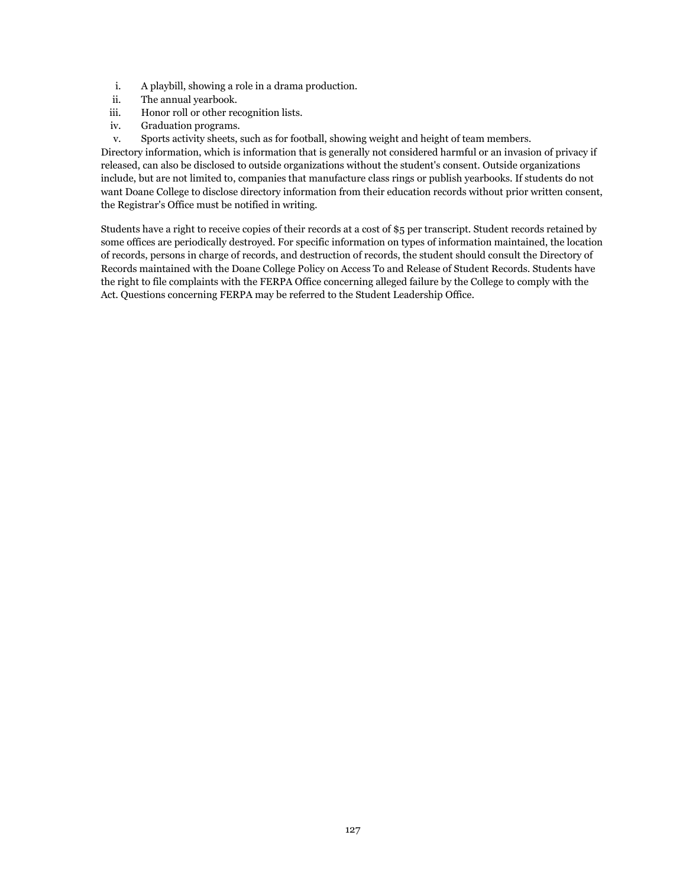i. A playbill, showing a role in a drama production.
ii. The annual yearbook.
iii. Honor roll or other recognition lists.
iv. Graduation programs.
v. Sports activity sheets, such as for football, showing weight and height of team members.

Directory information, which is information that is generally not considered harmful or an invasion of privacy if released, can also be disclosed to outside organizations without the student's consent. Outside organizations include, but are not limited to, companies that manufacture class rings or publish yearbooks. If students do not want Doane College to disclose directory information from their education records without prior written consent, the Registrar's Office must be notified in writing.

Students have a right to receive copies of their records at a cost of $5 per transcript. Student records retained by some offices are periodically destroyed. For specific information on types of information maintained, the location of records, persons in charge of records, and destruction of records, the student should consult the Directory of Records maintained with the Doane College Policy on Access To and Release of Student Records. Students have the right to file complaints with the FERPA Office concerning alleged failure by the College to comply with the Act. Questions concerning FERPA may be referred to the Student Leadership Office.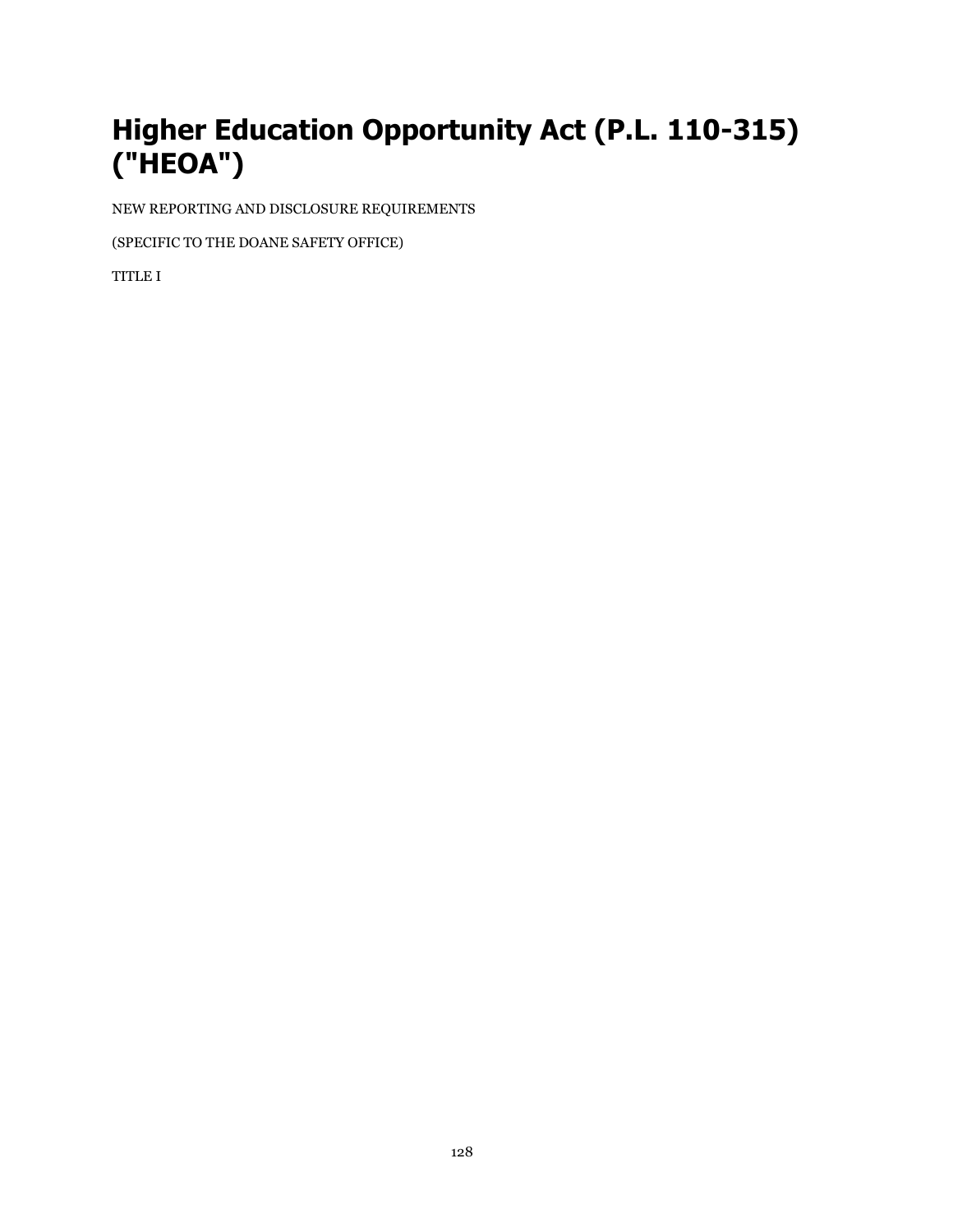# Higher Education Opportunity Act (P.L. 110-315) ("HEOA")

NEW REPORTING AND DISCLOSURE REQUIREMENTS

(SPECIFIC TO THE DOANE SAFETY OFFICE)

TITLE I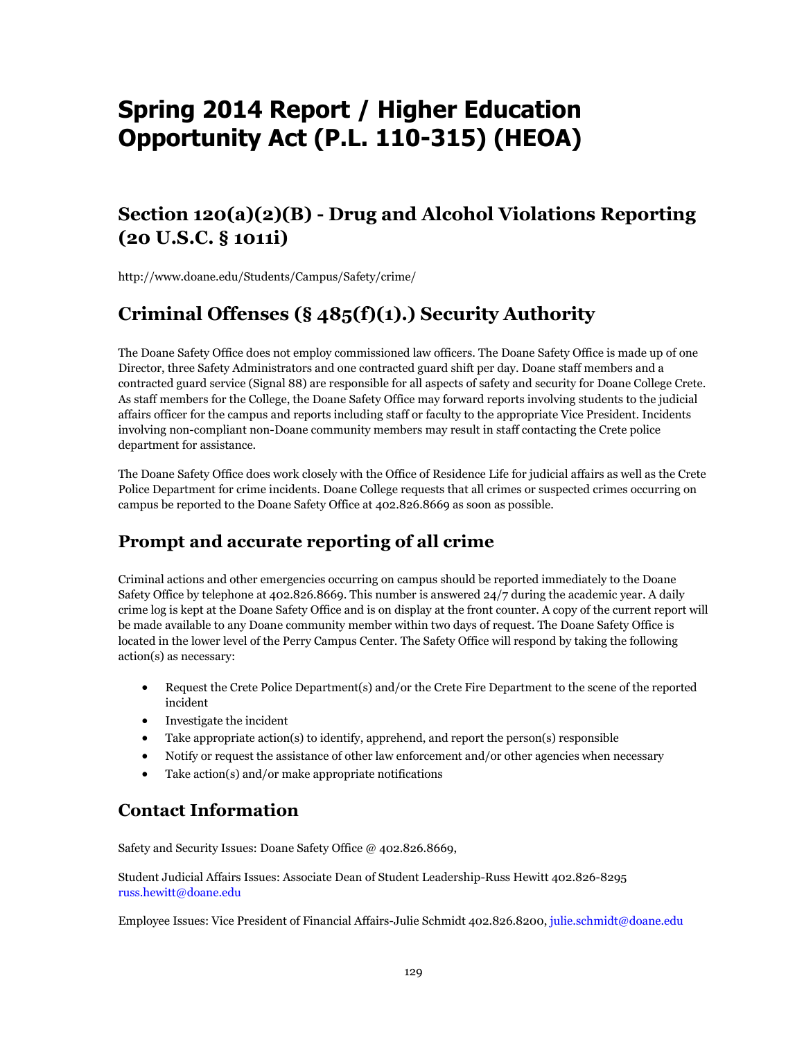# Spring 2014 Report / Higher Education Opportunity Act (P.L. 110-315) (HEOA)

## Section 120(a)(2)(B) - Drug and Alcohol Violations Reporting (20 U.S.C. § 1011i)

http://www.doane.edu/Students/Campus/Safety/crime/

## Criminal Offenses (§ 485(f)(1).) Security Authority

The Doane Safety Office does not employ commissioned law officers. The Doane Safety Office is made up of one Director, three Safety Administrators and one contracted guard shift per day. Doane staff members and a contracted guard service (Signal 88) are responsible for all aspects of safety and security for Doane College Crete. As staff members for the College, the Doane Safety Office may forward reports involving students to the judicial affairs officer for the campus and reports including staff or faculty to the appropriate Vice President. Incidents involving non-compliant non-Doane community members may result in staff contacting the Crete police department for assistance.

The Doane Safety Office does work closely with the Office of Residence Life for judicial affairs as well as the Crete Police Department for crime incidents. Doane College requests that all crimes or suspected crimes occurring on campus be reported to the Doane Safety Office at 402.826.8669 as soon as possible.

## Prompt and accurate reporting of all crime

Criminal actions and other emergencies occurring on campus should be reported immediately to the Doane Safety Office by telephone at 402.826.8669. This number is answered 24/7 during the academic year. A daily crime log is kept at the Doane Safety Office and is on display at the front counter. A copy of the current report will be made available to any Doane community member within two days of request. The Doane Safety Office is located in the lower level of the Perry Campus Center. The Safety Office will respond by taking the following action(s) as necessary:

- Request the Crete Police Department(s) and/or the Crete Fire Department to the scene of the reported incident
- Investigate the incident
- Take appropriate action(s) to identify, apprehend, and report the person(s) responsible
- Notify or request the assistance of other law enforcement and/or other agencies when necessary
- Take action(s) and/or make appropriate notifications

## Contact Information

Safety and Security Issues: Doane Safety Office @ 402.826.8669,

Student Judicial Affairs Issues: Associate Dean of Student Leadership-Russ Hewitt 402.826-8295 russ.hewitt@doane.edu

Employee Issues: Vice President of Financial Affairs-Julie Schmidt 402.826.8200, julie.schmidt@doane.edu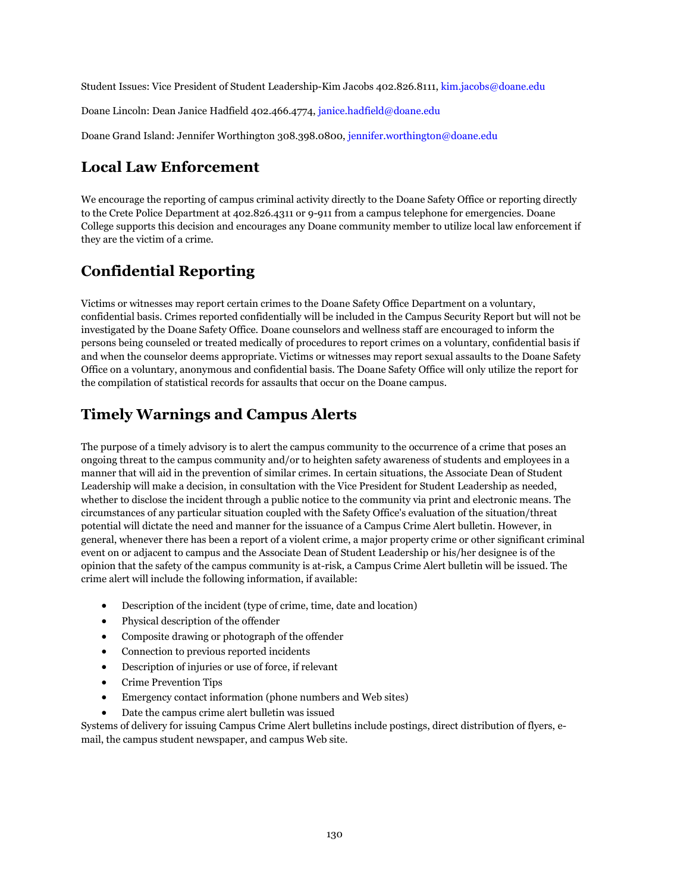Student Issues: Vice President of Student Leadership-Kim Jacobs 402.826.8111, kim.jacobs@doane.edu

Doane Lincoln: Dean Janice Hadfield 402.466.4774, janice.hadfield@doane.edu

Doane Grand Island: Jennifer Worthington 308.398.0800, jennifer.worthington@doane.edu

## Local Law Enforcement

We encourage the reporting of campus criminal activity directly to the Doane Safety Office or reporting directly to the Crete Police Department at 402.826.4311 or 9-911 from a campus telephone for emergencies. Doane College supports this decision and encourages any Doane community member to utilize local law enforcement if they are the victim of a crime.

## Confidential Reporting

Victims or witnesses may report certain crimes to the Doane Safety Office Department on a voluntary, confidential basis. Crimes reported confidentially will be included in the Campus Security Report but will not be investigated by the Doane Safety Office. Doane counselors and wellness staff are encouraged to inform the persons being counseled or treated medically of procedures to report crimes on a voluntary, confidential basis if and when the counselor deems appropriate. Victims or witnesses may report sexual assaults to the Doane Safety Office on a voluntary, anonymous and confidential basis. The Doane Safety Office will only utilize the report for the compilation of statistical records for assaults that occur on the Doane campus.

## Timely Warnings and Campus Alerts

The purpose of a timely advisory is to alert the campus community to the occurrence of a crime that poses an ongoing threat to the campus community and/or to heighten safety awareness of students and employees in a manner that will aid in the prevention of similar crimes. In certain situations, the Associate Dean of Student Leadership will make a decision, in consultation with the Vice President for Student Leadership as needed, whether to disclose the incident through a public notice to the community via print and electronic means. The circumstances of any particular situation coupled with the Safety Office's evaluation of the situation/threat potential will dictate the need and manner for the issuance of a Campus Crime Alert bulletin. However, in general, whenever there has been a report of a violent crime, a major property crime or other significant criminal event on or adjacent to campus and the Associate Dean of Student Leadership or his/her designee is of the opinion that the safety of the campus community is at-risk, a Campus Crime Alert bulletin will be issued. The crime alert will include the following information, if available:

- Description of the incident (type of crime, time, date and location)
- Physical description of the offender
- Composite drawing or photograph of the offender
- Connection to previous reported incidents
- Description of injuries or use of force, if relevant
- Crime Prevention Tips
- Emergency contact information (phone numbers and Web sites)
- Date the campus crime alert bulletin was issued

Systems of delivery for issuing Campus Crime Alert bulletins include postings, direct distribution of flyers, e-mail, the campus student newspaper, and campus Web site.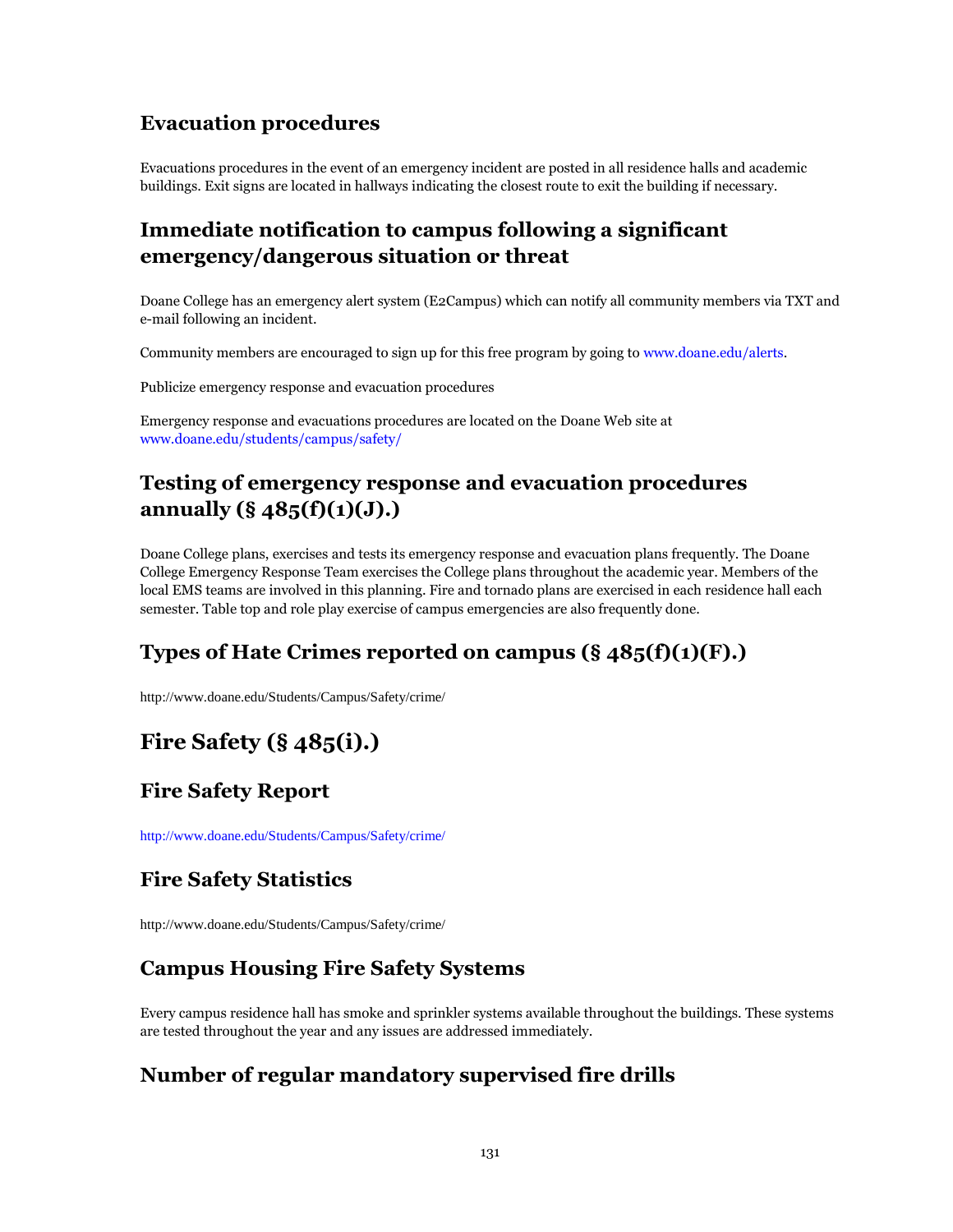## Evacuation procedures

Evacuations procedures in the event of an emergency incident are posted in all residence halls and academic buildings. Exit signs are located in hallways indicating the closest route to exit the building if necessary.

## Immediate notification to campus following a significant emergency/dangerous situation or threat

Doane College has an emergency alert system (E2Campus) which can notify all community members via TXT and e-mail following an incident.

Community members are encouraged to sign up for this free program by going to www.doane.edu/alerts.

Publicize emergency response and evacuation procedures

Emergency response and evacuations procedures are located on the Doane Web site at www.doane.edu/students/campus/safety/

## Testing of emergency response and evacuation procedures annually (§ 485(f)(1)(J).)

Doane College plans, exercises and tests its emergency response and evacuation plans frequently. The Doane College Emergency Response Team exercises the College plans throughout the academic year. Members of the local EMS teams are involved in this planning. Fire and tornado plans are exercised in each residence hall each semester. Table top and role play exercise of campus emergencies are also frequently done.

## Types of Hate Crimes reported on campus (§ 485(f)(1)(F).)

http://www.doane.edu/Students/Campus/Safety/crime/

# Fire Safety (§ 485(i).)

## Fire Safety Report

http://www.doane.edu/Students/Campus/Safety/crime/

## Fire Safety Statistics

http://www.doane.edu/Students/Campus/Safety/crime/

## Campus Housing Fire Safety Systems

Every campus residence hall has smoke and sprinkler systems available throughout the buildings. These systems are tested throughout the year and any issues are addressed immediately.

## Number of regular mandatory supervised fire drills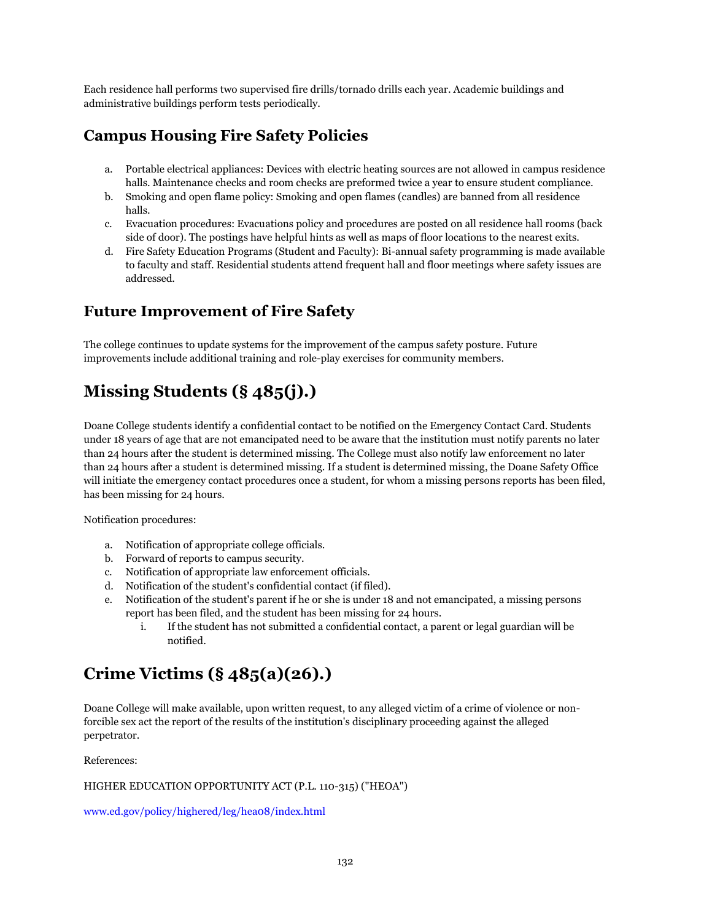Each residence hall performs two supervised fire drills/tornado drills each year. Academic buildings and administrative buildings perform tests periodically.

### Campus Housing Fire Safety Policies

a. Portable electrical appliances: Devices with electric heating sources are not allowed in campus residence halls. Maintenance checks and room checks are preformed twice a year to ensure student compliance.
b. Smoking and open flame policy: Smoking and open flames (candles) are banned from all residence halls.
c. Evacuation procedures: Evacuations policy and procedures are posted on all residence hall rooms (back side of door). The postings have helpful hints as well as maps of floor locations to the nearest exits.
d. Fire Safety Education Programs (Student and Faculty): Bi-annual safety programming is made available to faculty and staff. Residential students attend frequent hall and floor meetings where safety issues are addressed.

### Future Improvement of Fire Safety

The college continues to update systems for the improvement of the campus safety posture. Future improvements include additional training and role-play exercises for community members.

## Missing Students (§ 485(j).)

Doane College students identify a confidential contact to be notified on the Emergency Contact Card. Students under 18 years of age that are not emancipated need to be aware that the institution must notify parents no later than 24 hours after the student is determined missing. The College must also notify law enforcement no later than 24 hours after a student is determined missing. If a student is determined missing, the Doane Safety Office will initiate the emergency contact procedures once a student, for whom a missing persons reports has been filed, has been missing for 24 hours.

Notification procedures:

a. Notification of appropriate college officials.
b. Forward of reports to campus security.
c. Notification of appropriate law enforcement officials.
d. Notification of the student's confidential contact (if filed).
e. Notification of the student's parent if he or she is under 18 and not emancipated, a missing persons report has been filed, and the student has been missing for 24 hours.
    i. If the student has not submitted a confidential contact, a parent or legal guardian will be notified.

## Crime Victims (§ 485(a)(26).)

Doane College will make available, upon written request, to any alleged victim of a crime of violence or non-forcible sex act the report of the results of the institution's disciplinary proceeding against the alleged perpetrator.

References:

HIGHER EDUCATION OPPORTUNITY ACT (P.L. 110-315) ("HEOA")

www.ed.gov/policy/highered/leg/hea08/index.html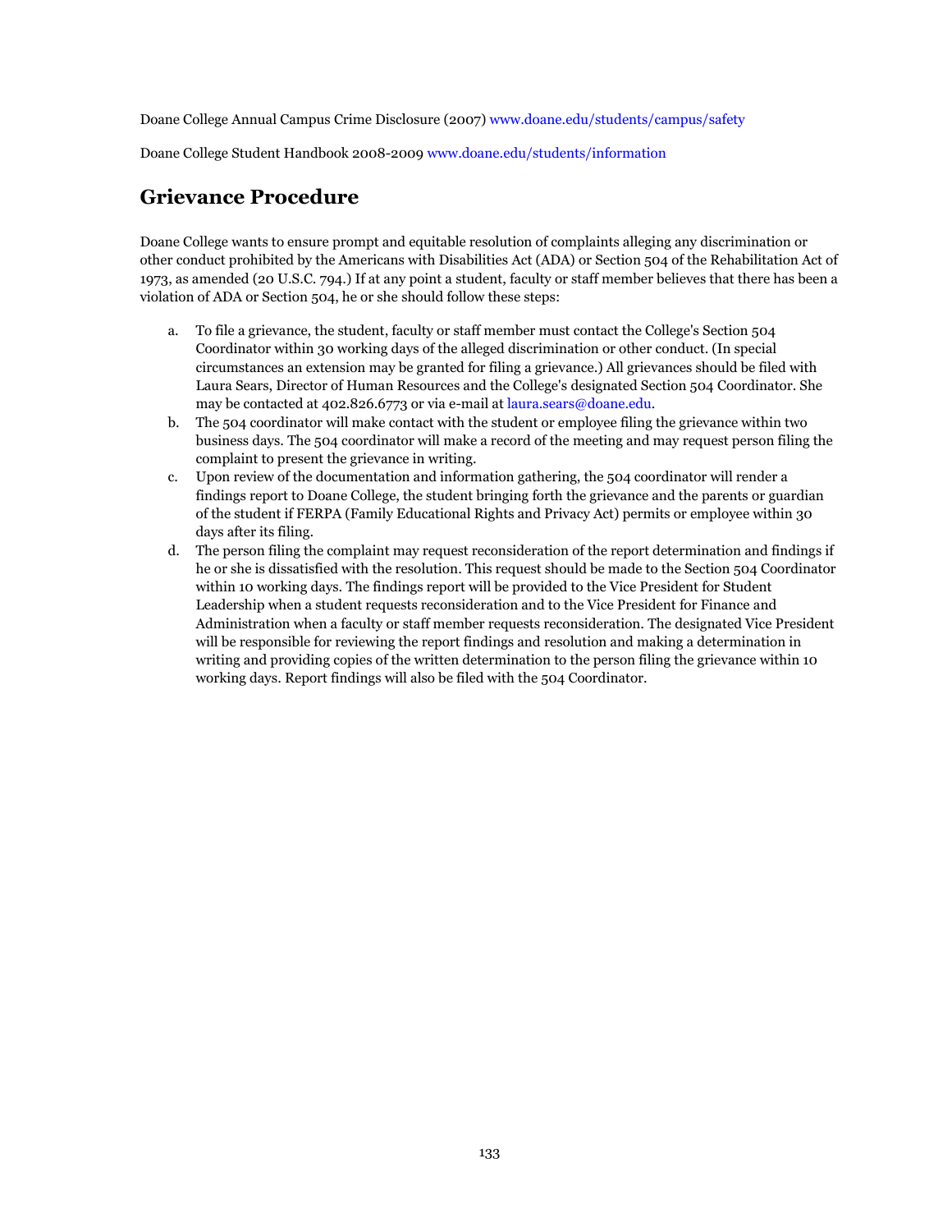Doane College Annual Campus Crime Disclosure (2007) www.doane.edu/students/campus/safety

Doane College Student Handbook 2008-2009 www.doane.edu/students/information

## Grievance Procedure

Doane College wants to ensure prompt and equitable resolution of complaints alleging any discrimination or other conduct prohibited by the Americans with Disabilities Act (ADA) or Section 504 of the Rehabilitation Act of 1973, as amended (20 U.S.C. 794.) If at any point a student, faculty or staff member believes that there has been a violation of ADA or Section 504, he or she should follow these steps:

a. To file a grievance, the student, faculty or staff member must contact the College's Section 504 Coordinator within 30 working days of the alleged discrimination or other conduct. (In special circumstances an extension may be granted for filing a grievance.) All grievances should be filed with Laura Sears, Director of Human Resources and the College's designated Section 504 Coordinator. She may be contacted at 402.826.6773 or via e-mail at laura.sears@doane.edu.
b. The 504 coordinator will make contact with the student or employee filing the grievance within two business days. The 504 coordinator will make a record of the meeting and may request person filing the complaint to present the grievance in writing.
c. Upon review of the documentation and information gathering, the 504 coordinator will render a findings report to Doane College, the student bringing forth the grievance and the parents or guardian of the student if FERPA (Family Educational Rights and Privacy Act) permits or employee within 30 days after its filing.
d. The person filing the complaint may request reconsideration of the report determination and findings if he or she is dissatisfied with the resolution. This request should be made to the Section 504 Coordinator within 10 working days. The findings report will be provided to the Vice President for Student Leadership when a student requests reconsideration and to the Vice President for Finance and Administration when a faculty or staff member requests reconsideration. The designated Vice President will be responsible for reviewing the report findings and resolution and making a determination in writing and providing copies of the written determination to the person filing the grievance within 10 working days. Report findings will also be filed with the 504 Coordinator.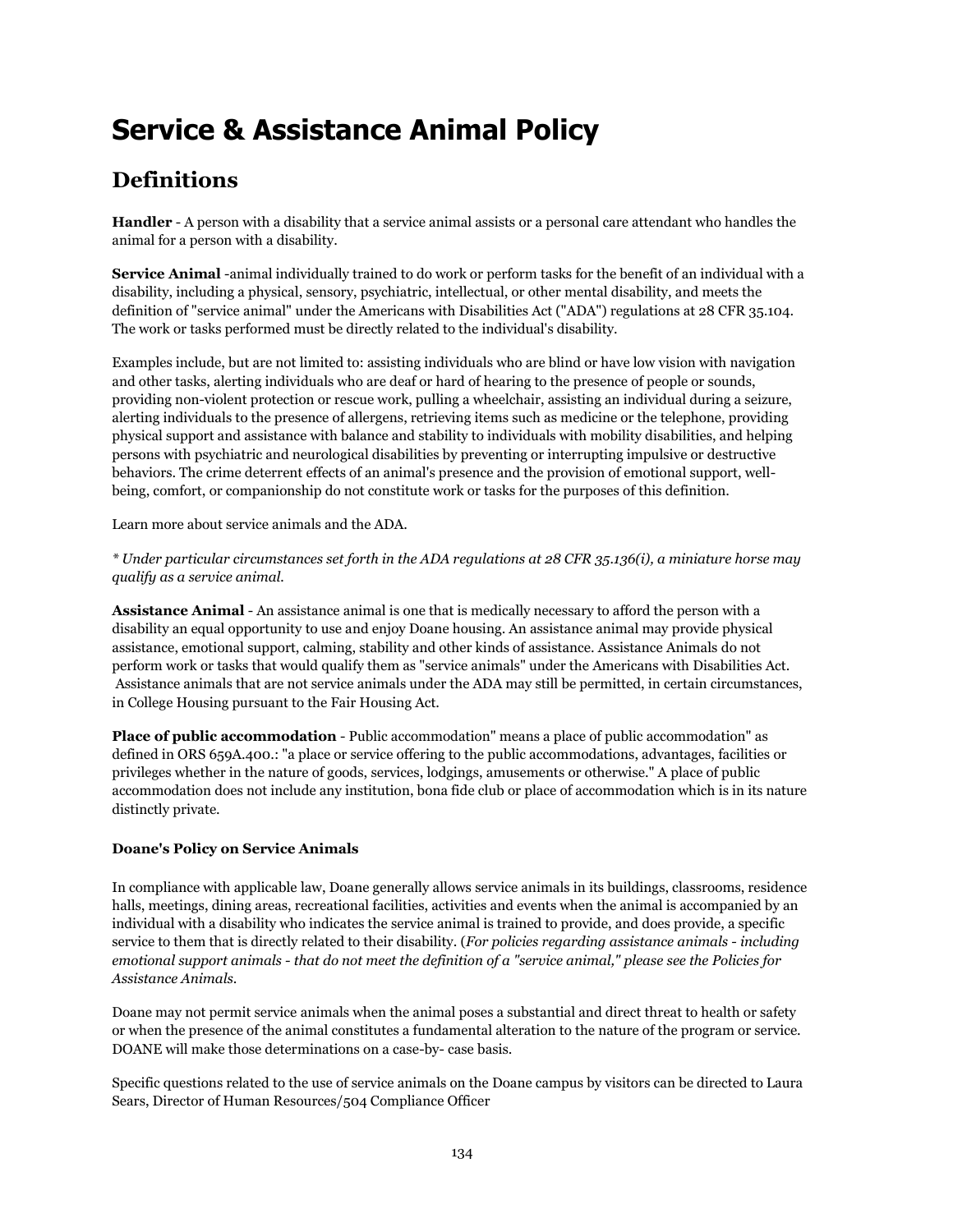# Service & Assistance Animal Policy

## Definitions

**Handler** - A person with a disability that a service animal assists or a personal care attendant who handles the animal for a person with a disability.

**Service Animal** -animal individually trained to do work or perform tasks for the benefit of an individual with a disability, including a physical, sensory, psychiatric, intellectual, or other mental disability, and meets the definition of "service animal" under the Americans with Disabilities Act ("ADA") regulations at 28 CFR 35.104. The work or tasks performed must be directly related to the individual's disability.

Examples include, but are not limited to: assisting individuals who are blind or have low vision with navigation and other tasks, alerting individuals who are deaf or hard of hearing to the presence of people or sounds, providing non-violent protection or rescue work, pulling a wheelchair, assisting an individual during a seizure, alerting individuals to the presence of allergens, retrieving items such as medicine or the telephone, providing physical support and assistance with balance and stability to individuals with mobility disabilities, and helping persons with psychiatric and neurological disabilities by preventing or interrupting impulsive or destructive behaviors. The crime deterrent effects of an animal's presence and the provision of emotional support, well-being, comfort, or companionship do not constitute work or tasks for the purposes of this definition.

Learn more about service animals and the ADA.

*\* Under particular circumstances set forth in the ADA regulations at 28 CFR 35.136(i), a miniature horse may qualify as a service animal.*

**Assistance Animal** - An assistance animal is one that is medically necessary to afford the person with a disability an equal opportunity to use and enjoy Doane housing. An assistance animal may provide physical assistance, emotional support, calming, stability and other kinds of assistance. Assistance Animals do not perform work or tasks that would qualify them as "service animals" under the Americans with Disabilities Act. Assistance animals that are not service animals under the ADA may still be permitted, in certain circumstances, in College Housing pursuant to the Fair Housing Act.

**Place of public accommodation** - Public accommodation" means a place of public accommodation" as defined in ORS 659A.400.: "a place or service offering to the public accommodations, advantages, facilities or privileges whether in the nature of goods, services, lodgings, amusements or otherwise." A place of public accommodation does not include any institution, bona fide club or place of accommodation which is in its nature distinctly private.

**Doane's Policy on Service Animals**

In compliance with applicable law, Doane generally allows service animals in its buildings, classrooms, residence halls, meetings, dining areas, recreational facilities, activities and events when the animal is accompanied by an individual with a disability who indicates the service animal is trained to provide, and does provide, a specific service to them that is directly related to their disability. (*For policies regarding assistance animals - including emotional support animals - that do not meet the definition of a "service animal," please see the Policies for Assistance Animals.*

Doane may not permit service animals when the animal poses a substantial and direct threat to health or safety or when the presence of the animal constitutes a fundamental alteration to the nature of the program or service. DOANE will make those determinations on a case-by- case basis.

Specific questions related to the use of service animals on the Doane campus by visitors can be directed to Laura Sears, Director of Human Resources/504 Compliance Officer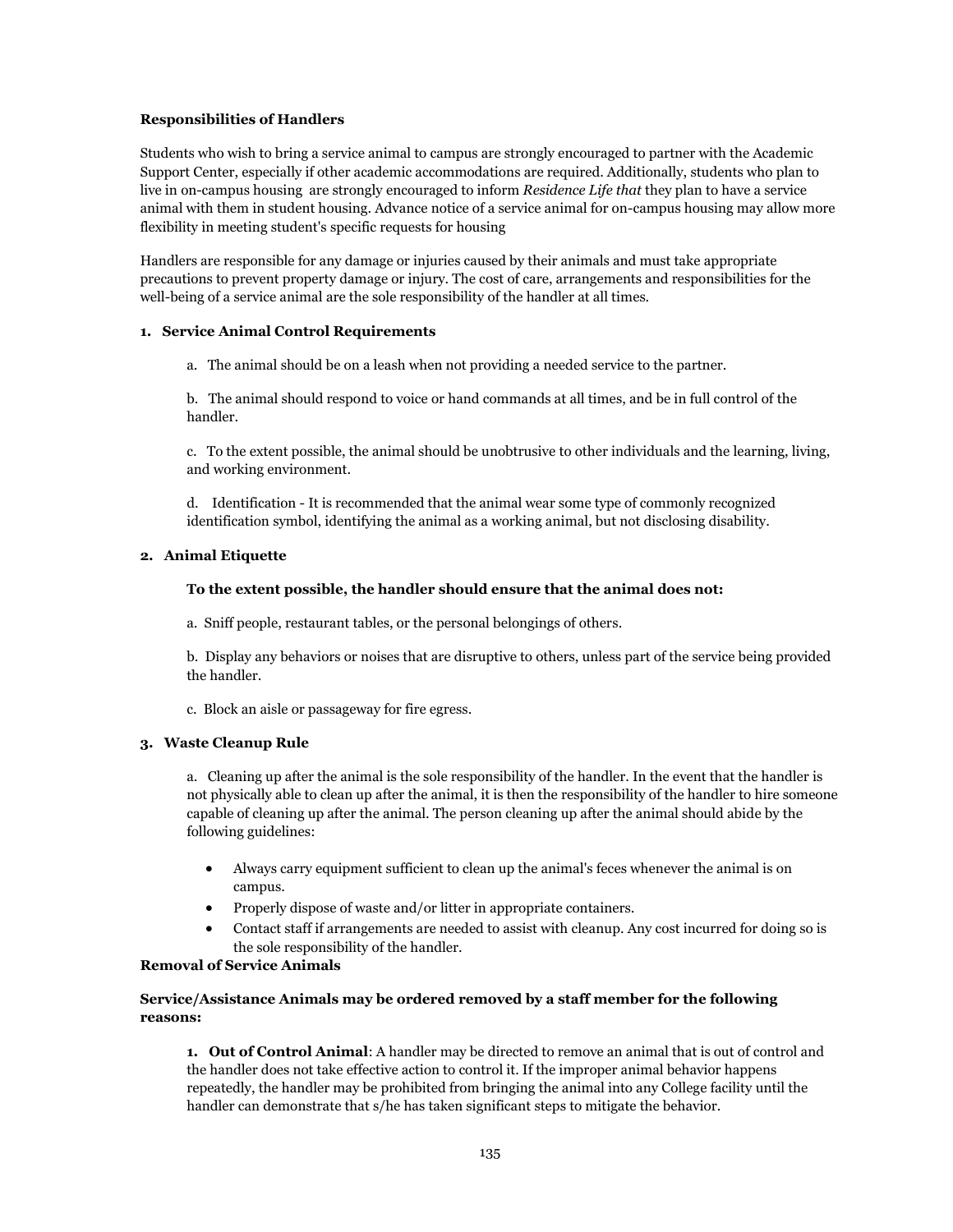**Responsibilities of Handlers**

Students who wish to bring a service animal to campus are strongly encouraged to partner with the Academic Support Center, especially if other academic accommodations are required. Additionally, students who plan to live in on-campus housing are strongly encouraged to inform *Residence Life that* they plan to have a service animal with them in student housing. Advance notice of a service animal for on-campus housing may allow more flexibility in meeting student's specific requests for housing

Handlers are responsible for any damage or injuries caused by their animals and must take appropriate precautions to prevent property damage or injury. The cost of care, arrangements and responsibilities for the well-being of a service animal are the sole responsibility of the handler at all times.

**1. Service Animal Control Requirements**

a. The animal should be on a leash when not providing a needed service to the partner.

b. The animal should respond to voice or hand commands at all times, and be in full control of the handler.

c. To the extent possible, the animal should be unobtrusive to other individuals and the learning, living, and working environment.

d. Identification - It is recommended that the animal wear some type of commonly recognized identification symbol, identifying the animal as a working animal, but not disclosing disability.

**2. Animal Etiquette**

**To the extent possible, the handler should ensure that the animal does not:**

a. Sniff people, restaurant tables, or the personal belongings of others.

b. Display any behaviors or noises that are disruptive to others, unless part of the service being provided the handler.

c. Block an aisle or passageway for fire egress.

**3. Waste Cleanup Rule**

a. Cleaning up after the animal is the sole responsibility of the handler. In the event that the handler is not physically able to clean up after the animal, it is then the responsibility of the handler to hire someone capable of cleaning up after the animal. The person cleaning up after the animal should abide by the following guidelines:

- Always carry equipment sufficient to clean up the animal's feces whenever the animal is on campus.
- Properly dispose of waste and/or litter in appropriate containers.
- Contact staff if arrangements are needed to assist with cleanup. Any cost incurred for doing so is the sole responsibility of the handler.

**Removal of Service Animals**

**Service/Assistance Animals may be ordered removed by a staff member for the following reasons:**

**1. Out of Control Animal**: A handler may be directed to remove an animal that is out of control and the handler does not take effective action to control it. If the improper animal behavior happens repeatedly, the handler may be prohibited from bringing the animal into any College facility until the handler can demonstrate that s/he has taken significant steps to mitigate the behavior.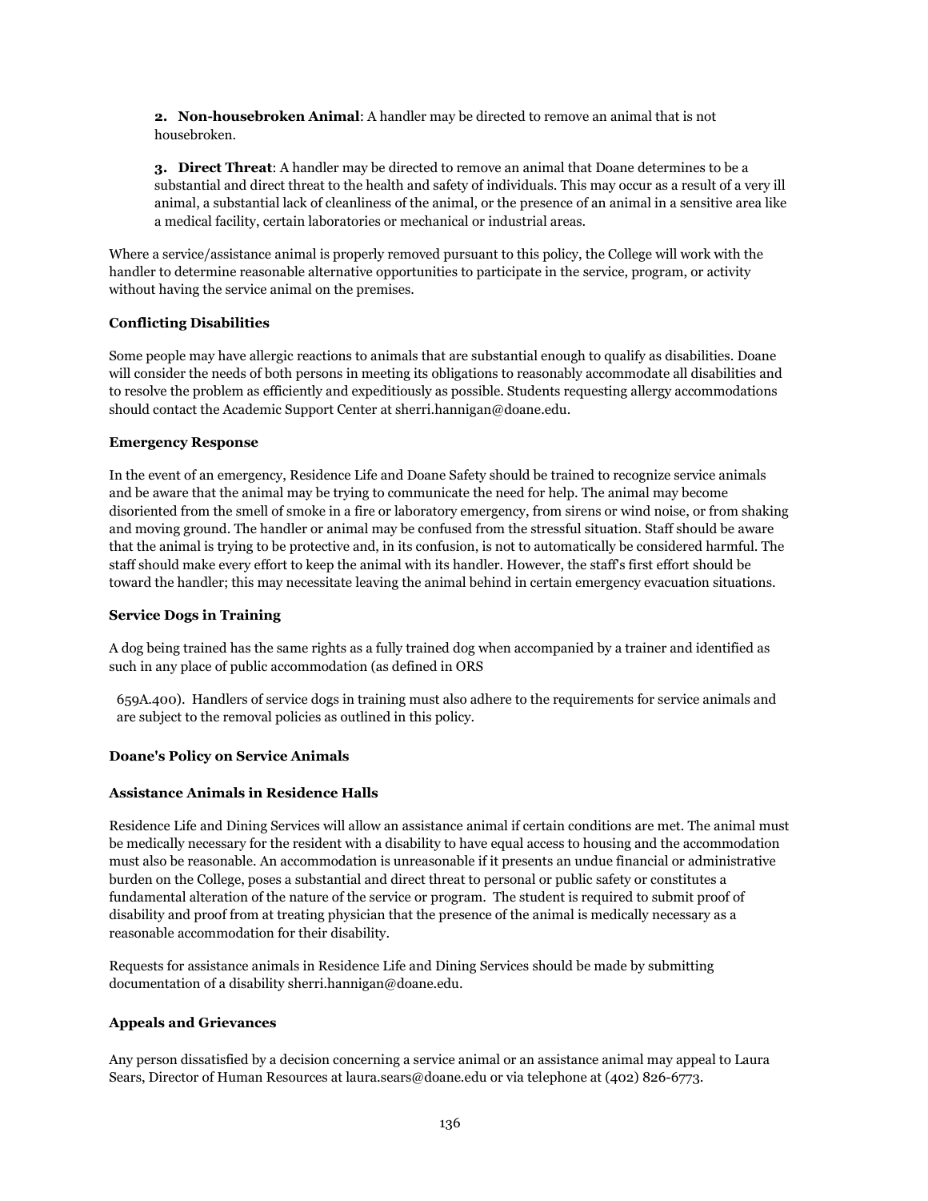**2. Non-housebroken Animal**: A handler may be directed to remove an animal that is not housebroken.

**3. Direct Threat**: A handler may be directed to remove an animal that Doane determines to be a substantial and direct threat to the health and safety of individuals. This may occur as a result of a very ill animal, a substantial lack of cleanliness of the animal, or the presence of an animal in a sensitive area like a medical facility, certain laboratories or mechanical or industrial areas.

Where a service/assistance animal is properly removed pursuant to this policy, the College will work with the handler to determine reasonable alternative opportunities to participate in the service, program, or activity without having the service animal on the premises.

**Conflicting Disabilities**

Some people may have allergic reactions to animals that are substantial enough to qualify as disabilities. Doane will consider the needs of both persons in meeting its obligations to reasonably accommodate all disabilities and to resolve the problem as efficiently and expeditiously as possible. Students requesting allergy accommodations should contact the Academic Support Center at sherri.hannigan@doane.edu.

**Emergency Response**

In the event of an emergency, Residence Life and Doane Safety should be trained to recognize service animals and be aware that the animal may be trying to communicate the need for help. The animal may become disoriented from the smell of smoke in a fire or laboratory emergency, from sirens or wind noise, or from shaking and moving ground. The handler or animal may be confused from the stressful situation. Staff should be aware that the animal is trying to be protective and, in its confusion, is not to automatically be considered harmful. The staff should make every effort to keep the animal with its handler. However, the staff's first effort should be toward the handler; this may necessitate leaving the animal behind in certain emergency evacuation situations.

**Service Dogs in Training**

A dog being trained has the same rights as a fully trained dog when accompanied by a trainer and identified as such in any place of public accommodation (as defined in ORS 659A.400). Handlers of service dogs in training must also adhere to the requirements for service animals and are subject to the removal policies as outlined in this policy.

**Doane's Policy on Service Animals**

**Assistance Animals in Residence Halls**

Residence Life and Dining Services will allow an assistance animal if certain conditions are met. The animal must be medically necessary for the resident with a disability to have equal access to housing and the accommodation must also be reasonable. An accommodation is unreasonable if it presents an undue financial or administrative burden on the College, poses a substantial and direct threat to personal or public safety or constitutes a fundamental alteration of the nature of the service or program. The student is required to submit proof of disability and proof from at treating physician that the presence of the animal is medically necessary as a reasonable accommodation for their disability.

Requests for assistance animals in Residence Life and Dining Services should be made by submitting documentation of a disability sherri.hannigan@doane.edu.

**Appeals and Grievances**

Any person dissatisfied by a decision concerning a service animal or an assistance animal may appeal to Laura Sears, Director of Human Resources at laura.sears@doane.edu or via telephone at (402) 826-6773.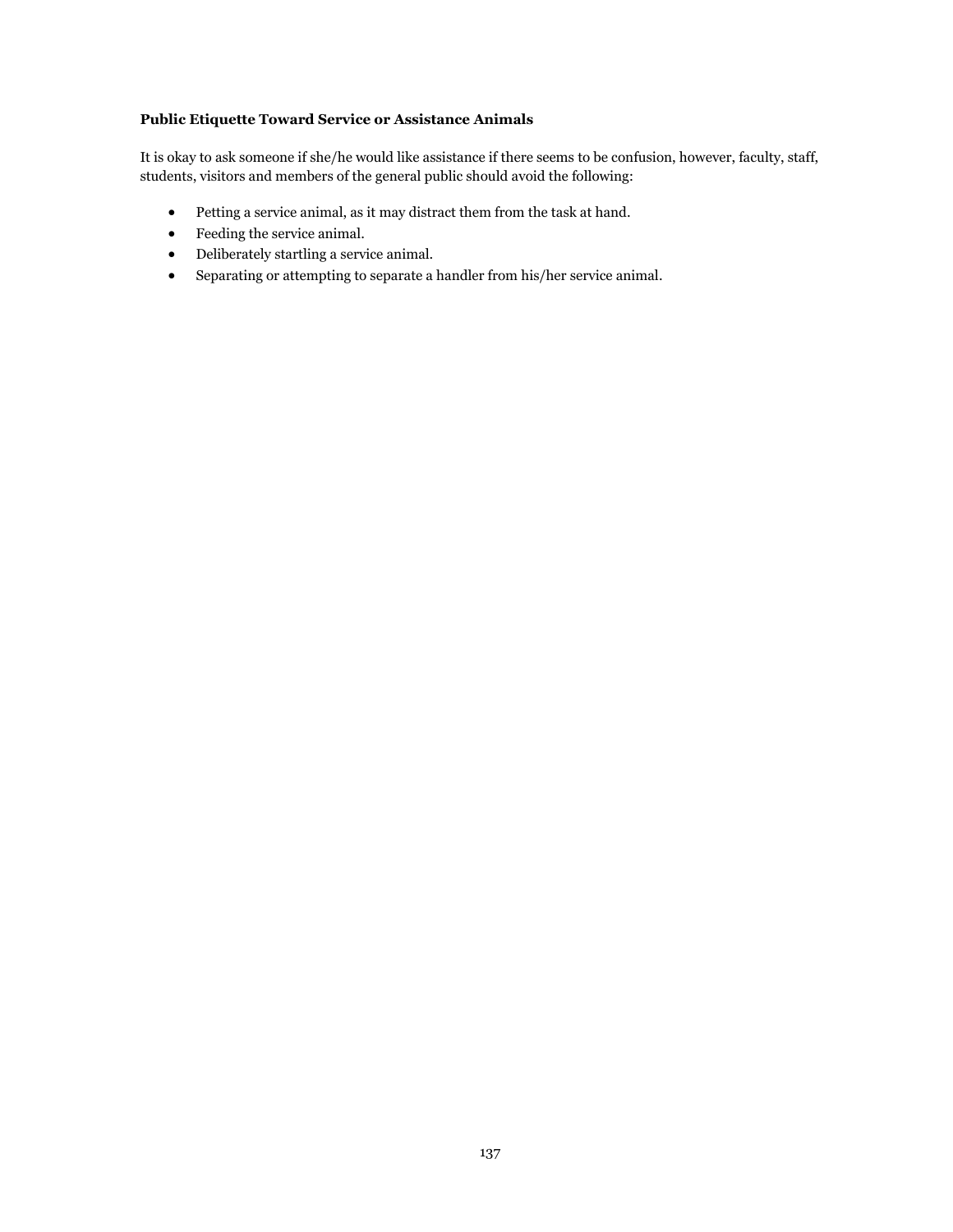**Public Etiquette Toward Service or Assistance Animals**

It is okay to ask someone if she/he would like assistance if there seems to be confusion, however, faculty, staff, students, visitors and members of the general public should avoid the following:

- Petting a service animal, as it may distract them from the task at hand.
- Feeding the service animal.
- Deliberately startling a service animal.
- Separating or attempting to separate a handler from his/her service animal.